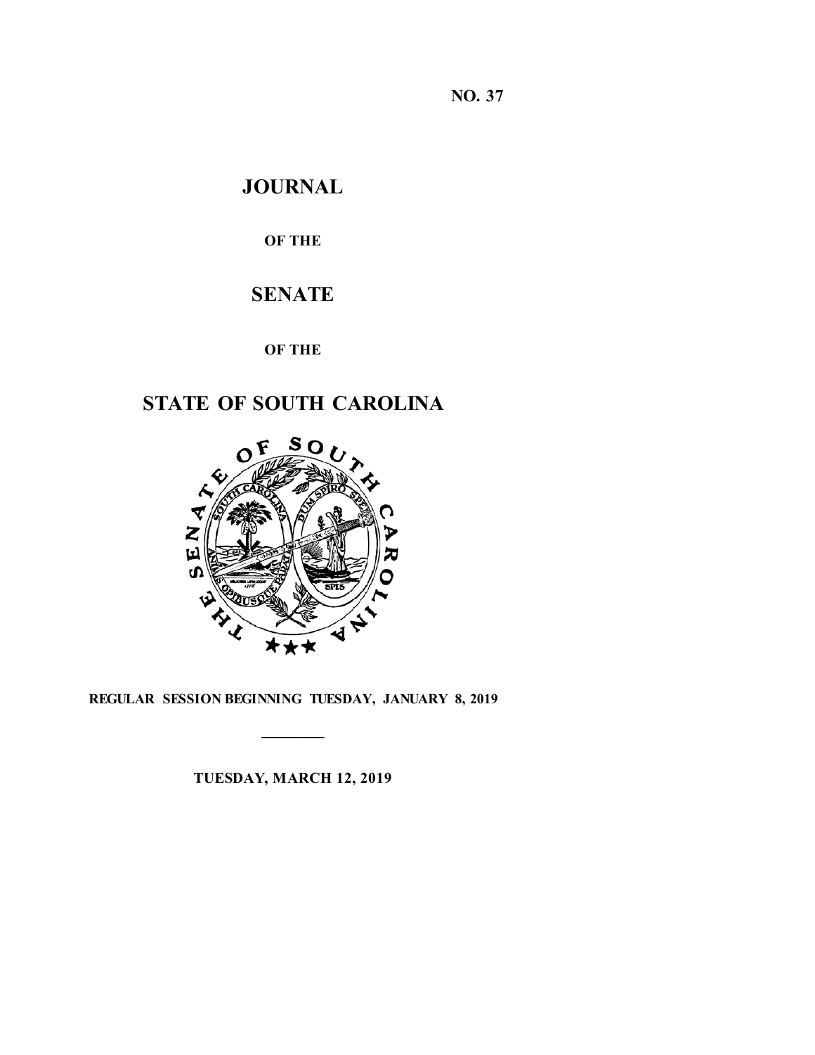**NO. 37**

# JOURNAL

**OF THE**

# SENATE

**OF THE**

# STATE OF SOUTH CAROLINA

**REGULAR SESSION BEGINNING TUESDAY, JANUARY 8, 2019**

---

**TUESDAY, MARCH 12, 2019**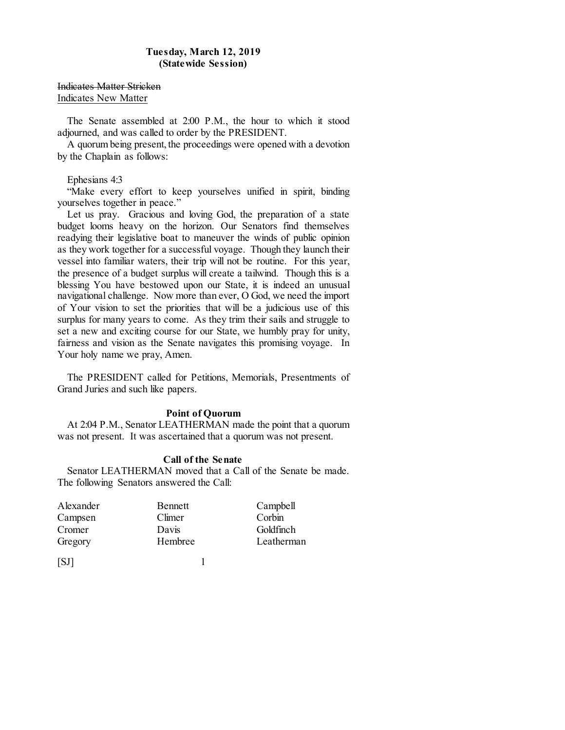**Tuesday, March 12, 2019**
**(Statewide Session)**

~~Indicates Matter Stricken~~
<u>Indicates New Matter</u>

The Senate assembled at 2:00 P.M., the hour to which it stood adjourned, and was called to order by the PRESIDENT.

A quorum being present, the proceedings were opened with a devotion by the Chaplain as follows:

Ephesians 4:3

"Make every effort to keep yourselves unified in spirit, binding yourselves together in peace."

Let us pray. Gracious and loving God, the preparation of a state budget looms heavy on the horizon. Our Senators find themselves readying their legislative boat to maneuver the winds of public opinion as they work together for a successful voyage. Though they launch their vessel into familiar waters, their trip will not be routine. For this year, the presence of a budget surplus will create a tailwind. Though this is a blessing You have bestowed upon our State, it is indeed an unusual navigational challenge. Now more than ever, O God, we need the import of Your vision to set the priorities that will be a judicious use of this surplus for many years to come. As they trim their sails and struggle to set a new and exciting course for our State, we humbly pray for unity, fairness and vision as the Senate navigates this promising voyage. In Your holy name we pray, Amen.

The PRESIDENT called for Petitions, Memorials, Presentments of Grand Juries and such like papers.

**Point of Quorum**

At 2:04 P.M., Senator LEATHERMAN made the point that a quorum was not present. It was ascertained that a quorum was not present.

**Call of the Senate**

Senator LEATHERMAN moved that a Call of the Senate be made. The following Senators answered the Call:

| | | |
|---|---|---|
| Alexander | Bennett | Campbell |
| Campsen | Climer | Corbin |
| Cromer | Davis | Goldfinch |
| Gregory | Hembree | Leatherman |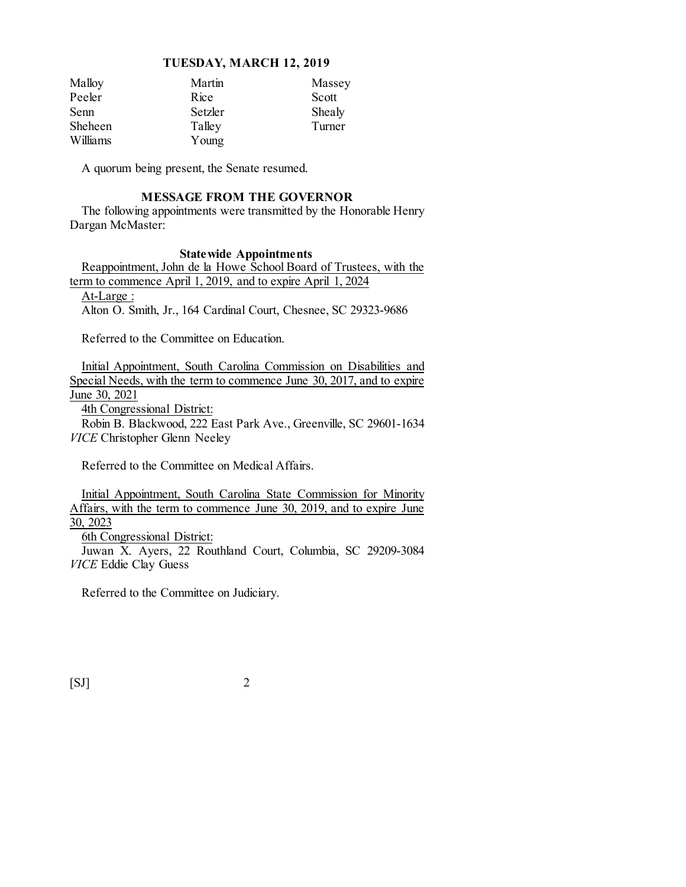| Malloy | Martin | Massey |
|---|---|---|
| Peeler | Rice | Scott |
| Senn | Setzler | Shealy |
| Sheheen | Talley | Turner |
| Williams | Young | |

A quorum being present, the Senate resumed.

## MESSAGE FROM THE GOVERNOR

The following appointments were transmitted by the Honorable Henry Dargan McMaster:

### Statewide Appointments

Reappointment, John de la Howe School Board of Trustees, with the term to commence April 1, 2019, and to expire April 1, 2024

At-Large :

Alton O. Smith, Jr., 164 Cardinal Court, Chesnee, SC 29323-9686

Referred to the Committee on Education.

Initial Appointment, South Carolina Commission on Disabilities and Special Needs, with the term to commence June 30, 2017, and to expire June 30, 2021

4th Congressional District:

Robin B. Blackwood, 222 East Park Ave., Greenville, SC 29601-1634 *VICE* Christopher Glenn Neeley

Referred to the Committee on Medical Affairs.

Initial Appointment, South Carolina State Commission for Minority Affairs, with the term to commence June 30, 2019, and to expire June 30, 2023

6th Congressional District:

Juwan X. Ayers, 22 Routhland Court, Columbia, SC 29209-3084 *VICE* Eddie Clay Guess

Referred to the Committee on Judiciary.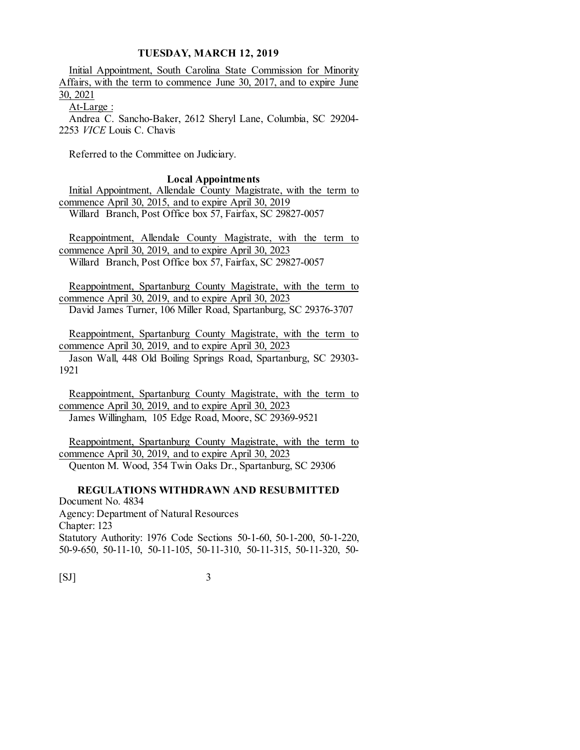Initial Appointment, South Carolina State Commission for Minority Affairs, with the term to commence June 30, 2017, and to expire June 30, 2021

At-Large :

Andrea C. Sancho-Baker, 2612 Sheryl Lane, Columbia, SC 29204-2253 *VICE* Louis C. Chavis

Referred to the Committee on Judiciary.

**Local Appointments**

Initial Appointment, Allendale County Magistrate, with the term to commence April 30, 2015, and to expire April 30, 2019

Willard Branch, Post Office box 57, Fairfax, SC 29827-0057

Reappointment, Allendale County Magistrate, with the term to commence April 30, 2019, and to expire April 30, 2023

Willard Branch, Post Office box 57, Fairfax, SC 29827-0057

Reappointment, Spartanburg County Magistrate, with the term to commence April 30, 2019, and to expire April 30, 2023

David James Turner, 106 Miller Road, Spartanburg, SC 29376-3707

Reappointment, Spartanburg County Magistrate, with the term to commence April 30, 2019, and to expire April 30, 2023

Jason Wall, 448 Old Boiling Springs Road, Spartanburg, SC 29303-1921

Reappointment, Spartanburg County Magistrate, with the term to commence April 30, 2019, and to expire April 30, 2023

James Willingham, 105 Edge Road, Moore, SC 29369-9521

Reappointment, Spartanburg County Magistrate, with the term to commence April 30, 2019, and to expire April 30, 2023

Quenton M. Wood, 354 Twin Oaks Dr., Spartanburg, SC 29306

**REGULATIONS WITHDRAWN AND RESUBMITTED**

Document No. 4834
Agency: Department of Natural Resources
Chapter: 123
Statutory Authority: 1976 Code Sections 50-1-60, 50-1-200, 50-1-220, 50-9-650, 50-11-10, 50-11-105, 50-11-310, 50-11-315, 50-11-320, 50-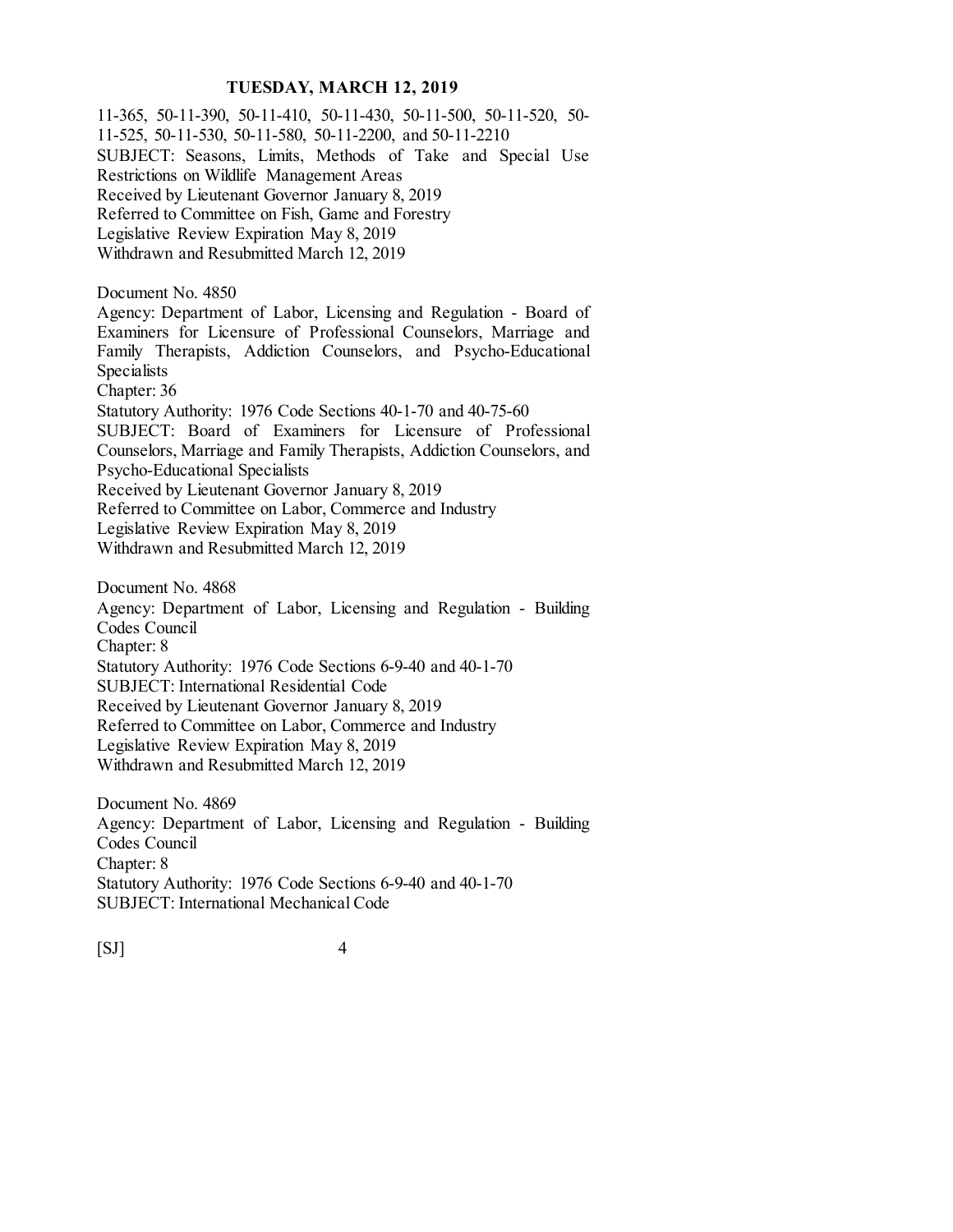11-365, 50-11-390, 50-11-410, 50-11-430, 50-11-500, 50-11-520, 50-11-525, 50-11-530, 50-11-580, 50-11-2200, and 50-11-2210
SUBJECT: Seasons, Limits, Methods of Take and Special Use Restrictions on Wildlife Management Areas
Received by Lieutenant Governor January 8, 2019
Referred to Committee on Fish, Game and Forestry
Legislative Review Expiration May 8, 2019
Withdrawn and Resubmitted March 12, 2019

Document No. 4850
Agency: Department of Labor, Licensing and Regulation - Board of Examiners for Licensure of Professional Counselors, Marriage and Family Therapists, Addiction Counselors, and Psycho-Educational Specialists
Chapter: 36
Statutory Authority: 1976 Code Sections 40-1-70 and 40-75-60
SUBJECT: Board of Examiners for Licensure of Professional Counselors, Marriage and Family Therapists, Addiction Counselors, and Psycho-Educational Specialists
Received by Lieutenant Governor January 8, 2019
Referred to Committee on Labor, Commerce and Industry
Legislative Review Expiration May 8, 2019
Withdrawn and Resubmitted March 12, 2019

Document No. 4868
Agency: Department of Labor, Licensing and Regulation - Building Codes Council
Chapter: 8
Statutory Authority: 1976 Code Sections 6-9-40 and 40-1-70
SUBJECT: International Residential Code
Received by Lieutenant Governor January 8, 2019
Referred to Committee on Labor, Commerce and Industry
Legislative Review Expiration May 8, 2019
Withdrawn and Resubmitted March 12, 2019

Document No. 4869
Agency: Department of Labor, Licensing and Regulation - Building Codes Council
Chapter: 8
Statutory Authority: 1976 Code Sections 6-9-40 and 40-1-70
SUBJECT: International Mechanical Code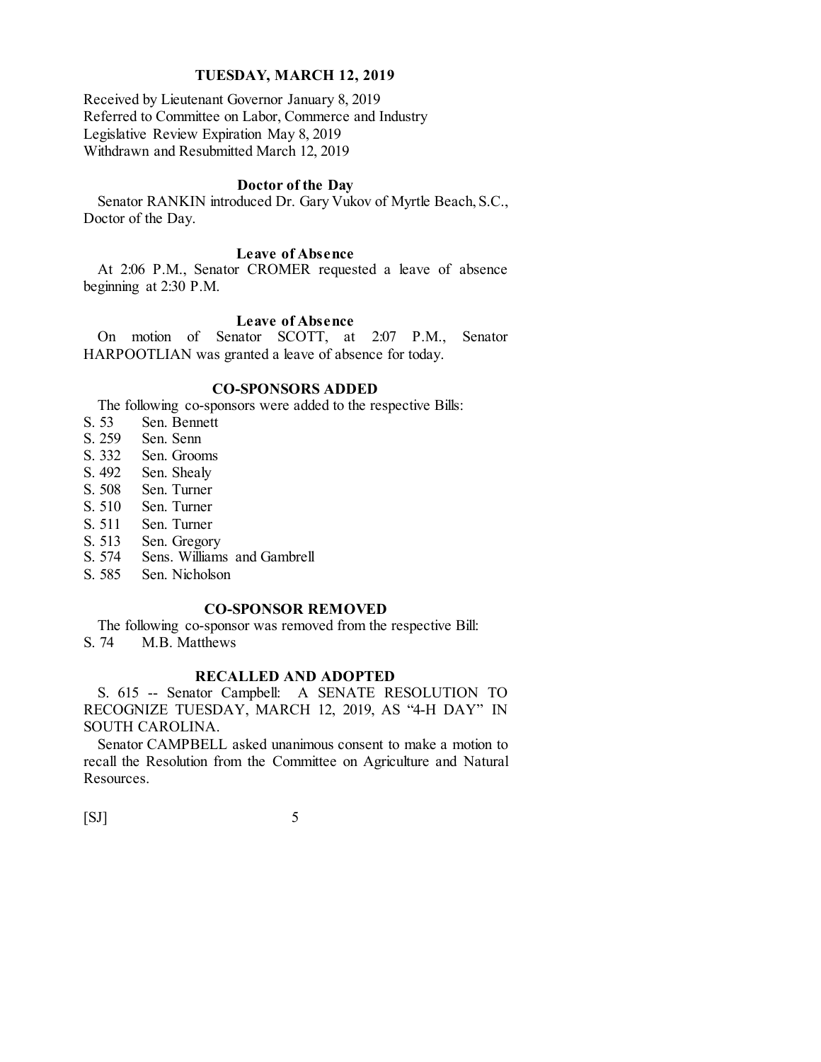**TUESDAY, MARCH 12, 2019**

Received by Lieutenant Governor January 8, 2019
Referred to Committee on Labor, Commerce and Industry
Legislative Review Expiration May 8, 2019
Withdrawn and Resubmitted March 12, 2019

### Doctor of the Day

Senator RANKIN introduced Dr. Gary Vukov of Myrtle Beach, S.C., Doctor of the Day.

### Leave of Absence

At 2:06 P.M., Senator CROMER requested a leave of absence beginning at 2:30 P.M.

### Leave of Absence

On motion of Senator SCOTT, at 2:07 P.M., Senator HARPOOTLIAN was granted a leave of absence for today.

### CO-SPONSORS ADDED

The following co-sponsors were added to the respective Bills:

S. 53 Sen. Bennett
S. 259 Sen. Senn
S. 332 Sen. Grooms
S. 492 Sen. Shealy
S. 508 Sen. Turner
S. 510 Sen. Turner
S. 511 Sen. Turner
S. 513 Sen. Gregory
S. 574 Sens. Williams and Gambrell
S. 585 Sen. Nicholson

### CO-SPONSOR REMOVED

The following co-sponsor was removed from the respective Bill:

S. 74 M.B. Matthews

### RECALLED AND ADOPTED

S. 615 -- Senator Campbell: A SENATE RESOLUTION TO RECOGNIZE TUESDAY, MARCH 12, 2019, AS "4-H DAY" IN SOUTH CAROLINA.

Senator CAMPBELL asked unanimous consent to make a motion to recall the Resolution from the Committee on Agriculture and Natural Resources.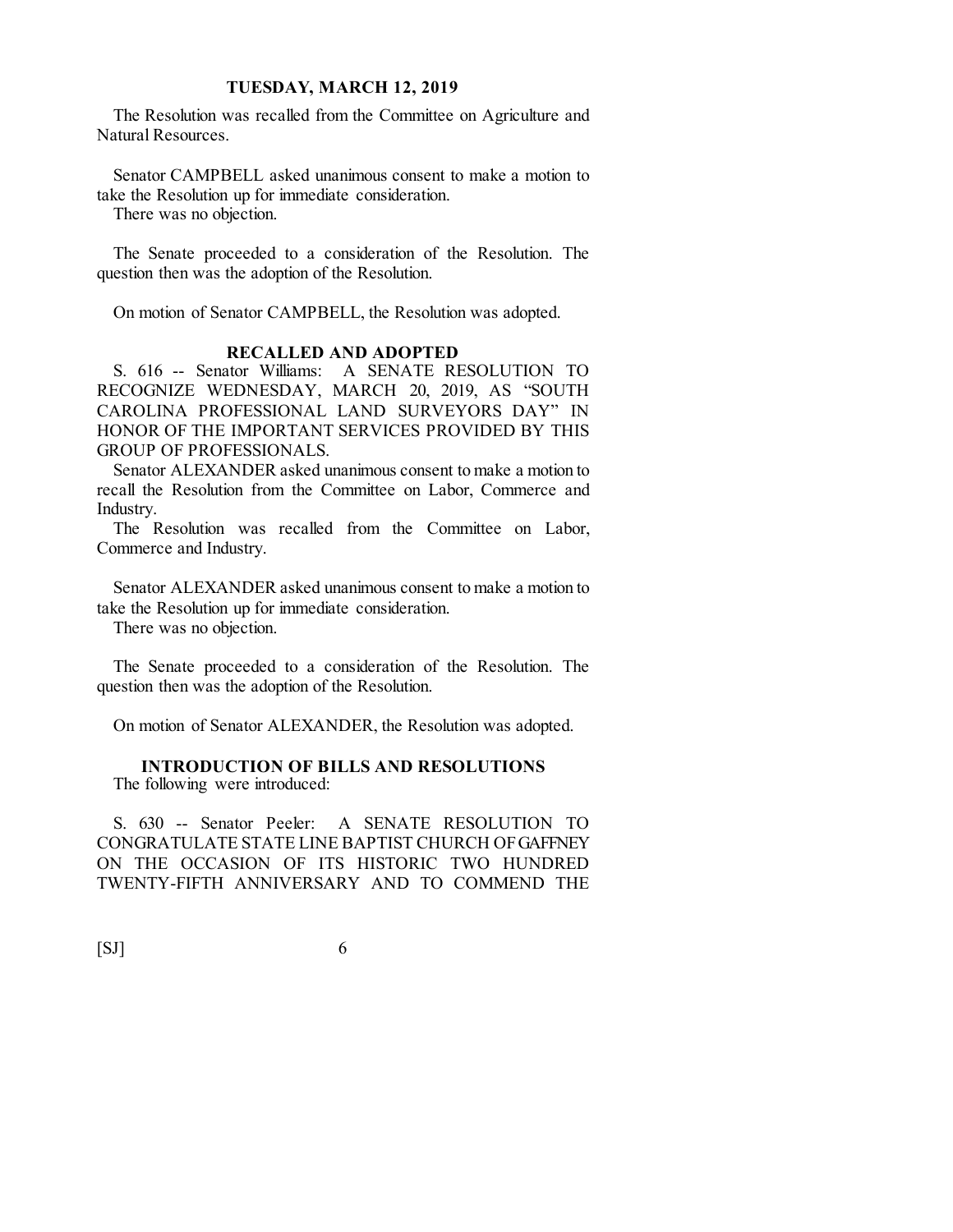The Resolution was recalled from the Committee on Agriculture and Natural Resources.

Senator CAMPBELL asked unanimous consent to make a motion to take the Resolution up for immediate consideration.

There was no objection.

The Senate proceeded to a consideration of the Resolution. The question then was the adoption of the Resolution.

On motion of Senator CAMPBELL, the Resolution was adopted.

### RECALLED AND ADOPTED

S. 616 -- Senator Williams: A SENATE RESOLUTION TO RECOGNIZE WEDNESDAY, MARCH 20, 2019, AS "SOUTH CAROLINA PROFESSIONAL LAND SURVEYORS DAY" IN HONOR OF THE IMPORTANT SERVICES PROVIDED BY THIS GROUP OF PROFESSIONALS.

Senator ALEXANDER asked unanimous consent to make a motion to recall the Resolution from the Committee on Labor, Commerce and Industry.

The Resolution was recalled from the Committee on Labor, Commerce and Industry.

Senator ALEXANDER asked unanimous consent to make a motion to take the Resolution up for immediate consideration.

There was no objection.

The Senate proceeded to a consideration of the Resolution. The question then was the adoption of the Resolution.

On motion of Senator ALEXANDER, the Resolution was adopted.

### INTRODUCTION OF BILLS AND RESOLUTIONS

The following were introduced:

S. 630 -- Senator Peeler: A SENATE RESOLUTION TO CONGRATULATE STATE LINE BAPTIST CHURCH OF GAFFNEY ON THE OCCASION OF ITS HISTORIC TWO HUNDRED TWENTY-FIFTH ANNIVERSARY AND TO COMMEND THE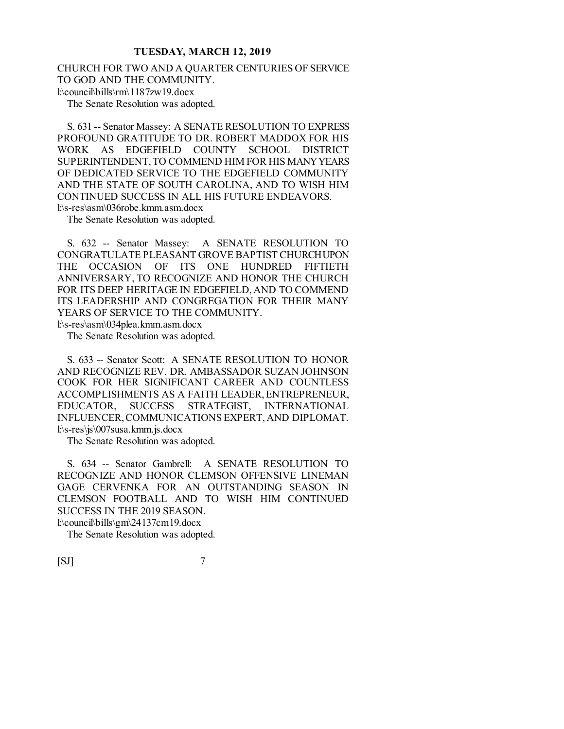CHURCH FOR TWO AND A QUARTER CENTURIES OF SERVICE TO GOD AND THE COMMUNITY.
l:\council\bills\rm\1187zw19.docx

The Senate Resolution was adopted.

S. 631 -- Senator Massey: A SENATE RESOLUTION TO EXPRESS PROFOUND GRATITUDE TO DR. ROBERT MADDOX FOR HIS WORK AS EDGEFIELD COUNTY SCHOOL DISTRICT SUPERINTENDENT, TO COMMEND HIM FOR HIS MANY YEARS OF DEDICATED SERVICE TO THE EDGEFIELD COMMUNITY AND THE STATE OF SOUTH CAROLINA, AND TO WISH HIM CONTINUED SUCCESS IN ALL HIS FUTURE ENDEAVORS.
l:\s-res\asm\036robe.kmm.asm.docx

The Senate Resolution was adopted.

S. 632 -- Senator Massey: A SENATE RESOLUTION TO CONGRATULATE PLEASANT GROVE BAPTIST CHURCH UPON THE OCCASION OF ITS ONE HUNDRED FIFTIETH ANNIVERSARY, TO RECOGNIZE AND HONOR THE CHURCH FOR ITS DEEP HERITAGE IN EDGEFIELD, AND TO COMMEND ITS LEADERSHIP AND CONGREGATION FOR THEIR MANY YEARS OF SERVICE TO THE COMMUNITY.
l:\s-res\asm\034plea.kmm.asm.docx

The Senate Resolution was adopted.

S. 633 -- Senator Scott: A SENATE RESOLUTION TO HONOR AND RECOGNIZE REV. DR. AMBASSADOR SUZAN JOHNSON COOK FOR HER SIGNIFICANT CAREER AND COUNTLESS ACCOMPLISHMENTS AS A FAITH LEADER, ENTREPRENEUR, EDUCATOR, SUCCESS STRATEGIST, INTERNATIONAL INFLUENCER, COMMUNICATIONS EXPERT, AND DIPLOMAT.
l:\s-res\js\007susa.kmm.js.docx

The Senate Resolution was adopted.

S. 634 -- Senator Gambrell: A SENATE RESOLUTION TO RECOGNIZE AND HONOR CLEMSON OFFENSIVE LINEMAN GAGE CERVENKA FOR AN OUTSTANDING SEASON IN CLEMSON FOOTBALL AND TO WISH HIM CONTINUED SUCCESS IN THE 2019 SEASON.
l:\council\bills\gm\24137cm19.docx

The Senate Resolution was adopted.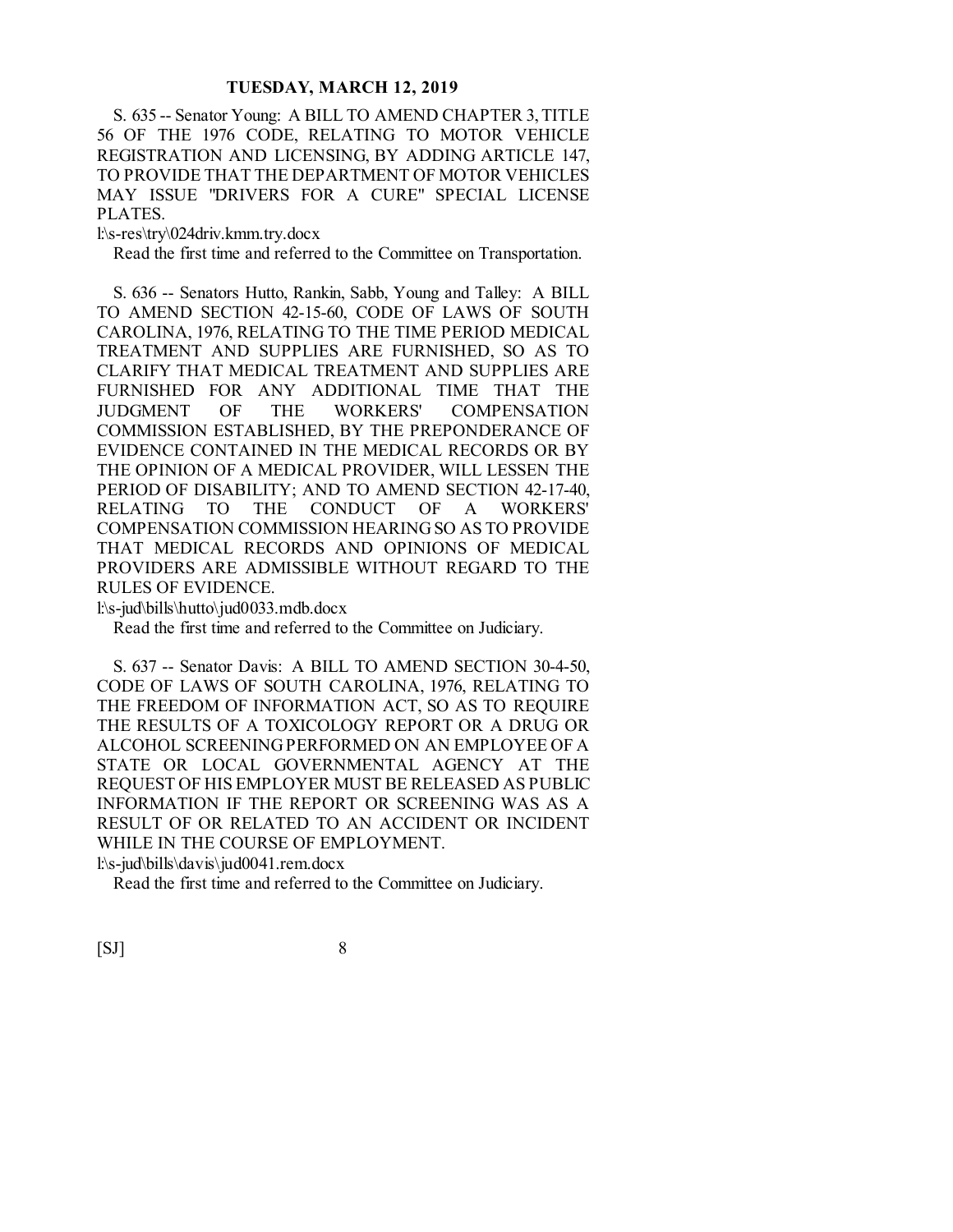S. 635 -- Senator Young: A BILL TO AMEND CHAPTER 3, TITLE 56 OF THE 1976 CODE, RELATING TO MOTOR VEHICLE REGISTRATION AND LICENSING, BY ADDING ARTICLE 147, TO PROVIDE THAT THE DEPARTMENT OF MOTOR VEHICLES MAY ISSUE "DRIVERS FOR A CURE" SPECIAL LICENSE PLATES.

l:\s-res\try\024driv.kmm.try.docx

Read the first time and referred to the Committee on Transportation.

S. 636 -- Senators Hutto, Rankin, Sabb, Young and Talley: A BILL TO AMEND SECTION 42-15-60, CODE OF LAWS OF SOUTH CAROLINA, 1976, RELATING TO THE TIME PERIOD MEDICAL TREATMENT AND SUPPLIES ARE FURNISHED, SO AS TO CLARIFY THAT MEDICAL TREATMENT AND SUPPLIES ARE FURNISHED FOR ANY ADDITIONAL TIME THAT THE JUDGMENT OF THE WORKERS' COMPENSATION COMMISSION ESTABLISHED, BY THE PREPONDERANCE OF EVIDENCE CONTAINED IN THE MEDICAL RECORDS OR BY THE OPINION OF A MEDICAL PROVIDER, WILL LESSEN THE PERIOD OF DISABILITY; AND TO AMEND SECTION 42-17-40, RELATING TO THE CONDUCT OF A WORKERS' COMPENSATION COMMISSION HEARING SO AS TO PROVIDE THAT MEDICAL RECORDS AND OPINIONS OF MEDICAL PROVIDERS ARE ADMISSIBLE WITHOUT REGARD TO THE RULES OF EVIDENCE.

l:\s-jud\bills\hutto\jud0033.mdb.docx

Read the first time and referred to the Committee on Judiciary.

S. 637 -- Senator Davis: A BILL TO AMEND SECTION 30-4-50, CODE OF LAWS OF SOUTH CAROLINA, 1976, RELATING TO THE FREEDOM OF INFORMATION ACT, SO AS TO REQUIRE THE RESULTS OF A TOXICOLOGY REPORT OR A DRUG OR ALCOHOL SCREENING PERFORMED ON AN EMPLOYEE OF A STATE OR LOCAL GOVERNMENTAL AGENCY AT THE REQUEST OF HIS EMPLOYER MUST BE RELEASED AS PUBLIC INFORMATION IF THE REPORT OR SCREENING WAS AS A RESULT OF OR RELATED TO AN ACCIDENT OR INCIDENT WHILE IN THE COURSE OF EMPLOYMENT.

l:\s-jud\bills\davis\jud0041.rem.docx

Read the first time and referred to the Committee on Judiciary.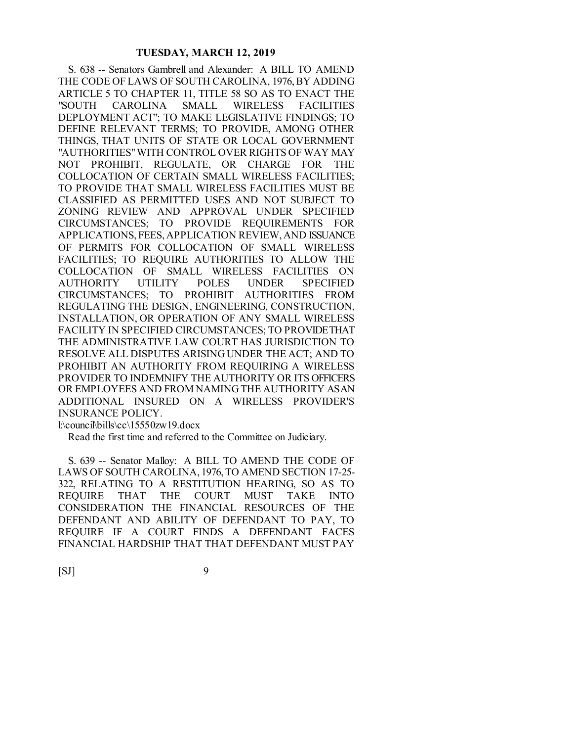S. 638 -- Senators Gambrell and Alexander: A BILL TO AMEND THE CODE OF LAWS OF SOUTH CAROLINA, 1976, BY ADDING ARTICLE 5 TO CHAPTER 11, TITLE 58 SO AS TO ENACT THE "SOUTH CAROLINA SMALL WIRELESS FACILITIES DEPLOYMENT ACT"; TO MAKE LEGISLATIVE FINDINGS; TO DEFINE RELEVANT TERMS; TO PROVIDE, AMONG OTHER THINGS, THAT UNITS OF STATE OR LOCAL GOVERNMENT "AUTHORITIES" WITH CONTROL OVER RIGHTS OF WAY MAY NOT PROHIBIT, REGULATE, OR CHARGE FOR THE COLLOCATION OF CERTAIN SMALL WIRELESS FACILITIES; TO PROVIDE THAT SMALL WIRELESS FACILITIES MUST BE CLASSIFIED AS PERMITTED USES AND NOT SUBJECT TO ZONING REVIEW AND APPROVAL UNDER SPECIFIED CIRCUMSTANCES; TO PROVIDE REQUIREMENTS FOR APPLICATIONS, FEES, APPLICATION REVIEW, AND ISSUANCE OF PERMITS FOR COLLOCATION OF SMALL WIRELESS FACILITIES; TO REQUIRE AUTHORITIES TO ALLOW THE COLLOCATION OF SMALL WIRELESS FACILITIES ON AUTHORITY UTILITY POLES UNDER SPECIFIED CIRCUMSTANCES; TO PROHIBIT AUTHORITIES FROM REGULATING THE DESIGN, ENGINEERING, CONSTRUCTION, INSTALLATION, OR OPERATION OF ANY SMALL WIRELESS FACILITY IN SPECIFIED CIRCUMSTANCES; TO PROVIDE THAT THE ADMINISTRATIVE LAW COURT HAS JURISDICTION TO RESOLVE ALL DISPUTES ARISING UNDER THE ACT; AND TO PROHIBIT AN AUTHORITY FROM REQUIRING A WIRELESS PROVIDER TO INDEMNIFY THE AUTHORITY OR ITS OFFICERS OR EMPLOYEES AND FROM NAMING THE AUTHORITY AS AN ADDITIONAL INSURED ON A WIRELESS PROVIDER'S INSURANCE POLICY.

l:\council\bills\cc\15550zw19.docx

Read the first time and referred to the Committee on Judiciary.

S. 639 -- Senator Malloy: A BILL TO AMEND THE CODE OF LAWS OF SOUTH CAROLINA, 1976, TO AMEND SECTION 17-25-322, RELATING TO A RESTITUTION HEARING, SO AS TO REQUIRE THAT THE COURT MUST TAKE INTO CONSIDERATION THE FINANCIAL RESOURCES OF THE DEFENDANT AND ABILITY OF DEFENDANT TO PAY, TO REQUIRE IF A COURT FINDS A DEFENDANT FACES FINANCIAL HARDSHIP THAT THAT DEFENDANT MUST PAY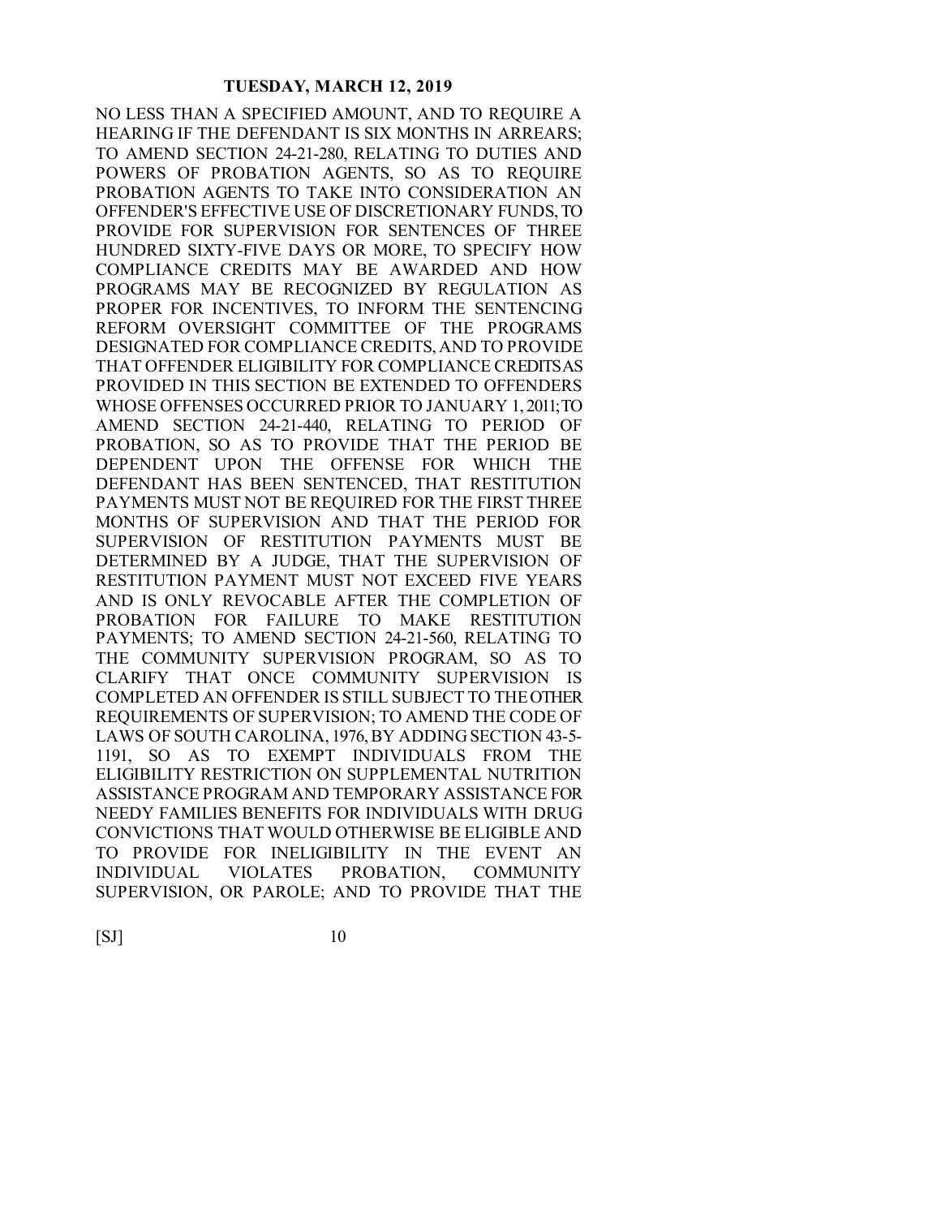NO LESS THAN A SPECIFIED AMOUNT, AND TO REQUIRE A HEARING IF THE DEFENDANT IS SIX MONTHS IN ARREARS; TO AMEND SECTION 24-21-280, RELATING TO DUTIES AND POWERS OF PROBATION AGENTS, SO AS TO REQUIRE PROBATION AGENTS TO TAKE INTO CONSIDERATION AN OFFENDER'S EFFECTIVE USE OF DISCRETIONARY FUNDS, TO PROVIDE FOR SUPERVISION FOR SENTENCES OF THREE HUNDRED SIXTY-FIVE DAYS OR MORE, TO SPECIFY HOW COMPLIANCE CREDITS MAY BE AWARDED AND HOW PROGRAMS MAY BE RECOGNIZED BY REGULATION AS PROPER FOR INCENTIVES, TO INFORM THE SENTENCING REFORM OVERSIGHT COMMITTEE OF THE PROGRAMS DESIGNATED FOR COMPLIANCE CREDITS, AND TO PROVIDE THAT OFFENDER ELIGIBILITY FOR COMPLIANCE CREDITS AS PROVIDED IN THIS SECTION BE EXTENDED TO OFFENDERS WHOSE OFFENSES OCCURRED PRIOR TO JANUARY 1, 2011; TO AMEND SECTION 24-21-440, RELATING TO PERIOD OF PROBATION, SO AS TO PROVIDE THAT THE PERIOD BE DEPENDENT UPON THE OFFENSE FOR WHICH THE DEFENDANT HAS BEEN SENTENCED, THAT RESTITUTION PAYMENTS MUST NOT BE REQUIRED FOR THE FIRST THREE MONTHS OF SUPERVISION AND THAT THE PERIOD FOR SUPERVISION OF RESTITUTION PAYMENTS MUST BE DETERMINED BY A JUDGE, THAT THE SUPERVISION OF RESTITUTION PAYMENT MUST NOT EXCEED FIVE YEARS AND IS ONLY REVOCABLE AFTER THE COMPLETION OF PROBATION FOR FAILURE TO MAKE RESTITUTION PAYMENTS; TO AMEND SECTION 24-21-560, RELATING TO THE COMMUNITY SUPERVISION PROGRAM, SO AS TO CLARIFY THAT ONCE COMMUNITY SUPERVISION IS COMPLETED AN OFFENDER IS STILL SUBJECT TO THE OTHER REQUIREMENTS OF SUPERVISION; TO AMEND THE CODE OF LAWS OF SOUTH CAROLINA, 1976, BY ADDING SECTION 43-5-1191, SO AS TO EXEMPT INDIVIDUALS FROM THE ELIGIBILITY RESTRICTION ON SUPPLEMENTAL NUTRITION ASSISTANCE PROGRAM AND TEMPORARY ASSISTANCE FOR NEEDY FAMILIES BENEFITS FOR INDIVIDUALS WITH DRUG CONVICTIONS THAT WOULD OTHERWISE BE ELIGIBLE AND TO PROVIDE FOR INELIGIBILITY IN THE EVENT AN INDIVIDUAL VIOLATES PROBATION, COMMUNITY SUPERVISION, OR PAROLE; AND TO PROVIDE THAT THE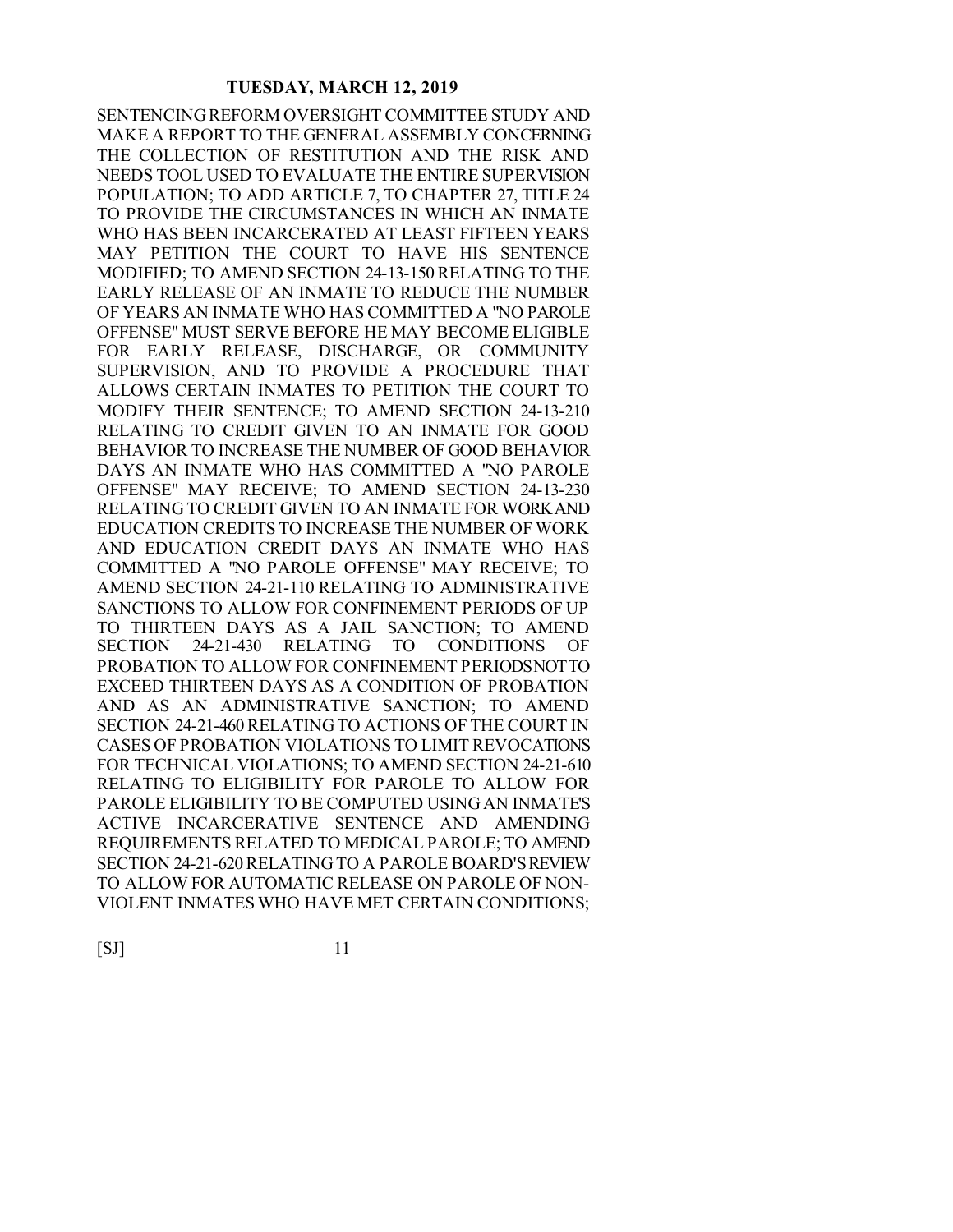SENTENCING REFORM OVERSIGHT COMMITTEE STUDY AND MAKE A REPORT TO THE GENERAL ASSEMBLY CONCERNING THE COLLECTION OF RESTITUTION AND THE RISK AND NEEDS TOOL USED TO EVALUATE THE ENTIRE SUPERVISION POPULATION; TO ADD ARTICLE 7, TO CHAPTER 27, TITLE 24 TO PROVIDE THE CIRCUMSTANCES IN WHICH AN INMATE WHO HAS BEEN INCARCERATED AT LEAST FIFTEEN YEARS MAY PETITION THE COURT TO HAVE HIS SENTENCE MODIFIED; TO AMEND SECTION 24-13-150 RELATING TO THE EARLY RELEASE OF AN INMATE TO REDUCE THE NUMBER OF YEARS AN INMATE WHO HAS COMMITTED A "NO PAROLE OFFENSE" MUST SERVE BEFORE HE MAY BECOME ELIGIBLE FOR EARLY RELEASE, DISCHARGE, OR COMMUNITY SUPERVISION, AND TO PROVIDE A PROCEDURE THAT ALLOWS CERTAIN INMATES TO PETITION THE COURT TO MODIFY THEIR SENTENCE; TO AMEND SECTION 24-13-210 RELATING TO CREDIT GIVEN TO AN INMATE FOR GOOD BEHAVIOR TO INCREASE THE NUMBER OF GOOD BEHAVIOR DAYS AN INMATE WHO HAS COMMITTED A "NO PAROLE OFFENSE" MAY RECEIVE; TO AMEND SECTION 24-13-230 RELATING TO CREDIT GIVEN TO AN INMATE FOR WORK AND EDUCATION CREDITS TO INCREASE THE NUMBER OF WORK AND EDUCATION CREDIT DAYS AN INMATE WHO HAS COMMITTED A "NO PAROLE OFFENSE" MAY RECEIVE; TO AMEND SECTION 24-21-110 RELATING TO ADMINISTRATIVE SANCTIONS TO ALLOW FOR CONFINEMENT PERIODS OF UP TO THIRTEEN DAYS AS A JAIL SANCTION; TO AMEND SECTION 24-21-430 RELATING TO CONDITIONS OF PROBATION TO ALLOW FOR CONFINEMENT PERIODS NOT TO EXCEED THIRTEEN DAYS AS A CONDITION OF PROBATION AND AS AN ADMINISTRATIVE SANCTION; TO AMEND SECTION 24-21-460 RELATING TO ACTIONS OF THE COURT IN CASES OF PROBATION VIOLATIONS TO LIMIT REVOCATIONS FOR TECHNICAL VIOLATIONS; TO AMEND SECTION 24-21-610 RELATING TO ELIGIBILITY FOR PAROLE TO ALLOW FOR PAROLE ELIGIBILITY TO BE COMPUTED USING AN INMATE'S ACTIVE INCARCERATIVE SENTENCE AND AMENDING REQUIREMENTS RELATED TO MEDICAL PAROLE; TO AMEND SECTION 24-21-620 RELATING TO A PAROLE BOARD'S REVIEW TO ALLOW FOR AUTOMATIC RELEASE ON PAROLE OF NON-VIOLENT INMATES WHO HAVE MET CERTAIN CONDITIONS;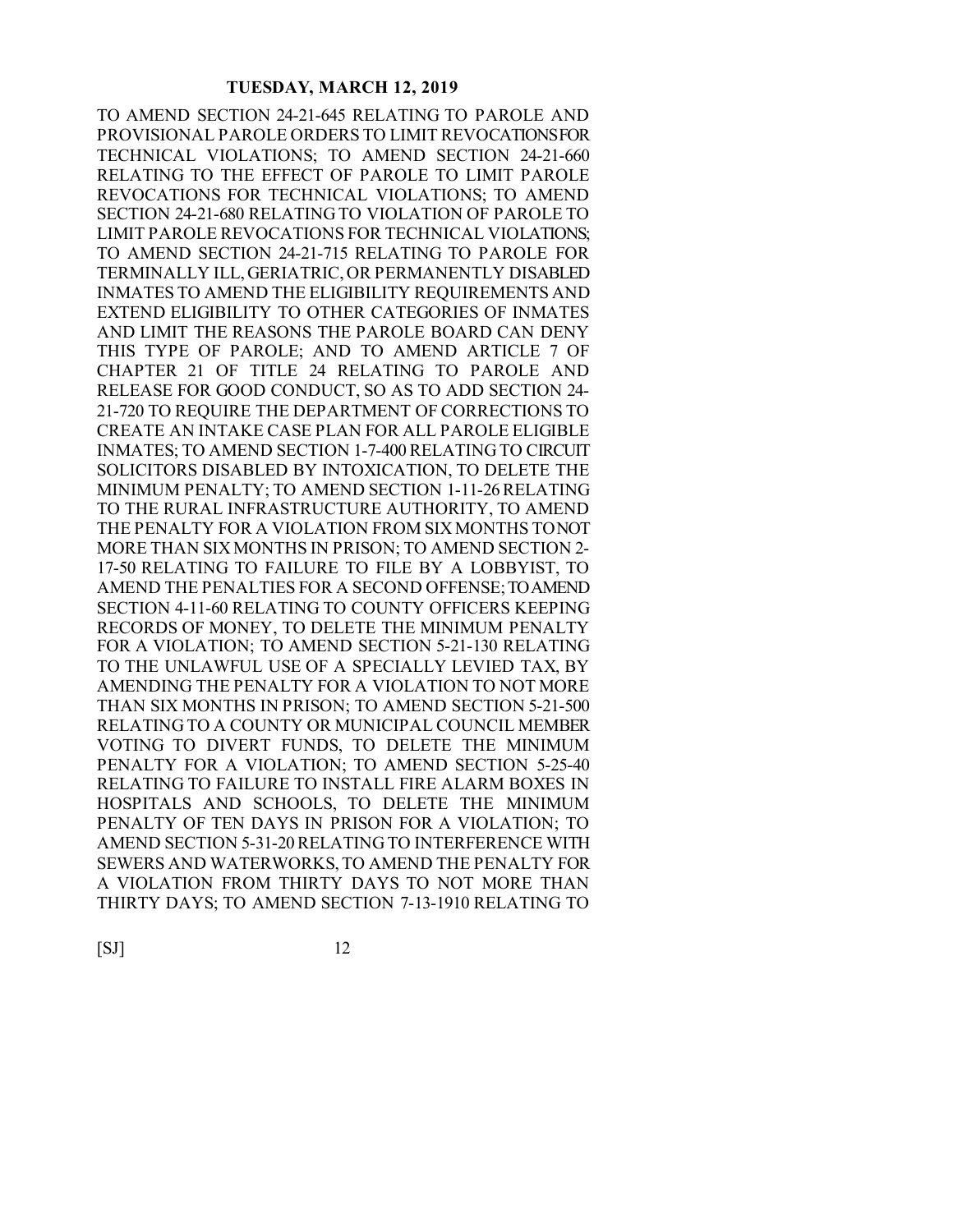TO AMEND SECTION 24-21-645 RELATING TO PAROLE AND PROVISIONAL PAROLE ORDERS TO LIMIT REVOCATIONS FOR TECHNICAL VIOLATIONS; TO AMEND SECTION 24-21-660 RELATING TO THE EFFECT OF PAROLE TO LIMIT PAROLE REVOCATIONS FOR TECHNICAL VIOLATIONS; TO AMEND SECTION 24-21-680 RELATING TO VIOLATION OF PAROLE TO LIMIT PAROLE REVOCATIONS FOR TECHNICAL VIOLATIONS; TO AMEND SECTION 24-21-715 RELATING TO PAROLE FOR TERMINALLY ILL, GERIATRIC, OR PERMANENTLY DISABLED INMATES TO AMEND THE ELIGIBILITY REQUIREMENTS AND EXTEND ELIGIBILITY TO OTHER CATEGORIES OF INMATES AND LIMIT THE REASONS THE PAROLE BOARD CAN DENY THIS TYPE OF PAROLE; AND TO AMEND ARTICLE 7 OF CHAPTER 21 OF TITLE 24 RELATING TO PAROLE AND RELEASE FOR GOOD CONDUCT, SO AS TO ADD SECTION 24-21-720 TO REQUIRE THE DEPARTMENT OF CORRECTIONS TO CREATE AN INTAKE CASE PLAN FOR ALL PAROLE ELIGIBLE INMATES; TO AMEND SECTION 1-7-400 RELATING TO CIRCUIT SOLICITORS DISABLED BY INTOXICATION, TO DELETE THE MINIMUM PENALTY; TO AMEND SECTION 1-11-26 RELATING TO THE RURAL INFRASTRUCTURE AUTHORITY, TO AMEND THE PENALTY FOR A VIOLATION FROM SIX MONTHS TO NOT MORE THAN SIX MONTHS IN PRISON; TO AMEND SECTION 2-17-50 RELATING TO FAILURE TO FILE BY A LOBBYIST, TO AMEND THE PENALTIES FOR A SECOND OFFENSE; TO AMEND SECTION 4-11-60 RELATING TO COUNTY OFFICERS KEEPING RECORDS OF MONEY, TO DELETE THE MINIMUM PENALTY FOR A VIOLATION; TO AMEND SECTION 5-21-130 RELATING TO THE UNLAWFUL USE OF A SPECIALLY LEVIED TAX, BY AMENDING THE PENALTY FOR A VIOLATION TO NOT MORE THAN SIX MONTHS IN PRISON; TO AMEND SECTION 5-21-500 RELATING TO A COUNTY OR MUNICIPAL COUNCIL MEMBER VOTING TO DIVERT FUNDS, TO DELETE THE MINIMUM PENALTY FOR A VIOLATION; TO AMEND SECTION 5-25-40 RELATING TO FAILURE TO INSTALL FIRE ALARM BOXES IN HOSPITALS AND SCHOOLS, TO DELETE THE MINIMUM PENALTY OF TEN DAYS IN PRISON FOR A VIOLATION; TO AMEND SECTION 5-31-20 RELATING TO INTERFERENCE WITH SEWERS AND WATERWORKS, TO AMEND THE PENALTY FOR A VIOLATION FROM THIRTY DAYS TO NOT MORE THAN THIRTY DAYS; TO AMEND SECTION 7-13-1910 RELATING TO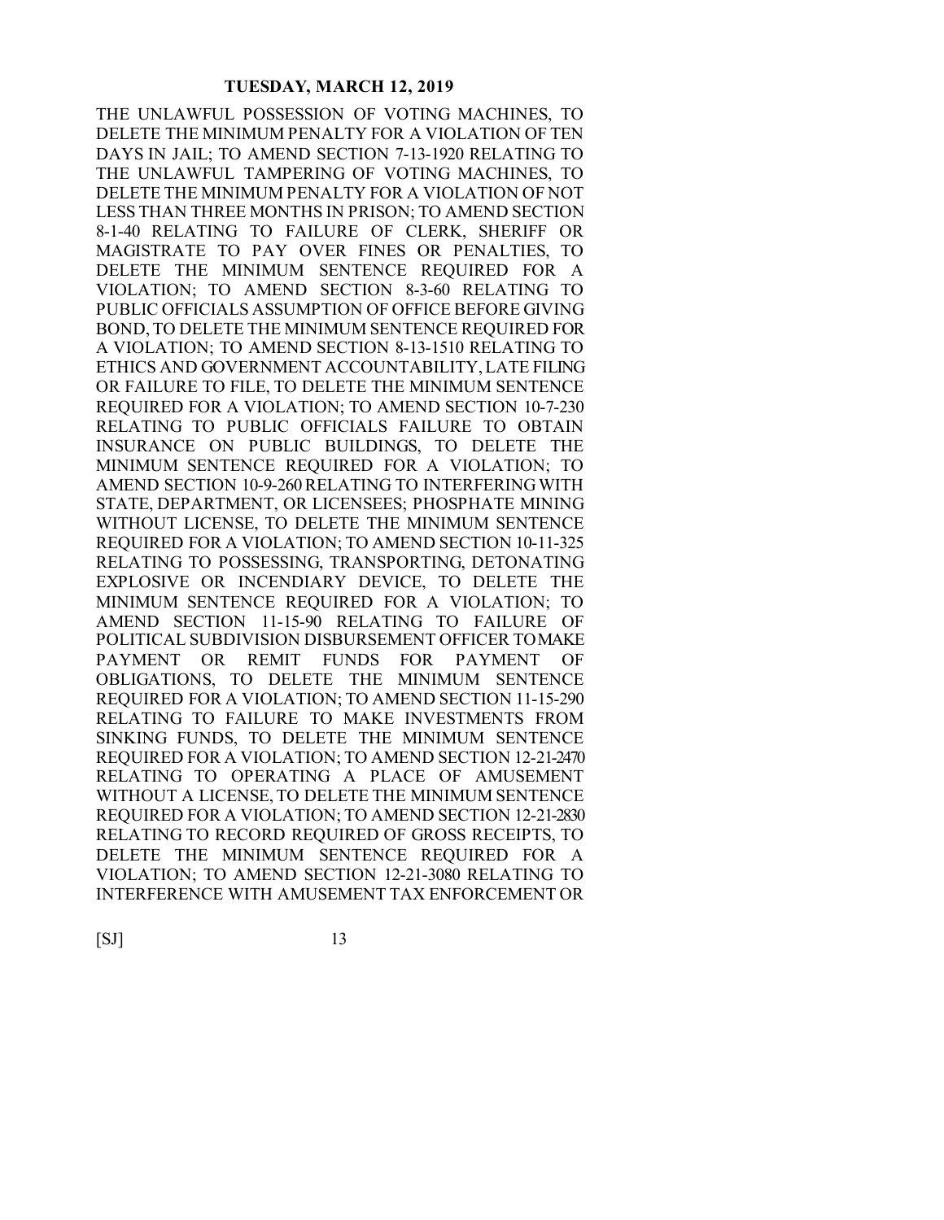THE UNLAWFUL POSSESSION OF VOTING MACHINES, TO DELETE THE MINIMUM PENALTY FOR A VIOLATION OF TEN DAYS IN JAIL; TO AMEND SECTION 7-13-1920 RELATING TO THE UNLAWFUL TAMPERING OF VOTING MACHINES, TO DELETE THE MINIMUM PENALTY FOR A VIOLATION OF NOT LESS THAN THREE MONTHS IN PRISON; TO AMEND SECTION 8-1-40 RELATING TO FAILURE OF CLERK, SHERIFF OR MAGISTRATE TO PAY OVER FINES OR PENALTIES, TO DELETE THE MINIMUM SENTENCE REQUIRED FOR A VIOLATION; TO AMEND SECTION 8-3-60 RELATING TO PUBLIC OFFICIALS ASSUMPTION OF OFFICE BEFORE GIVING BOND, TO DELETE THE MINIMUM SENTENCE REQUIRED FOR A VIOLATION; TO AMEND SECTION 8-13-1510 RELATING TO ETHICS AND GOVERNMENT ACCOUNTABILITY, LATE FILING OR FAILURE TO FILE, TO DELETE THE MINIMUM SENTENCE REQUIRED FOR A VIOLATION; TO AMEND SECTION 10-7-230 RELATING TO PUBLIC OFFICIALS FAILURE TO OBTAIN INSURANCE ON PUBLIC BUILDINGS, TO DELETE THE MINIMUM SENTENCE REQUIRED FOR A VIOLATION; TO AMEND SECTION 10-9-260 RELATING TO INTERFERING WITH STATE, DEPARTMENT, OR LICENSEES; PHOSPHATE MINING WITHOUT LICENSE, TO DELETE THE MINIMUM SENTENCE REQUIRED FOR A VIOLATION; TO AMEND SECTION 10-11-325 RELATING TO POSSESSING, TRANSPORTING, DETONATING EXPLOSIVE OR INCENDIARY DEVICE, TO DELETE THE MINIMUM SENTENCE REQUIRED FOR A VIOLATION; TO AMEND SECTION 11-15-90 RELATING TO FAILURE OF POLITICAL SUBDIVISION DISBURSEMENT OFFICER TO MAKE PAYMENT OR REMIT FUNDS FOR PAYMENT OF OBLIGATIONS, TO DELETE THE MINIMUM SENTENCE REQUIRED FOR A VIOLATION; TO AMEND SECTION 11-15-290 RELATING TO FAILURE TO MAKE INVESTMENTS FROM SINKING FUNDS, TO DELETE THE MINIMUM SENTENCE REQUIRED FOR A VIOLATION; TO AMEND SECTION 12-21-2470 RELATING TO OPERATING A PLACE OF AMUSEMENT WITHOUT A LICENSE, TO DELETE THE MINIMUM SENTENCE REQUIRED FOR A VIOLATION; TO AMEND SECTION 12-21-2830 RELATING TO RECORD REQUIRED OF GROSS RECEIPTS, TO DELETE THE MINIMUM SENTENCE REQUIRED FOR A VIOLATION; TO AMEND SECTION 12-21-3080 RELATING TO INTERFERENCE WITH AMUSEMENT TAX ENFORCEMENT OR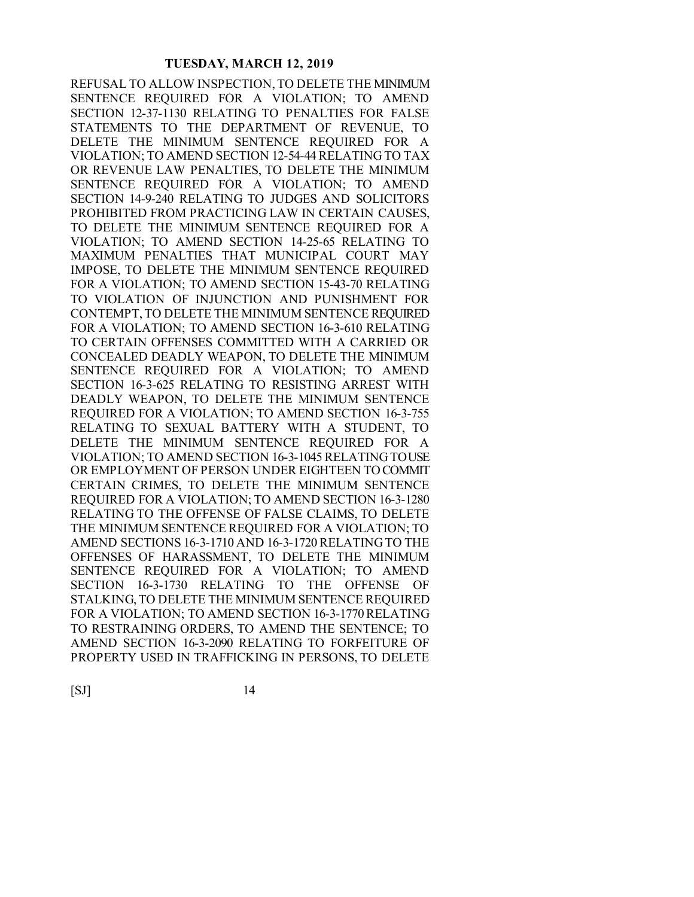REFUSAL TO ALLOW INSPECTION, TO DELETE THE MINIMUM SENTENCE REQUIRED FOR A VIOLATION; TO AMEND SECTION 12-37-1130 RELATING TO PENALTIES FOR FALSE STATEMENTS TO THE DEPARTMENT OF REVENUE, TO DELETE THE MINIMUM SENTENCE REQUIRED FOR A VIOLATION; TO AMEND SECTION 12-54-44 RELATING TO TAX OR REVENUE LAW PENALTIES, TO DELETE THE MINIMUM SENTENCE REQUIRED FOR A VIOLATION; TO AMEND SECTION 14-9-240 RELATING TO JUDGES AND SOLICITORS PROHIBITED FROM PRACTICING LAW IN CERTAIN CAUSES, TO DELETE THE MINIMUM SENTENCE REQUIRED FOR A VIOLATION; TO AMEND SECTION 14-25-65 RELATING TO MAXIMUM PENALTIES THAT MUNICIPAL COURT MAY IMPOSE, TO DELETE THE MINIMUM SENTENCE REQUIRED FOR A VIOLATION; TO AMEND SECTION 15-43-70 RELATING TO VIOLATION OF INJUNCTION AND PUNISHMENT FOR CONTEMPT, TO DELETE THE MINIMUM SENTENCE REQUIRED FOR A VIOLATION; TO AMEND SECTION 16-3-610 RELATING TO CERTAIN OFFENSES COMMITTED WITH A CARRIED OR CONCEALED DEADLY WEAPON, TO DELETE THE MINIMUM SENTENCE REQUIRED FOR A VIOLATION; TO AMEND SECTION 16-3-625 RELATING TO RESISTING ARREST WITH DEADLY WEAPON, TO DELETE THE MINIMUM SENTENCE REQUIRED FOR A VIOLATION; TO AMEND SECTION 16-3-755 RELATING TO SEXUAL BATTERY WITH A STUDENT, TO DELETE THE MINIMUM SENTENCE REQUIRED FOR A VIOLATION; TO AMEND SECTION 16-3-1045 RELATING TO USE OR EMPLOYMENT OF PERSON UNDER EIGHTEEN TO COMMIT CERTAIN CRIMES, TO DELETE THE MINIMUM SENTENCE REQUIRED FOR A VIOLATION; TO AMEND SECTION 16-3-1280 RELATING TO THE OFFENSE OF FALSE CLAIMS, TO DELETE THE MINIMUM SENTENCE REQUIRED FOR A VIOLATION; TO AMEND SECTIONS 16-3-1710 AND 16-3-1720 RELATING TO THE OFFENSES OF HARASSMENT, TO DELETE THE MINIMUM SENTENCE REQUIRED FOR A VIOLATION; TO AMEND SECTION 16-3-1730 RELATING TO THE OFFENSE OF STALKING, TO DELETE THE MINIMUM SENTENCE REQUIRED FOR A VIOLATION; TO AMEND SECTION 16-3-1770 RELATING TO RESTRAINING ORDERS, TO AMEND THE SENTENCE; TO AMEND SECTION 16-3-2090 RELATING TO FORFEITURE OF PROPERTY USED IN TRAFFICKING IN PERSONS, TO DELETE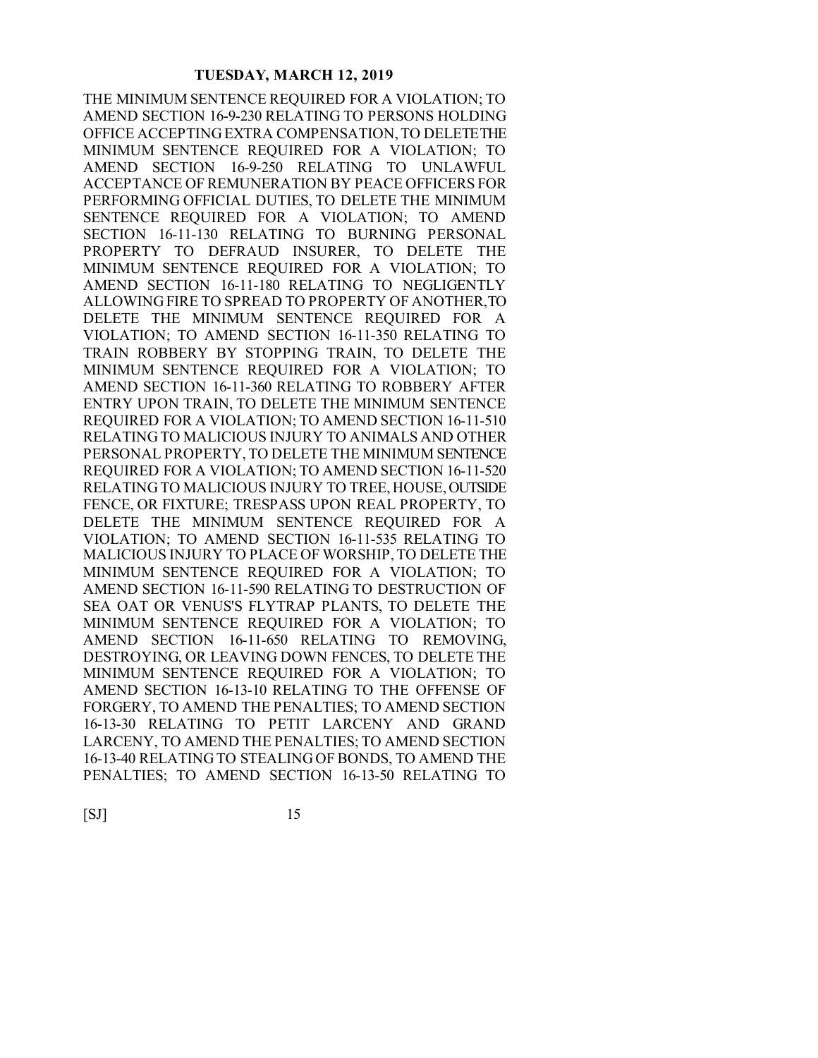THE MINIMUM SENTENCE REQUIRED FOR A VIOLATION; TO AMEND SECTION 16-9-230 RELATING TO PERSONS HOLDING OFFICE ACCEPTING EXTRA COMPENSATION, TO DELETE THE MINIMUM SENTENCE REQUIRED FOR A VIOLATION; TO AMEND SECTION 16-9-250 RELATING TO UNLAWFUL ACCEPTANCE OF REMUNERATION BY PEACE OFFICERS FOR PERFORMING OFFICIAL DUTIES, TO DELETE THE MINIMUM SENTENCE REQUIRED FOR A VIOLATION; TO AMEND SECTION 16-11-130 RELATING TO BURNING PERSONAL PROPERTY TO DEFRAUD INSURER, TO DELETE THE MINIMUM SENTENCE REQUIRED FOR A VIOLATION; TO AMEND SECTION 16-11-180 RELATING TO NEGLIGENTLY ALLOWING FIRE TO SPREAD TO PROPERTY OF ANOTHER, TO DELETE THE MINIMUM SENTENCE REQUIRED FOR A VIOLATION; TO AMEND SECTION 16-11-350 RELATING TO TRAIN ROBBERY BY STOPPING TRAIN, TO DELETE THE MINIMUM SENTENCE REQUIRED FOR A VIOLATION; TO AMEND SECTION 16-11-360 RELATING TO ROBBERY AFTER ENTRY UPON TRAIN, TO DELETE THE MINIMUM SENTENCE REQUIRED FOR A VIOLATION; TO AMEND SECTION 16-11-510 RELATING TO MALICIOUS INJURY TO ANIMALS AND OTHER PERSONAL PROPERTY, TO DELETE THE MINIMUM SENTENCE REQUIRED FOR A VIOLATION; TO AMEND SECTION 16-11-520 RELATING TO MALICIOUS INJURY TO TREE, HOUSE, OUTSIDE FENCE, OR FIXTURE; TRESPASS UPON REAL PROPERTY, TO DELETE THE MINIMUM SENTENCE REQUIRED FOR A VIOLATION; TO AMEND SECTION 16-11-535 RELATING TO MALICIOUS INJURY TO PLACE OF WORSHIP, TO DELETE THE MINIMUM SENTENCE REQUIRED FOR A VIOLATION; TO AMEND SECTION 16-11-590 RELATING TO DESTRUCTION OF SEA OAT OR VENUS'S FLYTRAP PLANTS, TO DELETE THE MINIMUM SENTENCE REQUIRED FOR A VIOLATION; TO AMEND SECTION 16-11-650 RELATING TO REMOVING, DESTROYING, OR LEAVING DOWN FENCES, TO DELETE THE MINIMUM SENTENCE REQUIRED FOR A VIOLATION; TO AMEND SECTION 16-13-10 RELATING TO THE OFFENSE OF FORGERY, TO AMEND THE PENALTIES; TO AMEND SECTION 16-13-30 RELATING TO PETIT LARCENY AND GRAND LARCENY, TO AMEND THE PENALTIES; TO AMEND SECTION 16-13-40 RELATING TO STEALING OF BONDS, TO AMEND THE PENALTIES; TO AMEND SECTION 16-13-50 RELATING TO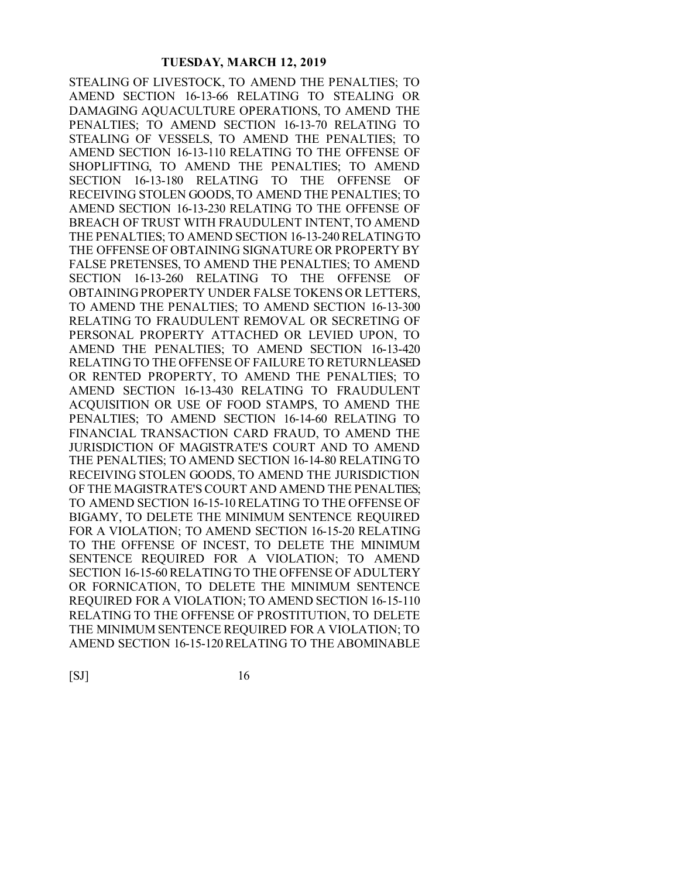STEALING OF LIVESTOCK, TO AMEND THE PENALTIES; TO AMEND SECTION 16-13-66 RELATING TO STEALING OR DAMAGING AQUACULTURE OPERATIONS, TO AMEND THE PENALTIES; TO AMEND SECTION 16-13-70 RELATING TO STEALING OF VESSELS, TO AMEND THE PENALTIES; TO AMEND SECTION 16-13-110 RELATING TO THE OFFENSE OF SHOPLIFTING, TO AMEND THE PENALTIES; TO AMEND SECTION 16-13-180 RELATING TO THE OFFENSE OF RECEIVING STOLEN GOODS, TO AMEND THE PENALTIES; TO AMEND SECTION 16-13-230 RELATING TO THE OFFENSE OF BREACH OF TRUST WITH FRAUDULENT INTENT, TO AMEND THE PENALTIES; TO AMEND SECTION 16-13-240 RELATING TO THE OFFENSE OF OBTAINING SIGNATURE OR PROPERTY BY FALSE PRETENSES, TO AMEND THE PENALTIES; TO AMEND SECTION 16-13-260 RELATING TO THE OFFENSE OF OBTAINING PROPERTY UNDER FALSE TOKENS OR LETTERS, TO AMEND THE PENALTIES; TO AMEND SECTION 16-13-300 RELATING TO FRAUDULENT REMOVAL OR SECRETING OF PERSONAL PROPERTY ATTACHED OR LEVIED UPON, TO AMEND THE PENALTIES; TO AMEND SECTION 16-13-420 RELATING TO THE OFFENSE OF FAILURE TO RETURN LEASED OR RENTED PROPERTY, TO AMEND THE PENALTIES; TO AMEND SECTION 16-13-430 RELATING TO FRAUDULENT ACQUISITION OR USE OF FOOD STAMPS, TO AMEND THE PENALTIES; TO AMEND SECTION 16-14-60 RELATING TO FINANCIAL TRANSACTION CARD FRAUD, TO AMEND THE JURISDICTION OF MAGISTRATE'S COURT AND TO AMEND THE PENALTIES; TO AMEND SECTION 16-14-80 RELATING TO RECEIVING STOLEN GOODS, TO AMEND THE JURISDICTION OF THE MAGISTRATE'S COURT AND AMEND THE PENALTIES; TO AMEND SECTION 16-15-10 RELATING TO THE OFFENSE OF BIGAMY, TO DELETE THE MINIMUM SENTENCE REQUIRED FOR A VIOLATION; TO AMEND SECTION 16-15-20 RELATING TO THE OFFENSE OF INCEST, TO DELETE THE MINIMUM SENTENCE REQUIRED FOR A VIOLATION; TO AMEND SECTION 16-15-60 RELATING TO THE OFFENSE OF ADULTERY OR FORNICATION, TO DELETE THE MINIMUM SENTENCE REQUIRED FOR A VIOLATION; TO AMEND SECTION 16-15-110 RELATING TO THE OFFENSE OF PROSTITUTION, TO DELETE THE MINIMUM SENTENCE REQUIRED FOR A VIOLATION; TO AMEND SECTION 16-15-120 RELATING TO THE ABOMINABLE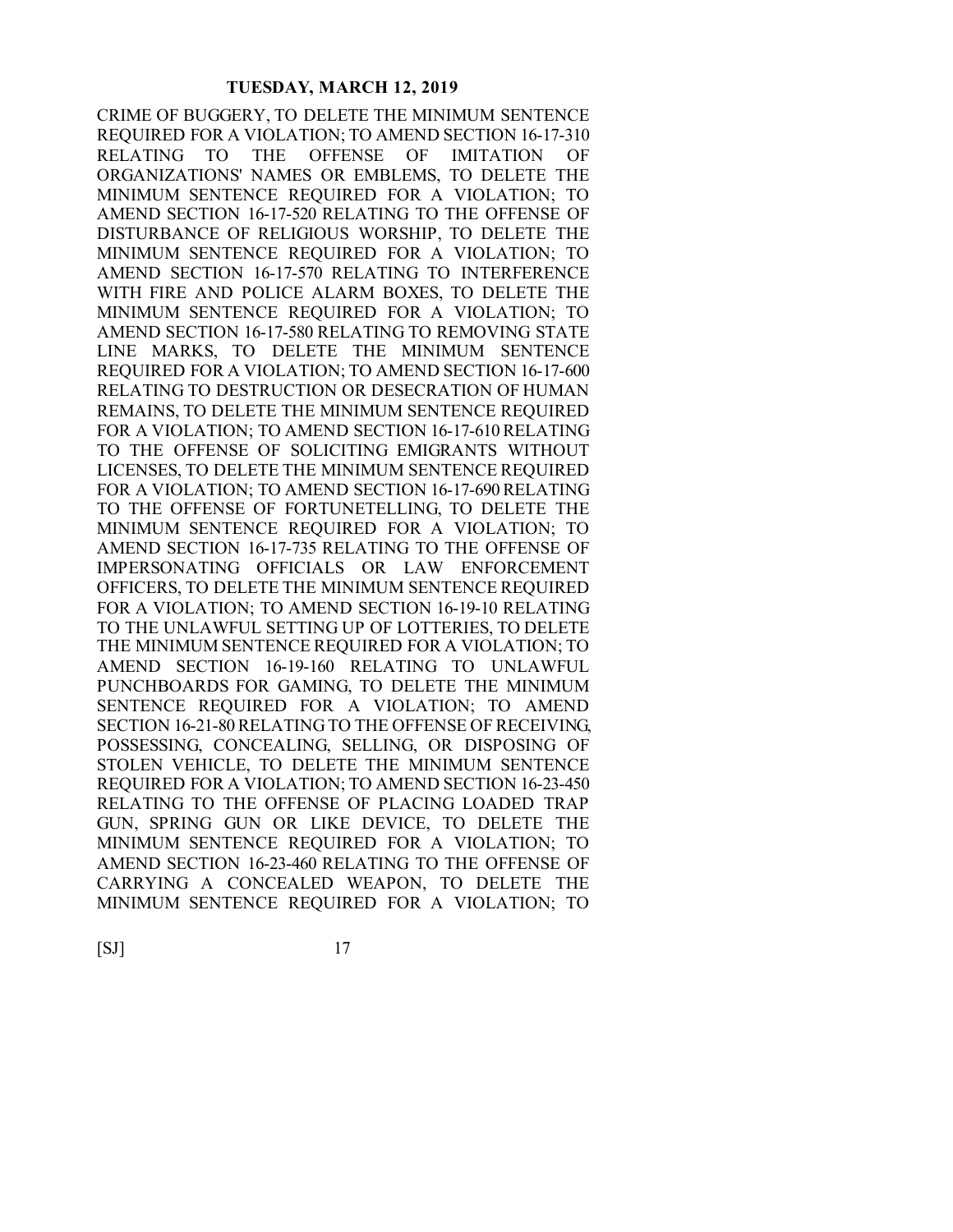CRIME OF BUGGERY, TO DELETE THE MINIMUM SENTENCE REQUIRED FOR A VIOLATION; TO AMEND SECTION 16-17-310 RELATING TO THE OFFENSE OF IMITATION OF ORGANIZATIONS' NAMES OR EMBLEMS, TO DELETE THE MINIMUM SENTENCE REQUIRED FOR A VIOLATION; TO AMEND SECTION 16-17-520 RELATING TO THE OFFENSE OF DISTURBANCE OF RELIGIOUS WORSHIP, TO DELETE THE MINIMUM SENTENCE REQUIRED FOR A VIOLATION; TO AMEND SECTION 16-17-570 RELATING TO INTERFERENCE WITH FIRE AND POLICE ALARM BOXES, TO DELETE THE MINIMUM SENTENCE REQUIRED FOR A VIOLATION; TO AMEND SECTION 16-17-580 RELATING TO REMOVING STATE LINE MARKS, TO DELETE THE MINIMUM SENTENCE REQUIRED FOR A VIOLATION; TO AMEND SECTION 16-17-600 RELATING TO DESTRUCTION OR DESECRATION OF HUMAN REMAINS, TO DELETE THE MINIMUM SENTENCE REQUIRED FOR A VIOLATION; TO AMEND SECTION 16-17-610 RELATING TO THE OFFENSE OF SOLICITING EMIGRANTS WITHOUT LICENSES, TO DELETE THE MINIMUM SENTENCE REQUIRED FOR A VIOLATION; TO AMEND SECTION 16-17-690 RELATING TO THE OFFENSE OF FORTUNETELLING, TO DELETE THE MINIMUM SENTENCE REQUIRED FOR A VIOLATION; TO AMEND SECTION 16-17-735 RELATING TO THE OFFENSE OF IMPERSONATING OFFICIALS OR LAW ENFORCEMENT OFFICERS, TO DELETE THE MINIMUM SENTENCE REQUIRED FOR A VIOLATION; TO AMEND SECTION 16-19-10 RELATING TO THE UNLAWFUL SETTING UP OF LOTTERIES, TO DELETE THE MINIMUM SENTENCE REQUIRED FOR A VIOLATION; TO AMEND SECTION 16-19-160 RELATING TO UNLAWFUL PUNCHBOARDS FOR GAMING, TO DELETE THE MINIMUM SENTENCE REQUIRED FOR A VIOLATION; TO AMEND SECTION 16-21-80 RELATING TO THE OFFENSE OF RECEIVING, POSSESSING, CONCEALING, SELLING, OR DISPOSING OF STOLEN VEHICLE, TO DELETE THE MINIMUM SENTENCE REQUIRED FOR A VIOLATION; TO AMEND SECTION 16-23-450 RELATING TO THE OFFENSE OF PLACING LOADED TRAP GUN, SPRING GUN OR LIKE DEVICE, TO DELETE THE MINIMUM SENTENCE REQUIRED FOR A VIOLATION; TO AMEND SECTION 16-23-460 RELATING TO THE OFFENSE OF CARRYING A CONCEALED WEAPON, TO DELETE THE MINIMUM SENTENCE REQUIRED FOR A VIOLATION; TO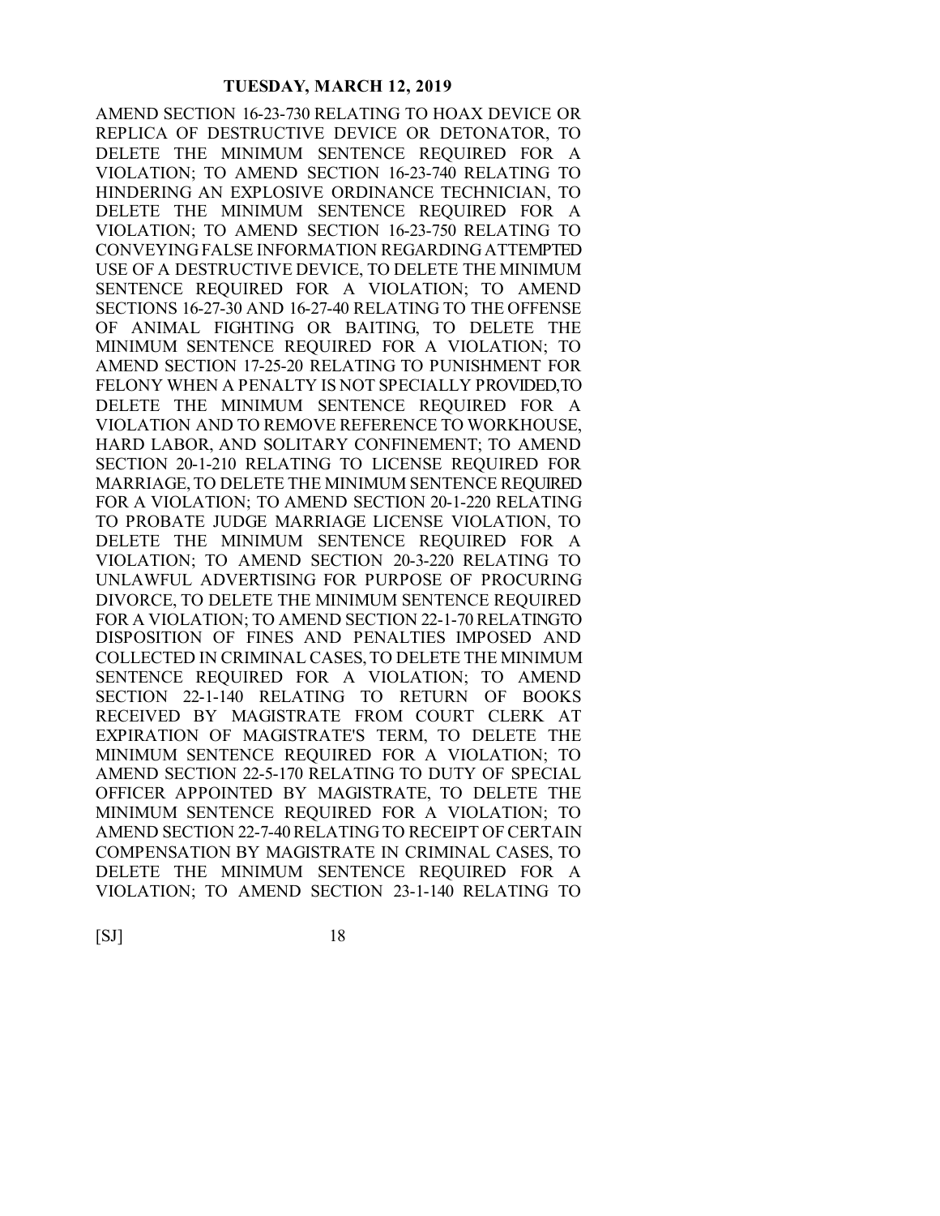AMEND SECTION 16-23-730 RELATING TO HOAX DEVICE OR REPLICA OF DESTRUCTIVE DEVICE OR DETONATOR, TO DELETE THE MINIMUM SENTENCE REQUIRED FOR A VIOLATION; TO AMEND SECTION 16-23-740 RELATING TO HINDERING AN EXPLOSIVE ORDINANCE TECHNICIAN, TO DELETE THE MINIMUM SENTENCE REQUIRED FOR A VIOLATION; TO AMEND SECTION 16-23-750 RELATING TO CONVEYING FALSE INFORMATION REGARDING ATTEMPTED USE OF A DESTRUCTIVE DEVICE, TO DELETE THE MINIMUM SENTENCE REQUIRED FOR A VIOLATION; TO AMEND SECTIONS 16-27-30 AND 16-27-40 RELATING TO THE OFFENSE OF ANIMAL FIGHTING OR BAITING, TO DELETE THE MINIMUM SENTENCE REQUIRED FOR A VIOLATION; TO AMEND SECTION 17-25-20 RELATING TO PUNISHMENT FOR FELONY WHEN A PENALTY IS NOT SPECIALLY PROVIDED,TO DELETE THE MINIMUM SENTENCE REQUIRED FOR A VIOLATION AND TO REMOVE REFERENCE TO WORKHOUSE, HARD LABOR, AND SOLITARY CONFINEMENT; TO AMEND SECTION 20-1-210 RELATING TO LICENSE REQUIRED FOR MARRIAGE, TO DELETE THE MINIMUM SENTENCE REQUIRED FOR A VIOLATION; TO AMEND SECTION 20-1-220 RELATING TO PROBATE JUDGE MARRIAGE LICENSE VIOLATION, TO DELETE THE MINIMUM SENTENCE REQUIRED FOR A VIOLATION; TO AMEND SECTION 20-3-220 RELATING TO UNLAWFUL ADVERTISING FOR PURPOSE OF PROCURING DIVORCE, TO DELETE THE MINIMUM SENTENCE REQUIRED FOR A VIOLATION; TO AMEND SECTION 22-1-70 RELATINGTO DISPOSITION OF FINES AND PENALTIES IMPOSED AND COLLECTED IN CRIMINAL CASES, TO DELETE THE MINIMUM SENTENCE REQUIRED FOR A VIOLATION; TO AMEND SECTION 22-1-140 RELATING TO RETURN OF BOOKS RECEIVED BY MAGISTRATE FROM COURT CLERK AT EXPIRATION OF MAGISTRATE'S TERM, TO DELETE THE MINIMUM SENTENCE REQUIRED FOR A VIOLATION; TO AMEND SECTION 22-5-170 RELATING TO DUTY OF SPECIAL OFFICER APPOINTED BY MAGISTRATE, TO DELETE THE MINIMUM SENTENCE REQUIRED FOR A VIOLATION; TO AMEND SECTION 22-7-40 RELATING TO RECEIPT OF CERTAIN COMPENSATION BY MAGISTRATE IN CRIMINAL CASES, TO DELETE THE MINIMUM SENTENCE REQUIRED FOR A VIOLATION; TO AMEND SECTION 23-1-140 RELATING TO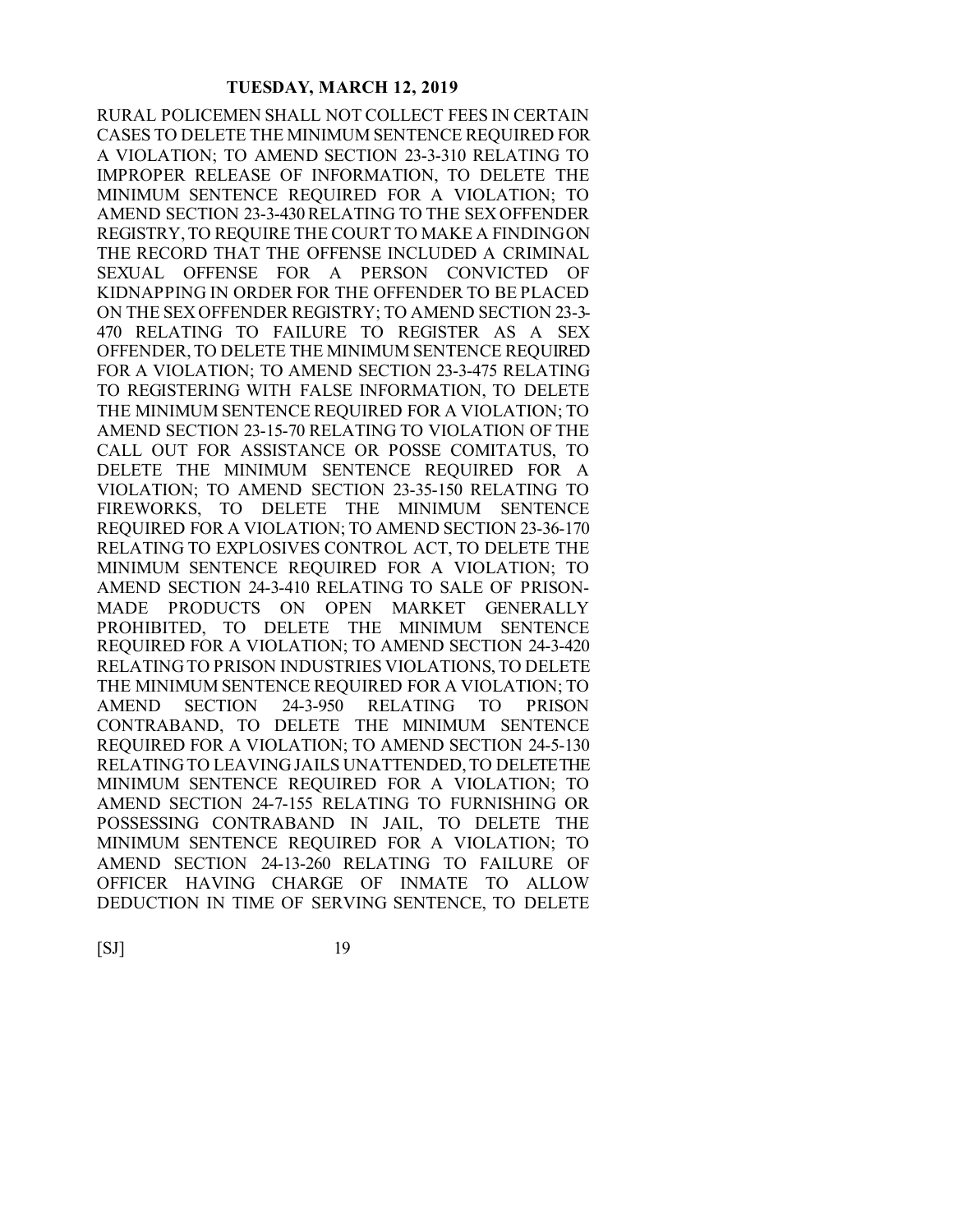RURAL POLICEMEN SHALL NOT COLLECT FEES IN CERTAIN CASES TO DELETE THE MINIMUM SENTENCE REQUIRED FOR A VIOLATION; TO AMEND SECTION 23-3-310 RELATING TO IMPROPER RELEASE OF INFORMATION, TO DELETE THE MINIMUM SENTENCE REQUIRED FOR A VIOLATION; TO AMEND SECTION 23-3-430 RELATING TO THE SEX OFFENDER REGISTRY, TO REQUIRE THE COURT TO MAKE A FINDING ON THE RECORD THAT THE OFFENSE INCLUDED A CRIMINAL SEXUAL OFFENSE FOR A PERSON CONVICTED OF KIDNAPPING IN ORDER FOR THE OFFENDER TO BE PLACED ON THE SEX OFFENDER REGISTRY; TO AMEND SECTION 23-3-470 RELATING TO FAILURE TO REGISTER AS A SEX OFFENDER, TO DELETE THE MINIMUM SENTENCE REQUIRED FOR A VIOLATION; TO AMEND SECTION 23-3-475 RELATING TO REGISTERING WITH FALSE INFORMATION, TO DELETE THE MINIMUM SENTENCE REQUIRED FOR A VIOLATION; TO AMEND SECTION 23-15-70 RELATING TO VIOLATION OF THE CALL OUT FOR ASSISTANCE OR POSSE COMITATUS, TO DELETE THE MINIMUM SENTENCE REQUIRED FOR A VIOLATION; TO AMEND SECTION 23-35-150 RELATING TO FIREWORKS, TO DELETE THE MINIMUM SENTENCE REQUIRED FOR A VIOLATION; TO AMEND SECTION 23-36-170 RELATING TO EXPLOSIVES CONTROL ACT, TO DELETE THE MINIMUM SENTENCE REQUIRED FOR A VIOLATION; TO AMEND SECTION 24-3-410 RELATING TO SALE OF PRISON-MADE PRODUCTS ON OPEN MARKET GENERALLY PROHIBITED, TO DELETE THE MINIMUM SENTENCE REQUIRED FOR A VIOLATION; TO AMEND SECTION 24-3-420 RELATING TO PRISON INDUSTRIES VIOLATIONS, TO DELETE THE MINIMUM SENTENCE REQUIRED FOR A VIOLATION; TO AMEND SECTION 24-3-950 RELATING TO PRISON CONTRABAND, TO DELETE THE MINIMUM SENTENCE REQUIRED FOR A VIOLATION; TO AMEND SECTION 24-5-130 RELATING TO LEAVING JAILS UNATTENDED, TO DELETE THE MINIMUM SENTENCE REQUIRED FOR A VIOLATION; TO AMEND SECTION 24-7-155 RELATING TO FURNISHING OR POSSESSING CONTRABAND IN JAIL, TO DELETE THE MINIMUM SENTENCE REQUIRED FOR A VIOLATION; TO AMEND SECTION 24-13-260 RELATING TO FAILURE OF OFFICER HAVING CHARGE OF INMATE TO ALLOW DEDUCTION IN TIME OF SERVING SENTENCE, TO DELETE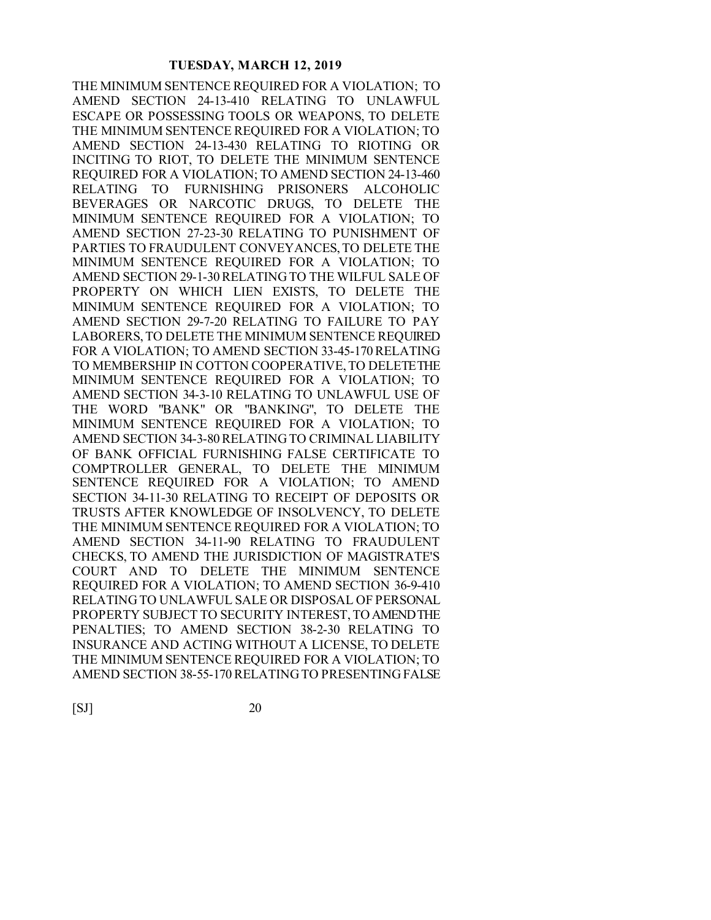THE MINIMUM SENTENCE REQUIRED FOR A VIOLATION; TO AMEND SECTION 24-13-410 RELATING TO UNLAWFUL ESCAPE OR POSSESSING TOOLS OR WEAPONS, TO DELETE THE MINIMUM SENTENCE REQUIRED FOR A VIOLATION; TO AMEND SECTION 24-13-430 RELATING TO RIOTING OR INCITING TO RIOT, TO DELETE THE MINIMUM SENTENCE REQUIRED FOR A VIOLATION; TO AMEND SECTION 24-13-460 RELATING TO FURNISHING PRISONERS ALCOHOLIC BEVERAGES OR NARCOTIC DRUGS, TO DELETE THE MINIMUM SENTENCE REQUIRED FOR A VIOLATION; TO AMEND SECTION 27-23-30 RELATING TO PUNISHMENT OF PARTIES TO FRAUDULENT CONVEYANCES, TO DELETE THE MINIMUM SENTENCE REQUIRED FOR A VIOLATION; TO AMEND SECTION 29-1-30 RELATING TO THE WILFUL SALE OF PROPERTY ON WHICH LIEN EXISTS, TO DELETE THE MINIMUM SENTENCE REQUIRED FOR A VIOLATION; TO AMEND SECTION 29-7-20 RELATING TO FAILURE TO PAY LABORERS, TO DELETE THE MINIMUM SENTENCE REQUIRED FOR A VIOLATION; TO AMEND SECTION 33-45-170 RELATING TO MEMBERSHIP IN COTTON COOPERATIVE, TO DELETE THE MINIMUM SENTENCE REQUIRED FOR A VIOLATION; TO AMEND SECTION 34-3-10 RELATING TO UNLAWFUL USE OF THE WORD "BANK" OR "BANKING", TO DELETE THE MINIMUM SENTENCE REQUIRED FOR A VIOLATION; TO AMEND SECTION 34-3-80 RELATING TO CRIMINAL LIABILITY OF BANK OFFICIAL FURNISHING FALSE CERTIFICATE TO COMPTROLLER GENERAL, TO DELETE THE MINIMUM SENTENCE REQUIRED FOR A VIOLATION; TO AMEND SECTION 34-11-30 RELATING TO RECEIPT OF DEPOSITS OR TRUSTS AFTER KNOWLEDGE OF INSOLVENCY, TO DELETE THE MINIMUM SENTENCE REQUIRED FOR A VIOLATION; TO AMEND SECTION 34-11-90 RELATING TO FRAUDULENT CHECKS, TO AMEND THE JURISDICTION OF MAGISTRATE'S COURT AND TO DELETE THE MINIMUM SENTENCE REQUIRED FOR A VIOLATION; TO AMEND SECTION 36-9-410 RELATING TO UNLAWFUL SALE OR DISPOSAL OF PERSONAL PROPERTY SUBJECT TO SECURITY INTEREST, TO AMEND THE PENALTIES; TO AMEND SECTION 38-2-30 RELATING TO INSURANCE AND ACTING WITHOUT A LICENSE, TO DELETE THE MINIMUM SENTENCE REQUIRED FOR A VIOLATION; TO AMEND SECTION 38-55-170 RELATING TO PRESENTING FALSE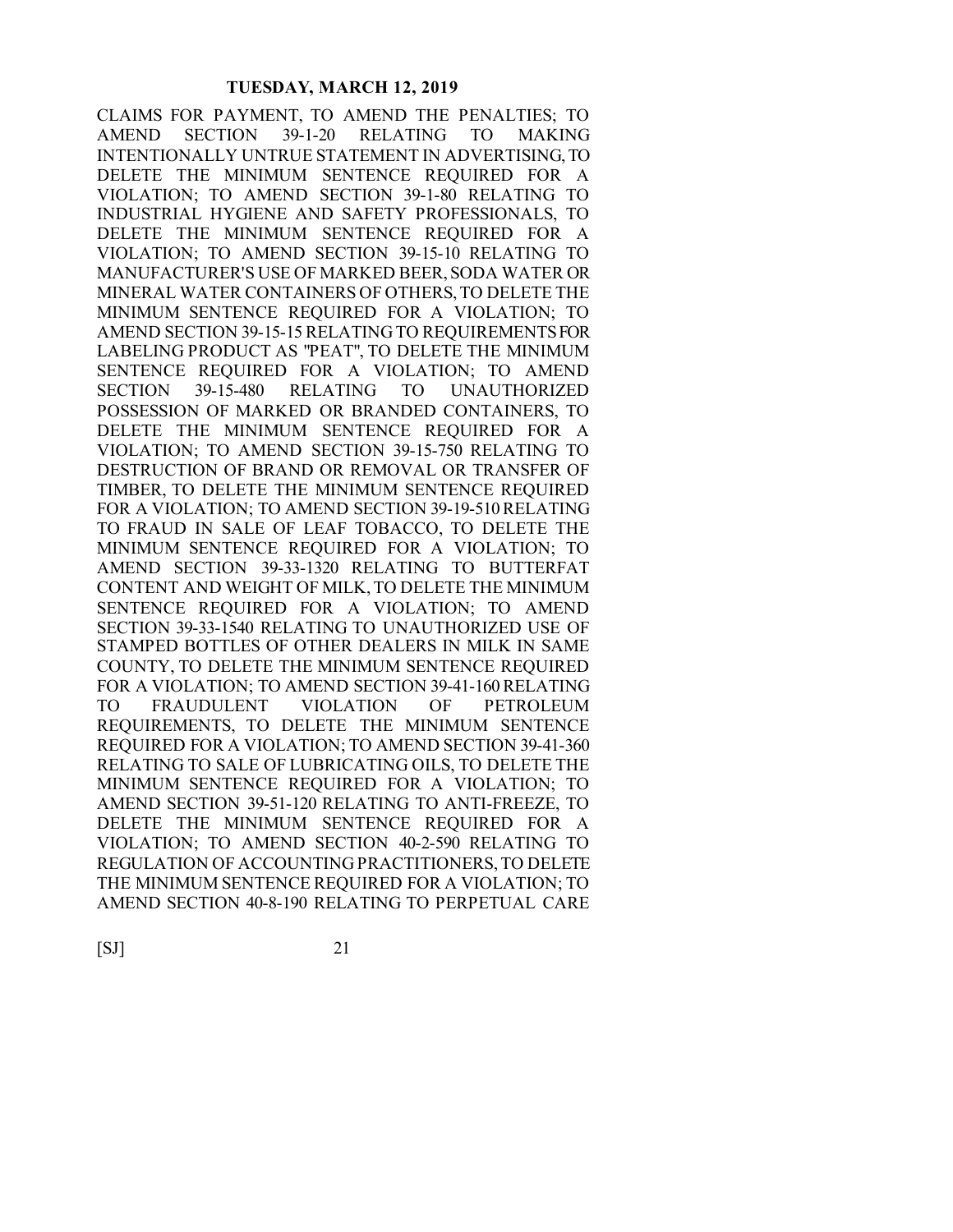CLAIMS FOR PAYMENT, TO AMEND THE PENALTIES; TO AMEND SECTION 39-1-20 RELATING TO MAKING INTENTIONALLY UNTRUE STATEMENT IN ADVERTISING, TO DELETE THE MINIMUM SENTENCE REQUIRED FOR A VIOLATION; TO AMEND SECTION 39-1-80 RELATING TO INDUSTRIAL HYGIENE AND SAFETY PROFESSIONALS, TO DELETE THE MINIMUM SENTENCE REQUIRED FOR A VIOLATION; TO AMEND SECTION 39-15-10 RELATING TO MANUFACTURER'S USE OF MARKED BEER, SODA WATER OR MINERAL WATER CONTAINERS OF OTHERS, TO DELETE THE MINIMUM SENTENCE REQUIRED FOR A VIOLATION; TO AMEND SECTION 39-15-15 RELATING TO REQUIREMENTS FOR LABELING PRODUCT AS "PEAT", TO DELETE THE MINIMUM SENTENCE REQUIRED FOR A VIOLATION; TO AMEND SECTION 39-15-480 RELATING TO UNAUTHORIZED POSSESSION OF MARKED OR BRANDED CONTAINERS, TO DELETE THE MINIMUM SENTENCE REQUIRED FOR A VIOLATION; TO AMEND SECTION 39-15-750 RELATING TO DESTRUCTION OF BRAND OR REMOVAL OR TRANSFER OF TIMBER, TO DELETE THE MINIMUM SENTENCE REQUIRED FOR A VIOLATION; TO AMEND SECTION 39-19-510 RELATING TO FRAUD IN SALE OF LEAF TOBACCO, TO DELETE THE MINIMUM SENTENCE REQUIRED FOR A VIOLATION; TO AMEND SECTION 39-33-1320 RELATING TO BUTTERFAT CONTENT AND WEIGHT OF MILK, TO DELETE THE MINIMUM SENTENCE REQUIRED FOR A VIOLATION; TO AMEND SECTION 39-33-1540 RELATING TO UNAUTHORIZED USE OF STAMPED BOTTLES OF OTHER DEALERS IN MILK IN SAME COUNTY, TO DELETE THE MINIMUM SENTENCE REQUIRED FOR A VIOLATION; TO AMEND SECTION 39-41-160 RELATING TO FRAUDULENT VIOLATION OF PETROLEUM REQUIREMENTS, TO DELETE THE MINIMUM SENTENCE REQUIRED FOR A VIOLATION; TO AMEND SECTION 39-41-360 RELATING TO SALE OF LUBRICATING OILS, TO DELETE THE MINIMUM SENTENCE REQUIRED FOR A VIOLATION; TO AMEND SECTION 39-51-120 RELATING TO ANTI-FREEZE, TO DELETE THE MINIMUM SENTENCE REQUIRED FOR A VIOLATION; TO AMEND SECTION 40-2-590 RELATING TO REGULATION OF ACCOUNTING PRACTITIONERS, TO DELETE THE MINIMUM SENTENCE REQUIRED FOR A VIOLATION; TO AMEND SECTION 40-8-190 RELATING TO PERPETUAL CARE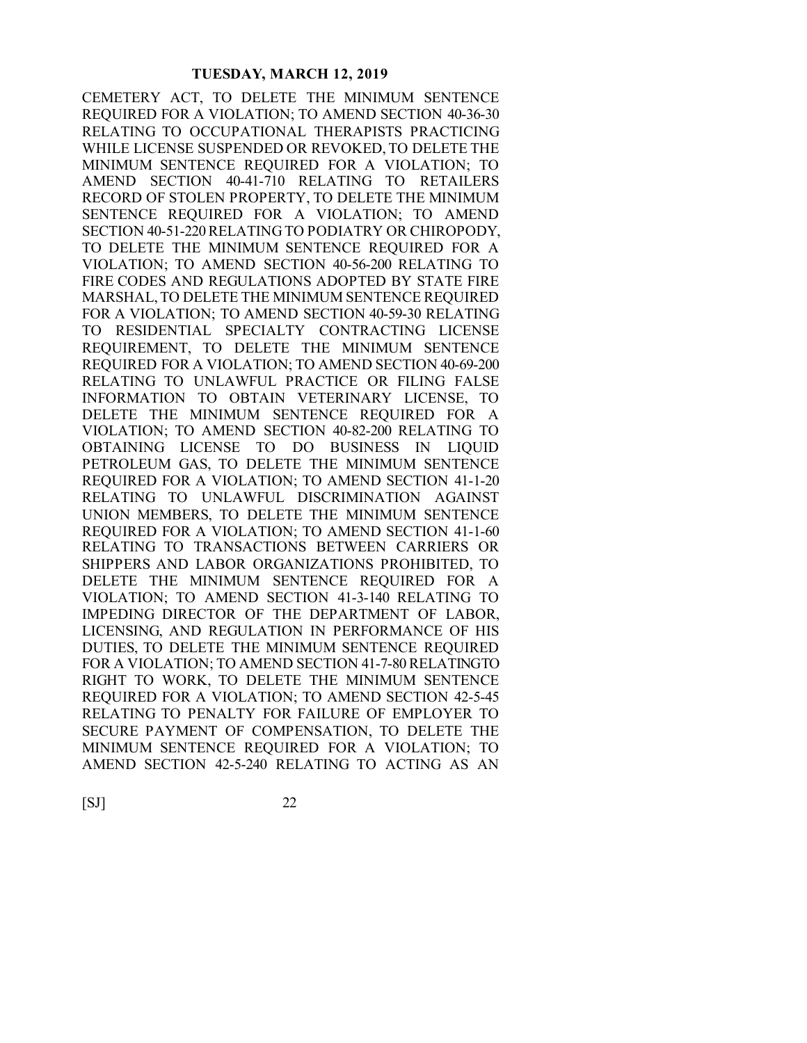CEMETERY ACT, TO DELETE THE MINIMUM SENTENCE REQUIRED FOR A VIOLATION; TO AMEND SECTION 40-36-30 RELATING TO OCCUPATIONAL THERAPISTS PRACTICING WHILE LICENSE SUSPENDED OR REVOKED, TO DELETE THE MINIMUM SENTENCE REQUIRED FOR A VIOLATION; TO AMEND SECTION 40-41-710 RELATING TO RETAILERS RECORD OF STOLEN PROPERTY, TO DELETE THE MINIMUM SENTENCE REQUIRED FOR A VIOLATION; TO AMEND SECTION 40-51-220 RELATING TO PODIATRY OR CHIROPODY, TO DELETE THE MINIMUM SENTENCE REQUIRED FOR A VIOLATION; TO AMEND SECTION 40-56-200 RELATING TO FIRE CODES AND REGULATIONS ADOPTED BY STATE FIRE MARSHAL, TO DELETE THE MINIMUM SENTENCE REQUIRED FOR A VIOLATION; TO AMEND SECTION 40-59-30 RELATING TO RESIDENTIAL SPECIALTY CONTRACTING LICENSE REQUIREMENT, TO DELETE THE MINIMUM SENTENCE REQUIRED FOR A VIOLATION; TO AMEND SECTION 40-69-200 RELATING TO UNLAWFUL PRACTICE OR FILING FALSE INFORMATION TO OBTAIN VETERINARY LICENSE, TO DELETE THE MINIMUM SENTENCE REQUIRED FOR A VIOLATION; TO AMEND SECTION 40-82-200 RELATING TO OBTAINING LICENSE TO DO BUSINESS IN LIQUID PETROLEUM GAS, TO DELETE THE MINIMUM SENTENCE REQUIRED FOR A VIOLATION; TO AMEND SECTION 41-1-20 RELATING TO UNLAWFUL DISCRIMINATION AGAINST UNION MEMBERS, TO DELETE THE MINIMUM SENTENCE REQUIRED FOR A VIOLATION; TO AMEND SECTION 41-1-60 RELATING TO TRANSACTIONS BETWEEN CARRIERS OR SHIPPERS AND LABOR ORGANIZATIONS PROHIBITED, TO DELETE THE MINIMUM SENTENCE REQUIRED FOR A VIOLATION; TO AMEND SECTION 41-3-140 RELATING TO IMPEDING DIRECTOR OF THE DEPARTMENT OF LABOR, LICENSING, AND REGULATION IN PERFORMANCE OF HIS DUTIES, TO DELETE THE MINIMUM SENTENCE REQUIRED FOR A VIOLATION; TO AMEND SECTION 41-7-80 RELATINGTO RIGHT TO WORK, TO DELETE THE MINIMUM SENTENCE REQUIRED FOR A VIOLATION; TO AMEND SECTION 42-5-45 RELATING TO PENALTY FOR FAILURE OF EMPLOYER TO SECURE PAYMENT OF COMPENSATION, TO DELETE THE MINIMUM SENTENCE REQUIRED FOR A VIOLATION; TO AMEND SECTION 42-5-240 RELATING TO ACTING AS AN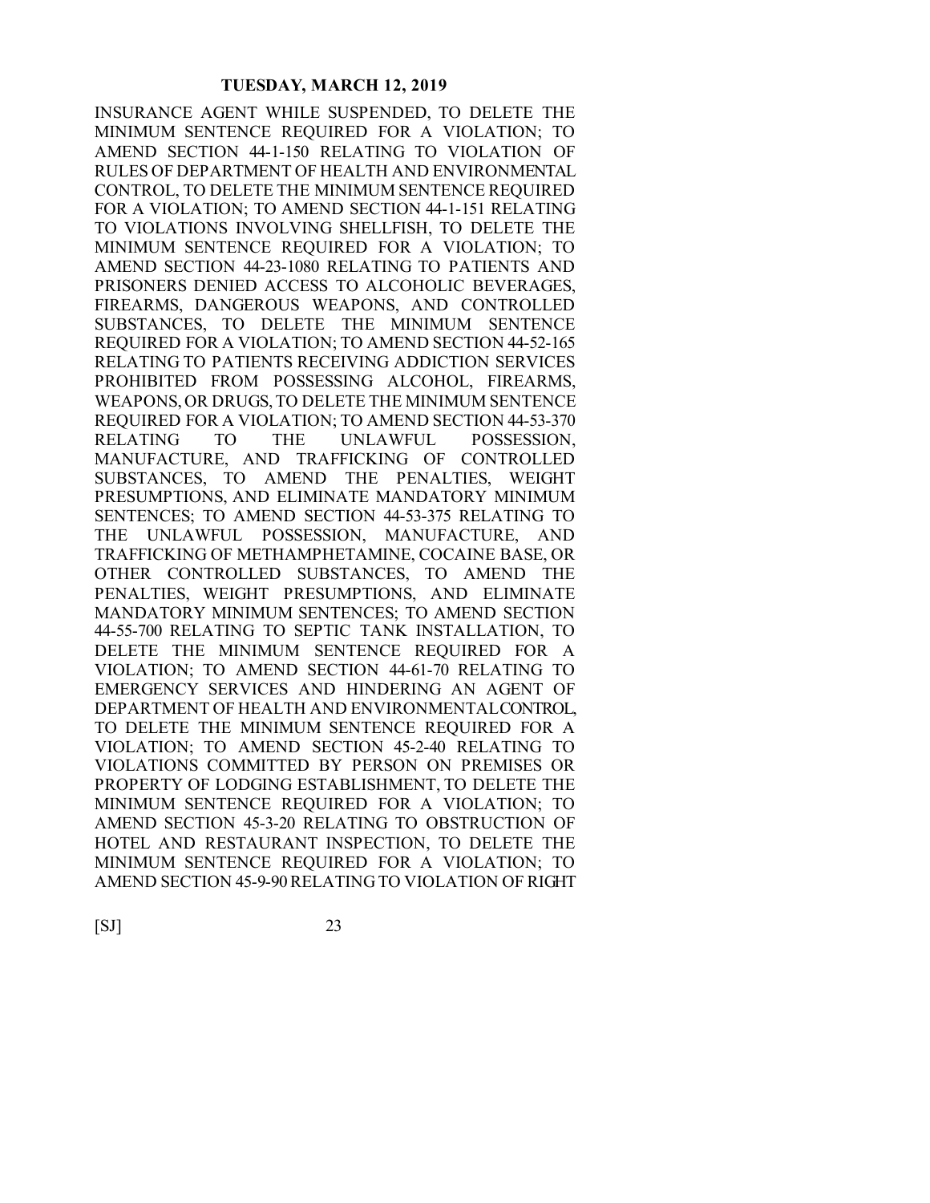INSURANCE AGENT WHILE SUSPENDED, TO DELETE THE MINIMUM SENTENCE REQUIRED FOR A VIOLATION; TO AMEND SECTION 44-1-150 RELATING TO VIOLATION OF RULES OF DEPARTMENT OF HEALTH AND ENVIRONMENTAL CONTROL, TO DELETE THE MINIMUM SENTENCE REQUIRED FOR A VIOLATION; TO AMEND SECTION 44-1-151 RELATING TO VIOLATIONS INVOLVING SHELLFISH, TO DELETE THE MINIMUM SENTENCE REQUIRED FOR A VIOLATION; TO AMEND SECTION 44-23-1080 RELATING TO PATIENTS AND PRISONERS DENIED ACCESS TO ALCOHOLIC BEVERAGES, FIREARMS, DANGEROUS WEAPONS, AND CONTROLLED SUBSTANCES, TO DELETE THE MINIMUM SENTENCE REQUIRED FOR A VIOLATION; TO AMEND SECTION 44-52-165 RELATING TO PATIENTS RECEIVING ADDICTION SERVICES PROHIBITED FROM POSSESSING ALCOHOL, FIREARMS, WEAPONS, OR DRUGS, TO DELETE THE MINIMUM SENTENCE REQUIRED FOR A VIOLATION; TO AMEND SECTION 44-53-370 RELATING TO THE UNLAWFUL POSSESSION, MANUFACTURE, AND TRAFFICKING OF CONTROLLED SUBSTANCES, TO AMEND THE PENALTIES, WEIGHT PRESUMPTIONS, AND ELIMINATE MANDATORY MINIMUM SENTENCES; TO AMEND SECTION 44-53-375 RELATING TO THE UNLAWFUL POSSESSION, MANUFACTURE, AND TRAFFICKING OF METHAMPHETAMINE, COCAINE BASE, OR OTHER CONTROLLED SUBSTANCES, TO AMEND THE PENALTIES, WEIGHT PRESUMPTIONS, AND ELIMINATE MANDATORY MINIMUM SENTENCES; TO AMEND SECTION 44-55-700 RELATING TO SEPTIC TANK INSTALLATION, TO DELETE THE MINIMUM SENTENCE REQUIRED FOR A VIOLATION; TO AMEND SECTION 44-61-70 RELATING TO EMERGENCY SERVICES AND HINDERING AN AGENT OF DEPARTMENT OF HEALTH AND ENVIRONMENTAL CONTROL, TO DELETE THE MINIMUM SENTENCE REQUIRED FOR A VIOLATION; TO AMEND SECTION 45-2-40 RELATING TO VIOLATIONS COMMITTED BY PERSON ON PREMISES OR PROPERTY OF LODGING ESTABLISHMENT, TO DELETE THE MINIMUM SENTENCE REQUIRED FOR A VIOLATION; TO AMEND SECTION 45-3-20 RELATING TO OBSTRUCTION OF HOTEL AND RESTAURANT INSPECTION, TO DELETE THE MINIMUM SENTENCE REQUIRED FOR A VIOLATION; TO AMEND SECTION 45-9-90 RELATING TO VIOLATION OF RIGHT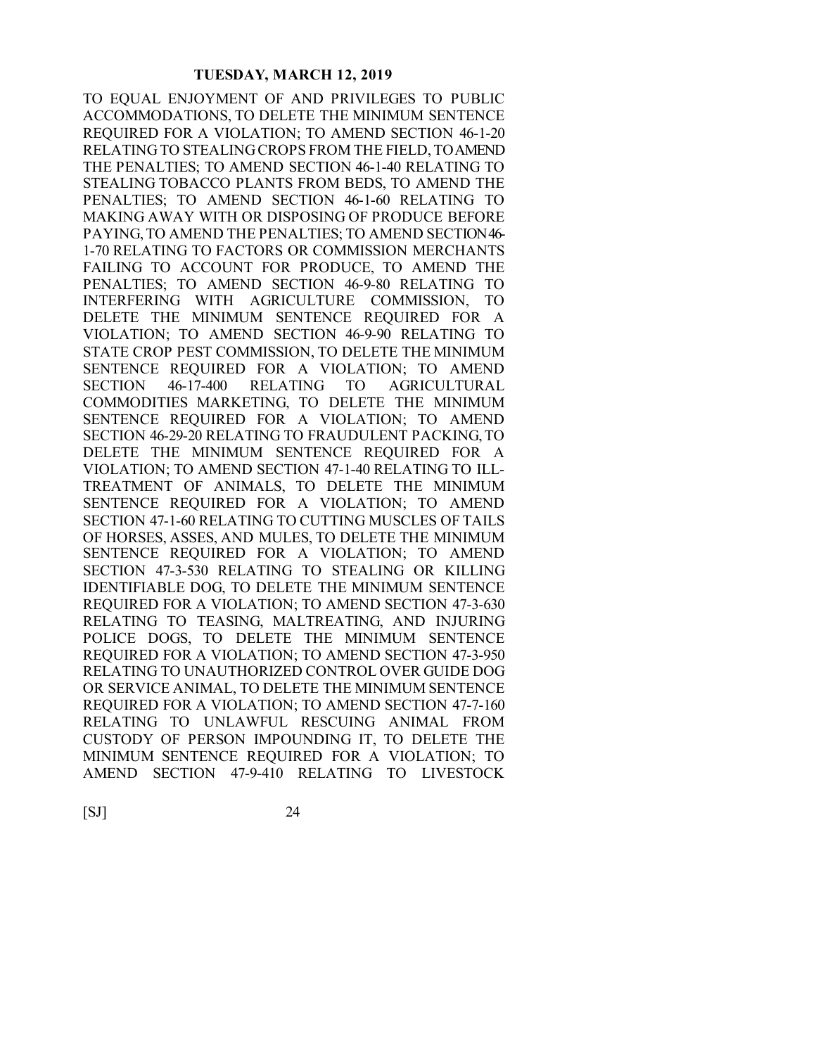TO EQUAL ENJOYMENT OF AND PRIVILEGES TO PUBLIC ACCOMMODATIONS, TO DELETE THE MINIMUM SENTENCE REQUIRED FOR A VIOLATION; TO AMEND SECTION 46-1-20 RELATING TO STEALING CROPS FROM THE FIELD, TO AMEND THE PENALTIES; TO AMEND SECTION 46-1-40 RELATING TO STEALING TOBACCO PLANTS FROM BEDS, TO AMEND THE PENALTIES; TO AMEND SECTION 46-1-60 RELATING TO MAKING AWAY WITH OR DISPOSING OF PRODUCE BEFORE PAYING, TO AMEND THE PENALTIES; TO AMEND SECTION 46-1-70 RELATING TO FACTORS OR COMMISSION MERCHANTS FAILING TO ACCOUNT FOR PRODUCE, TO AMEND THE PENALTIES; TO AMEND SECTION 46-9-80 RELATING TO INTERFERING WITH AGRICULTURE COMMISSION, TO DELETE THE MINIMUM SENTENCE REQUIRED FOR A VIOLATION; TO AMEND SECTION 46-9-90 RELATING TO STATE CROP PEST COMMISSION, TO DELETE THE MINIMUM SENTENCE REQUIRED FOR A VIOLATION; TO AMEND SECTION 46-17-400 RELATING TO AGRICULTURAL COMMODITIES MARKETING, TO DELETE THE MINIMUM SENTENCE REQUIRED FOR A VIOLATION; TO AMEND SECTION 46-29-20 RELATING TO FRAUDULENT PACKING, TO DELETE THE MINIMUM SENTENCE REQUIRED FOR A VIOLATION; TO AMEND SECTION 47-1-40 RELATING TO ILL-TREATMENT OF ANIMALS, TO DELETE THE MINIMUM SENTENCE REQUIRED FOR A VIOLATION; TO AMEND SECTION 47-1-60 RELATING TO CUTTING MUSCLES OF TAILS OF HORSES, ASSES, AND MULES, TO DELETE THE MINIMUM SENTENCE REQUIRED FOR A VIOLATION; TO AMEND SECTION 47-3-530 RELATING TO STEALING OR KILLING IDENTIFIABLE DOG, TO DELETE THE MINIMUM SENTENCE REQUIRED FOR A VIOLATION; TO AMEND SECTION 47-3-630 RELATING TO TEASING, MALTREATING, AND INJURING POLICE DOGS, TO DELETE THE MINIMUM SENTENCE REQUIRED FOR A VIOLATION; TO AMEND SECTION 47-3-950 RELATING TO UNAUTHORIZED CONTROL OVER GUIDE DOG OR SERVICE ANIMAL, TO DELETE THE MINIMUM SENTENCE REQUIRED FOR A VIOLATION; TO AMEND SECTION 47-7-160 RELATING TO UNLAWFUL RESCUING ANIMAL FROM CUSTODY OF PERSON IMPOUNDING IT, TO DELETE THE MINIMUM SENTENCE REQUIRED FOR A VIOLATION; TO AMEND SECTION 47-9-410 RELATING TO LIVESTOCK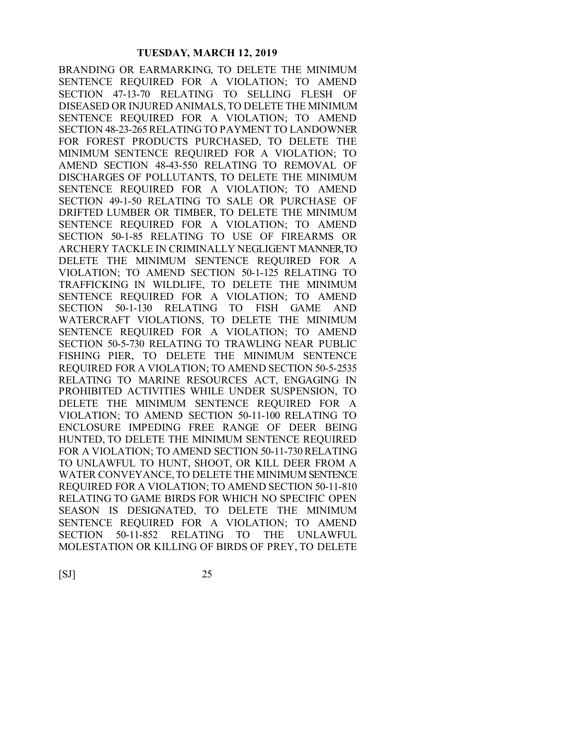BRANDING OR EARMARKING, TO DELETE THE MINIMUM SENTENCE REQUIRED FOR A VIOLATION; TO AMEND SECTION 47-13-70 RELATING TO SELLING FLESH OF DISEASED OR INJURED ANIMALS, TO DELETE THE MINIMUM SENTENCE REQUIRED FOR A VIOLATION; TO AMEND SECTION 48-23-265 RELATING TO PAYMENT TO LANDOWNER FOR FOREST PRODUCTS PURCHASED, TO DELETE THE MINIMUM SENTENCE REQUIRED FOR A VIOLATION; TO AMEND SECTION 48-43-550 RELATING TO REMOVAL OF DISCHARGES OF POLLUTANTS, TO DELETE THE MINIMUM SENTENCE REQUIRED FOR A VIOLATION; TO AMEND SECTION 49-1-50 RELATING TO SALE OR PURCHASE OF DRIFTED LUMBER OR TIMBER, TO DELETE THE MINIMUM SENTENCE REQUIRED FOR A VIOLATION; TO AMEND SECTION 50-1-85 RELATING TO USE OF FIREARMS OR ARCHERY TACKLE IN CRIMINALLY NEGLIGENT MANNER, TO DELETE THE MINIMUM SENTENCE REQUIRED FOR A VIOLATION; TO AMEND SECTION 50-1-125 RELATING TO TRAFFICKING IN WILDLIFE, TO DELETE THE MINIMUM SENTENCE REQUIRED FOR A VIOLATION; TO AMEND SECTION 50-1-130 RELATING TO FISH GAME AND WATERCRAFT VIOLATIONS, TO DELETE THE MINIMUM SENTENCE REQUIRED FOR A VIOLATION; TO AMEND SECTION 50-5-730 RELATING TO TRAWLING NEAR PUBLIC FISHING PIER, TO DELETE THE MINIMUM SENTENCE REQUIRED FOR A VIOLATION; TO AMEND SECTION 50-5-2535 RELATING TO MARINE RESOURCES ACT, ENGAGING IN PROHIBITED ACTIVITIES WHILE UNDER SUSPENSION, TO DELETE THE MINIMUM SENTENCE REQUIRED FOR A VIOLATION; TO AMEND SECTION 50-11-100 RELATING TO ENCLOSURE IMPEDING FREE RANGE OF DEER BEING HUNTED, TO DELETE THE MINIMUM SENTENCE REQUIRED FOR A VIOLATION; TO AMEND SECTION 50-11-730 RELATING TO UNLAWFUL TO HUNT, SHOOT, OR KILL DEER FROM A WATER CONVEYANCE, TO DELETE THE MINIMUM SENTENCE REQUIRED FOR A VIOLATION; TO AMEND SECTION 50-11-810 RELATING TO GAME BIRDS FOR WHICH NO SPECIFIC OPEN SEASON IS DESIGNATED, TO DELETE THE MINIMUM SENTENCE REQUIRED FOR A VIOLATION; TO AMEND SECTION 50-11-852 RELATING TO THE UNLAWFUL MOLESTATION OR KILLING OF BIRDS OF PREY, TO DELETE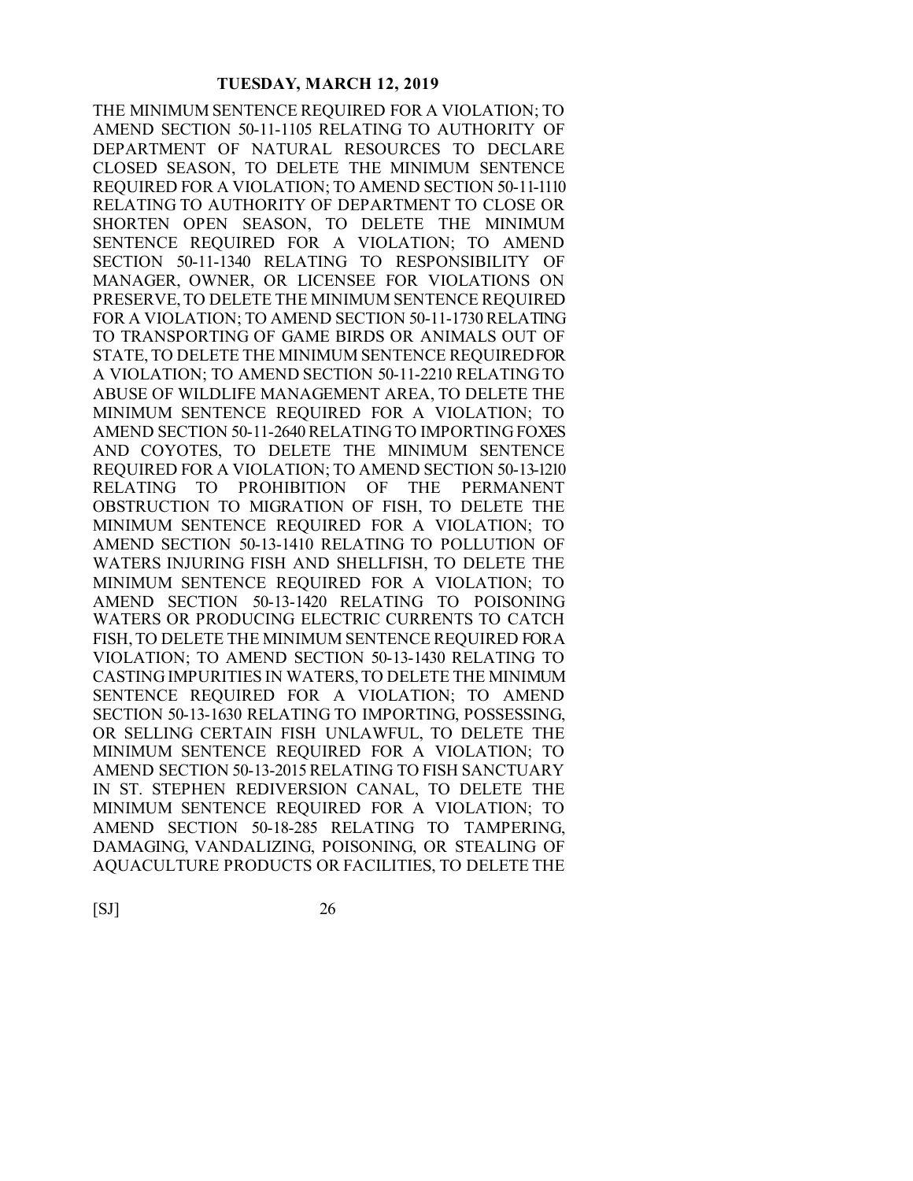THE MINIMUM SENTENCE REQUIRED FOR A VIOLATION; TO AMEND SECTION 50-11-1105 RELATING TO AUTHORITY OF DEPARTMENT OF NATURAL RESOURCES TO DECLARE CLOSED SEASON, TO DELETE THE MINIMUM SENTENCE REQUIRED FOR A VIOLATION; TO AMEND SECTION 50-11-1110 RELATING TO AUTHORITY OF DEPARTMENT TO CLOSE OR SHORTEN OPEN SEASON, TO DELETE THE MINIMUM SENTENCE REQUIRED FOR A VIOLATION; TO AMEND SECTION 50-11-1340 RELATING TO RESPONSIBILITY OF MANAGER, OWNER, OR LICENSEE FOR VIOLATIONS ON PRESERVE, TO DELETE THE MINIMUM SENTENCE REQUIRED FOR A VIOLATION; TO AMEND SECTION 50-11-1730 RELATING TO TRANSPORTING OF GAME BIRDS OR ANIMALS OUT OF STATE, TO DELETE THE MINIMUM SENTENCE REQUIRED FOR A VIOLATION; TO AMEND SECTION 50-11-2210 RELATING TO ABUSE OF WILDLIFE MANAGEMENT AREA, TO DELETE THE MINIMUM SENTENCE REQUIRED FOR A VIOLATION; TO AMEND SECTION 50-11-2640 RELATING TO IMPORTING FOXES AND COYOTES, TO DELETE THE MINIMUM SENTENCE REQUIRED FOR A VIOLATION; TO AMEND SECTION 50-13-1210 RELATING TO PROHIBITION OF THE PERMANENT OBSTRUCTION TO MIGRATION OF FISH, TO DELETE THE MINIMUM SENTENCE REQUIRED FOR A VIOLATION; TO AMEND SECTION 50-13-1410 RELATING TO POLLUTION OF WATERS INJURING FISH AND SHELLFISH, TO DELETE THE MINIMUM SENTENCE REQUIRED FOR A VIOLATION; TO AMEND SECTION 50-13-1420 RELATING TO POISONING WATERS OR PRODUCING ELECTRIC CURRENTS TO CATCH FISH, TO DELETE THE MINIMUM SENTENCE REQUIRED FOR A VIOLATION; TO AMEND SECTION 50-13-1430 RELATING TO CASTING IMPURITIES IN WATERS, TO DELETE THE MINIMUM SENTENCE REQUIRED FOR A VIOLATION; TO AMEND SECTION 50-13-1630 RELATING TO IMPORTING, POSSESSING, OR SELLING CERTAIN FISH UNLAWFUL, TO DELETE THE MINIMUM SENTENCE REQUIRED FOR A VIOLATION; TO AMEND SECTION 50-13-2015 RELATING TO FISH SANCTUARY IN ST. STEPHEN REDIVERSION CANAL, TO DELETE THE MINIMUM SENTENCE REQUIRED FOR A VIOLATION; TO AMEND SECTION 50-18-285 RELATING TO TAMPERING, DAMAGING, VANDALIZING, POISONING, OR STEALING OF AQUACULTURE PRODUCTS OR FACILITIES, TO DELETE THE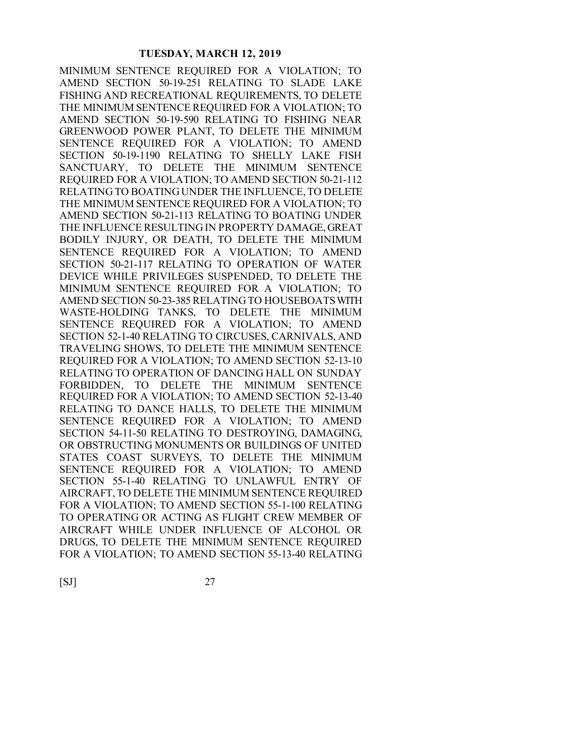MINIMUM SENTENCE REQUIRED FOR A VIOLATION; TO AMEND SECTION 50-19-251 RELATING TO SLADE LAKE FISHING AND RECREATIONAL REQUIREMENTS, TO DELETE THE MINIMUM SENTENCE REQUIRED FOR A VIOLATION; TO AMEND SECTION 50-19-590 RELATING TO FISHING NEAR GREENWOOD POWER PLANT, TO DELETE THE MINIMUM SENTENCE REQUIRED FOR A VIOLATION; TO AMEND SECTION 50-19-1190 RELATING TO SHELLY LAKE FISH SANCTUARY, TO DELETE THE MINIMUM SENTENCE REQUIRED FOR A VIOLATION; TO AMEND SECTION 50-21-112 RELATING TO BOATING UNDER THE INFLUENCE, TO DELETE THE MINIMUM SENTENCE REQUIRED FOR A VIOLATION; TO AMEND SECTION 50-21-113 RELATING TO BOATING UNDER THE INFLUENCE RESULTING IN PROPERTY DAMAGE, GREAT BODILY INJURY, OR DEATH, TO DELETE THE MINIMUM SENTENCE REQUIRED FOR A VIOLATION; TO AMEND SECTION 50-21-117 RELATING TO OPERATION OF WATER DEVICE WHILE PRIVILEGES SUSPENDED, TO DELETE THE MINIMUM SENTENCE REQUIRED FOR A VIOLATION; TO AMEND SECTION 50-23-385 RELATING TO HOUSEBOATS WITH WASTE-HOLDING TANKS, TO DELETE THE MINIMUM SENTENCE REQUIRED FOR A VIOLATION; TO AMEND SECTION 52-1-40 RELATING TO CIRCUSES, CARNIVALS, AND TRAVELING SHOWS, TO DELETE THE MINIMUM SENTENCE REQUIRED FOR A VIOLATION; TO AMEND SECTION 52-13-10 RELATING TO OPERATION OF DANCING HALL ON SUNDAY FORBIDDEN, TO DELETE THE MINIMUM SENTENCE REQUIRED FOR A VIOLATION; TO AMEND SECTION 52-13-40 RELATING TO DANCE HALLS, TO DELETE THE MINIMUM SENTENCE REQUIRED FOR A VIOLATION; TO AMEND SECTION 54-11-50 RELATING TO DESTROYING, DAMAGING, OR OBSTRUCTING MONUMENTS OR BUILDINGS OF UNITED STATES COAST SURVEYS, TO DELETE THE MINIMUM SENTENCE REQUIRED FOR A VIOLATION; TO AMEND SECTION 55-1-40 RELATING TO UNLAWFUL ENTRY OF AIRCRAFT, TO DELETE THE MINIMUM SENTENCE REQUIRED FOR A VIOLATION; TO AMEND SECTION 55-1-100 RELATING TO OPERATING OR ACTING AS FLIGHT CREW MEMBER OF AIRCRAFT WHILE UNDER INFLUENCE OF ALCOHOL OR DRUGS, TO DELETE THE MINIMUM SENTENCE REQUIRED FOR A VIOLATION; TO AMEND SECTION 55-13-40 RELATING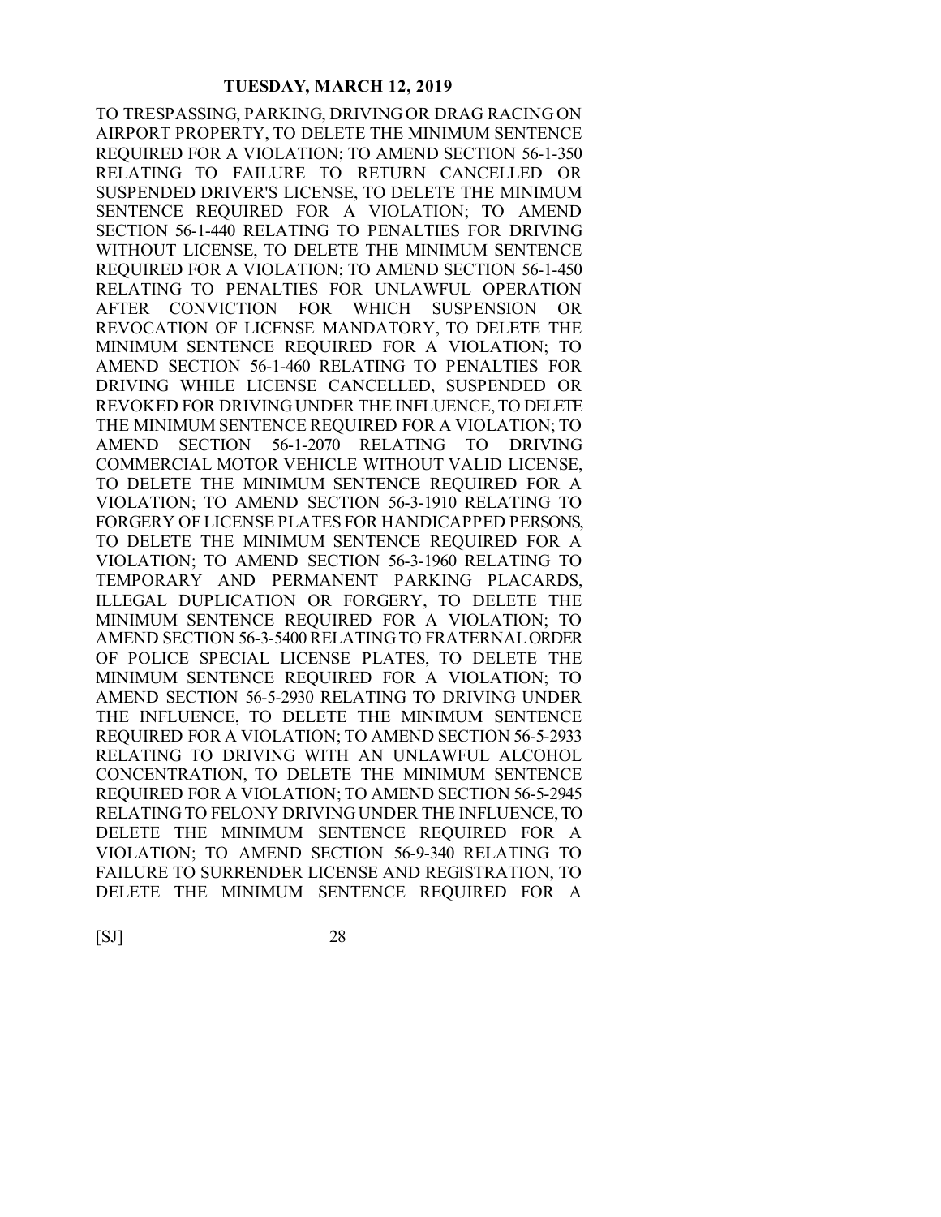TO TRESPASSING, PARKING, DRIVING OR DRAG RACING ON AIRPORT PROPERTY, TO DELETE THE MINIMUM SENTENCE REQUIRED FOR A VIOLATION; TO AMEND SECTION 56-1-350 RELATING TO FAILURE TO RETURN CANCELLED OR SUSPENDED DRIVER'S LICENSE, TO DELETE THE MINIMUM SENTENCE REQUIRED FOR A VIOLATION; TO AMEND SECTION 56-1-440 RELATING TO PENALTIES FOR DRIVING WITHOUT LICENSE, TO DELETE THE MINIMUM SENTENCE REQUIRED FOR A VIOLATION; TO AMEND SECTION 56-1-450 RELATING TO PENALTIES FOR UNLAWFUL OPERATION AFTER CONVICTION FOR WHICH SUSPENSION OR REVOCATION OF LICENSE MANDATORY, TO DELETE THE MINIMUM SENTENCE REQUIRED FOR A VIOLATION; TO AMEND SECTION 56-1-460 RELATING TO PENALTIES FOR DRIVING WHILE LICENSE CANCELLED, SUSPENDED OR REVOKED FOR DRIVING UNDER THE INFLUENCE, TO DELETE THE MINIMUM SENTENCE REQUIRED FOR A VIOLATION; TO AMEND SECTION 56-1-2070 RELATING TO DRIVING COMMERCIAL MOTOR VEHICLE WITHOUT VALID LICENSE, TO DELETE THE MINIMUM SENTENCE REQUIRED FOR A VIOLATION; TO AMEND SECTION 56-3-1910 RELATING TO FORGERY OF LICENSE PLATES FOR HANDICAPPED PERSONS, TO DELETE THE MINIMUM SENTENCE REQUIRED FOR A VIOLATION; TO AMEND SECTION 56-3-1960 RELATING TO TEMPORARY AND PERMANENT PARKING PLACARDS, ILLEGAL DUPLICATION OR FORGERY, TO DELETE THE MINIMUM SENTENCE REQUIRED FOR A VIOLATION; TO AMEND SECTION 56-3-5400 RELATING TO FRATERNAL ORDER OF POLICE SPECIAL LICENSE PLATES, TO DELETE THE MINIMUM SENTENCE REQUIRED FOR A VIOLATION; TO AMEND SECTION 56-5-2930 RELATING TO DRIVING UNDER THE INFLUENCE, TO DELETE THE MINIMUM SENTENCE REQUIRED FOR A VIOLATION; TO AMEND SECTION 56-5-2933 RELATING TO DRIVING WITH AN UNLAWFUL ALCOHOL CONCENTRATION, TO DELETE THE MINIMUM SENTENCE REQUIRED FOR A VIOLATION; TO AMEND SECTION 56-5-2945 RELATING TO FELONY DRIVING UNDER THE INFLUENCE, TO DELETE THE MINIMUM SENTENCE REQUIRED FOR A VIOLATION; TO AMEND SECTION 56-9-340 RELATING TO FAILURE TO SURRENDER LICENSE AND REGISTRATION, TO DELETE THE MINIMUM SENTENCE REQUIRED FOR A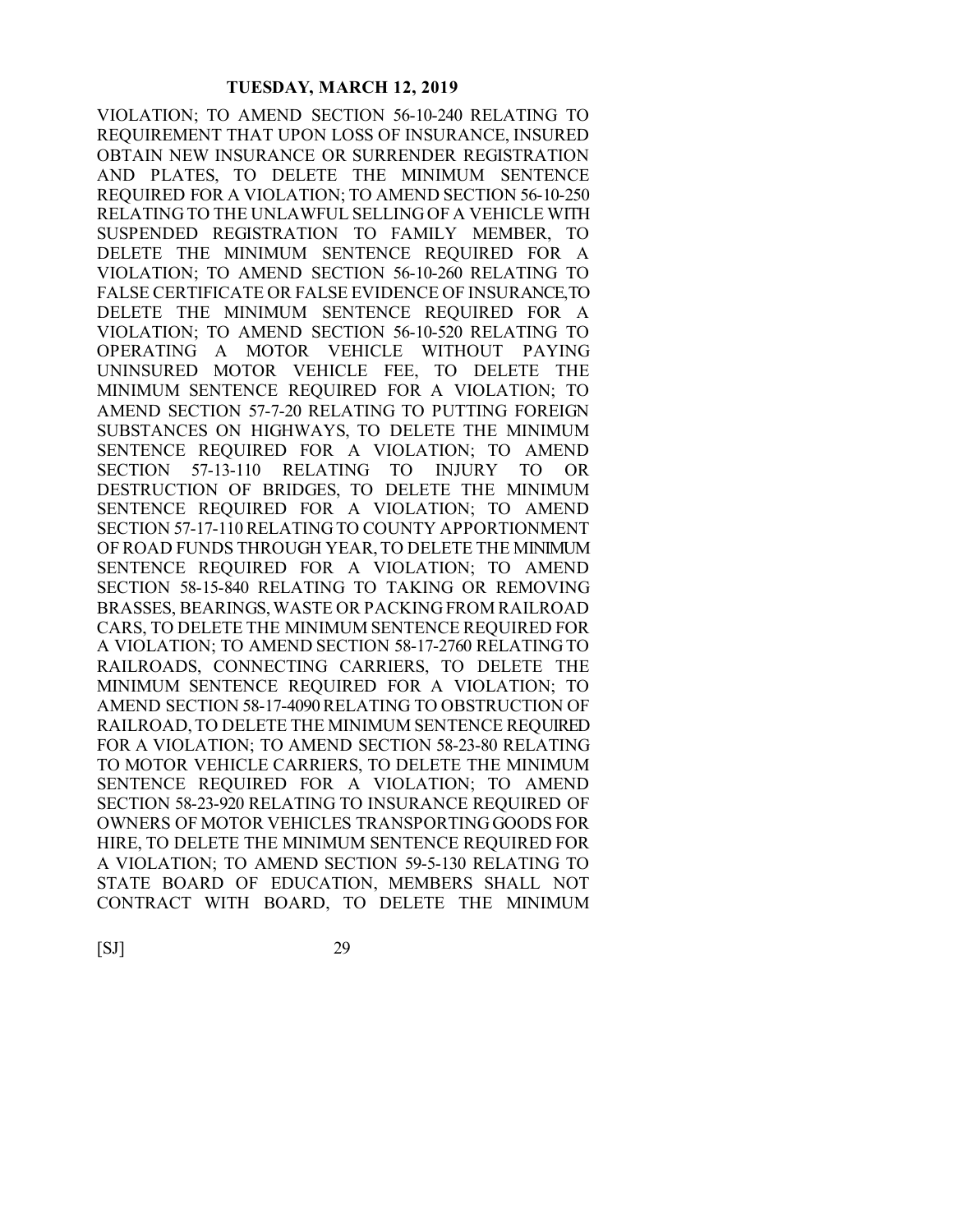VIOLATION; TO AMEND SECTION 56-10-240 RELATING TO REQUIREMENT THAT UPON LOSS OF INSURANCE, INSURED OBTAIN NEW INSURANCE OR SURRENDER REGISTRATION AND PLATES, TO DELETE THE MINIMUM SENTENCE REQUIRED FOR A VIOLATION; TO AMEND SECTION 56-10-250 RELATING TO THE UNLAWFUL SELLING OF A VEHICLE WITH SUSPENDED REGISTRATION TO FAMILY MEMBER, TO DELETE THE MINIMUM SENTENCE REQUIRED FOR A VIOLATION; TO AMEND SECTION 56-10-260 RELATING TO FALSE CERTIFICATE OR FALSE EVIDENCE OF INSURANCE, TO DELETE THE MINIMUM SENTENCE REQUIRED FOR A VIOLATION; TO AMEND SECTION 56-10-520 RELATING TO OPERATING A MOTOR VEHICLE WITHOUT PAYING UNINSURED MOTOR VEHICLE FEE, TO DELETE THE MINIMUM SENTENCE REQUIRED FOR A VIOLATION; TO AMEND SECTION 57-7-20 RELATING TO PUTTING FOREIGN SUBSTANCES ON HIGHWAYS, TO DELETE THE MINIMUM SENTENCE REQUIRED FOR A VIOLATION; TO AMEND SECTION 57-13-110 RELATING TO INJURY TO OR DESTRUCTION OF BRIDGES, TO DELETE THE MINIMUM SENTENCE REQUIRED FOR A VIOLATION; TO AMEND SECTION 57-17-110 RELATING TO COUNTY APPORTIONMENT OF ROAD FUNDS THROUGH YEAR, TO DELETE THE MINIMUM SENTENCE REQUIRED FOR A VIOLATION; TO AMEND SECTION 58-15-840 RELATING TO TAKING OR REMOVING BRASSES, BEARINGS, WASTE OR PACKING FROM RAILROAD CARS, TO DELETE THE MINIMUM SENTENCE REQUIRED FOR A VIOLATION; TO AMEND SECTION 58-17-2760 RELATING TO RAILROADS, CONNECTING CARRIERS, TO DELETE THE MINIMUM SENTENCE REQUIRED FOR A VIOLATION; TO AMEND SECTION 58-17-4090 RELATING TO OBSTRUCTION OF RAILROAD, TO DELETE THE MINIMUM SENTENCE REQUIRED FOR A VIOLATION; TO AMEND SECTION 58-23-80 RELATING TO MOTOR VEHICLE CARRIERS, TO DELETE THE MINIMUM SENTENCE REQUIRED FOR A VIOLATION; TO AMEND SECTION 58-23-920 RELATING TO INSURANCE REQUIRED OF OWNERS OF MOTOR VEHICLES TRANSPORTING GOODS FOR HIRE, TO DELETE THE MINIMUM SENTENCE REQUIRED FOR A VIOLATION; TO AMEND SECTION 59-5-130 RELATING TO STATE BOARD OF EDUCATION, MEMBERS SHALL NOT CONTRACT WITH BOARD, TO DELETE THE MINIMUM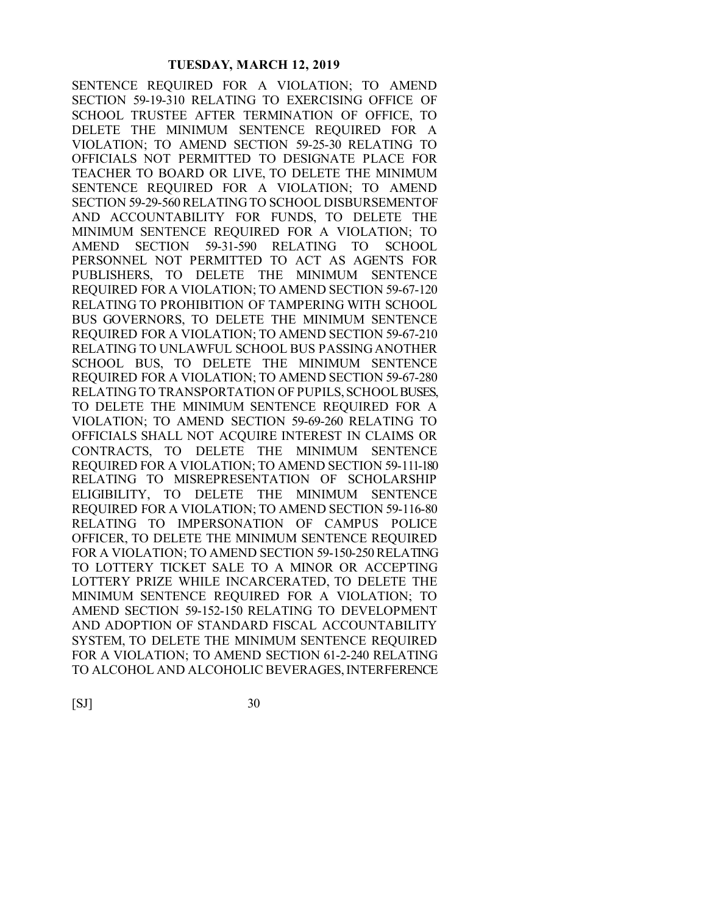SENTENCE REQUIRED FOR A VIOLATION; TO AMEND SECTION 59-19-310 RELATING TO EXERCISING OFFICE OF SCHOOL TRUSTEE AFTER TERMINATION OF OFFICE, TO DELETE THE MINIMUM SENTENCE REQUIRED FOR A VIOLATION; TO AMEND SECTION 59-25-30 RELATING TO OFFICIALS NOT PERMITTED TO DESIGNATE PLACE FOR TEACHER TO BOARD OR LIVE, TO DELETE THE MINIMUM SENTENCE REQUIRED FOR A VIOLATION; TO AMEND SECTION 59-29-560 RELATING TO SCHOOL DISBURSEMENT OF AND ACCOUNTABILITY FOR FUNDS, TO DELETE THE MINIMUM SENTENCE REQUIRED FOR A VIOLATION; TO AMEND SECTION 59-31-590 RELATING TO SCHOOL PERSONNEL NOT PERMITTED TO ACT AS AGENTS FOR PUBLISHERS, TO DELETE THE MINIMUM SENTENCE REQUIRED FOR A VIOLATION; TO AMEND SECTION 59-67-120 RELATING TO PROHIBITION OF TAMPERING WITH SCHOOL BUS GOVERNORS, TO DELETE THE MINIMUM SENTENCE REQUIRED FOR A VIOLATION; TO AMEND SECTION 59-67-210 RELATING TO UNLAWFUL SCHOOL BUS PASSING ANOTHER SCHOOL BUS, TO DELETE THE MINIMUM SENTENCE REQUIRED FOR A VIOLATION; TO AMEND SECTION 59-67-280 RELATING TO TRANSPORTATION OF PUPILS, SCHOOL BUSES, TO DELETE THE MINIMUM SENTENCE REQUIRED FOR A VIOLATION; TO AMEND SECTION 59-69-260 RELATING TO OFFICIALS SHALL NOT ACQUIRE INTEREST IN CLAIMS OR CONTRACTS, TO DELETE THE MINIMUM SENTENCE REQUIRED FOR A VIOLATION; TO AMEND SECTION 59-111-180 RELATING TO MISREPRESENTATION OF SCHOLARSHIP ELIGIBILITY, TO DELETE THE MINIMUM SENTENCE REQUIRED FOR A VIOLATION; TO AMEND SECTION 59-116-80 RELATING TO IMPERSONATION OF CAMPUS POLICE OFFICER, TO DELETE THE MINIMUM SENTENCE REQUIRED FOR A VIOLATION; TO AMEND SECTION 59-150-250 RELATING TO LOTTERY TICKET SALE TO A MINOR OR ACCEPTING LOTTERY PRIZE WHILE INCARCERATED, TO DELETE THE MINIMUM SENTENCE REQUIRED FOR A VIOLATION; TO AMEND SECTION 59-152-150 RELATING TO DEVELOPMENT AND ADOPTION OF STANDARD FISCAL ACCOUNTABILITY SYSTEM, TO DELETE THE MINIMUM SENTENCE REQUIRED FOR A VIOLATION; TO AMEND SECTION 61-2-240 RELATING TO ALCOHOL AND ALCOHOLIC BEVERAGES, INTERFERENCE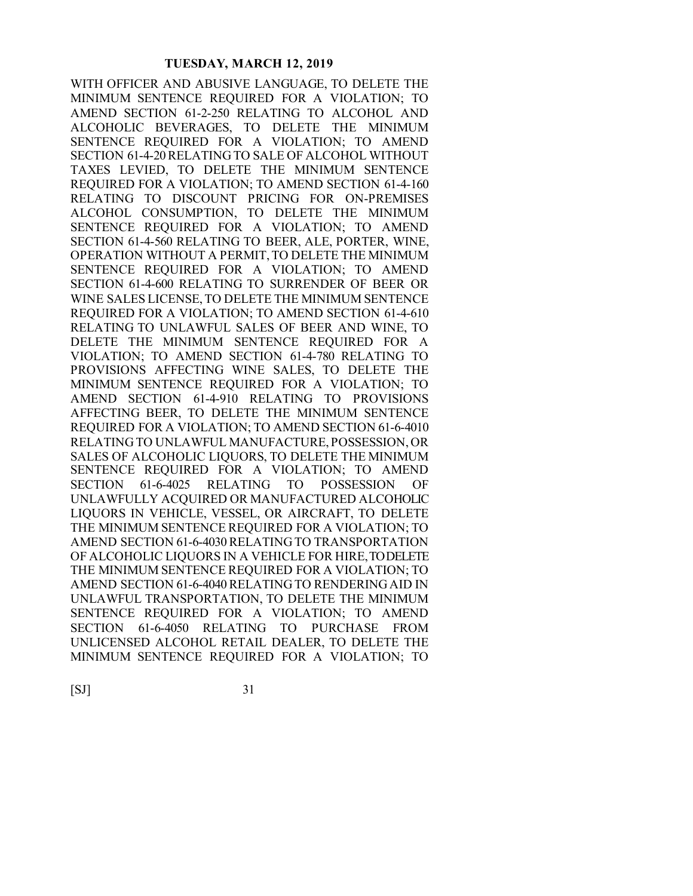WITH OFFICER AND ABUSIVE LANGUAGE, TO DELETE THE MINIMUM SENTENCE REQUIRED FOR A VIOLATION; TO AMEND SECTION 61-2-250 RELATING TO ALCOHOL AND ALCOHOLIC BEVERAGES, TO DELETE THE MINIMUM SENTENCE REQUIRED FOR A VIOLATION; TO AMEND SECTION 61-4-20 RELATING TO SALE OF ALCOHOL WITHOUT TAXES LEVIED, TO DELETE THE MINIMUM SENTENCE REQUIRED FOR A VIOLATION; TO AMEND SECTION 61-4-160 RELATING TO DISCOUNT PRICING FOR ON-PREMISES ALCOHOL CONSUMPTION, TO DELETE THE MINIMUM SENTENCE REQUIRED FOR A VIOLATION; TO AMEND SECTION 61-4-560 RELATING TO BEER, ALE, PORTER, WINE, OPERATION WITHOUT A PERMIT, TO DELETE THE MINIMUM SENTENCE REQUIRED FOR A VIOLATION; TO AMEND SECTION 61-4-600 RELATING TO SURRENDER OF BEER OR WINE SALES LICENSE, TO DELETE THE MINIMUM SENTENCE REQUIRED FOR A VIOLATION; TO AMEND SECTION 61-4-610 RELATING TO UNLAWFUL SALES OF BEER AND WINE, TO DELETE THE MINIMUM SENTENCE REQUIRED FOR A VIOLATION; TO AMEND SECTION 61-4-780 RELATING TO PROVISIONS AFFECTING WINE SALES, TO DELETE THE MINIMUM SENTENCE REQUIRED FOR A VIOLATION; TO AMEND SECTION 61-4-910 RELATING TO PROVISIONS AFFECTING BEER, TO DELETE THE MINIMUM SENTENCE REQUIRED FOR A VIOLATION; TO AMEND SECTION 61-6-4010 RELATING TO UNLAWFUL MANUFACTURE, POSSESSION, OR SALES OF ALCOHOLIC LIQUORS, TO DELETE THE MINIMUM SENTENCE REQUIRED FOR A VIOLATION; TO AMEND SECTION 61-6-4025 RELATING TO POSSESSION OF UNLAWFULLY ACQUIRED OR MANUFACTURED ALCOHOLIC LIQUORS IN VEHICLE, VESSEL, OR AIRCRAFT, TO DELETE THE MINIMUM SENTENCE REQUIRED FOR A VIOLATION; TO AMEND SECTION 61-6-4030 RELATING TO TRANSPORTATION OF ALCOHOLIC LIQUORS IN A VEHICLE FOR HIRE, TO DELETE THE MINIMUM SENTENCE REQUIRED FOR A VIOLATION; TO AMEND SECTION 61-6-4040 RELATING TO RENDERING AID IN UNLAWFUL TRANSPORTATION, TO DELETE THE MINIMUM SENTENCE REQUIRED FOR A VIOLATION; TO AMEND SECTION 61-6-4050 RELATING TO PURCHASE FROM UNLICENSED ALCOHOL RETAIL DEALER, TO DELETE THE MINIMUM SENTENCE REQUIRED FOR A VIOLATION; TO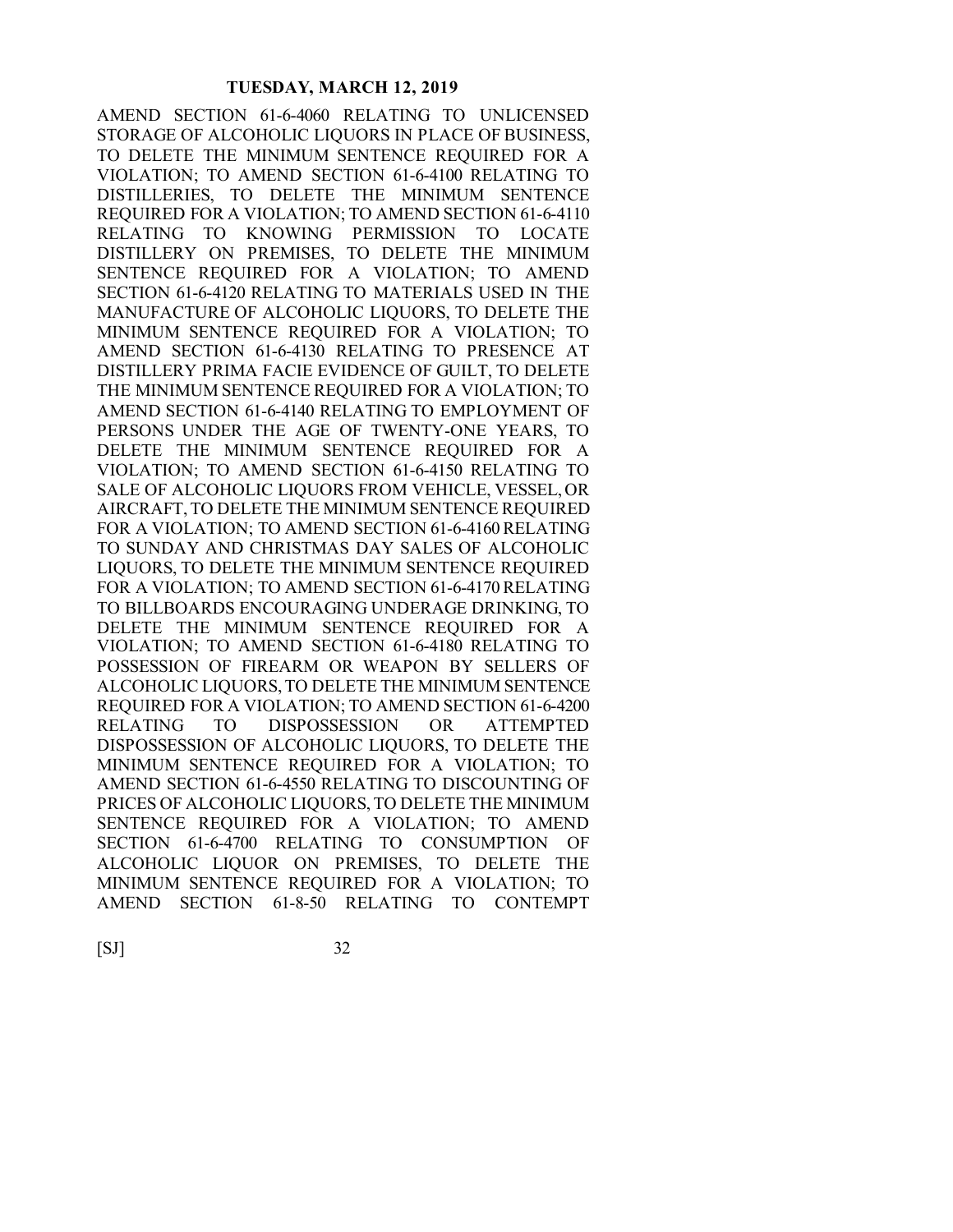AMEND SECTION 61-6-4060 RELATING TO UNLICENSED STORAGE OF ALCOHOLIC LIQUORS IN PLACE OF BUSINESS, TO DELETE THE MINIMUM SENTENCE REQUIRED FOR A VIOLATION; TO AMEND SECTION 61-6-4100 RELATING TO DISTILLERIES, TO DELETE THE MINIMUM SENTENCE REQUIRED FOR A VIOLATION; TO AMEND SECTION 61-6-4110 RELATING TO KNOWING PERMISSION TO LOCATE DISTILLERY ON PREMISES, TO DELETE THE MINIMUM SENTENCE REQUIRED FOR A VIOLATION; TO AMEND SECTION 61-6-4120 RELATING TO MATERIALS USED IN THE MANUFACTURE OF ALCOHOLIC LIQUORS, TO DELETE THE MINIMUM SENTENCE REQUIRED FOR A VIOLATION; TO AMEND SECTION 61-6-4130 RELATING TO PRESENCE AT DISTILLERY PRIMA FACIE EVIDENCE OF GUILT, TO DELETE THE MINIMUM SENTENCE REQUIRED FOR A VIOLATION; TO AMEND SECTION 61-6-4140 RELATING TO EMPLOYMENT OF PERSONS UNDER THE AGE OF TWENTY-ONE YEARS, TO DELETE THE MINIMUM SENTENCE REQUIRED FOR A VIOLATION; TO AMEND SECTION 61-6-4150 RELATING TO SALE OF ALCOHOLIC LIQUORS FROM VEHICLE, VESSEL, OR AIRCRAFT, TO DELETE THE MINIMUM SENTENCE REQUIRED FOR A VIOLATION; TO AMEND SECTION 61-6-4160 RELATING TO SUNDAY AND CHRISTMAS DAY SALES OF ALCOHOLIC LIQUORS, TO DELETE THE MINIMUM SENTENCE REQUIRED FOR A VIOLATION; TO AMEND SECTION 61-6-4170 RELATING TO BILLBOARDS ENCOURAGING UNDERAGE DRINKING, TO DELETE THE MINIMUM SENTENCE REQUIRED FOR A VIOLATION; TO AMEND SECTION 61-6-4180 RELATING TO POSSESSION OF FIREARM OR WEAPON BY SELLERS OF ALCOHOLIC LIQUORS, TO DELETE THE MINIMUM SENTENCE REQUIRED FOR A VIOLATION; TO AMEND SECTION 61-6-4200 RELATING TO DISPOSSESSION OR ATTEMPTED DISPOSSESSION OF ALCOHOLIC LIQUORS, TO DELETE THE MINIMUM SENTENCE REQUIRED FOR A VIOLATION; TO AMEND SECTION 61-6-4550 RELATING TO DISCOUNTING OF PRICES OF ALCOHOLIC LIQUORS, TO DELETE THE MINIMUM SENTENCE REQUIRED FOR A VIOLATION; TO AMEND SECTION 61-6-4700 RELATING TO CONSUMPTION OF ALCOHOLIC LIQUOR ON PREMISES, TO DELETE THE MINIMUM SENTENCE REQUIRED FOR A VIOLATION; TO AMEND SECTION 61-8-50 RELATING TO CONTEMPT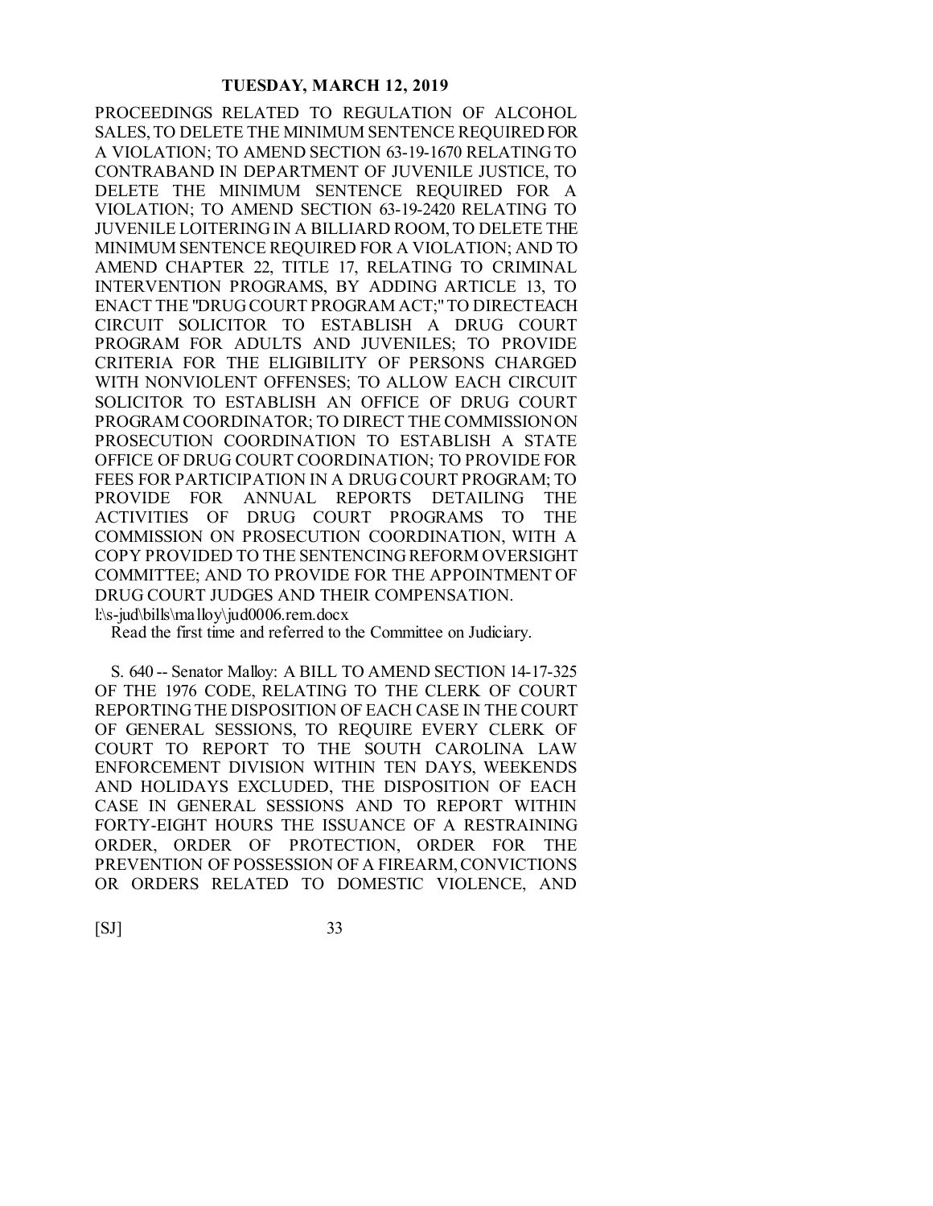PROCEEDINGS RELATED TO REGULATION OF ALCOHOL SALES, TO DELETE THE MINIMUM SENTENCE REQUIRED FOR A VIOLATION; TO AMEND SECTION 63-19-1670 RELATING TO CONTRABAND IN DEPARTMENT OF JUVENILE JUSTICE, TO DELETE THE MINIMUM SENTENCE REQUIRED FOR A VIOLATION; TO AMEND SECTION 63-19-2420 RELATING TO JUVENILE LOITERING IN A BILLIARD ROOM, TO DELETE THE MINIMUM SENTENCE REQUIRED FOR A VIOLATION; AND TO AMEND CHAPTER 22, TITLE 17, RELATING TO CRIMINAL INTERVENTION PROGRAMS, BY ADDING ARTICLE 13, TO ENACT THE "DRUG COURT PROGRAM ACT;" TO DIRECT EACH CIRCUIT SOLICITOR TO ESTABLISH A DRUG COURT PROGRAM FOR ADULTS AND JUVENILES; TO PROVIDE CRITERIA FOR THE ELIGIBILITY OF PERSONS CHARGED WITH NONVIOLENT OFFENSES; TO ALLOW EACH CIRCUIT SOLICITOR TO ESTABLISH AN OFFICE OF DRUG COURT PROGRAM COORDINATOR; TO DIRECT THE COMMISSION ON PROSECUTION COORDINATION TO ESTABLISH A STATE OFFICE OF DRUG COURT COORDINATION; TO PROVIDE FOR FEES FOR PARTICIPATION IN A DRUG COURT PROGRAM; TO PROVIDE FOR ANNUAL REPORTS DETAILING THE ACTIVITIES OF DRUG COURT PROGRAMS TO THE COMMISSION ON PROSECUTION COORDINATION, WITH A COPY PROVIDED TO THE SENTENCING REFORM OVERSIGHT COMMITTEE; AND TO PROVIDE FOR THE APPOINTMENT OF DRUG COURT JUDGES AND THEIR COMPENSATION.
l:\s-jud\bills\malloy\jud0006.rem.docx

Read the first time and referred to the Committee on Judiciary.

S. 640 -- Senator Malloy: A BILL TO AMEND SECTION 14-17-325 OF THE 1976 CODE, RELATING TO THE CLERK OF COURT REPORTING THE DISPOSITION OF EACH CASE IN THE COURT OF GENERAL SESSIONS, TO REQUIRE EVERY CLERK OF COURT TO REPORT TO THE SOUTH CAROLINA LAW ENFORCEMENT DIVISION WITHIN TEN DAYS, WEEKENDS AND HOLIDAYS EXCLUDED, THE DISPOSITION OF EACH CASE IN GENERAL SESSIONS AND TO REPORT WITHIN FORTY-EIGHT HOURS THE ISSUANCE OF A RESTRAINING ORDER, ORDER OF PROTECTION, ORDER FOR THE PREVENTION OF POSSESSION OF A FIREARM, CONVICTIONS OR ORDERS RELATED TO DOMESTIC VIOLENCE, AND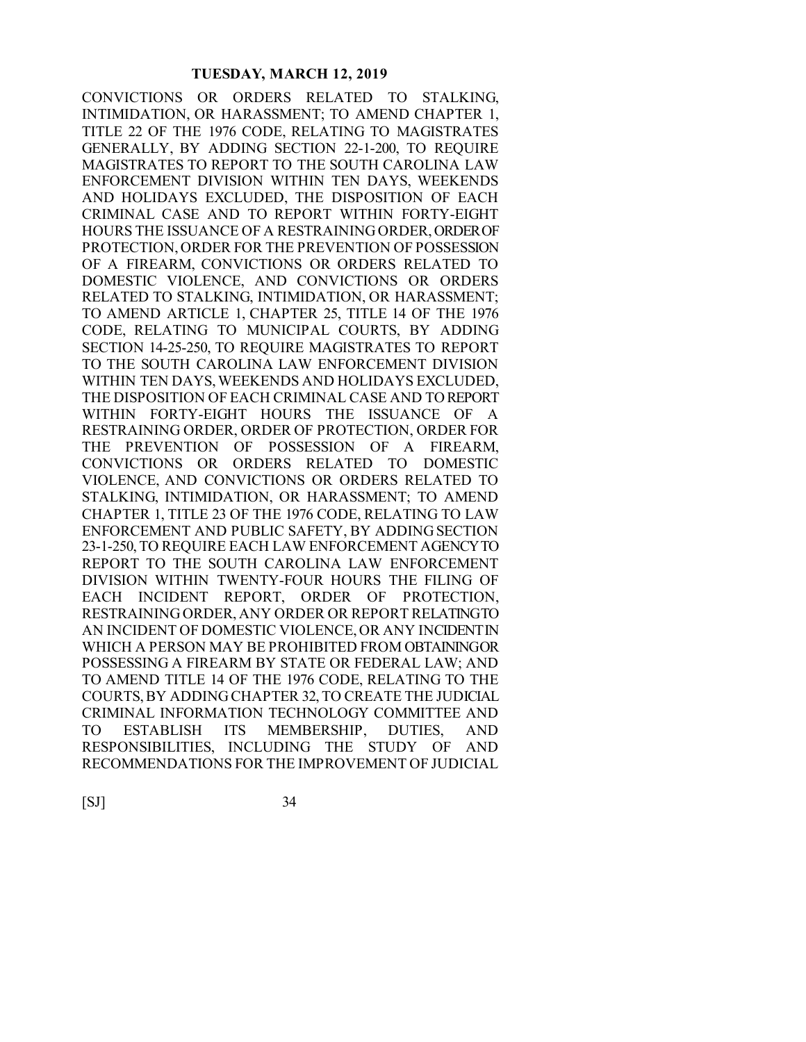CONVICTIONS OR ORDERS RELATED TO STALKING, INTIMIDATION, OR HARASSMENT; TO AMEND CHAPTER 1, TITLE 22 OF THE 1976 CODE, RELATING TO MAGISTRATES GENERALLY, BY ADDING SECTION 22-1-200, TO REQUIRE MAGISTRATES TO REPORT TO THE SOUTH CAROLINA LAW ENFORCEMENT DIVISION WITHIN TEN DAYS, WEEKENDS AND HOLIDAYS EXCLUDED, THE DISPOSITION OF EACH CRIMINAL CASE AND TO REPORT WITHIN FORTY-EIGHT HOURS THE ISSUANCE OF A RESTRAINING ORDER, ORDER OF PROTECTION, ORDER FOR THE PREVENTION OF POSSESSION OF A FIREARM, CONVICTIONS OR ORDERS RELATED TO DOMESTIC VIOLENCE, AND CONVICTIONS OR ORDERS RELATED TO STALKING, INTIMIDATION, OR HARASSMENT; TO AMEND ARTICLE 1, CHAPTER 25, TITLE 14 OF THE 1976 CODE, RELATING TO MUNICIPAL COURTS, BY ADDING SECTION 14-25-250, TO REQUIRE MAGISTRATES TO REPORT TO THE SOUTH CAROLINA LAW ENFORCEMENT DIVISION WITHIN TEN DAYS, WEEKENDS AND HOLIDAYS EXCLUDED, THE DISPOSITION OF EACH CRIMINAL CASE AND TO REPORT WITHIN FORTY-EIGHT HOURS THE ISSUANCE OF A RESTRAINING ORDER, ORDER OF PROTECTION, ORDER FOR THE PREVENTION OF POSSESSION OF A FIREARM, CONVICTIONS OR ORDERS RELATED TO DOMESTIC VIOLENCE, AND CONVICTIONS OR ORDERS RELATED TO STALKING, INTIMIDATION, OR HARASSMENT; TO AMEND CHAPTER 1, TITLE 23 OF THE 1976 CODE, RELATING TO LAW ENFORCEMENT AND PUBLIC SAFETY, BY ADDING SECTION 23-1-250, TO REQUIRE EACH LAW ENFORCEMENT AGENCY TO REPORT TO THE SOUTH CAROLINA LAW ENFORCEMENT DIVISION WITHIN TWENTY-FOUR HOURS THE FILING OF EACH INCIDENT REPORT, ORDER OF PROTECTION, RESTRAINING ORDER, ANY ORDER OR REPORT RELATING TO AN INCIDENT OF DOMESTIC VIOLENCE, OR ANY INCIDENT IN WHICH A PERSON MAY BE PROHIBITED FROM OBTAINING OR POSSESSING A FIREARM BY STATE OR FEDERAL LAW; AND TO AMEND TITLE 14 OF THE 1976 CODE, RELATING TO THE COURTS, BY ADDING CHAPTER 32, TO CREATE THE JUDICIAL CRIMINAL INFORMATION TECHNOLOGY COMMITTEE AND TO ESTABLISH ITS MEMBERSHIP, DUTIES, AND RESPONSIBILITIES, INCLUDING THE STUDY OF AND RECOMMENDATIONS FOR THE IMPROVEMENT OF JUDICIAL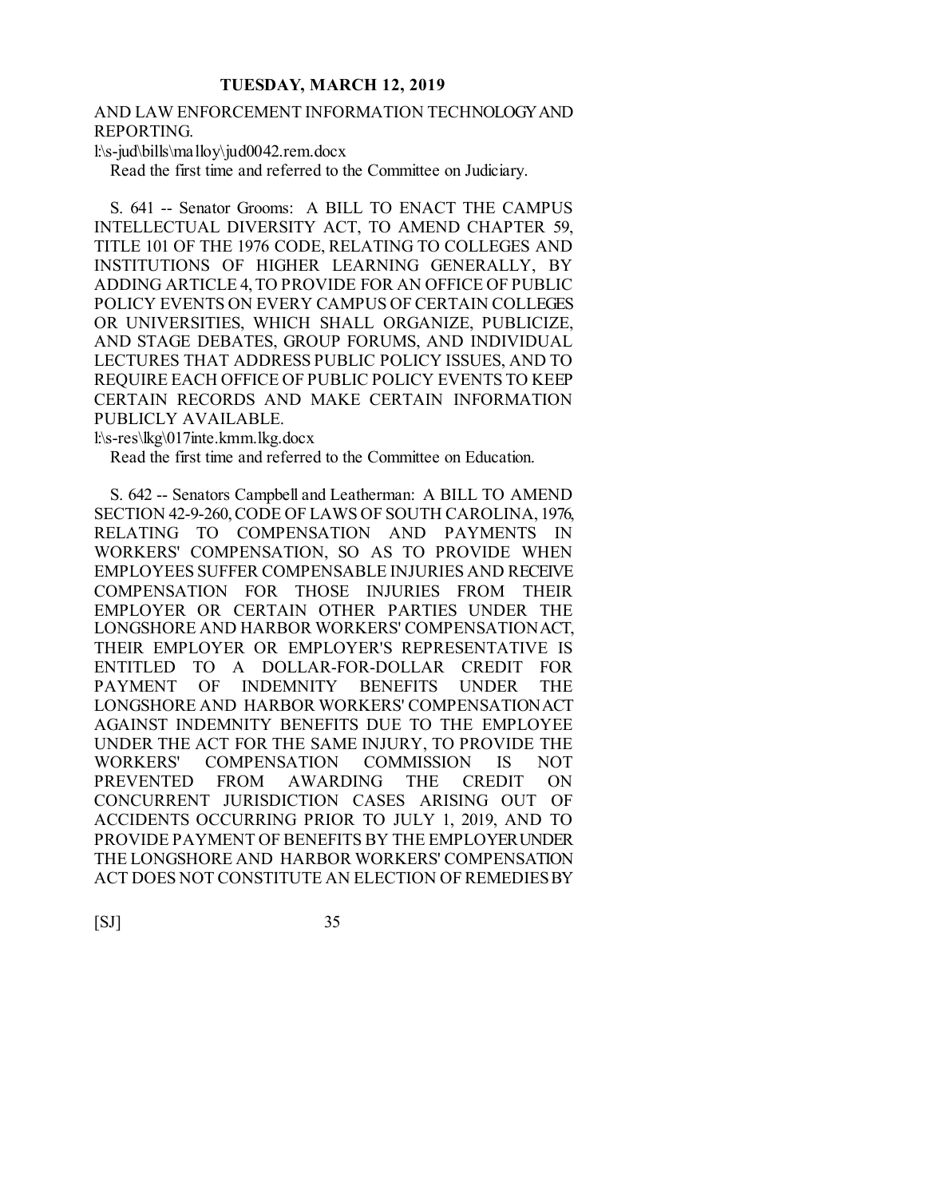AND LAW ENFORCEMENT INFORMATION TECHNOLOGY AND REPORTING.

l:\s-jud\bills\malloy\jud0042.rem.docx

Read the first time and referred to the Committee on Judiciary.

S. 641 -- Senator Grooms: A BILL TO ENACT THE CAMPUS INTELLECTUAL DIVERSITY ACT, TO AMEND CHAPTER 59, TITLE 101 OF THE 1976 CODE, RELATING TO COLLEGES AND INSTITUTIONS OF HIGHER LEARNING GENERALLY, BY ADDING ARTICLE 4, TO PROVIDE FOR AN OFFICE OF PUBLIC POLICY EVENTS ON EVERY CAMPUS OF CERTAIN COLLEGES OR UNIVERSITIES, WHICH SHALL ORGANIZE, PUBLICIZE, AND STAGE DEBATES, GROUP FORUMS, AND INDIVIDUAL LECTURES THAT ADDRESS PUBLIC POLICY ISSUES, AND TO REQUIRE EACH OFFICE OF PUBLIC POLICY EVENTS TO KEEP CERTAIN RECORDS AND MAKE CERTAIN INFORMATION PUBLICLY AVAILABLE.

l:\s-res\lkg\017inte.kmm.lkg.docx

Read the first time and referred to the Committee on Education.

S. 642 -- Senators Campbell and Leatherman: A BILL TO AMEND SECTION 42-9-260, CODE OF LAWS OF SOUTH CAROLINA, 1976, RELATING TO COMPENSATION AND PAYMENTS IN WORKERS' COMPENSATION, SO AS TO PROVIDE WHEN EMPLOYEES SUFFER COMPENSABLE INJURIES AND RECEIVE COMPENSATION FOR THOSE INJURIES FROM THEIR EMPLOYER OR CERTAIN OTHER PARTIES UNDER THE LONGSHORE AND HARBOR WORKERS' COMPENSATION ACT, THEIR EMPLOYER OR EMPLOYER'S REPRESENTATIVE IS ENTITLED TO A DOLLAR-FOR-DOLLAR CREDIT FOR PAYMENT OF INDEMNITY BENEFITS UNDER THE LONGSHORE AND HARBOR WORKERS' COMPENSATION ACT AGAINST INDEMNITY BENEFITS DUE TO THE EMPLOYEE UNDER THE ACT FOR THE SAME INJURY, TO PROVIDE THE WORKERS' COMPENSATION COMMISSION IS NOT PREVENTED FROM AWARDING THE CREDIT ON CONCURRENT JURISDICTION CASES ARISING OUT OF ACCIDENTS OCCURRING PRIOR TO JULY 1, 2019, AND TO PROVIDE PAYMENT OF BENEFITS BY THE EMPLOYER UNDER THE LONGSHORE AND HARBOR WORKERS' COMPENSATION ACT DOES NOT CONSTITUTE AN ELECTION OF REMEDIES BY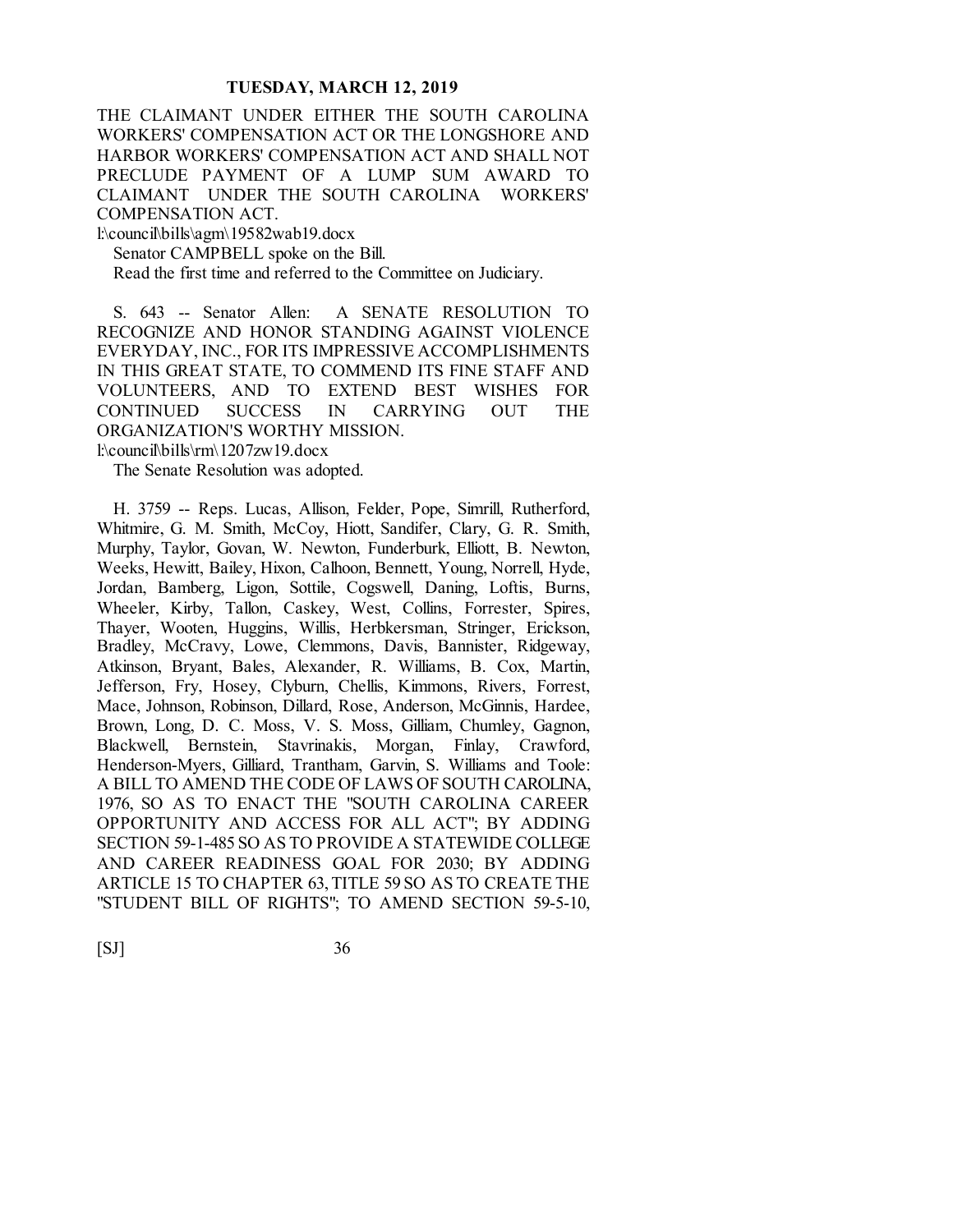THE CLAIMANT UNDER EITHER THE SOUTH CAROLINA WORKERS' COMPENSATION ACT OR THE LONGSHORE AND HARBOR WORKERS' COMPENSATION ACT AND SHALL NOT PRECLUDE PAYMENT OF A LUMP SUM AWARD TO CLAIMANT UNDER THE SOUTH CAROLINA WORKERS' COMPENSATION ACT.

l:\council\bills\agm\19582wab19.docx

Senator CAMPBELL spoke on the Bill.

Read the first time and referred to the Committee on Judiciary.

S. 643 -- Senator Allen: A SENATE RESOLUTION TO RECOGNIZE AND HONOR STANDING AGAINST VIOLENCE EVERYDAY, INC., FOR ITS IMPRESSIVE ACCOMPLISHMENTS IN THIS GREAT STATE, TO COMMEND ITS FINE STAFF AND VOLUNTEERS, AND TO EXTEND BEST WISHES FOR CONTINUED SUCCESS IN CARRYING OUT THE ORGANIZATION'S WORTHY MISSION.

l:\council\bills\rm\1207zw19.docx

The Senate Resolution was adopted.

H. 3759 -- Reps. Lucas, Allison, Felder, Pope, Simrill, Rutherford, Whitmire, G. M. Smith, McCoy, Hiott, Sandifer, Clary, G. R. Smith, Murphy, Taylor, Govan, W. Newton, Funderburk, Elliott, B. Newton, Weeks, Hewitt, Bailey, Hixon, Calhoon, Bennett, Young, Norrell, Hyde, Jordan, Bamberg, Ligon, Sottile, Cogswell, Daning, Loftis, Burns, Wheeler, Kirby, Tallon, Caskey, West, Collins, Forrester, Spires, Thayer, Wooten, Huggins, Willis, Herbkersman, Stringer, Erickson, Bradley, McCravy, Lowe, Clemmons, Davis, Bannister, Ridgeway, Atkinson, Bryant, Bales, Alexander, R. Williams, B. Cox, Martin, Jefferson, Fry, Hosey, Clyburn, Chellis, Kimmons, Rivers, Forrest, Mace, Johnson, Robinson, Dillard, Rose, Anderson, McGinnis, Hardee, Brown, Long, D. C. Moss, V. S. Moss, Gilliam, Chumley, Gagnon, Blackwell, Bernstein, Stavrinakis, Morgan, Finlay, Crawford, Henderson-Myers, Gilliard, Trantham, Garvin, S. Williams and Toole: A BILL TO AMEND THE CODE OF LAWS OF SOUTH CAROLINA, 1976, SO AS TO ENACT THE "SOUTH CAROLINA CAREER OPPORTUNITY AND ACCESS FOR ALL ACT"; BY ADDING SECTION 59-1-485 SO AS TO PROVIDE A STATEWIDE COLLEGE AND CAREER READINESS GOAL FOR 2030; BY ADDING ARTICLE 15 TO CHAPTER 63, TITLE 59 SO AS TO CREATE THE "STUDENT BILL OF RIGHTS"; TO AMEND SECTION 59-5-10,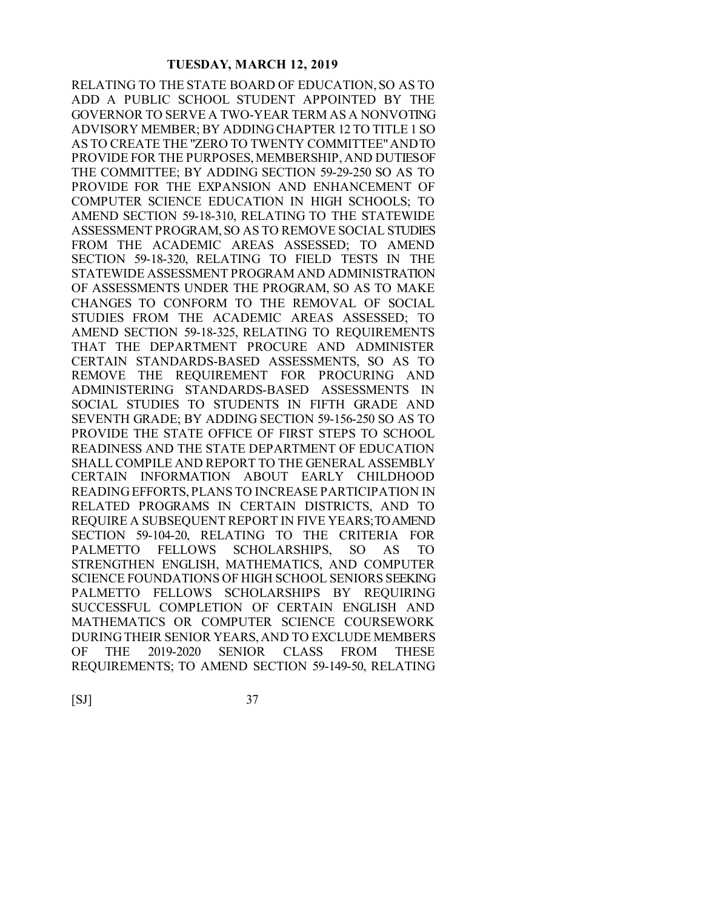RELATING TO THE STATE BOARD OF EDUCATION, SO AS TO ADD A PUBLIC SCHOOL STUDENT APPOINTED BY THE GOVERNOR TO SERVE A TWO-YEAR TERM AS A NONVOTING ADVISORY MEMBER; BY ADDING CHAPTER 12 TO TITLE 1 SO AS TO CREATE THE "ZERO TO TWENTY COMMITTEE" AND TO PROVIDE FOR THE PURPOSES, MEMBERSHIP, AND DUTIES OF THE COMMITTEE; BY ADDING SECTION 59-29-250 SO AS TO PROVIDE FOR THE EXPANSION AND ENHANCEMENT OF COMPUTER SCIENCE EDUCATION IN HIGH SCHOOLS; TO AMEND SECTION 59-18-310, RELATING TO THE STATEWIDE ASSESSMENT PROGRAM, SO AS TO REMOVE SOCIAL STUDIES FROM THE ACADEMIC AREAS ASSESSED; TO AMEND SECTION 59-18-320, RELATING TO FIELD TESTS IN THE STATEWIDE ASSESSMENT PROGRAM AND ADMINISTRATION OF ASSESSMENTS UNDER THE PROGRAM, SO AS TO MAKE CHANGES TO CONFORM TO THE REMOVAL OF SOCIAL STUDIES FROM THE ACADEMIC AREAS ASSESSED; TO AMEND SECTION 59-18-325, RELATING TO REQUIREMENTS THAT THE DEPARTMENT PROCURE AND ADMINISTER CERTAIN STANDARDS-BASED ASSESSMENTS, SO AS TO REMOVE THE REQUIREMENT FOR PROCURING AND ADMINISTERING STANDARDS-BASED ASSESSMENTS IN SOCIAL STUDIES TO STUDENTS IN FIFTH GRADE AND SEVENTH GRADE; BY ADDING SECTION 59-156-250 SO AS TO PROVIDE THE STATE OFFICE OF FIRST STEPS TO SCHOOL READINESS AND THE STATE DEPARTMENT OF EDUCATION SHALL COMPILE AND REPORT TO THE GENERAL ASSEMBLY CERTAIN INFORMATION ABOUT EARLY CHILDHOOD READING EFFORTS, PLANS TO INCREASE PARTICIPATION IN RELATED PROGRAMS IN CERTAIN DISTRICTS, AND TO REQUIRE A SUBSEQUENT REPORT IN FIVE YEARS; TO AMEND SECTION 59-104-20, RELATING TO THE CRITERIA FOR PALMETTO FELLOWS SCHOLARSHIPS, SO AS TO STRENGTHEN ENGLISH, MATHEMATICS, AND COMPUTER SCIENCE FOUNDATIONS OF HIGH SCHOOL SENIORS SEEKING PALMETTO FELLOWS SCHOLARSHIPS BY REQUIRING SUCCESSFUL COMPLETION OF CERTAIN ENGLISH AND MATHEMATICS OR COMPUTER SCIENCE COURSEWORK DURING THEIR SENIOR YEARS, AND TO EXCLUDE MEMBERS OF THE 2019-2020 SENIOR CLASS FROM THESE REQUIREMENTS; TO AMEND SECTION 59-149-50, RELATING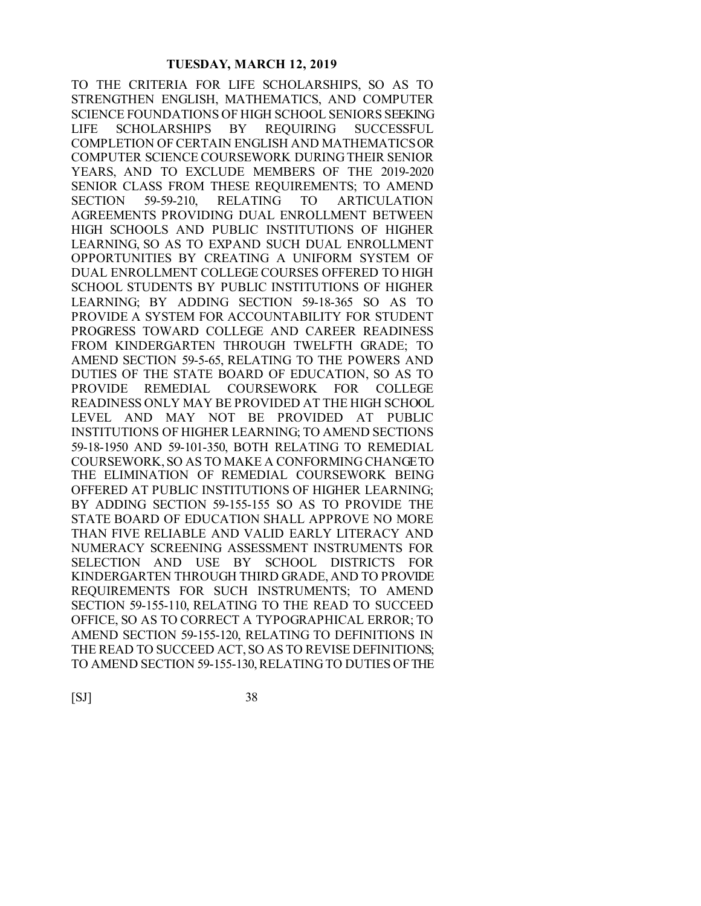TO THE CRITERIA FOR LIFE SCHOLARSHIPS, SO AS TO STRENGTHEN ENGLISH, MATHEMATICS, AND COMPUTER SCIENCE FOUNDATIONS OF HIGH SCHOOL SENIORS SEEKING LIFE SCHOLARSHIPS BY REQUIRING SUCCESSFUL COMPLETION OF CERTAIN ENGLISH AND MATHEMATICS OR COMPUTER SCIENCE COURSEWORK DURING THEIR SENIOR YEARS, AND TO EXCLUDE MEMBERS OF THE 2019-2020 SENIOR CLASS FROM THESE REQUIREMENTS; TO AMEND SECTION 59-59-210, RELATING TO ARTICULATION AGREEMENTS PROVIDING DUAL ENROLLMENT BETWEEN HIGH SCHOOLS AND PUBLIC INSTITUTIONS OF HIGHER LEARNING, SO AS TO EXPAND SUCH DUAL ENROLLMENT OPPORTUNITIES BY CREATING A UNIFORM SYSTEM OF DUAL ENROLLMENT COLLEGE COURSES OFFERED TO HIGH SCHOOL STUDENTS BY PUBLIC INSTITUTIONS OF HIGHER LEARNING; BY ADDING SECTION 59-18-365 SO AS TO PROVIDE A SYSTEM FOR ACCOUNTABILITY FOR STUDENT PROGRESS TOWARD COLLEGE AND CAREER READINESS FROM KINDERGARTEN THROUGH TWELFTH GRADE; TO AMEND SECTION 59-5-65, RELATING TO THE POWERS AND DUTIES OF THE STATE BOARD OF EDUCATION, SO AS TO PROVIDE REMEDIAL COURSEWORK FOR COLLEGE READINESS ONLY MAY BE PROVIDED AT THE HIGH SCHOOL LEVEL AND MAY NOT BE PROVIDED AT PUBLIC INSTITUTIONS OF HIGHER LEARNING; TO AMEND SECTIONS 59-18-1950 AND 59-101-350, BOTH RELATING TO REMEDIAL COURSEWORK, SO AS TO MAKE A CONFORMING CHANGE TO THE ELIMINATION OF REMEDIAL COURSEWORK BEING OFFERED AT PUBLIC INSTITUTIONS OF HIGHER LEARNING; BY ADDING SECTION 59-155-155 SO AS TO PROVIDE THE STATE BOARD OF EDUCATION SHALL APPROVE NO MORE THAN FIVE RELIABLE AND VALID EARLY LITERACY AND NUMERACY SCREENING ASSESSMENT INSTRUMENTS FOR SELECTION AND USE BY SCHOOL DISTRICTS FOR KINDERGARTEN THROUGH THIRD GRADE, AND TO PROVIDE REQUIREMENTS FOR SUCH INSTRUMENTS; TO AMEND SECTION 59-155-110, RELATING TO THE READ TO SUCCEED OFFICE, SO AS TO CORRECT A TYPOGRAPHICAL ERROR; TO AMEND SECTION 59-155-120, RELATING TO DEFINITIONS IN THE READ TO SUCCEED ACT, SO AS TO REVISE DEFINITIONS; TO AMEND SECTION 59-155-130, RELATING TO DUTIES OF THE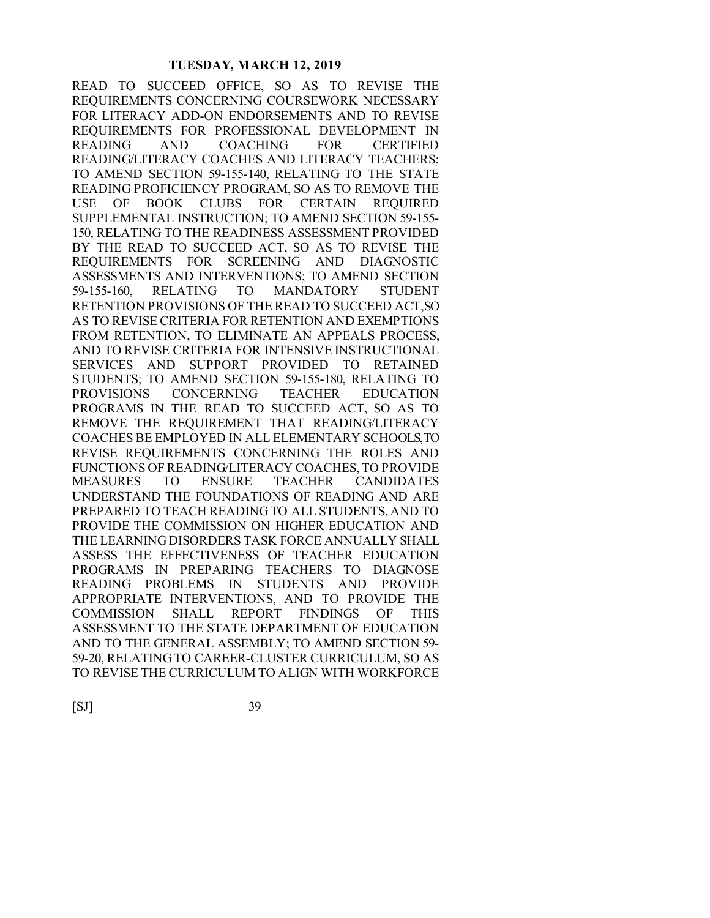READ TO SUCCEED OFFICE, SO AS TO REVISE THE REQUIREMENTS CONCERNING COURSEWORK NECESSARY FOR LITERACY ADD-ON ENDORSEMENTS AND TO REVISE REQUIREMENTS FOR PROFESSIONAL DEVELOPMENT IN READING AND COACHING FOR CERTIFIED READING/LITERACY COACHES AND LITERACY TEACHERS; TO AMEND SECTION 59-155-140, RELATING TO THE STATE READING PROFICIENCY PROGRAM, SO AS TO REMOVE THE USE OF BOOK CLUBS FOR CERTAIN REQUIRED SUPPLEMENTAL INSTRUCTION; TO AMEND SECTION 59-155-150, RELATING TO THE READINESS ASSESSMENT PROVIDED BY THE READ TO SUCCEED ACT, SO AS TO REVISE THE REQUIREMENTS FOR SCREENING AND DIAGNOSTIC ASSESSMENTS AND INTERVENTIONS; TO AMEND SECTION 59-155-160, RELATING TO MANDATORY STUDENT RETENTION PROVISIONS OF THE READ TO SUCCEED ACT,SO AS TO REVISE CRITERIA FOR RETENTION AND EXEMPTIONS FROM RETENTION, TO ELIMINATE AN APPEALS PROCESS, AND TO REVISE CRITERIA FOR INTENSIVE INSTRUCTIONAL SERVICES AND SUPPORT PROVIDED TO RETAINED STUDENTS; TO AMEND SECTION 59-155-180, RELATING TO PROVISIONS CONCERNING TEACHER EDUCATION PROGRAMS IN THE READ TO SUCCEED ACT, SO AS TO REMOVE THE REQUIREMENT THAT READING/LITERACY COACHES BE EMPLOYED IN ALL ELEMENTARY SCHOOLS,TO REVISE REQUIREMENTS CONCERNING THE ROLES AND FUNCTIONS OF READING/LITERACY COACHES, TO PROVIDE MEASURES TO ENSURE TEACHER CANDIDATES UNDERSTAND THE FOUNDATIONS OF READING AND ARE PREPARED TO TEACH READING TO ALL STUDENTS, AND TO PROVIDE THE COMMISSION ON HIGHER EDUCATION AND THE LEARNING DISORDERS TASK FORCE ANNUALLY SHALL ASSESS THE EFFECTIVENESS OF TEACHER EDUCATION PROGRAMS IN PREPARING TEACHERS TO DIAGNOSE READING PROBLEMS IN STUDENTS AND PROVIDE APPROPRIATE INTERVENTIONS, AND TO PROVIDE THE COMMISSION SHALL REPORT FINDINGS OF THIS ASSESSMENT TO THE STATE DEPARTMENT OF EDUCATION AND TO THE GENERAL ASSEMBLY; TO AMEND SECTION 59-59-20, RELATING TO CAREER-CLUSTER CURRICULUM, SO AS TO REVISE THE CURRICULUM TO ALIGN WITH WORKFORCE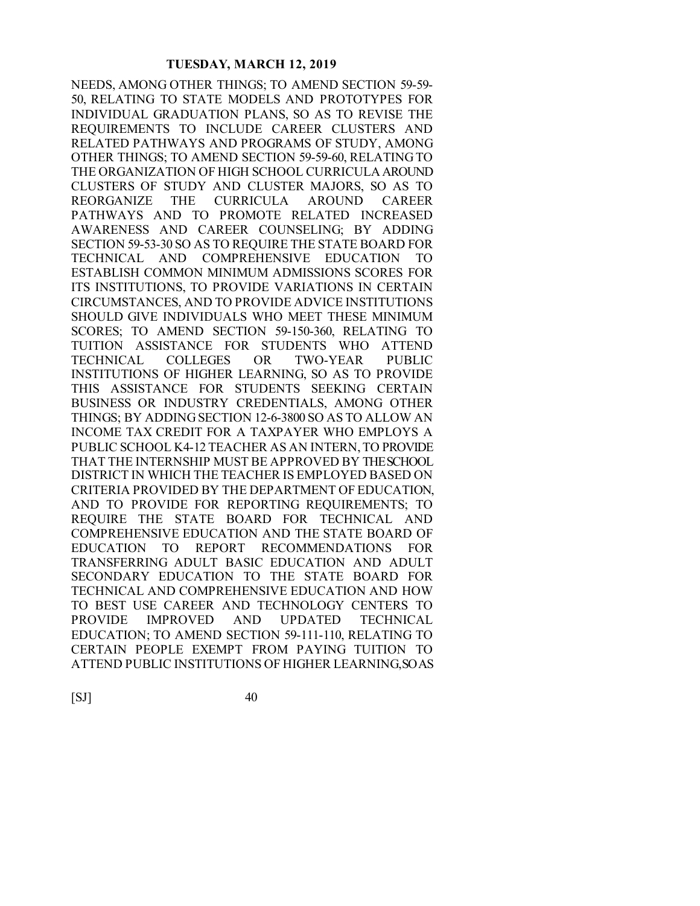NEEDS, AMONG OTHER THINGS; TO AMEND SECTION 59-59-50, RELATING TO STATE MODELS AND PROTOTYPES FOR INDIVIDUAL GRADUATION PLANS, SO AS TO REVISE THE REQUIREMENTS TO INCLUDE CAREER CLUSTERS AND RELATED PATHWAYS AND PROGRAMS OF STUDY, AMONG OTHER THINGS; TO AMEND SECTION 59-59-60, RELATING TO THE ORGANIZATION OF HIGH SCHOOL CURRICULA AROUND CLUSTERS OF STUDY AND CLUSTER MAJORS, SO AS TO REORGANIZE THE CURRICULA AROUND CAREER PATHWAYS AND TO PROMOTE RELATED INCREASED AWARENESS AND CAREER COUNSELING; BY ADDING SECTION 59-53-30 SO AS TO REQUIRE THE STATE BOARD FOR TECHNICAL AND COMPREHENSIVE EDUCATION TO ESTABLISH COMMON MINIMUM ADMISSIONS SCORES FOR ITS INSTITUTIONS, TO PROVIDE VARIATIONS IN CERTAIN CIRCUMSTANCES, AND TO PROVIDE ADVICE INSTITUTIONS SHOULD GIVE INDIVIDUALS WHO MEET THESE MINIMUM SCORES; TO AMEND SECTION 59-150-360, RELATING TO TUITION ASSISTANCE FOR STUDENTS WHO ATTEND TECHNICAL COLLEGES OR TWO-YEAR PUBLIC INSTITUTIONS OF HIGHER LEARNING, SO AS TO PROVIDE THIS ASSISTANCE FOR STUDENTS SEEKING CERTAIN BUSINESS OR INDUSTRY CREDENTIALS, AMONG OTHER THINGS; BY ADDING SECTION 12-6-3800 SO AS TO ALLOW AN INCOME TAX CREDIT FOR A TAXPAYER WHO EMPLOYS A PUBLIC SCHOOL K4-12 TEACHER AS AN INTERN, TO PROVIDE THAT THE INTERNSHIP MUST BE APPROVED BY THE SCHOOL DISTRICT IN WHICH THE TEACHER IS EMPLOYED BASED ON CRITERIA PROVIDED BY THE DEPARTMENT OF EDUCATION, AND TO PROVIDE FOR REPORTING REQUIREMENTS; TO REQUIRE THE STATE BOARD FOR TECHNICAL AND COMPREHENSIVE EDUCATION AND THE STATE BOARD OF EDUCATION TO REPORT RECOMMENDATIONS FOR TRANSFERRING ADULT BASIC EDUCATION AND ADULT SECONDARY EDUCATION TO THE STATE BOARD FOR TECHNICAL AND COMPREHENSIVE EDUCATION AND HOW TO BEST USE CAREER AND TECHNOLOGY CENTERS TO PROVIDE IMPROVED AND UPDATED TECHNICAL EDUCATION; TO AMEND SECTION 59-111-110, RELATING TO CERTAIN PEOPLE EXEMPT FROM PAYING TUITION TO ATTEND PUBLIC INSTITUTIONS OF HIGHER LEARNING, SO AS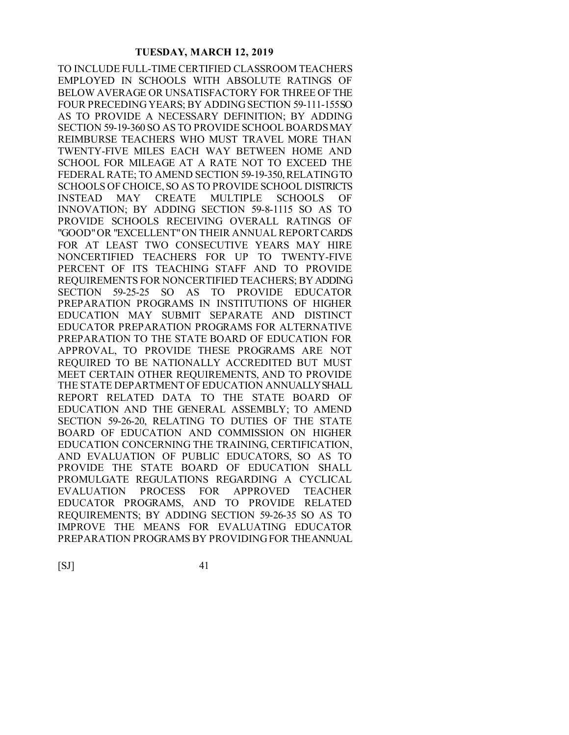TO INCLUDE FULL-TIME CERTIFIED CLASSROOM TEACHERS EMPLOYED IN SCHOOLS WITH ABSOLUTE RATINGS OF BELOW AVERAGE OR UNSATISFACTORY FOR THREE OF THE FOUR PRECEDING YEARS; BY ADDING SECTION 59-111-155SO AS TO PROVIDE A NECESSARY DEFINITION; BY ADDING SECTION 59-19-360 SO AS TO PROVIDE SCHOOL BOARDS MAY REIMBURSE TEACHERS WHO MUST TRAVEL MORE THAN TWENTY-FIVE MILES EACH WAY BETWEEN HOME AND SCHOOL FOR MILEAGE AT A RATE NOT TO EXCEED THE FEDERAL RATE; TO AMEND SECTION 59-19-350, RELATING TO SCHOOLS OF CHOICE, SO AS TO PROVIDE SCHOOL DISTRICTS INSTEAD MAY CREATE MULTIPLE SCHOOLS OF INNOVATION; BY ADDING SECTION 59-8-1115 SO AS TO PROVIDE SCHOOLS RECEIVING OVERALL RATINGS OF "GOOD" OR "EXCELLENT" ON THEIR ANNUAL REPORT CARDS FOR AT LEAST TWO CONSECUTIVE YEARS MAY HIRE NONCERTIFIED TEACHERS FOR UP TO TWENTY-FIVE PERCENT OF ITS TEACHING STAFF AND TO PROVIDE REQUIREMENTS FOR NONCERTIFIED TEACHERS; BY ADDING SECTION 59-25-25 SO AS TO PROVIDE EDUCATOR PREPARATION PROGRAMS IN INSTITUTIONS OF HIGHER EDUCATION MAY SUBMIT SEPARATE AND DISTINCT EDUCATOR PREPARATION PROGRAMS FOR ALTERNATIVE PREPARATION TO THE STATE BOARD OF EDUCATION FOR APPROVAL, TO PROVIDE THESE PROGRAMS ARE NOT REQUIRED TO BE NATIONALLY ACCREDITED BUT MUST MEET CERTAIN OTHER REQUIREMENTS, AND TO PROVIDE THE STATE DEPARTMENT OF EDUCATION ANNUALLY SHALL REPORT RELATED DATA TO THE STATE BOARD OF EDUCATION AND THE GENERAL ASSEMBLY; TO AMEND SECTION 59-26-20, RELATING TO DUTIES OF THE STATE BOARD OF EDUCATION AND COMMISSION ON HIGHER EDUCATION CONCERNING THE TRAINING, CERTIFICATION, AND EVALUATION OF PUBLIC EDUCATORS, SO AS TO PROVIDE THE STATE BOARD OF EDUCATION SHALL PROMULGATE REGULATIONS REGARDING A CYCLICAL EVALUATION PROCESS FOR APPROVED TEACHER EDUCATOR PROGRAMS, AND TO PROVIDE RELATED REQUIREMENTS; BY ADDING SECTION 59-26-35 SO AS TO IMPROVE THE MEANS FOR EVALUATING EDUCATOR PREPARATION PROGRAMS BY PROVIDING FOR THE ANNUAL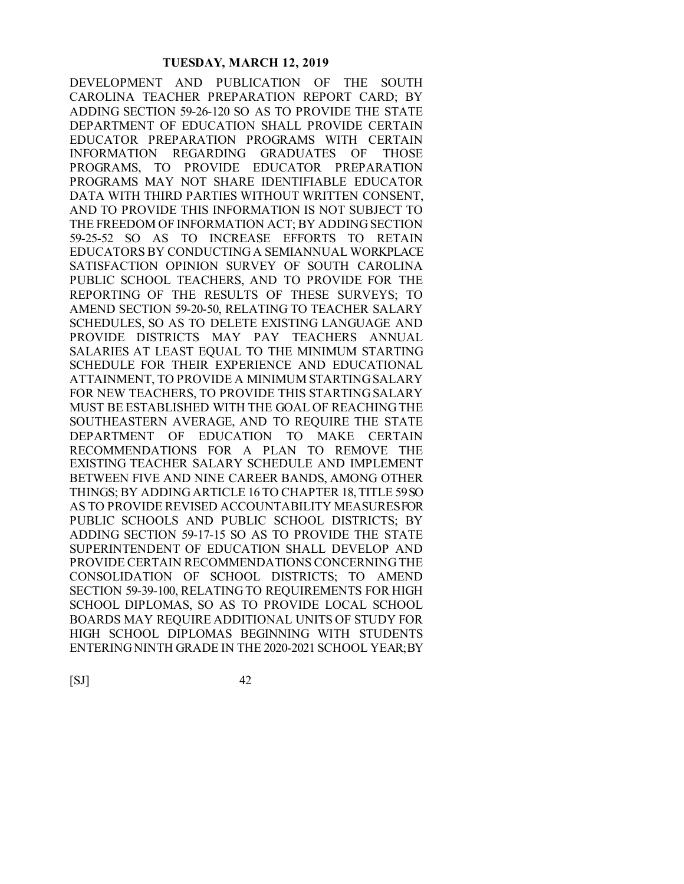DEVELOPMENT AND PUBLICATION OF THE SOUTH CAROLINA TEACHER PREPARATION REPORT CARD; BY ADDING SECTION 59-26-120 SO AS TO PROVIDE THE STATE DEPARTMENT OF EDUCATION SHALL PROVIDE CERTAIN EDUCATOR PREPARATION PROGRAMS WITH CERTAIN INFORMATION REGARDING GRADUATES OF THOSE PROGRAMS, TO PROVIDE EDUCATOR PREPARATION PROGRAMS MAY NOT SHARE IDENTIFIABLE EDUCATOR DATA WITH THIRD PARTIES WITHOUT WRITTEN CONSENT, AND TO PROVIDE THIS INFORMATION IS NOT SUBJECT TO THE FREEDOM OF INFORMATION ACT; BY ADDING SECTION 59-25-52 SO AS TO INCREASE EFFORTS TO RETAIN EDUCATORS BY CONDUCTING A SEMIANNUAL WORKPLACE SATISFACTION OPINION SURVEY OF SOUTH CAROLINA PUBLIC SCHOOL TEACHERS, AND TO PROVIDE FOR THE REPORTING OF THE RESULTS OF THESE SURVEYS; TO AMEND SECTION 59-20-50, RELATING TO TEACHER SALARY SCHEDULES, SO AS TO DELETE EXISTING LANGUAGE AND PROVIDE DISTRICTS MAY PAY TEACHERS ANNUAL SALARIES AT LEAST EQUAL TO THE MINIMUM STARTING SCHEDULE FOR THEIR EXPERIENCE AND EDUCATIONAL ATTAINMENT, TO PROVIDE A MINIMUM STARTING SALARY FOR NEW TEACHERS, TO PROVIDE THIS STARTING SALARY MUST BE ESTABLISHED WITH THE GOAL OF REACHING THE SOUTHEASTERN AVERAGE, AND TO REQUIRE THE STATE DEPARTMENT OF EDUCATION TO MAKE CERTAIN RECOMMENDATIONS FOR A PLAN TO REMOVE THE EXISTING TEACHER SALARY SCHEDULE AND IMPLEMENT BETWEEN FIVE AND NINE CAREER BANDS, AMONG OTHER THINGS; BY ADDING ARTICLE 16 TO CHAPTER 18, TITLE 59 SO AS TO PROVIDE REVISED ACCOUNTABILITY MEASURES FOR PUBLIC SCHOOLS AND PUBLIC SCHOOL DISTRICTS; BY ADDING SECTION 59-17-15 SO AS TO PROVIDE THE STATE SUPERINTENDENT OF EDUCATION SHALL DEVELOP AND PROVIDE CERTAIN RECOMMENDATIONS CONCERNING THE CONSOLIDATION OF SCHOOL DISTRICTS; TO AMEND SECTION 59-39-100, RELATING TO REQUIREMENTS FOR HIGH SCHOOL DIPLOMAS, SO AS TO PROVIDE LOCAL SCHOOL BOARDS MAY REQUIRE ADDITIONAL UNITS OF STUDY FOR HIGH SCHOOL DIPLOMAS BEGINNING WITH STUDENTS ENTERING NINTH GRADE IN THE 2020-2021 SCHOOL YEAR; BY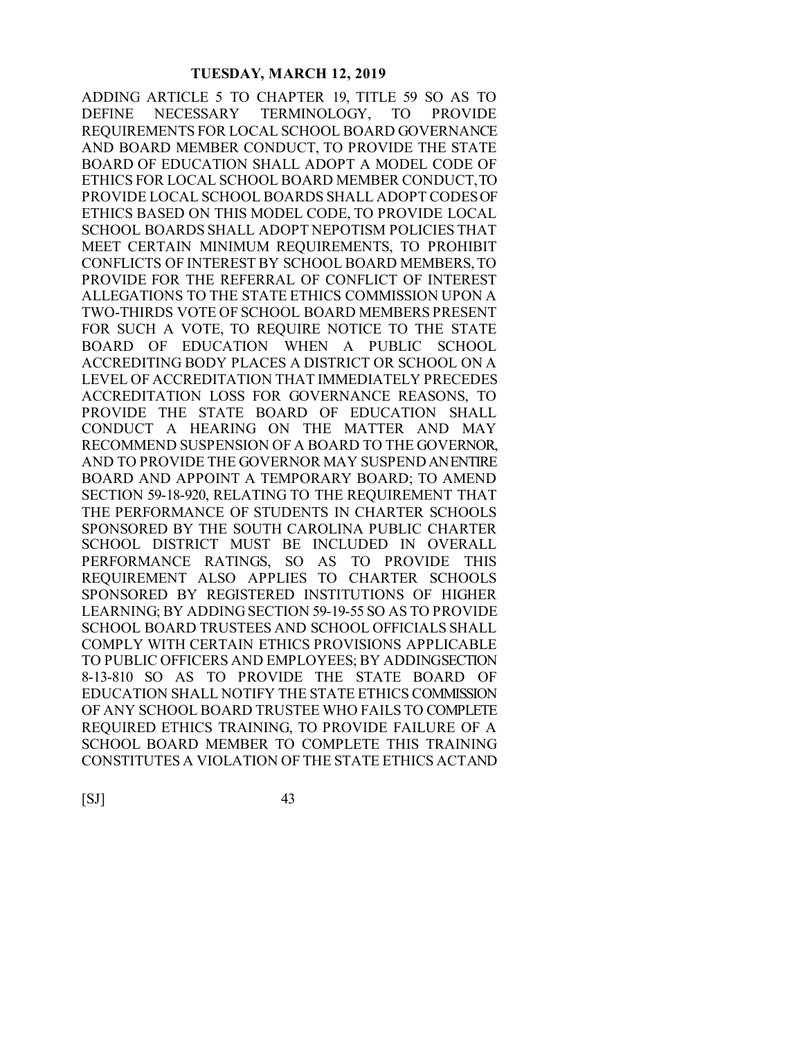ADDING ARTICLE 5 TO CHAPTER 19, TITLE 59 SO AS TO DEFINE NECESSARY TERMINOLOGY, TO PROVIDE REQUIREMENTS FOR LOCAL SCHOOL BOARD GOVERNANCE AND BOARD MEMBER CONDUCT, TO PROVIDE THE STATE BOARD OF EDUCATION SHALL ADOPT A MODEL CODE OF ETHICS FOR LOCAL SCHOOL BOARD MEMBER CONDUCT, TO PROVIDE LOCAL SCHOOL BOARDS SHALL ADOPT CODES OF ETHICS BASED ON THIS MODEL CODE, TO PROVIDE LOCAL SCHOOL BOARDS SHALL ADOPT NEPOTISM POLICIES THAT MEET CERTAIN MINIMUM REQUIREMENTS, TO PROHIBIT CONFLICTS OF INTEREST BY SCHOOL BOARD MEMBERS, TO PROVIDE FOR THE REFERRAL OF CONFLICT OF INTEREST ALLEGATIONS TO THE STATE ETHICS COMMISSION UPON A TWO-THIRDS VOTE OF SCHOOL BOARD MEMBERS PRESENT FOR SUCH A VOTE, TO REQUIRE NOTICE TO THE STATE BOARD OF EDUCATION WHEN A PUBLIC SCHOOL ACCREDITING BODY PLACES A DISTRICT OR SCHOOL ON A LEVEL OF ACCREDITATION THAT IMMEDIATELY PRECEDES ACCREDITATION LOSS FOR GOVERNANCE REASONS, TO PROVIDE THE STATE BOARD OF EDUCATION SHALL CONDUCT A HEARING ON THE MATTER AND MAY RECOMMEND SUSPENSION OF A BOARD TO THE GOVERNOR, AND TO PROVIDE THE GOVERNOR MAY SUSPEND AN ENTIRE BOARD AND APPOINT A TEMPORARY BOARD; TO AMEND SECTION 59-18-920, RELATING TO THE REQUIREMENT THAT THE PERFORMANCE OF STUDENTS IN CHARTER SCHOOLS SPONSORED BY THE SOUTH CAROLINA PUBLIC CHARTER SCHOOL DISTRICT MUST BE INCLUDED IN OVERALL PERFORMANCE RATINGS, SO AS TO PROVIDE THIS REQUIREMENT ALSO APPLIES TO CHARTER SCHOOLS SPONSORED BY REGISTERED INSTITUTIONS OF HIGHER LEARNING; BY ADDING SECTION 59-19-55 SO AS TO PROVIDE SCHOOL BOARD TRUSTEES AND SCHOOL OFFICIALS SHALL COMPLY WITH CERTAIN ETHICS PROVISIONS APPLICABLE TO PUBLIC OFFICERS AND EMPLOYEES; BY ADDING SECTION 8-13-810 SO AS TO PROVIDE THE STATE BOARD OF EDUCATION SHALL NOTIFY THE STATE ETHICS COMMISSION OF ANY SCHOOL BOARD TRUSTEE WHO FAILS TO COMPLETE REQUIRED ETHICS TRAINING, TO PROVIDE FAILURE OF A SCHOOL BOARD MEMBER TO COMPLETE THIS TRAINING CONSTITUTES A VIOLATION OF THE STATE ETHICS ACT AND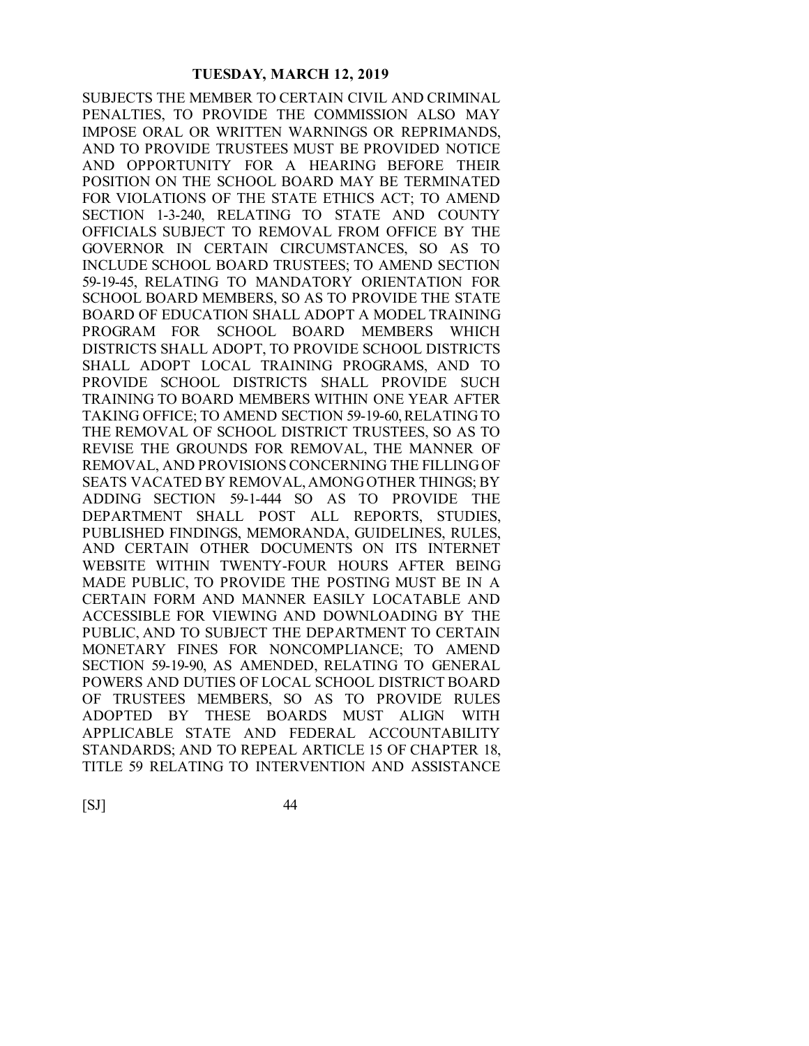SUBJECTS THE MEMBER TO CERTAIN CIVIL AND CRIMINAL PENALTIES, TO PROVIDE THE COMMISSION ALSO MAY IMPOSE ORAL OR WRITTEN WARNINGS OR REPRIMANDS, AND TO PROVIDE TRUSTEES MUST BE PROVIDED NOTICE AND OPPORTUNITY FOR A HEARING BEFORE THEIR POSITION ON THE SCHOOL BOARD MAY BE TERMINATED FOR VIOLATIONS OF THE STATE ETHICS ACT; TO AMEND SECTION 1-3-240, RELATING TO STATE AND COUNTY OFFICIALS SUBJECT TO REMOVAL FROM OFFICE BY THE GOVERNOR IN CERTAIN CIRCUMSTANCES, SO AS TO INCLUDE SCHOOL BOARD TRUSTEES; TO AMEND SECTION 59-19-45, RELATING TO MANDATORY ORIENTATION FOR SCHOOL BOARD MEMBERS, SO AS TO PROVIDE THE STATE BOARD OF EDUCATION SHALL ADOPT A MODEL TRAINING PROGRAM FOR SCHOOL BOARD MEMBERS WHICH DISTRICTS SHALL ADOPT, TO PROVIDE SCHOOL DISTRICTS SHALL ADOPT LOCAL TRAINING PROGRAMS, AND TO PROVIDE SCHOOL DISTRICTS SHALL PROVIDE SUCH TRAINING TO BOARD MEMBERS WITHIN ONE YEAR AFTER TAKING OFFICE; TO AMEND SECTION 59-19-60, RELATING TO THE REMOVAL OF SCHOOL DISTRICT TRUSTEES, SO AS TO REVISE THE GROUNDS FOR REMOVAL, THE MANNER OF REMOVAL, AND PROVISIONS CONCERNING THE FILLING OF SEATS VACATED BY REMOVAL, AMONG OTHER THINGS; BY ADDING SECTION 59-1-444 SO AS TO PROVIDE THE DEPARTMENT SHALL POST ALL REPORTS, STUDIES, PUBLISHED FINDINGS, MEMORANDA, GUIDELINES, RULES, AND CERTAIN OTHER DOCUMENTS ON ITS INTERNET WEBSITE WITHIN TWENTY-FOUR HOURS AFTER BEING MADE PUBLIC, TO PROVIDE THE POSTING MUST BE IN A CERTAIN FORM AND MANNER EASILY LOCATABLE AND ACCESSIBLE FOR VIEWING AND DOWNLOADING BY THE PUBLIC, AND TO SUBJECT THE DEPARTMENT TO CERTAIN MONETARY FINES FOR NONCOMPLIANCE; TO AMEND SECTION 59-19-90, AS AMENDED, RELATING TO GENERAL POWERS AND DUTIES OF LOCAL SCHOOL DISTRICT BOARD OF TRUSTEES MEMBERS, SO AS TO PROVIDE RULES ADOPTED BY THESE BOARDS MUST ALIGN WITH APPLICABLE STATE AND FEDERAL ACCOUNTABILITY STANDARDS; AND TO REPEAL ARTICLE 15 OF CHAPTER 18, TITLE 59 RELATING TO INTERVENTION AND ASSISTANCE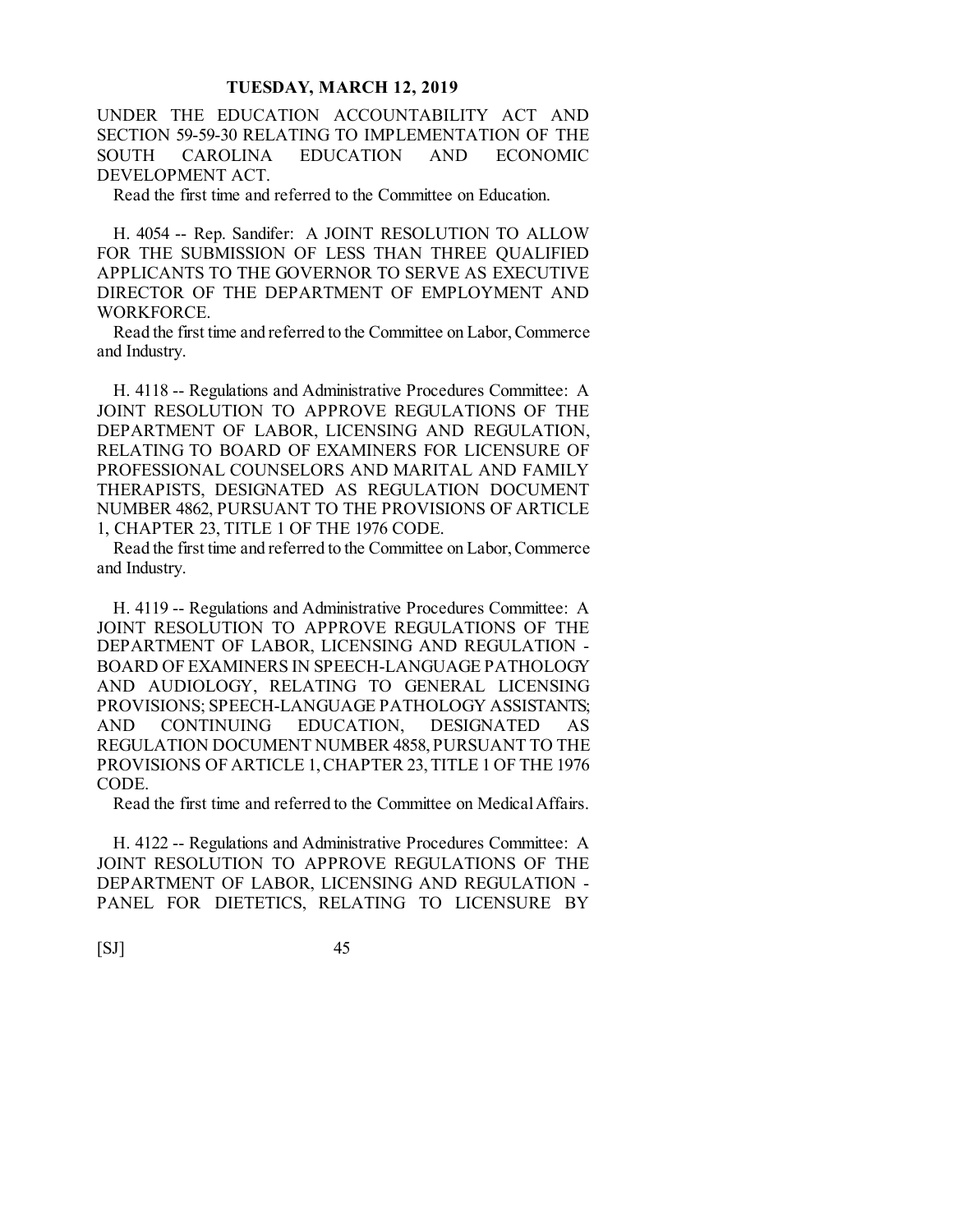UNDER THE EDUCATION ACCOUNTABILITY ACT AND SECTION 59-59-30 RELATING TO IMPLEMENTATION OF THE SOUTH CAROLINA EDUCATION AND ECONOMIC DEVELOPMENT ACT.

Read the first time and referred to the Committee on Education.

H. 4054 -- Rep. Sandifer: A JOINT RESOLUTION TO ALLOW FOR THE SUBMISSION OF LESS THAN THREE QUALIFIED APPLICANTS TO THE GOVERNOR TO SERVE AS EXECUTIVE DIRECTOR OF THE DEPARTMENT OF EMPLOYMENT AND WORKFORCE.

Read the first time and referred to the Committee on Labor, Commerce and Industry.

H. 4118 -- Regulations and Administrative Procedures Committee: A JOINT RESOLUTION TO APPROVE REGULATIONS OF THE DEPARTMENT OF LABOR, LICENSING AND REGULATION, RELATING TO BOARD OF EXAMINERS FOR LICENSURE OF PROFESSIONAL COUNSELORS AND MARITAL AND FAMILY THERAPISTS, DESIGNATED AS REGULATION DOCUMENT NUMBER 4862, PURSUANT TO THE PROVISIONS OF ARTICLE 1, CHAPTER 23, TITLE 1 OF THE 1976 CODE.

Read the first time and referred to the Committee on Labor, Commerce and Industry.

H. 4119 -- Regulations and Administrative Procedures Committee: A JOINT RESOLUTION TO APPROVE REGULATIONS OF THE DEPARTMENT OF LABOR, LICENSING AND REGULATION - BOARD OF EXAMINERS IN SPEECH-LANGUAGE PATHOLOGY AND AUDIOLOGY, RELATING TO GENERAL LICENSING PROVISIONS; SPEECH-LANGUAGE PATHOLOGY ASSISTANTS; AND CONTINUING EDUCATION, DESIGNATED AS REGULATION DOCUMENT NUMBER 4858, PURSUANT TO THE PROVISIONS OF ARTICLE 1, CHAPTER 23, TITLE 1 OF THE 1976 CODE.

Read the first time and referred to the Committee on Medical Affairs.

H. 4122 -- Regulations and Administrative Procedures Committee: A JOINT RESOLUTION TO APPROVE REGULATIONS OF THE DEPARTMENT OF LABOR, LICENSING AND REGULATION - PANEL FOR DIETETICS, RELATING TO LICENSURE BY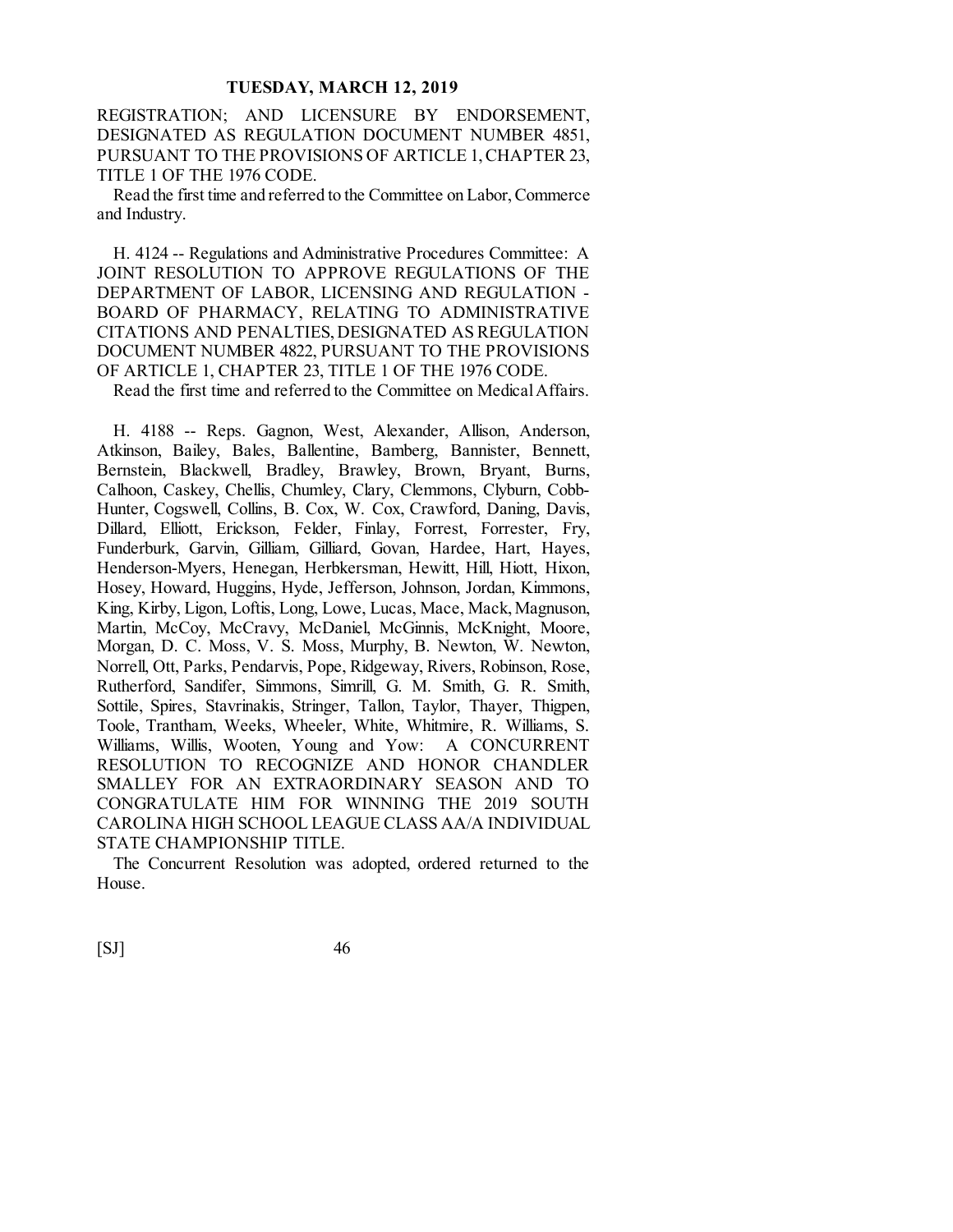REGISTRATION; AND LICENSURE BY ENDORSEMENT, DESIGNATED AS REGULATION DOCUMENT NUMBER 4851, PURSUANT TO THE PROVISIONS OF ARTICLE 1, CHAPTER 23, TITLE 1 OF THE 1976 CODE.

Read the first time and referred to the Committee on Labor, Commerce and Industry.

H. 4124 -- Regulations and Administrative Procedures Committee: A JOINT RESOLUTION TO APPROVE REGULATIONS OF THE DEPARTMENT OF LABOR, LICENSING AND REGULATION - BOARD OF PHARMACY, RELATING TO ADMINISTRATIVE CITATIONS AND PENALTIES, DESIGNATED AS REGULATION DOCUMENT NUMBER 4822, PURSUANT TO THE PROVISIONS OF ARTICLE 1, CHAPTER 23, TITLE 1 OF THE 1976 CODE.

Read the first time and referred to the Committee on Medical Affairs.

H. 4188 -- Reps. Gagnon, West, Alexander, Allison, Anderson, Atkinson, Bailey, Bales, Ballentine, Bamberg, Bannister, Bennett, Bernstein, Blackwell, Bradley, Brawley, Brown, Bryant, Burns, Calhoon, Caskey, Chellis, Chumley, Clary, Clemmons, Clyburn, Cobb-Hunter, Cogswell, Collins, B. Cox, W. Cox, Crawford, Daning, Davis, Dillard, Elliott, Erickson, Felder, Finlay, Forrest, Forrester, Fry, Funderburk, Garvin, Gilliam, Gilliard, Govan, Hardee, Hart, Hayes, Henderson-Myers, Henegan, Herbkersman, Hewitt, Hill, Hiott, Hixon, Hosey, Howard, Huggins, Hyde, Jefferson, Johnson, Jordan, Kimmons, King, Kirby, Ligon, Loftis, Long, Lowe, Lucas, Mace, Mack, Magnuson, Martin, McCoy, McCravy, McDaniel, McGinnis, McKnight, Moore, Morgan, D. C. Moss, V. S. Moss, Murphy, B. Newton, W. Newton, Norrell, Ott, Parks, Pendarvis, Pope, Ridgeway, Rivers, Robinson, Rose, Rutherford, Sandifer, Simmons, Simrill, G. M. Smith, G. R. Smith, Sottile, Spires, Stavrinakis, Stringer, Tallon, Taylor, Thayer, Thigpen, Toole, Trantham, Weeks, Wheeler, White, Whitmire, R. Williams, S. Williams, Willis, Wooten, Young and Yow: A CONCURRENT RESOLUTION TO RECOGNIZE AND HONOR CHANDLER SMALLEY FOR AN EXTRAORDINARY SEASON AND TO CONGRATULATE HIM FOR WINNING THE 2019 SOUTH CAROLINA HIGH SCHOOL LEAGUE CLASS AA/A INDIVIDUAL STATE CHAMPIONSHIP TITLE.

The Concurrent Resolution was adopted, ordered returned to the House.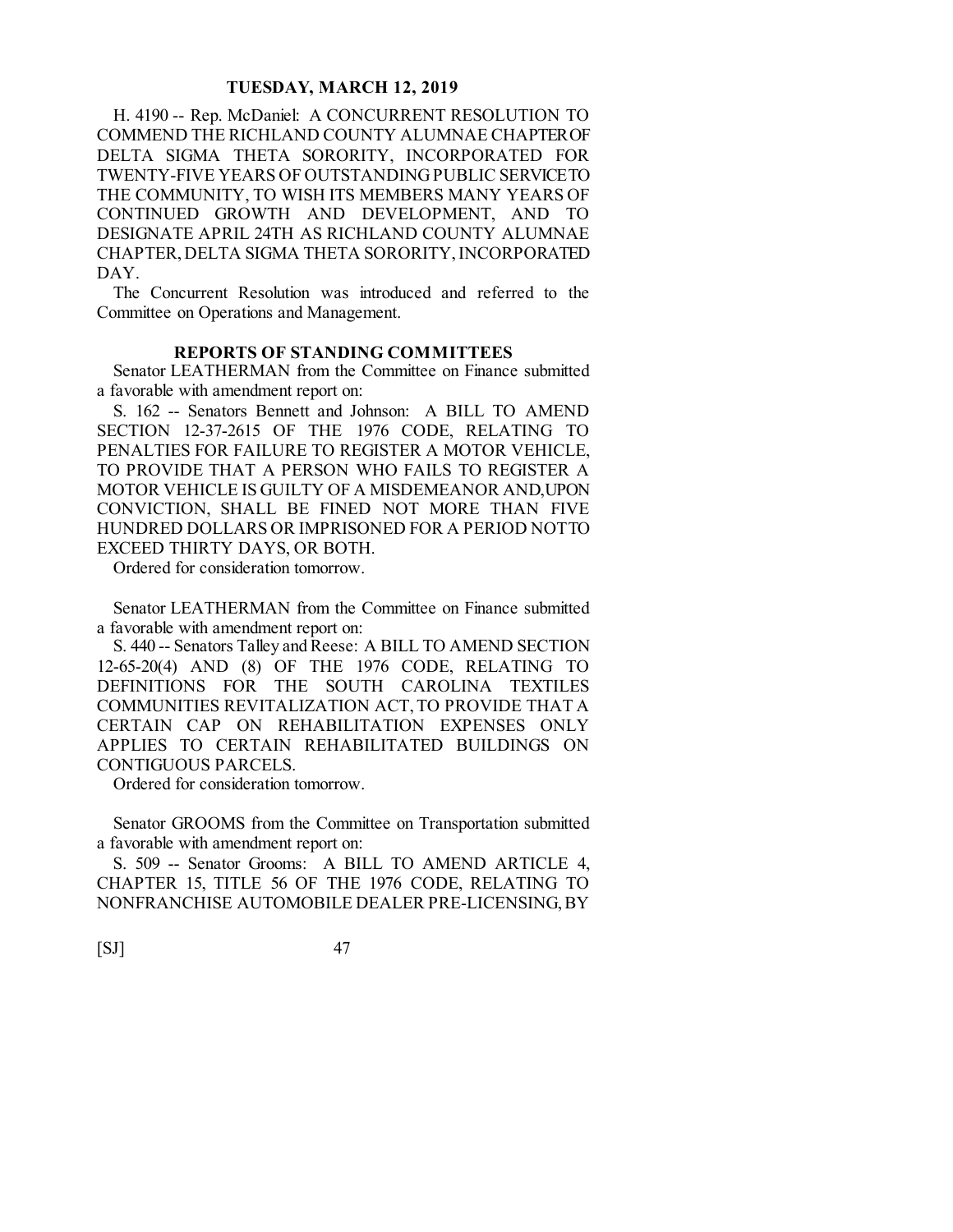H. 4190 -- Rep. McDaniel: A CONCURRENT RESOLUTION TO COMMEND THE RICHLAND COUNTY ALUMNAE CHAPTER OF DELTA SIGMA THETA SORORITY, INCORPORATED FOR TWENTY-FIVE YEARS OF OUTSTANDING PUBLIC SERVICE TO THE COMMUNITY, TO WISH ITS MEMBERS MANY YEARS OF CONTINUED GROWTH AND DEVELOPMENT, AND TO DESIGNATE APRIL 24TH AS RICHLAND COUNTY ALUMNAE CHAPTER, DELTA SIGMA THETA SORORITY, INCORPORATED DAY.

The Concurrent Resolution was introduced and referred to the Committee on Operations and Management.

## REPORTS OF STANDING COMMITTEES

Senator LEATHERMAN from the Committee on Finance submitted a favorable with amendment report on:

S. 162 -- Senators Bennett and Johnson: A BILL TO AMEND SECTION 12-37-2615 OF THE 1976 CODE, RELATING TO PENALTIES FOR FAILURE TO REGISTER A MOTOR VEHICLE, TO PROVIDE THAT A PERSON WHO FAILS TO REGISTER A MOTOR VEHICLE IS GUILTY OF A MISDEMEANOR AND, UPON CONVICTION, SHALL BE FINED NOT MORE THAN FIVE HUNDRED DOLLARS OR IMPRISONED FOR A PERIOD NOT TO EXCEED THIRTY DAYS, OR BOTH.

Ordered for consideration tomorrow.

Senator LEATHERMAN from the Committee on Finance submitted a favorable with amendment report on:

S. 440 -- Senators Talley and Reese: A BILL TO AMEND SECTION 12-65-20(4) AND (8) OF THE 1976 CODE, RELATING TO DEFINITIONS FOR THE SOUTH CAROLINA TEXTILES COMMUNITIES REVITALIZATION ACT, TO PROVIDE THAT A CERTAIN CAP ON REHABILITATION EXPENSES ONLY APPLIES TO CERTAIN REHABILITATED BUILDINGS ON CONTIGUOUS PARCELS.

Ordered for consideration tomorrow.

Senator GROOMS from the Committee on Transportation submitted a favorable with amendment report on:

S. 509 -- Senator Grooms: A BILL TO AMEND ARTICLE 4, CHAPTER 15, TITLE 56 OF THE 1976 CODE, RELATING TO NONFRANCHISE AUTOMOBILE DEALER PRE-LICENSING, BY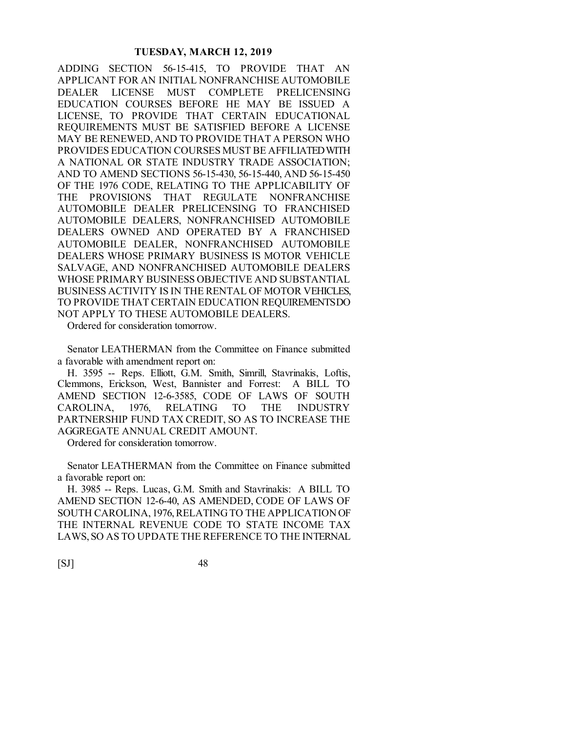ADDING SECTION 56-15-415, TO PROVIDE THAT AN APPLICANT FOR AN INITIAL NONFRANCHISE AUTOMOBILE DEALER LICENSE MUST COMPLETE PRELICENSING EDUCATION COURSES BEFORE HE MAY BE ISSUED A LICENSE, TO PROVIDE THAT CERTAIN EDUCATIONAL REQUIREMENTS MUST BE SATISFIED BEFORE A LICENSE MAY BE RENEWED, AND TO PROVIDE THAT A PERSON WHO PROVIDES EDUCATION COURSES MUST BE AFFILIATED WITH A NATIONAL OR STATE INDUSTRY TRADE ASSOCIATION; AND TO AMEND SECTIONS 56-15-430, 56-15-440, AND 56-15-450 OF THE 1976 CODE, RELATING TO THE APPLICABILITY OF THE PROVISIONS THAT REGULATE NONFRANCHISE AUTOMOBILE DEALER PRELICENSING TO FRANCHISED AUTOMOBILE DEALERS, NONFRANCHISED AUTOMOBILE DEALERS OWNED AND OPERATED BY A FRANCHISED AUTOMOBILE DEALER, NONFRANCHISED AUTOMOBILE DEALERS WHOSE PRIMARY BUSINESS IS MOTOR VEHICLE SALVAGE, AND NONFRANCHISED AUTOMOBILE DEALERS WHOSE PRIMARY BUSINESS OBJECTIVE AND SUBSTANTIAL BUSINESS ACTIVITY IS IN THE RENTAL OF MOTOR VEHICLES, TO PROVIDE THAT CERTAIN EDUCATION REQUIREMENTS DO NOT APPLY TO THESE AUTOMOBILE DEALERS.

Ordered for consideration tomorrow.

Senator LEATHERMAN from the Committee on Finance submitted a favorable with amendment report on:

H. 3595 -- Reps. Elliott, G.M. Smith, Simrill, Stavrinakis, Loftis, Clemmons, Erickson, West, Bannister and Forrest: A BILL TO AMEND SECTION 12-6-3585, CODE OF LAWS OF SOUTH CAROLINA, 1976, RELATING TO THE INDUSTRY PARTNERSHIP FUND TAX CREDIT, SO AS TO INCREASE THE AGGREGATE ANNUAL CREDIT AMOUNT.

Ordered for consideration tomorrow.

Senator LEATHERMAN from the Committee on Finance submitted a favorable report on:

H. 3985 -- Reps. Lucas, G.M. Smith and Stavrinakis: A BILL TO AMEND SECTION 12-6-40, AS AMENDED, CODE OF LAWS OF SOUTH CAROLINA, 1976, RELATING TO THE APPLICATION OF THE INTERNAL REVENUE CODE TO STATE INCOME TAX LAWS, SO AS TO UPDATE THE REFERENCE TO THE INTERNAL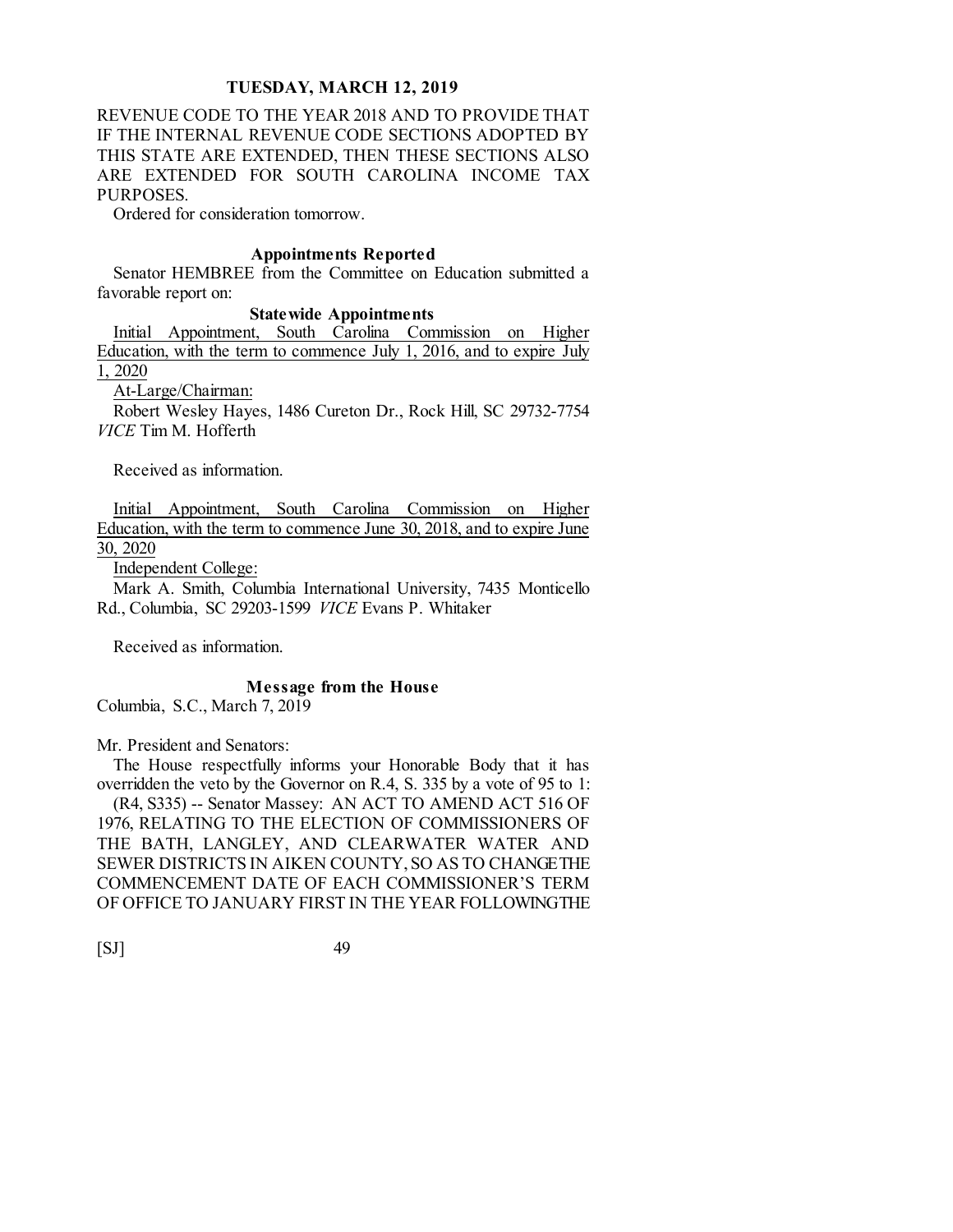REVENUE CODE TO THE YEAR 2018 AND TO PROVIDE THAT IF THE INTERNAL REVENUE CODE SECTIONS ADOPTED BY THIS STATE ARE EXTENDED, THEN THESE SECTIONS ALSO ARE EXTENDED FOR SOUTH CAROLINA INCOME TAX PURPOSES.

Ordered for consideration tomorrow.

### Appointments Reported

Senator HEMBREE from the Committee on Education submitted a favorable report on:

### Statewide Appointments

Initial Appointment, South Carolina Commission on Higher Education, with the term to commence July 1, 2016, and to expire July 1, 2020

At-Large/Chairman:

Robert Wesley Hayes, 1486 Cureton Dr., Rock Hill, SC 29732-7754 *VICE* Tim M. Hofferth

Received as information.

Initial Appointment, South Carolina Commission on Higher Education, with the term to commence June 30, 2018, and to expire June 30, 2020

Independent College:

Mark A. Smith, Columbia International University, 7435 Monticello Rd., Columbia, SC 29203-1599 *VICE* Evans P. Whitaker

Received as information.

### Message from the House

Columbia, S.C., March 7, 2019

Mr. President and Senators:

The House respectfully informs your Honorable Body that it has overridden the veto by the Governor on R.4, S. 335 by a vote of 95 to 1:

(R4, S335) -- Senator Massey: AN ACT TO AMEND ACT 516 OF 1976, RELATING TO THE ELECTION OF COMMISSIONERS OF THE BATH, LANGLEY, AND CLEARWATER WATER AND SEWER DISTRICTS IN AIKEN COUNTY, SO AS TO CHANGE THE COMMENCEMENT DATE OF EACH COMMISSIONER'S TERM OF OFFICE TO JANUARY FIRST IN THE YEAR FOLLOWING THE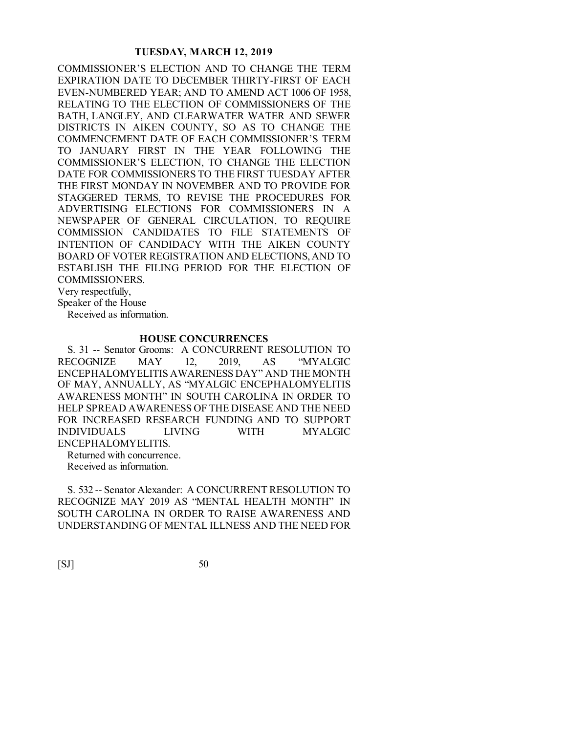COMMISSIONER'S ELECTION AND TO CHANGE THE TERM EXPIRATION DATE TO DECEMBER THIRTY-FIRST OF EACH EVEN-NUMBERED YEAR; AND TO AMEND ACT 1006 OF 1958, RELATING TO THE ELECTION OF COMMISSIONERS OF THE BATH, LANGLEY, AND CLEARWATER WATER AND SEWER DISTRICTS IN AIKEN COUNTY, SO AS TO CHANGE THE COMMENCEMENT DATE OF EACH COMMISSIONER'S TERM TO JANUARY FIRST IN THE YEAR FOLLOWING THE COMMISSIONER'S ELECTION, TO CHANGE THE ELECTION DATE FOR COMMISSIONERS TO THE FIRST TUESDAY AFTER THE FIRST MONDAY IN NOVEMBER AND TO PROVIDE FOR STAGGERED TERMS, TO REVISE THE PROCEDURES FOR ADVERTISING ELECTIONS FOR COMMISSIONERS IN A NEWSPAPER OF GENERAL CIRCULATION, TO REQUIRE COMMISSION CANDIDATES TO FILE STATEMENTS OF INTENTION OF CANDIDACY WITH THE AIKEN COUNTY BOARD OF VOTER REGISTRATION AND ELECTIONS, AND TO ESTABLISH THE FILING PERIOD FOR THE ELECTION OF COMMISSIONERS.

Very respectfully,
Speaker of the House

Received as information.

## HOUSE CONCURRENCES

S. 31 -- Senator Grooms: A CONCURRENT RESOLUTION TO RECOGNIZE MAY 12, 2019, AS "MYALGIC ENCEPHALOMYELITIS AWARENESS DAY" AND THE MONTH OF MAY, ANNUALLY, AS "MYALGIC ENCEPHALOMYELITIS AWARENESS MONTH" IN SOUTH CAROLINA IN ORDER TO HELP SPREAD AWARENESS OF THE DISEASE AND THE NEED FOR INCREASED RESEARCH FUNDING AND TO SUPPORT INDIVIDUALS LIVING WITH MYALGIC ENCEPHALOMYELITIS.

Returned with concurrence.
Received as information.

S. 532 -- Senator Alexander: A CONCURRENT RESOLUTION TO RECOGNIZE MAY 2019 AS "MENTAL HEALTH MONTH" IN SOUTH CAROLINA IN ORDER TO RAISE AWARENESS AND UNDERSTANDING OF MENTAL ILLNESS AND THE NEED FOR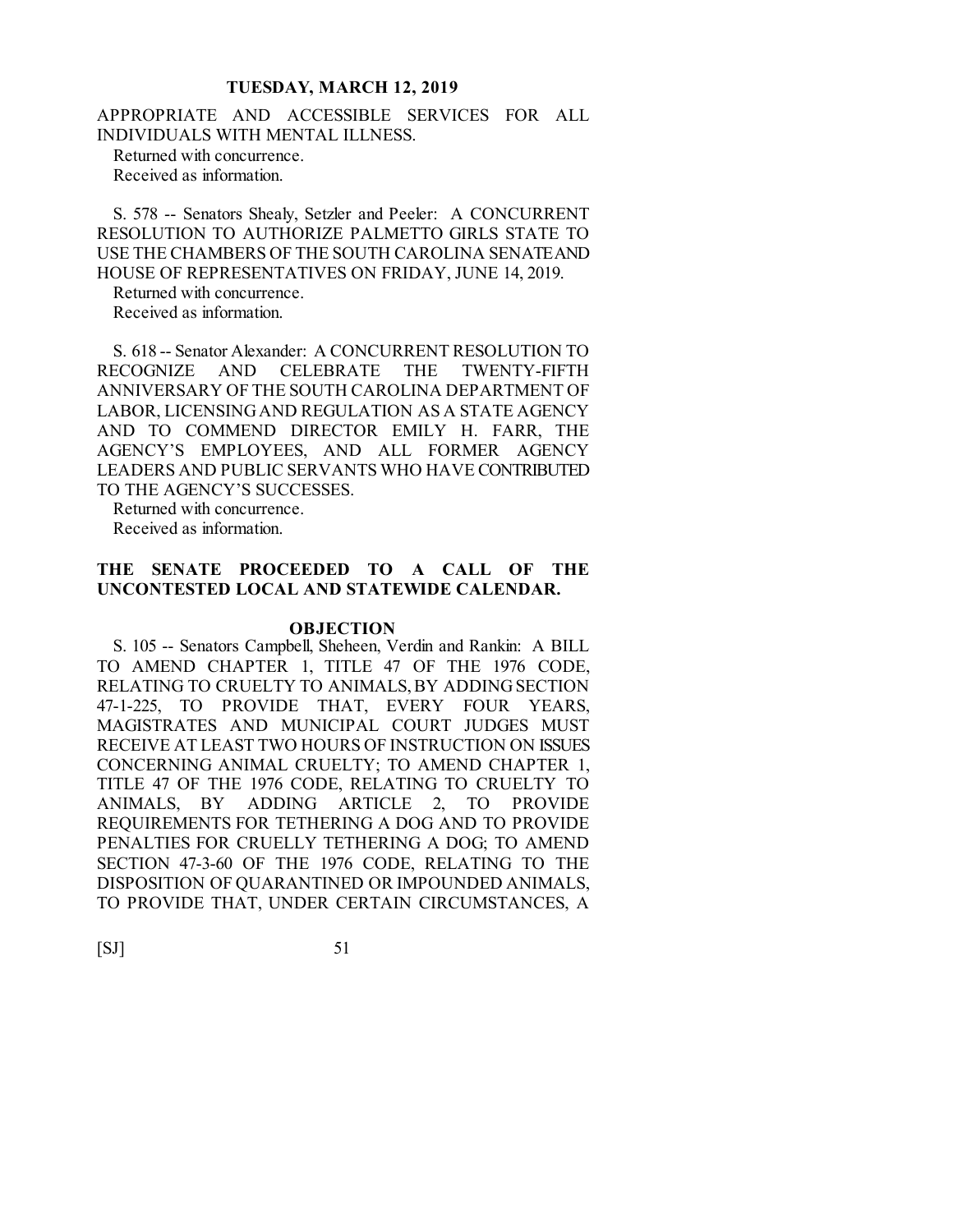APPROPRIATE AND ACCESSIBLE SERVICES FOR ALL INDIVIDUALS WITH MENTAL ILLNESS.

Returned with concurrence.
Received as information.

S. 578 -- Senators Shealy, Setzler and Peeler: A CONCURRENT RESOLUTION TO AUTHORIZE PALMETTO GIRLS STATE TO USE THE CHAMBERS OF THE SOUTH CAROLINA SENATE AND HOUSE OF REPRESENTATIVES ON FRIDAY, JUNE 14, 2019.

Returned with concurrence.
Received as information.

S. 618 -- Senator Alexander: A CONCURRENT RESOLUTION TO RECOGNIZE AND CELEBRATE THE TWENTY-FIFTH ANNIVERSARY OF THE SOUTH CAROLINA DEPARTMENT OF LABOR, LICENSING AND REGULATION AS A STATE AGENCY AND TO COMMEND DIRECTOR EMILY H. FARR, THE AGENCY'S EMPLOYEES, AND ALL FORMER AGENCY LEADERS AND PUBLIC SERVANTS WHO HAVE CONTRIBUTED TO THE AGENCY'S SUCCESSES.

Returned with concurrence.
Received as information.

**THE SENATE PROCEEDED TO A CALL OF THE UNCONTESTED LOCAL AND STATEWIDE CALENDAR.**

**OBJECTION**

S. 105 -- Senators Campbell, Sheheen, Verdin and Rankin: A BILL TO AMEND CHAPTER 1, TITLE 47 OF THE 1976 CODE, RELATING TO CRUELTY TO ANIMALS, BY ADDING SECTION 47-1-225, TO PROVIDE THAT, EVERY FOUR YEARS, MAGISTRATES AND MUNICIPAL COURT JUDGES MUST RECEIVE AT LEAST TWO HOURS OF INSTRUCTION ON ISSUES CONCERNING ANIMAL CRUELTY; TO AMEND CHAPTER 1, TITLE 47 OF THE 1976 CODE, RELATING TO CRUELTY TO ANIMALS, BY ADDING ARTICLE 2, TO PROVIDE REQUIREMENTS FOR TETHERING A DOG AND TO PROVIDE PENALTIES FOR CRUELLY TETHERING A DOG; TO AMEND SECTION 47-3-60 OF THE 1976 CODE, RELATING TO THE DISPOSITION OF QUARANTINED OR IMPOUNDED ANIMALS, TO PROVIDE THAT, UNDER CERTAIN CIRCUMSTANCES, A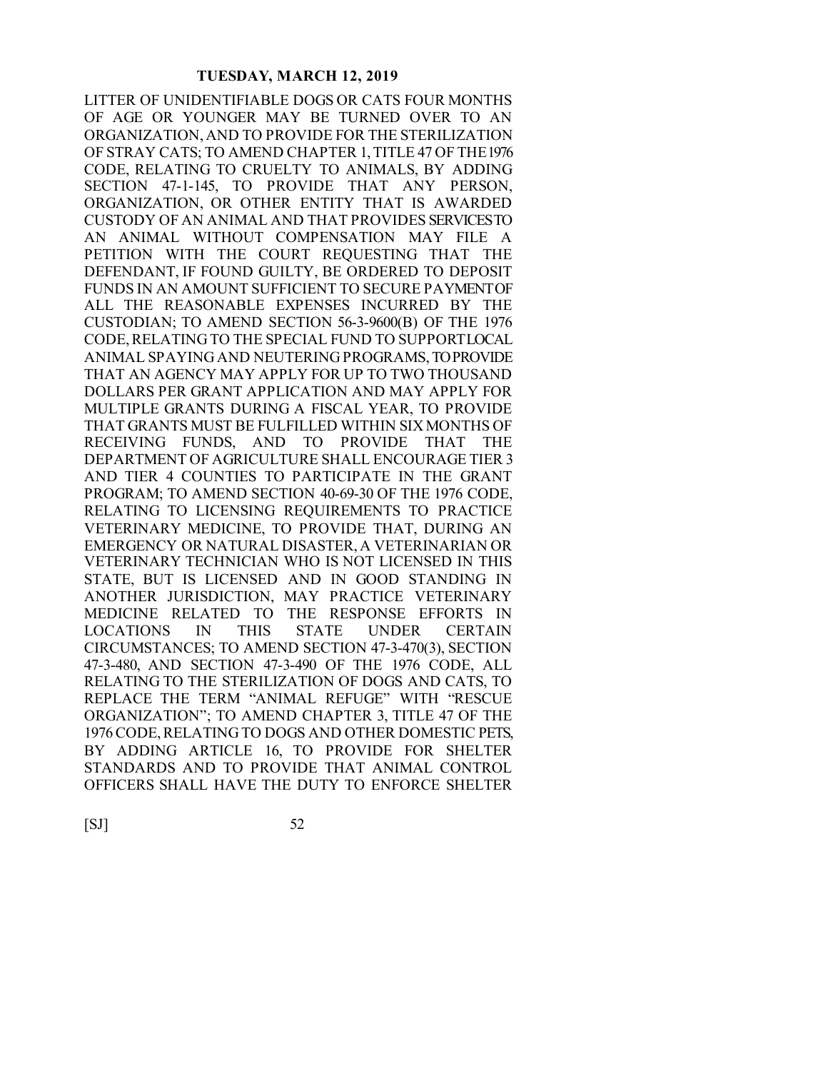LITTER OF UNIDENTIFIABLE DOGS OR CATS FOUR MONTHS OF AGE OR YOUNGER MAY BE TURNED OVER TO AN ORGANIZATION, AND TO PROVIDE FOR THE STERILIZATION OF STRAY CATS; TO AMEND CHAPTER 1, TITLE 47 OF THE 1976 CODE, RELATING TO CRUELTY TO ANIMALS, BY ADDING SECTION 47-1-145, TO PROVIDE THAT ANY PERSON, ORGANIZATION, OR OTHER ENTITY THAT IS AWARDED CUSTODY OF AN ANIMAL AND THAT PROVIDES SERVICES TO AN ANIMAL WITHOUT COMPENSATION MAY FILE A PETITION WITH THE COURT REQUESTING THAT THE DEFENDANT, IF FOUND GUILTY, BE ORDERED TO DEPOSIT FUNDS IN AN AMOUNT SUFFICIENT TO SECURE PAYMENT OF ALL THE REASONABLE EXPENSES INCURRED BY THE CUSTODIAN; TO AMEND SECTION 56-3-9600(B) OF THE 1976 CODE, RELATING TO THE SPECIAL FUND TO SUPPORT LOCAL ANIMAL SPAYING AND NEUTERING PROGRAMS, TO PROVIDE THAT AN AGENCY MAY APPLY FOR UP TO TWO THOUSAND DOLLARS PER GRANT APPLICATION AND MAY APPLY FOR MULTIPLE GRANTS DURING A FISCAL YEAR, TO PROVIDE THAT GRANTS MUST BE FULFILLED WITHIN SIX MONTHS OF RECEIVING FUNDS, AND TO PROVIDE THAT THE DEPARTMENT OF AGRICULTURE SHALL ENCOURAGE TIER 3 AND TIER 4 COUNTIES TO PARTICIPATE IN THE GRANT PROGRAM; TO AMEND SECTION 40-69-30 OF THE 1976 CODE, RELATING TO LICENSING REQUIREMENTS TO PRACTICE VETERINARY MEDICINE, TO PROVIDE THAT, DURING AN EMERGENCY OR NATURAL DISASTER, A VETERINARIAN OR VETERINARY TECHNICIAN WHO IS NOT LICENSED IN THIS STATE, BUT IS LICENSED AND IN GOOD STANDING IN ANOTHER JURISDICTION, MAY PRACTICE VETERINARY MEDICINE RELATED TO THE RESPONSE EFFORTS IN LOCATIONS IN THIS STATE UNDER CERTAIN CIRCUMSTANCES; TO AMEND SECTION 47-3-470(3), SECTION 47-3-480, AND SECTION 47-3-490 OF THE 1976 CODE, ALL RELATING TO THE STERILIZATION OF DOGS AND CATS, TO REPLACE THE TERM "ANIMAL REFUGE" WITH "RESCUE ORGANIZATION"; TO AMEND CHAPTER 3, TITLE 47 OF THE 1976 CODE, RELATING TO DOGS AND OTHER DOMESTIC PETS, BY ADDING ARTICLE 16, TO PROVIDE FOR SHELTER STANDARDS AND TO PROVIDE THAT ANIMAL CONTROL OFFICERS SHALL HAVE THE DUTY TO ENFORCE SHELTER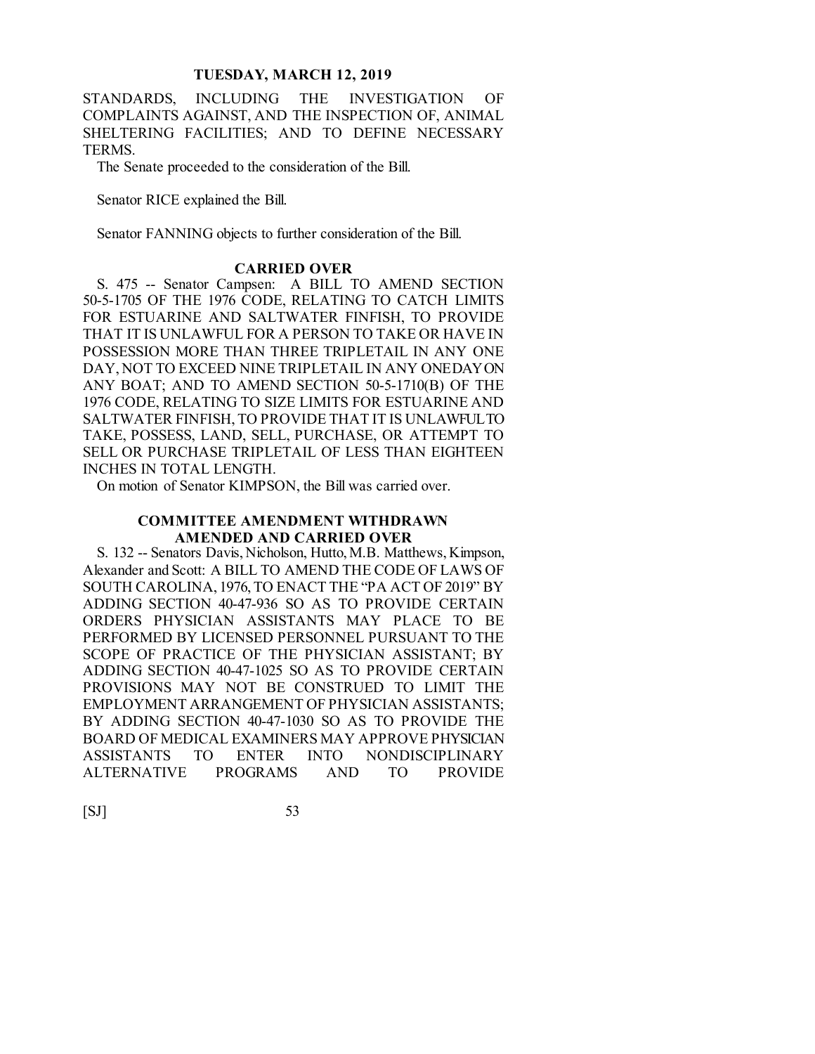STANDARDS, INCLUDING THE INVESTIGATION OF COMPLAINTS AGAINST, AND THE INSPECTION OF, ANIMAL SHELTERING FACILITIES; AND TO DEFINE NECESSARY TERMS.

The Senate proceeded to the consideration of the Bill.

Senator RICE explained the Bill.

Senator FANNING objects to further consideration of the Bill.

### CARRIED OVER

S. 475 -- Senator Campsen: A BILL TO AMEND SECTION 50-5-1705 OF THE 1976 CODE, RELATING TO CATCH LIMITS FOR ESTUARINE AND SALTWATER FINFISH, TO PROVIDE THAT IT IS UNLAWFUL FOR A PERSON TO TAKE OR HAVE IN POSSESSION MORE THAN THREE TRIPLETAIL IN ANY ONE DAY, NOT TO EXCEED NINE TRIPLETAIL IN ANY ONE DAY ON ANY BOAT; AND TO AMEND SECTION 50-5-1710(B) OF THE 1976 CODE, RELATING TO SIZE LIMITS FOR ESTUARINE AND SALTWATER FINFISH, TO PROVIDE THAT IT IS UNLAWFUL TO TAKE, POSSESS, LAND, SELL, PURCHASE, OR ATTEMPT TO SELL OR PURCHASE TRIPLETAIL OF LESS THAN EIGHTEEN INCHES IN TOTAL LENGTH.

On motion of Senator KIMPSON, the Bill was carried over.

### COMMITTEE AMENDMENT WITHDRAWN
### AMENDED AND CARRIED OVER

S. 132 -- Senators Davis, Nicholson, Hutto, M.B. Matthews, Kimpson, Alexander and Scott: A BILL TO AMEND THE CODE OF LAWS OF SOUTH CAROLINA, 1976, TO ENACT THE "PA ACT OF 2019" BY ADDING SECTION 40-47-936 SO AS TO PROVIDE CERTAIN ORDERS PHYSICIAN ASSISTANTS MAY PLACE TO BE PERFORMED BY LICENSED PERSONNEL PURSUANT TO THE SCOPE OF PRACTICE OF THE PHYSICIAN ASSISTANT; BY ADDING SECTION 40-47-1025 SO AS TO PROVIDE CERTAIN PROVISIONS MAY NOT BE CONSTRUED TO LIMIT THE EMPLOYMENT ARRANGEMENT OF PHYSICIAN ASSISTANTS; BY ADDING SECTION 40-47-1030 SO AS TO PROVIDE THE BOARD OF MEDICAL EXAMINERS MAY APPROVE PHYSICIAN ASSISTANTS TO ENTER INTO NONDISCIPLINARY ALTERNATIVE PROGRAMS AND TO PROVIDE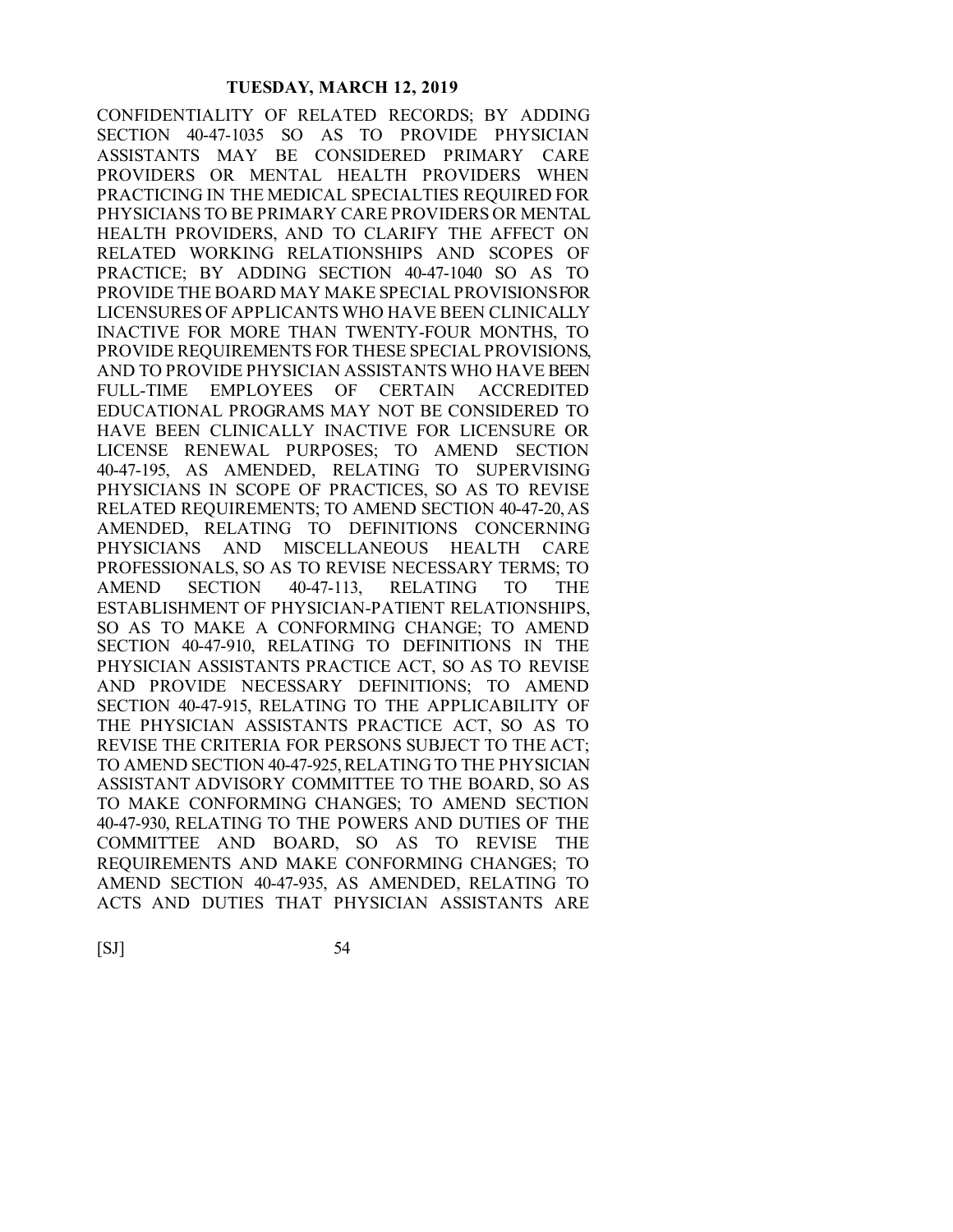CONFIDENTIALITY OF RELATED RECORDS; BY ADDING SECTION 40-47-1035 SO AS TO PROVIDE PHYSICIAN ASSISTANTS MAY BE CONSIDERED PRIMARY CARE PROVIDERS OR MENTAL HEALTH PROVIDERS WHEN PRACTICING IN THE MEDICAL SPECIALTIES REQUIRED FOR PHYSICIANS TO BE PRIMARY CARE PROVIDERS OR MENTAL HEALTH PROVIDERS, AND TO CLARIFY THE AFFECT ON RELATED WORKING RELATIONSHIPS AND SCOPES OF PRACTICE; BY ADDING SECTION 40-47-1040 SO AS TO PROVIDE THE BOARD MAY MAKE SPECIAL PROVISIONS FOR LICENSURES OF APPLICANTS WHO HAVE BEEN CLINICALLY INACTIVE FOR MORE THAN TWENTY-FOUR MONTHS, TO PROVIDE REQUIREMENTS FOR THESE SPECIAL PROVISIONS, AND TO PROVIDE PHYSICIAN ASSISTANTS WHO HAVE BEEN FULL-TIME EMPLOYEES OF CERTAIN ACCREDITED EDUCATIONAL PROGRAMS MAY NOT BE CONSIDERED TO HAVE BEEN CLINICALLY INACTIVE FOR LICENSURE OR LICENSE RENEWAL PURPOSES; TO AMEND SECTION 40-47-195, AS AMENDED, RELATING TO SUPERVISING PHYSICIANS IN SCOPE OF PRACTICES, SO AS TO REVISE RELATED REQUIREMENTS; TO AMEND SECTION 40-47-20, AS AMENDED, RELATING TO DEFINITIONS CONCERNING PHYSICIANS AND MISCELLANEOUS HEALTH CARE PROFESSIONALS, SO AS TO REVISE NECESSARY TERMS; TO AMEND SECTION 40-47-113, RELATING TO THE ESTABLISHMENT OF PHYSICIAN-PATIENT RELATIONSHIPS, SO AS TO MAKE A CONFORMING CHANGE; TO AMEND SECTION 40-47-910, RELATING TO DEFINITIONS IN THE PHYSICIAN ASSISTANTS PRACTICE ACT, SO AS TO REVISE AND PROVIDE NECESSARY DEFINITIONS; TO AMEND SECTION 40-47-915, RELATING TO THE APPLICABILITY OF THE PHYSICIAN ASSISTANTS PRACTICE ACT, SO AS TO REVISE THE CRITERIA FOR PERSONS SUBJECT TO THE ACT; TO AMEND SECTION 40-47-925, RELATING TO THE PHYSICIAN ASSISTANT ADVISORY COMMITTEE TO THE BOARD, SO AS TO MAKE CONFORMING CHANGES; TO AMEND SECTION 40-47-930, RELATING TO THE POWERS AND DUTIES OF THE COMMITTEE AND BOARD, SO AS TO REVISE THE REQUIREMENTS AND MAKE CONFORMING CHANGES; TO AMEND SECTION 40-47-935, AS AMENDED, RELATING TO ACTS AND DUTIES THAT PHYSICIAN ASSISTANTS ARE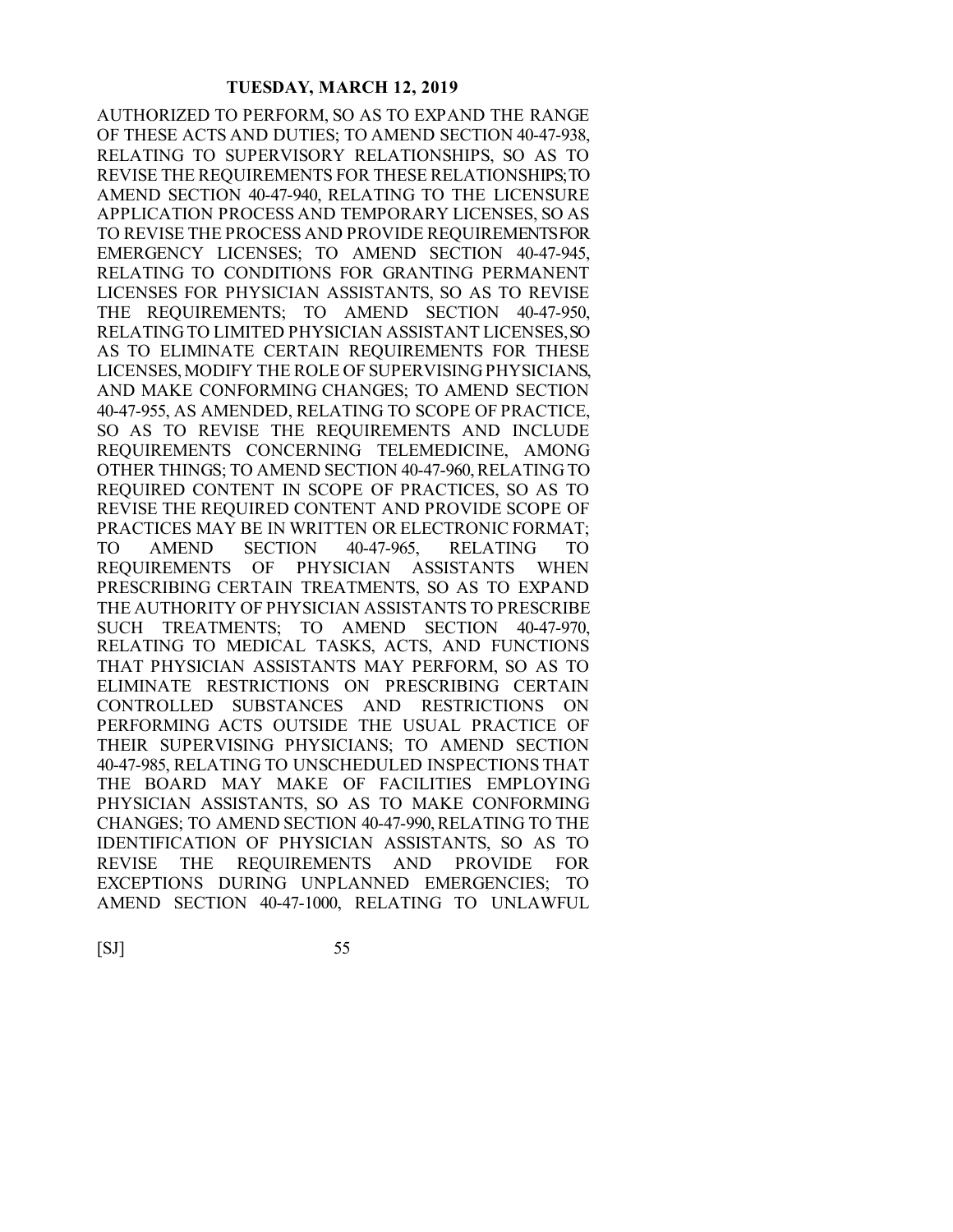AUTHORIZED TO PERFORM, SO AS TO EXPAND THE RANGE OF THESE ACTS AND DUTIES; TO AMEND SECTION 40-47-938, RELATING TO SUPERVISORY RELATIONSHIPS, SO AS TO REVISE THE REQUIREMENTS FOR THESE RELATIONSHIPS; TO AMEND SECTION 40-47-940, RELATING TO THE LICENSURE APPLICATION PROCESS AND TEMPORARY LICENSES, SO AS TO REVISE THE PROCESS AND PROVIDE REQUIREMENTS FOR EMERGENCY LICENSES; TO AMEND SECTION 40-47-945, RELATING TO CONDITIONS FOR GRANTING PERMANENT LICENSES FOR PHYSICIAN ASSISTANTS, SO AS TO REVISE THE REQUIREMENTS; TO AMEND SECTION 40-47-950, RELATING TO LIMITED PHYSICIAN ASSISTANT LICENSES, SO AS TO ELIMINATE CERTAIN REQUIREMENTS FOR THESE LICENSES, MODIFY THE ROLE OF SUPERVISING PHYSICIANS, AND MAKE CONFORMING CHANGES; TO AMEND SECTION 40-47-955, AS AMENDED, RELATING TO SCOPE OF PRACTICE, SO AS TO REVISE THE REQUIREMENTS AND INCLUDE REQUIREMENTS CONCERNING TELEMEDICINE, AMONG OTHER THINGS; TO AMEND SECTION 40-47-960, RELATING TO REQUIRED CONTENT IN SCOPE OF PRACTICES, SO AS TO REVISE THE REQUIRED CONTENT AND PROVIDE SCOPE OF PRACTICES MAY BE IN WRITTEN OR ELECTRONIC FORMAT; TO AMEND SECTION 40-47-965, RELATING TO REQUIREMENTS OF PHYSICIAN ASSISTANTS WHEN PRESCRIBING CERTAIN TREATMENTS, SO AS TO EXPAND THE AUTHORITY OF PHYSICIAN ASSISTANTS TO PRESCRIBE SUCH TREATMENTS; TO AMEND SECTION 40-47-970, RELATING TO MEDICAL TASKS, ACTS, AND FUNCTIONS THAT PHYSICIAN ASSISTANTS MAY PERFORM, SO AS TO ELIMINATE RESTRICTIONS ON PRESCRIBING CERTAIN CONTROLLED SUBSTANCES AND RESTRICTIONS ON PERFORMING ACTS OUTSIDE THE USUAL PRACTICE OF THEIR SUPERVISING PHYSICIANS; TO AMEND SECTION 40-47-985, RELATING TO UNSCHEDULED INSPECTIONS THAT THE BOARD MAY MAKE OF FACILITIES EMPLOYING PHYSICIAN ASSISTANTS, SO AS TO MAKE CONFORMING CHANGES; TO AMEND SECTION 40-47-990, RELATING TO THE IDENTIFICATION OF PHYSICIAN ASSISTANTS, SO AS TO REVISE THE REQUIREMENTS AND PROVIDE FOR EXCEPTIONS DURING UNPLANNED EMERGENCIES; TO AMEND SECTION 40-47-1000, RELATING TO UNLAWFUL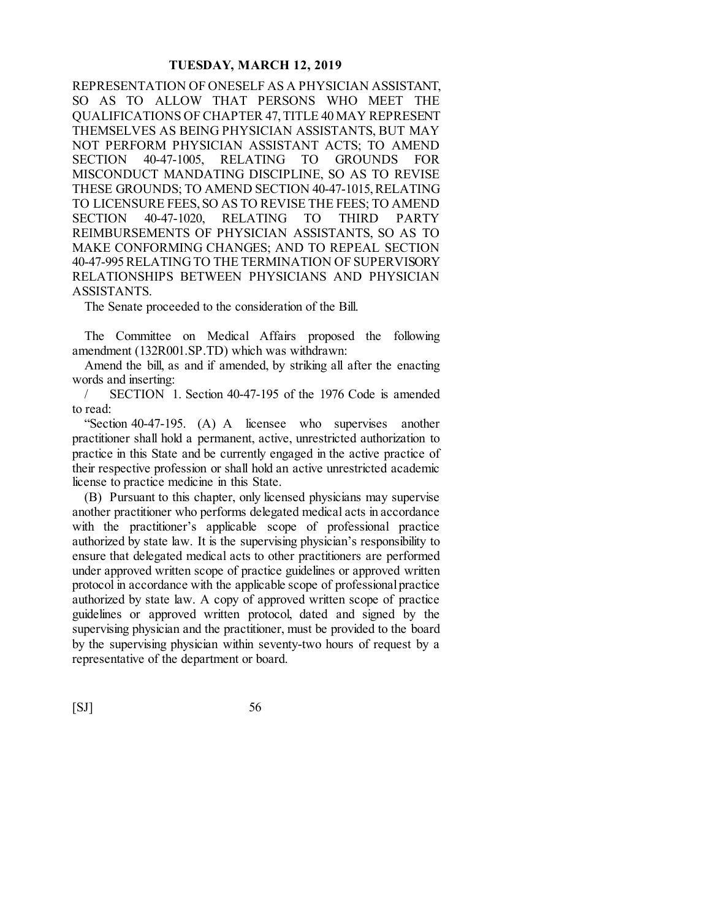REPRESENTATION OF ONESELF AS A PHYSICIAN ASSISTANT, SO AS TO ALLOW THAT PERSONS WHO MEET THE QUALIFICATIONS OF CHAPTER 47, TITLE 40 MAY REPRESENT THEMSELVES AS BEING PHYSICIAN ASSISTANTS, BUT MAY NOT PERFORM PHYSICIAN ASSISTANT ACTS; TO AMEND SECTION 40-47-1005, RELATING TO GROUNDS FOR MISCONDUCT MANDATING DISCIPLINE, SO AS TO REVISE THESE GROUNDS; TO AMEND SECTION 40-47-1015, RELATING TO LICENSURE FEES, SO AS TO REVISE THE FEES; TO AMEND SECTION 40-47-1020, RELATING TO THIRD PARTY REIMBURSEMENTS OF PHYSICIAN ASSISTANTS, SO AS TO MAKE CONFORMING CHANGES; AND TO REPEAL SECTION 40-47-995 RELATING TO THE TERMINATION OF SUPERVISORY RELATIONSHIPS BETWEEN PHYSICIANS AND PHYSICIAN ASSISTANTS.

The Senate proceeded to the consideration of the Bill.

The Committee on Medical Affairs proposed the following amendment (132R001.SP.TD) which was withdrawn:

Amend the bill, as and if amended, by striking all after the enacting words and inserting:

/ SECTION 1. Section 40-47-195 of the 1976 Code is amended to read:

"Section 40-47-195. (A) A licensee who supervises another practitioner shall hold a permanent, active, unrestricted authorization to practice in this State and be currently engaged in the active practice of their respective profession or shall hold an active unrestricted academic license to practice medicine in this State.

(B) Pursuant to this chapter, only licensed physicians may supervise another practitioner who performs delegated medical acts in accordance with the practitioner's applicable scope of professional practice authorized by state law. It is the supervising physician's responsibility to ensure that delegated medical acts to other practitioners are performed under approved written scope of practice guidelines or approved written protocol in accordance with the applicable scope of professional practice authorized by state law. A copy of approved written scope of practice guidelines or approved written protocol, dated and signed by the supervising physician and the practitioner, must be provided to the board by the supervising physician within seventy-two hours of request by a representative of the department or board.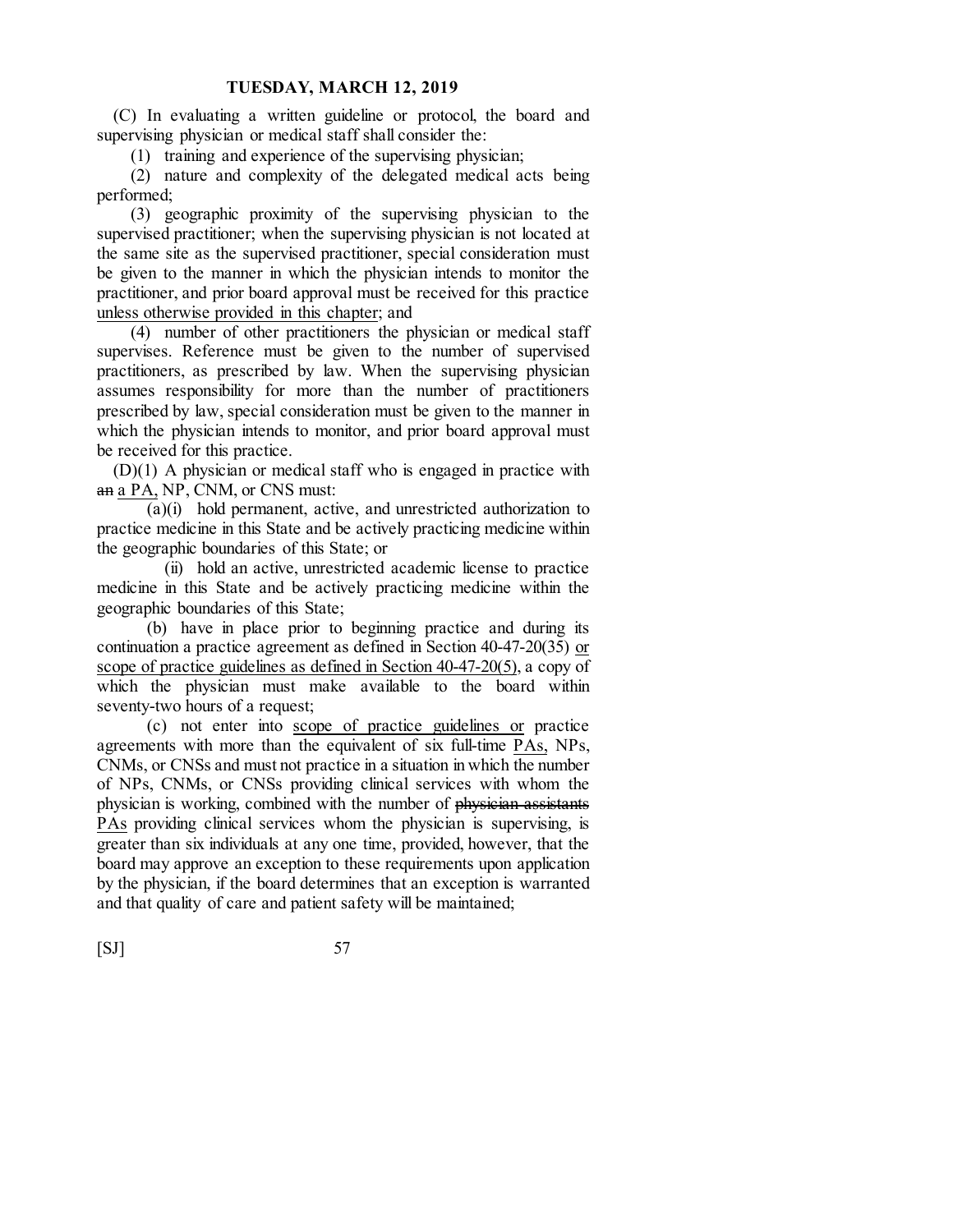(C) In evaluating a written guideline or protocol, the board and supervising physician or medical staff shall consider the:

(1) training and experience of the supervising physician;

(2) nature and complexity of the delegated medical acts being performed;

(3) geographic proximity of the supervising physician to the supervised practitioner; when the supervising physician is not located at the same site as the supervised practitioner, special consideration must be given to the manner in which the physician intends to monitor the practitioner, and prior board approval must be received for this practice <u>unless otherwise provided in this chapter</u>; and

(4) number of other practitioners the physician or medical staff supervises. Reference must be given to the number of supervised practitioners, as prescribed by law. When the supervising physician assumes responsibility for more than the number of practitioners prescribed by law, special consideration must be given to the manner in which the physician intends to monitor, and prior board approval must be received for this practice.

(D)(1) A physician or medical staff who is engaged in practice with ~~an~~ <u>a PA,</u> NP, CNM, or CNS must:

(a)(i) hold permanent, active, and unrestricted authorization to practice medicine in this State and be actively practicing medicine within the geographic boundaries of this State; or

(ii) hold an active, unrestricted academic license to practice medicine in this State and be actively practicing medicine within the geographic boundaries of this State;

(b) have in place prior to beginning practice and during its continuation a practice agreement as defined in Section 40-47-20(35) <u>or scope of practice guidelines as defined in Section 40-47-20(5)</u>, a copy of which the physician must make available to the board within seventy-two hours of a request;

(c) not enter into <u>scope of practice guidelines or</u> practice agreements with more than the equivalent of six full-time <u>PAs,</u> NPs, CNMs, or CNSs and must not practice in a situation in which the number of NPs, CNMs, or CNSs providing clinical services with whom the physician is working, combined with the number of ~~physician assistants~~ <u>PAs</u> providing clinical services whom the physician is supervising, is greater than six individuals at any one time, provided, however, that the board may approve an exception to these requirements upon application by the physician, if the board determines that an exception is warranted and that quality of care and patient safety will be maintained;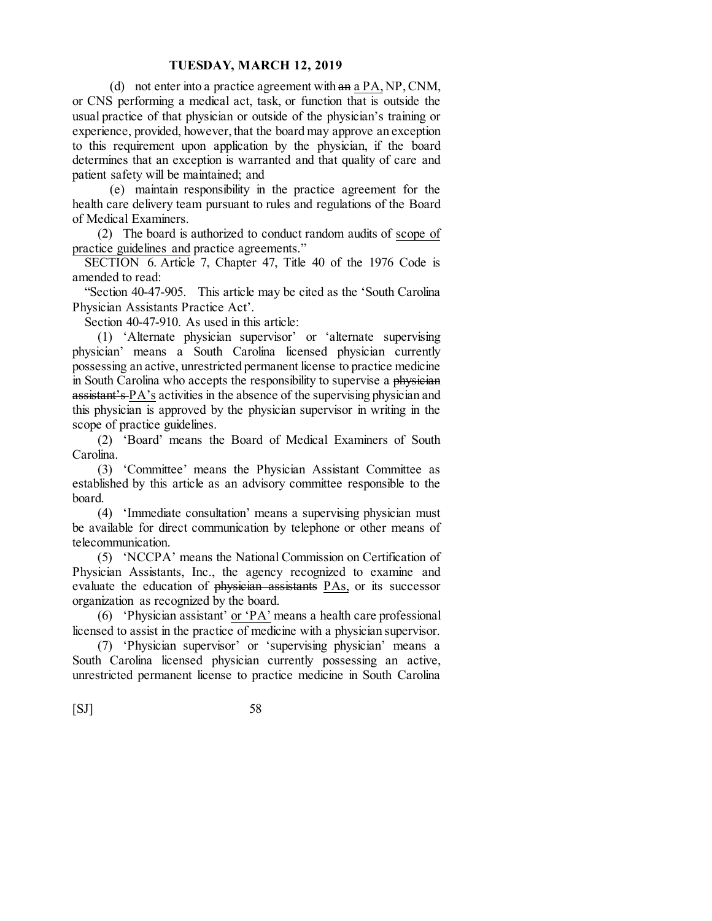(d) not enter into a practice agreement with ~~an~~ a PA, NP, CNM, or CNS performing a medical act, task, or function that is outside the usual practice of that physician or outside of the physician's training or experience, provided, however, that the board may approve an exception to this requirement upon application by the physician, if the board determines that an exception is warranted and that quality of care and patient safety will be maintained; and

(e) maintain responsibility in the practice agreement for the health care delivery team pursuant to rules and regulations of the Board of Medical Examiners.

(2) The board is authorized to conduct random audits of scope of practice guidelines and practice agreements."

SECTION 6. Article 7, Chapter 47, Title 40 of the 1976 Code is amended to read:

"Section 40-47-905. This article may be cited as the 'South Carolina Physician Assistants Practice Act'.

Section 40-47-910. As used in this article:

(1) 'Alternate physician supervisor' or 'alternate supervising physician' means a South Carolina licensed physician currently possessing an active, unrestricted permanent license to practice medicine in South Carolina who accepts the responsibility to supervise a ~~physician assistant's~~ PA's activities in the absence of the supervising physician and this physician is approved by the physician supervisor in writing in the scope of practice guidelines.

(2) 'Board' means the Board of Medical Examiners of South Carolina.

(3) 'Committee' means the Physician Assistant Committee as established by this article as an advisory committee responsible to the board.

(4) 'Immediate consultation' means a supervising physician must be available for direct communication by telephone or other means of telecommunication.

(5) 'NCCPA' means the National Commission on Certification of Physician Assistants, Inc., the agency recognized to examine and evaluate the education of ~~physician assistants~~ PAs, or its successor organization as recognized by the board.

(6) 'Physician assistant' or 'PA' means a health care professional licensed to assist in the practice of medicine with a physician supervisor.

(7) 'Physician supervisor' or 'supervising physician' means a South Carolina licensed physician currently possessing an active, unrestricted permanent license to practice medicine in South Carolina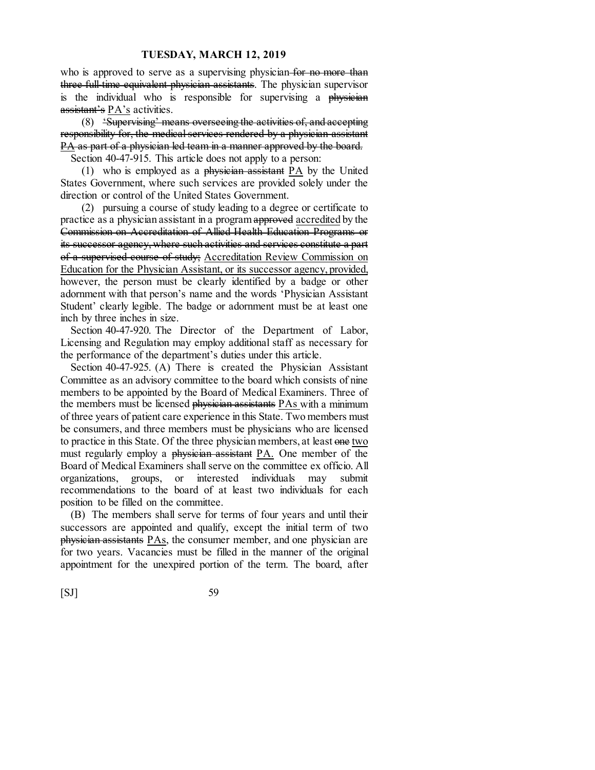who is approved to serve as a supervising physician ~~for no more than three full-time equivalent physician assistants~~. The physician supervisor is the individual who is responsible for supervising a ~~physician assistant's~~ <u>PA's</u> activities.

(8) ~~'Supervising' means overseeing the activities of, and accepting responsibility for, the medical services rendered by a physician assistant <u>PA</u> as part of a physician led team in a manner approved by the board.~~

Section 40-47-915. This article does not apply to a person:

(1) who is employed as a ~~physician assistant~~ <u>PA</u> by the United States Government, where such services are provided solely under the direction or control of the United States Government.

(2) pursuing a course of study leading to a degree or certificate to practice as a physician assistant in a program ~~approved~~ <u>accredited</u> by the ~~Commission on Accreditation of Allied Health Education Programs or its successor agency, where such activities and services constitute a part of a supervised course of study;~~ <u>Accreditation Review Commission on Education for the Physician Assistant, or its successor agency, provided,</u> however, the person must be clearly identified by a badge or other adornment with that person's name and the words 'Physician Assistant Student' clearly legible. The badge or adornment must be at least one inch by three inches in size.

Section 40-47-920. The Director of the Department of Labor, Licensing and Regulation may employ additional staff as necessary for the performance of the department's duties under this article.

Section 40-47-925. (A) There is created the Physician Assistant Committee as an advisory committee to the board which consists of nine members to be appointed by the Board of Medical Examiners. Three of the members must be licensed ~~physician assistants~~ <u>PAs</u> with a minimum of three years of patient care experience in this State. Two members must be consumers, and three members must be physicians who are licensed to practice in this State. Of the three physician members, at least ~~one~~ <u>two</u> must regularly employ a ~~physician assistant~~ <u>PA.</u> One member of the Board of Medical Examiners shall serve on the committee ex officio. All organizations, groups, or interested individuals may submit recommendations to the board of at least two individuals for each position to be filled on the committee.

(B) The members shall serve for terms of four years and until their successors are appointed and qualify, except the initial term of two ~~physician assistants~~ <u>PAs</u>, the consumer member, and one physician are for two years. Vacancies must be filled in the manner of the original appointment for the unexpired portion of the term. The board, after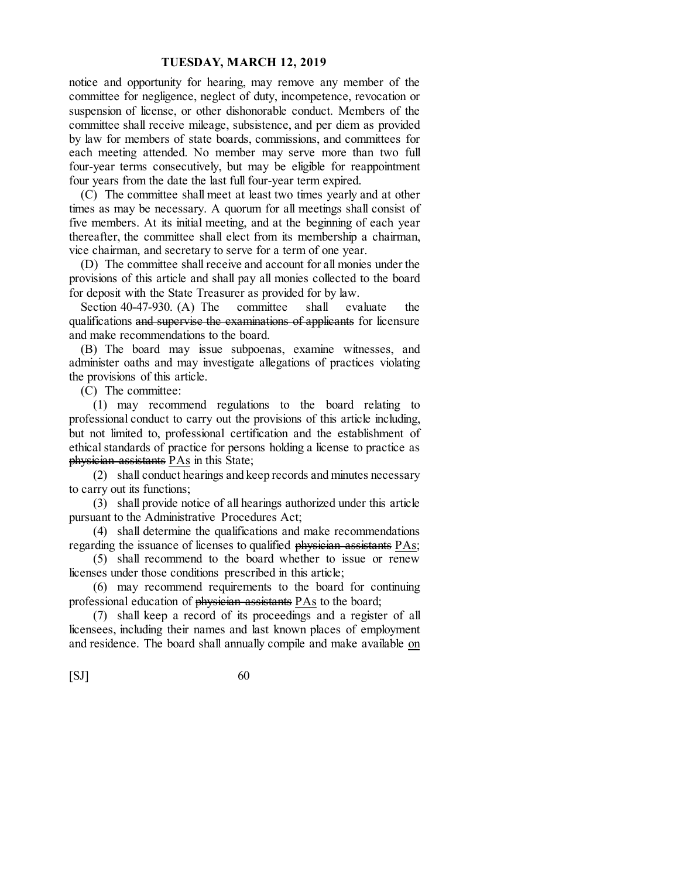notice and opportunity for hearing, may remove any member of the committee for negligence, neglect of duty, incompetence, revocation or suspension of license, or other dishonorable conduct. Members of the committee shall receive mileage, subsistence, and per diem as provided by law for members of state boards, commissions, and committees for each meeting attended. No member may serve more than two full four-year terms consecutively, but may be eligible for reappointment four years from the date the last full four-year term expired.

(C) The committee shall meet at least two times yearly and at other times as may be necessary. A quorum for all meetings shall consist of five members. At its initial meeting, and at the beginning of each year thereafter, the committee shall elect from its membership a chairman, vice chairman, and secretary to serve for a term of one year.

(D) The committee shall receive and account for all monies under the provisions of this article and shall pay all monies collected to the board for deposit with the State Treasurer as provided for by law.

Section 40-47-930. (A) The committee shall evaluate the qualifications ~~and supervise the examinations of applicants~~ for licensure and make recommendations to the board.

(B) The board may issue subpoenas, examine witnesses, and administer oaths and may investigate allegations of practices violating the provisions of this article.

(C) The committee:

(1) may recommend regulations to the board relating to professional conduct to carry out the provisions of this article including, but not limited to, professional certification and the establishment of ethical standards of practice for persons holding a license to practice as ~~physician assistants~~ <u>PAs</u> in this State;

(2) shall conduct hearings and keep records and minutes necessary to carry out its functions;

(3) shall provide notice of all hearings authorized under this article pursuant to the Administrative Procedures Act;

(4) shall determine the qualifications and make recommendations regarding the issuance of licenses to qualified ~~physician assistants~~ <u>PAs</u>;

(5) shall recommend to the board whether to issue or renew licenses under those conditions prescribed in this article;

(6) may recommend requirements to the board for continuing professional education of ~~physician assistants~~ <u>PAs</u> to the board;

(7) shall keep a record of its proceedings and a register of all licensees, including their names and last known places of employment and residence. The board shall annually compile and make available <u>on</u>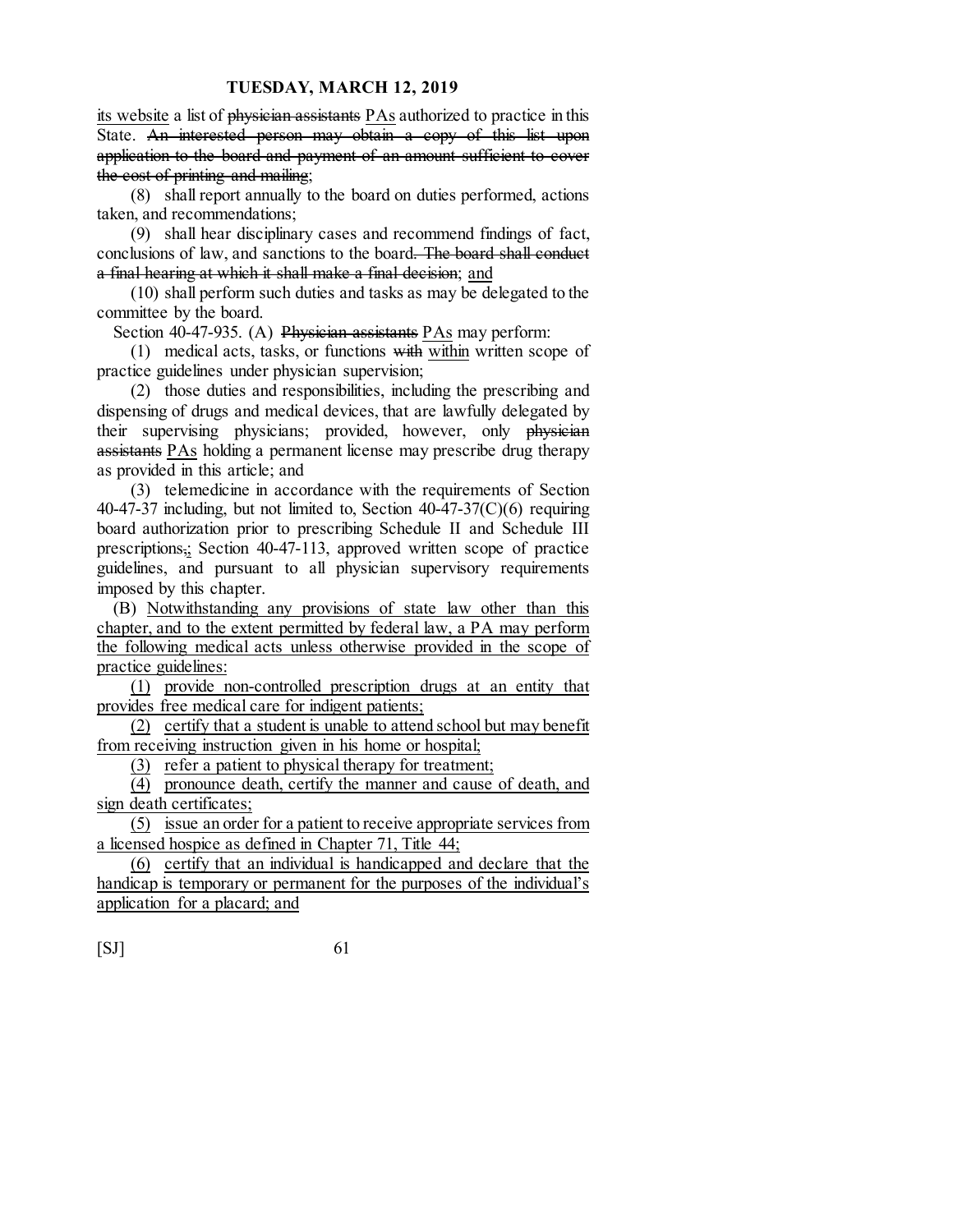<u>its website</u> a list of ~~physician assistants~~ <u>PAs</u> authorized to practice in this State. ~~An interested person may obtain a copy of this list upon application to the board and payment of an amount sufficient to cover the cost of printing and mailing~~;

(8) shall report annually to the board on duties performed, actions taken, and recommendations;

(9) shall hear disciplinary cases and recommend findings of fact, conclusions of law, and sanctions to the board~~. The board shall conduct a final hearing at which it shall make a final decision~~; <u>and</u>

(10) shall perform such duties and tasks as may be delegated to the committee by the board.

Section 40-47-935. (A) ~~Physician assistants~~ <u>PAs</u> may perform:

(1) medical acts, tasks, or functions ~~with~~ <u>within</u> written scope of practice guidelines under physician supervision;

(2) those duties and responsibilities, including the prescribing and dispensing of drugs and medical devices, that are lawfully delegated by their supervising physicians; provided, however, only ~~physician assistants~~ <u>PAs</u> holding a permanent license may prescribe drug therapy as provided in this article; and

(3) telemedicine in accordance with the requirements of Section 40-47-37 including, but not limited to, Section 40-47-37(C)(6) requiring board authorization prior to prescribing Schedule II and Schedule III prescriptions~~,~~<u>;</u> Section 40-47-113, approved written scope of practice guidelines, and pursuant to all physician supervisory requirements imposed by this chapter.

(B) <u>Notwithstanding any provisions of state law other than this chapter, and to the extent permitted by federal law, a PA may perform the following medical acts unless otherwise provided in the scope of practice guidelines:</u>

<u>(1) provide non-controlled prescription drugs at an entity that provides free medical care for indigent patients;</u>

<u>(2) certify that a student is unable to attend school but may benefit from receiving instruction given in his home or hospital;</u>

<u>(3) refer a patient to physical therapy for treatment;</u>

<u>(4) pronounce death, certify the manner and cause of death, and sign death certificates;</u>

<u>(5) issue an order for a patient to receive appropriate services from a licensed hospice as defined in Chapter 71, Title 44;</u>

<u>(6) certify that an individual is handicapped and declare that the handicap is temporary or permanent for the purposes of the individual's application for a placard; and</u>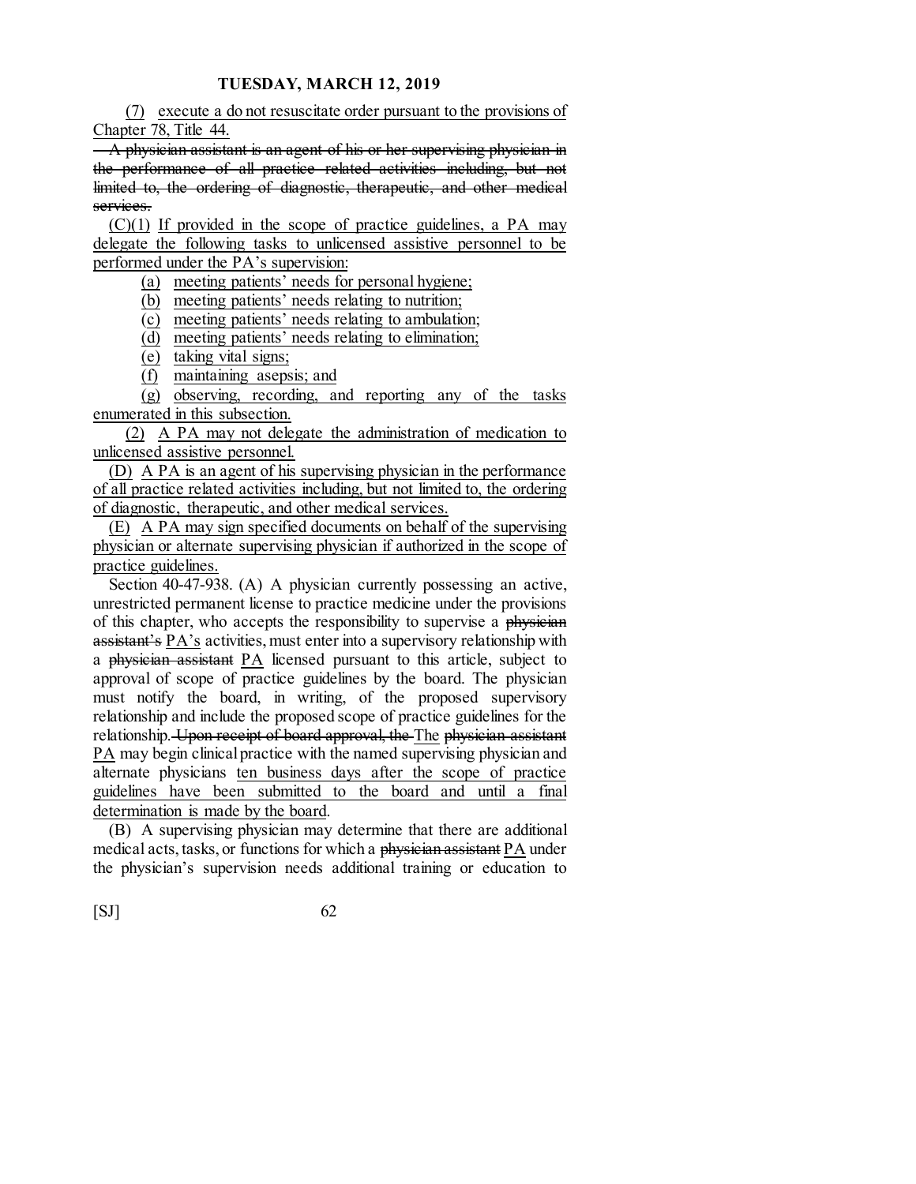(7) execute a do not resuscitate order pursuant to the provisions of Chapter 78, Title 44.

~~A physician assistant is an agent of his or her supervising physician in the performance of all practice related activities including, but not limited to, the ordering of diagnostic, therapeutic, and other medical services.~~

(C)(1) If provided in the scope of practice guidelines, a PA may delegate the following tasks to unlicensed assistive personnel to be performed under the PA's supervision:

(a) meeting patients' needs for personal hygiene;

(b) meeting patients' needs relating to nutrition;

(c) meeting patients' needs relating to ambulation;

(d) meeting patients' needs relating to elimination;

(e) taking vital signs;

(f) maintaining asepsis; and

(g) observing, recording, and reporting any of the tasks enumerated in this subsection.

(2) A PA may not delegate the administration of medication to unlicensed assistive personnel.

(D) A PA is an agent of his supervising physician in the performance of all practice related activities including, but not limited to, the ordering of diagnostic, therapeutic, and other medical services.

(E) A PA may sign specified documents on behalf of the supervising physician or alternate supervising physician if authorized in the scope of practice guidelines.

Section 40-47-938. (A) A physician currently possessing an active, unrestricted permanent license to practice medicine under the provisions of this chapter, who accepts the responsibility to supervise a ~~physician assistant's~~ PA's activities, must enter into a supervisory relationship with a ~~physician assistant~~ PA licensed pursuant to this article, subject to approval of scope of practice guidelines by the board. The physician must notify the board, in writing, of the proposed supervisory relationship and include the proposed scope of practice guidelines for the relationship. ~~Upon receipt of board approval, the~~ The ~~physician assistant~~ PA may begin clinical practice with the named supervising physician and alternate physicians ten business days after the scope of practice guidelines have been submitted to the board and until a final determination is made by the board.

(B) A supervising physician may determine that there are additional medical acts, tasks, or functions for which a ~~physician assistant~~ PA under the physician's supervision needs additional training or education to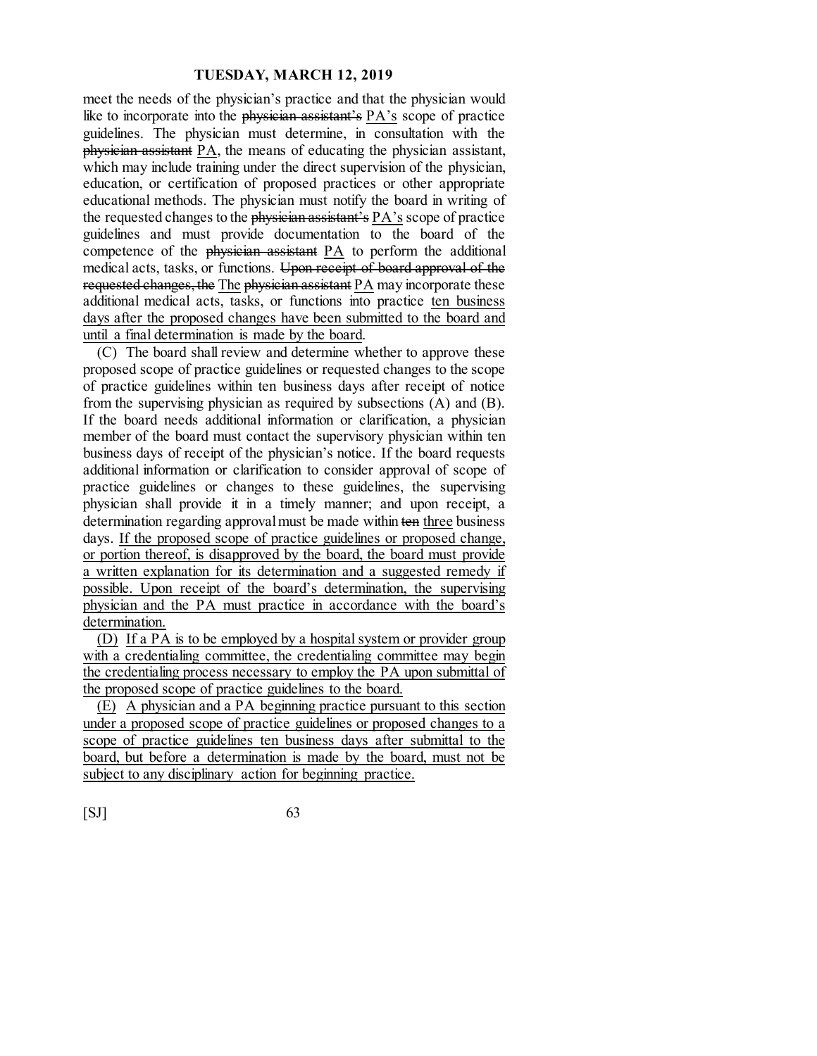meet the needs of the physician's practice and that the physician would like to incorporate into the ~~physician assistant's~~ PA's scope of practice guidelines. The physician must determine, in consultation with the ~~physician assistant~~ PA, the means of educating the physician assistant, which may include training under the direct supervision of the physician, education, or certification of proposed practices or other appropriate educational methods. The physician must notify the board in writing of the requested changes to the ~~physician assistant's~~ PA's scope of practice guidelines and must provide documentation to the board of the competence of the ~~physician assistant~~ PA to perform the additional medical acts, tasks, or functions. ~~Upon receipt of board approval of the requested changes, the~~ The ~~physician assistant~~ PA may incorporate these additional medical acts, tasks, or functions into practice ten business days after the proposed changes have been submitted to the board and until a final determination is made by the board.

(C) The board shall review and determine whether to approve these proposed scope of practice guidelines or requested changes to the scope of practice guidelines within ten business days after receipt of notice from the supervising physician as required by subsections (A) and (B). If the board needs additional information or clarification, a physician member of the board must contact the supervisory physician within ten business days of receipt of the physician's notice. If the board requests additional information or clarification to consider approval of scope of practice guidelines or changes to these guidelines, the supervising physician shall provide it in a timely manner; and upon receipt, a determination regarding approval must be made within ~~ten~~ three business days. If the proposed scope of practice guidelines or proposed change, or portion thereof, is disapproved by the board, the board must provide a written explanation for its determination and a suggested remedy if possible. Upon receipt of the board's determination, the supervising physician and the PA must practice in accordance with the board's determination.

(D) If a PA is to be employed by a hospital system or provider group with a credentialing committee, the credentialing committee may begin the credentialing process necessary to employ the PA upon submittal of the proposed scope of practice guidelines to the board.

(E) A physician and a PA beginning practice pursuant to this section under a proposed scope of practice guidelines or proposed changes to a scope of practice guidelines ten business days after submittal to the board, but before a determination is made by the board, must not be subject to any disciplinary action for beginning practice.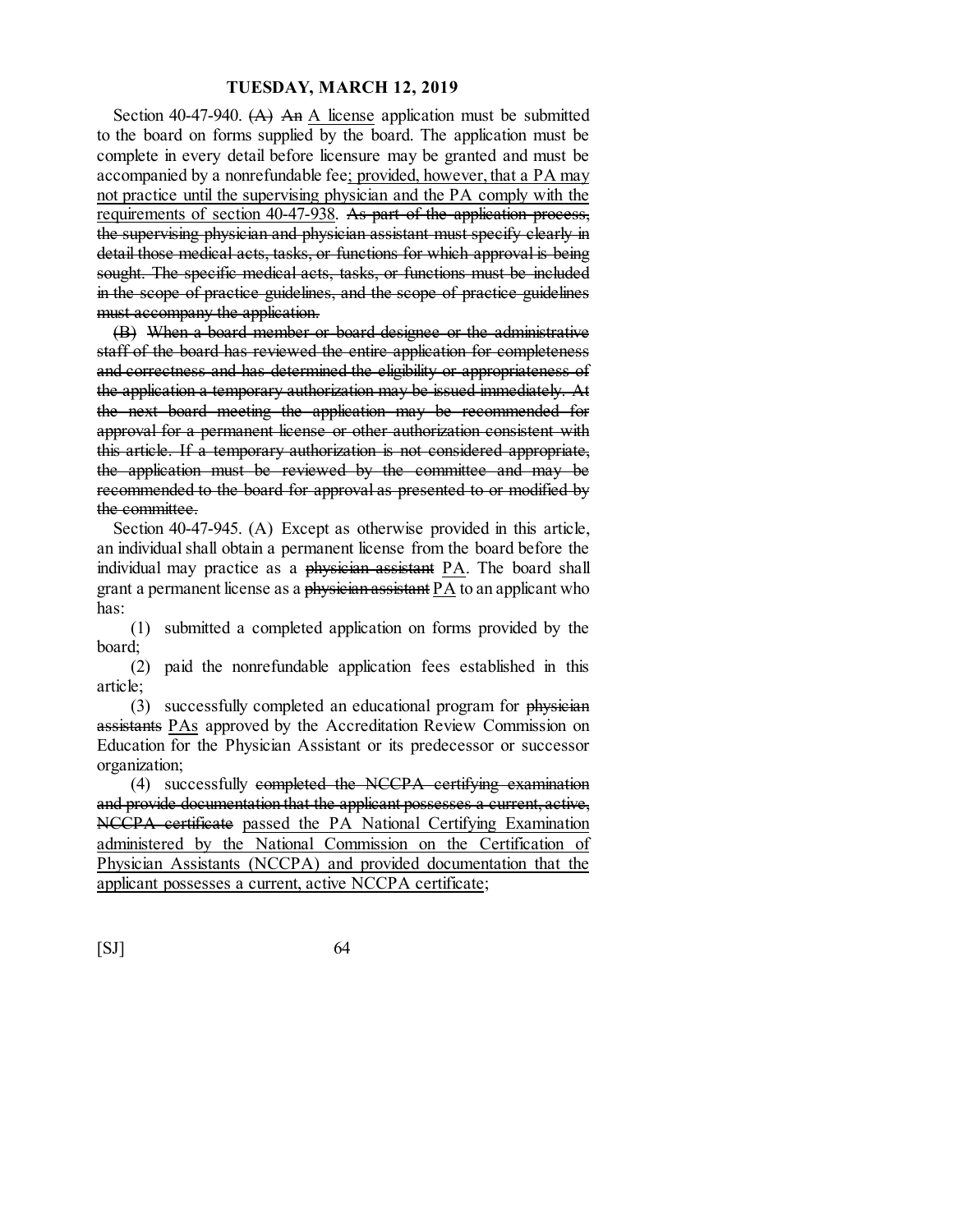Section 40-47-940. ~~(A)~~ ~~An~~ <u>A license</u> application must be submitted to the board on forms supplied by the board. The application must be complete in every detail before licensure may be granted and must be accompanied by a nonrefundable fee<u>; provided, however, that a PA may not practice until the supervising physician and the PA comply with the requirements of section 40-47-938</u>. ~~As part of the application process, the supervising physician and physician assistant must specify clearly in detail those medical acts, tasks, or functions for which approval is being sought. The specific medical acts, tasks, or functions must be included in the scope of practice guidelines, and the scope of practice guidelines must accompany the application.~~

~~(B) When a board member or board designee or the administrative staff of the board has reviewed the entire application for completeness and correctness and has determined the eligibility or appropriateness of the application a temporary authorization may be issued immediately. At the next board meeting the application may be recommended for approval for a permanent license or other authorization consistent with this article. If a temporary authorization is not considered appropriate, the application must be reviewed by the committee and may be recommended to the board for approval as presented to or modified by the committee.~~

Section 40-47-945. (A) Except as otherwise provided in this article, an individual shall obtain a permanent license from the board before the individual may practice as a ~~physician assistant~~ <u>PA</u>. The board shall grant a permanent license as a ~~physician assistant~~ <u>PA</u> to an applicant who has:

(1) submitted a completed application on forms provided by the board;

(2) paid the nonrefundable application fees established in this article;

(3) successfully completed an educational program for ~~physician assistants~~ <u>PAs</u> approved by the Accreditation Review Commission on Education for the Physician Assistant or its predecessor or successor organization;

(4) successfully ~~completed the NCCPA certifying examination and provide documentation that the applicant possesses a current, active, NCCPA certificate~~ <u>passed the PA National Certifying Examination administered by the National Commission on the Certification of Physician Assistants (NCCPA) and provided documentation that the applicant possesses a current, active NCCPA certificate</u>;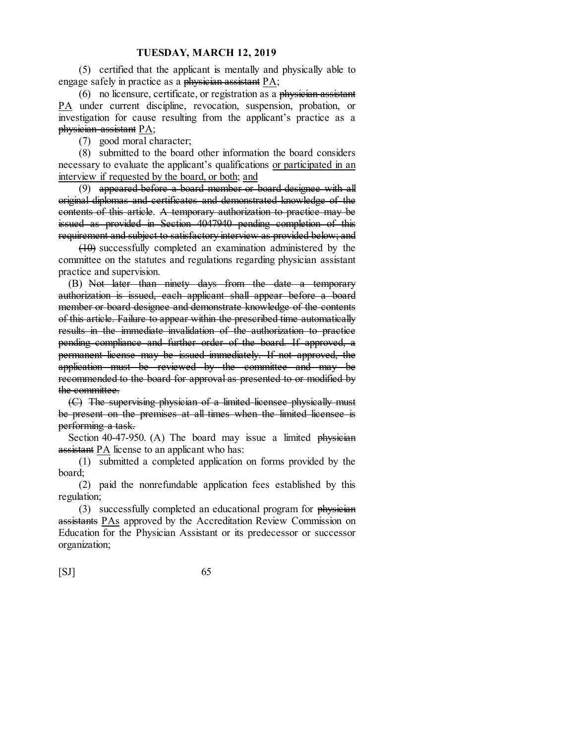(5) certified that the applicant is mentally and physically able to engage safely in practice as a ~~physician assistant~~ PA;

(6) no licensure, certificate, or registration as a ~~physician assistant~~ PA under current discipline, revocation, suspension, probation, or investigation for cause resulting from the applicant's practice as a ~~physician assistant~~ PA;

(7) good moral character;

(8) submitted to the board other information the board considers necessary to evaluate the applicant's qualifications or participated in an interview if requested by the board, or both; and

(9) ~~appeared before a board member or board designee with all original diplomas and certificates and demonstrated knowledge of the contents of this article. A temporary authorization to practice may be issued as provided in Section 4047940 pending completion of this requirement and subject to satisfactory interview as provided below; and~~

~~(10)~~ successfully completed an examination administered by the committee on the statutes and regulations regarding physician assistant practice and supervision.

(B) ~~Not later than ninety days from the date a temporary authorization is issued, each applicant shall appear before a board member or board designee and demonstrate knowledge of the contents of this article. Failure to appear within the prescribed time automatically results in the immediate invalidation of the authorization to practice pending compliance and further order of the board. If approved, a permanent license may be issued immediately. If not approved, the application must be reviewed by the committee and may be recommended to the board for approval as presented to or modified by the committee.~~

~~(C) The supervising physician of a limited licensee physically must be present on the premises at all times when the limited licensee is performing a task.~~

Section 40-47-950. (A) The board may issue a limited ~~physician assistant~~ PA license to an applicant who has:

(1) submitted a completed application on forms provided by the board;

(2) paid the nonrefundable application fees established by this regulation;

(3) successfully completed an educational program for ~~physician assistants~~ PAs approved by the Accreditation Review Commission on Education for the Physician Assistant or its predecessor or successor organization;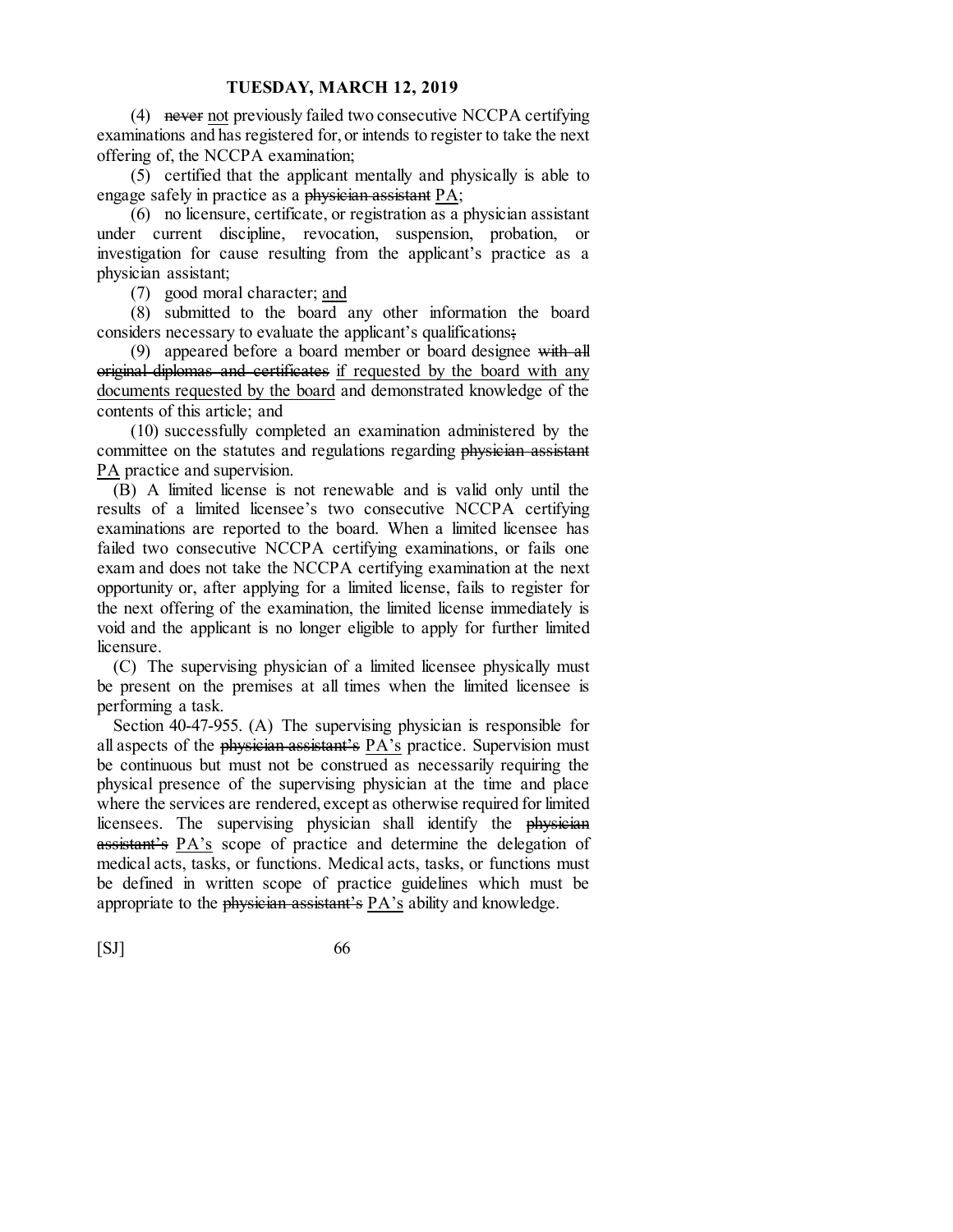(4) ~~never~~ not previously failed two consecutive NCCPA certifying examinations and has registered for, or intends to register to take the next offering of, the NCCPA examination;

(5) certified that the applicant mentally and physically is able to engage safely in practice as a ~~physician assistant~~ PA;

(6) no licensure, certificate, or registration as a physician assistant under current discipline, revocation, suspension, probation, or investigation for cause resulting from the applicant's practice as a physician assistant;

(7) good moral character; and

(8) submitted to the board any other information the board considers necessary to evaluate the applicant's qualifications~~;~~

(9) appeared before a board member or board designee ~~with all original diplomas and certificates~~ if requested by the board with any documents requested by the board and demonstrated knowledge of the contents of this article; and

(10) successfully completed an examination administered by the committee on the statutes and regulations regarding ~~physician assistant~~ PA practice and supervision.

(B) A limited license is not renewable and is valid only until the results of a limited licensee's two consecutive NCCPA certifying examinations are reported to the board. When a limited licensee has failed two consecutive NCCPA certifying examinations, or fails one exam and does not take the NCCPA certifying examination at the next opportunity or, after applying for a limited license, fails to register for the next offering of the examination, the limited license immediately is void and the applicant is no longer eligible to apply for further limited licensure.

(C) The supervising physician of a limited licensee physically must be present on the premises at all times when the limited licensee is performing a task.

Section 40-47-955. (A) The supervising physician is responsible for all aspects of the ~~physician assistant's~~ PA's practice. Supervision must be continuous but must not be construed as necessarily requiring the physical presence of the supervising physician at the time and place where the services are rendered, except as otherwise required for limited licensees. The supervising physician shall identify the ~~physician assistant's~~ PA's scope of practice and determine the delegation of medical acts, tasks, or functions. Medical acts, tasks, or functions must be defined in written scope of practice guidelines which must be appropriate to the ~~physician assistant's~~ PA's ability and knowledge.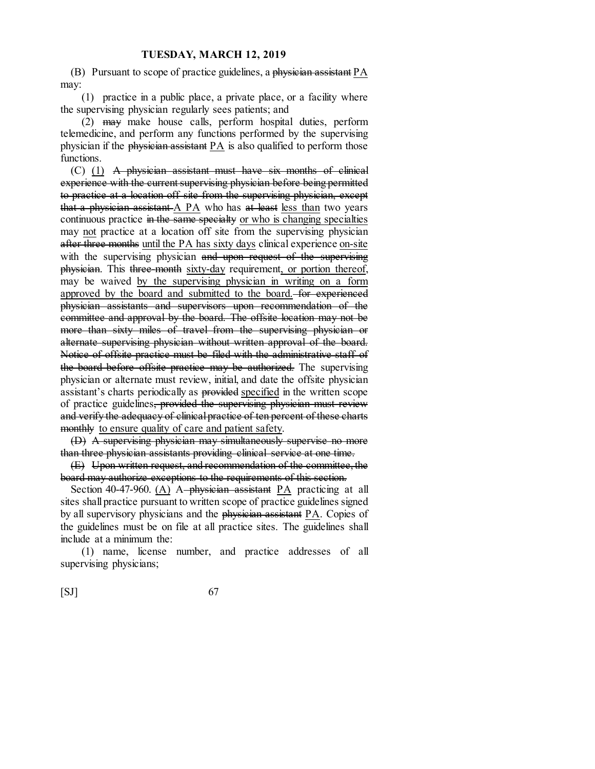(B) Pursuant to scope of practice guidelines, a ~~physician assistant~~ <u>PA</u> may:

(1) practice in a public place, a private place, or a facility where the supervising physician regularly sees patients; and

(2) ~~may~~ make house calls, perform hospital duties, perform telemedicine, and perform any functions performed by the supervising physician if the ~~physician assistant~~ <u>PA</u> is also qualified to perform those functions.

(C) <u>(1)</u> ~~A physician assistant must have six months of clinical experience with the current supervising physician before being permitted to practice at a location off site from the supervising physician, except that a physician assistant~~ <u>A PA</u> who has ~~at least~~ <u>less than</u> two years continuous practice ~~in the same specialty~~ <u>or who is changing specialties</u> may <u>not</u> practice at a location off site from the supervising physician ~~after three months~~ <u>until the PA has sixty days</u> clinical experience <u>on-site</u> with the supervising physician ~~and upon request of the supervising physician~~. This ~~three-month~~ <u>sixty-day</u> requirement<u>, or portion thereof,</u> may be waived <u>by the supervising physician in writing on a form approved by the board and submitted to the board.</u> ~~for experienced physician assistants and supervisors upon recommendation of the committee and approval by the board. The offsite location may not be more than sixty miles of travel from the supervising physician or alternate supervising physician without written approval of the board. Notice of offsite practice must be filed with the administrative staff of the board before offsite practice may be authorized.~~ The supervising physician or alternate must review, initial, and date the offsite physician assistant's charts periodically as ~~provided~~ <u>specified</u> in the written scope of practice guidelines~~, provided the supervising physician must review and verify the adequacy of clinical practice of ten percent of these charts monthly~~ <u>to ensure quality of care and patient safety</u>.

~~(D) A supervising physician may simultaneously supervise no more than three physician assistants providing clinical service at one time.~~

~~(E) Upon written request, and recommendation of the committee, the board may authorize exceptions to the requirements of this section.~~

Section 40-47-960. <u>(A)</u> A ~~physician assistant~~ <u>PA</u> practicing at all sites shall practice pursuant to written scope of practice guidelines signed by all supervisory physicians and the ~~physician assistant~~ <u>PA</u>. Copies of the guidelines must be on file at all practice sites. The guidelines shall include at a minimum the:

(1) name, license number, and practice addresses of all supervising physicians;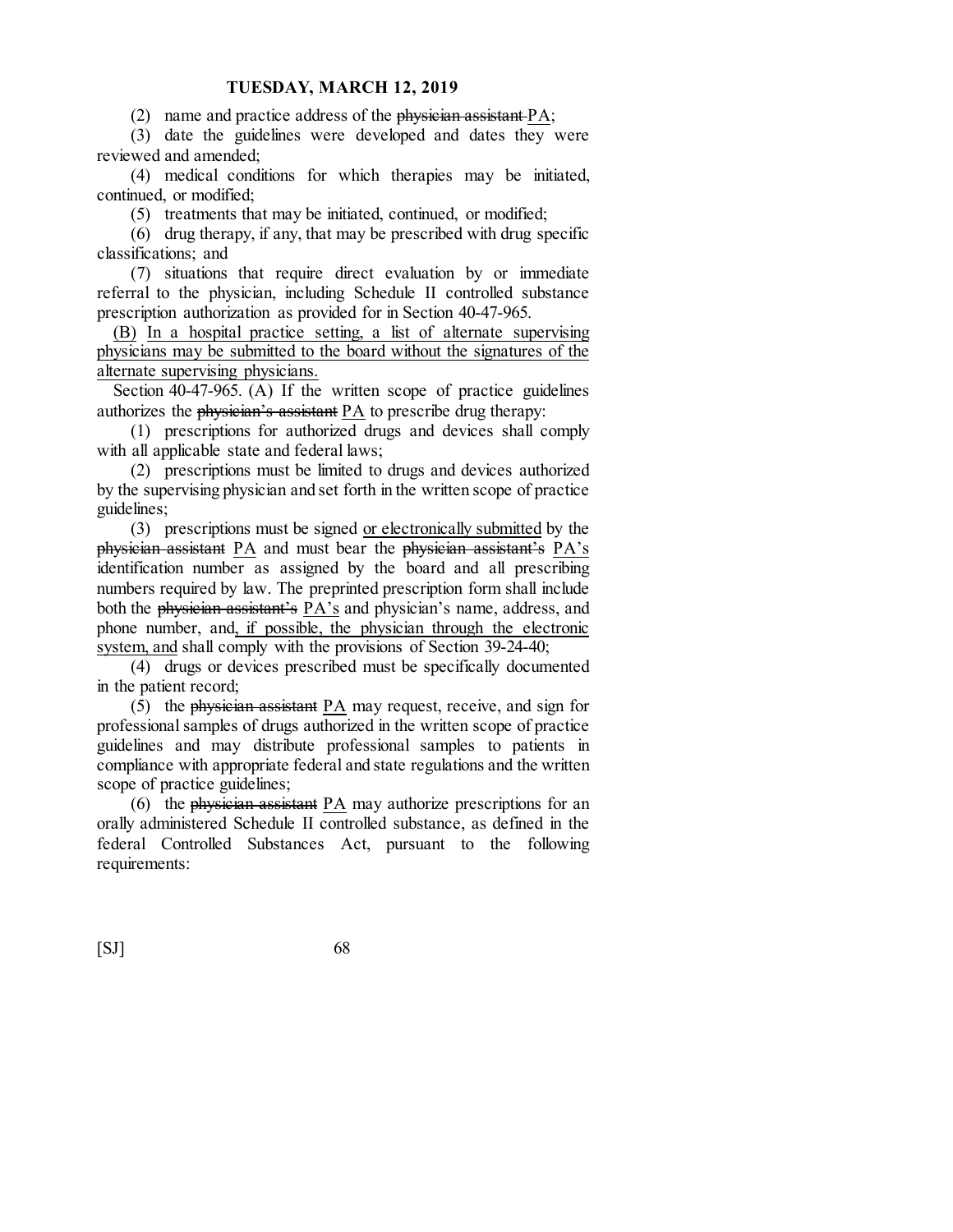(2) name and practice address of the ~~physician assistant~~ PA;

(3) date the guidelines were developed and dates they were reviewed and amended;

(4) medical conditions for which therapies may be initiated, continued, or modified;

(5) treatments that may be initiated, continued, or modified;

(6) drug therapy, if any, that may be prescribed with drug specific classifications; and

(7) situations that require direct evaluation by or immediate referral to the physician, including Schedule II controlled substance prescription authorization as provided for in Section 40-47-965.

<u>(B) In a hospital practice setting, a list of alternate supervising physicians may be submitted to the board without the signatures of the alternate supervising physicians.</u>

Section 40-47-965. (A) If the written scope of practice guidelines authorizes the ~~physician's assistant~~ <u>PA</u> to prescribe drug therapy:

(1) prescriptions for authorized drugs and devices shall comply with all applicable state and federal laws;

(2) prescriptions must be limited to drugs and devices authorized by the supervising physician and set forth in the written scope of practice guidelines;

(3) prescriptions must be signed <u>or electronically submitted</u> by the ~~physician assistant~~ <u>PA</u> and must bear the ~~physician assistant's~~ <u>PA's</u> identification number as assigned by the board and all prescribing numbers required by law. The preprinted prescription form shall include both the ~~physician assistant's~~ <u>PA's</u> and physician's name, address, and phone number, and<u>, if possible, the physician through the electronic system, and</u> shall comply with the provisions of Section 39-24-40;

(4) drugs or devices prescribed must be specifically documented in the patient record;

(5) the ~~physician assistant~~ <u>PA</u> may request, receive, and sign for professional samples of drugs authorized in the written scope of practice guidelines and may distribute professional samples to patients in compliance with appropriate federal and state regulations and the written scope of practice guidelines;

(6) the ~~physician assistant~~ <u>PA</u> may authorize prescriptions for an orally administered Schedule II controlled substance, as defined in the federal Controlled Substances Act, pursuant to the following requirements: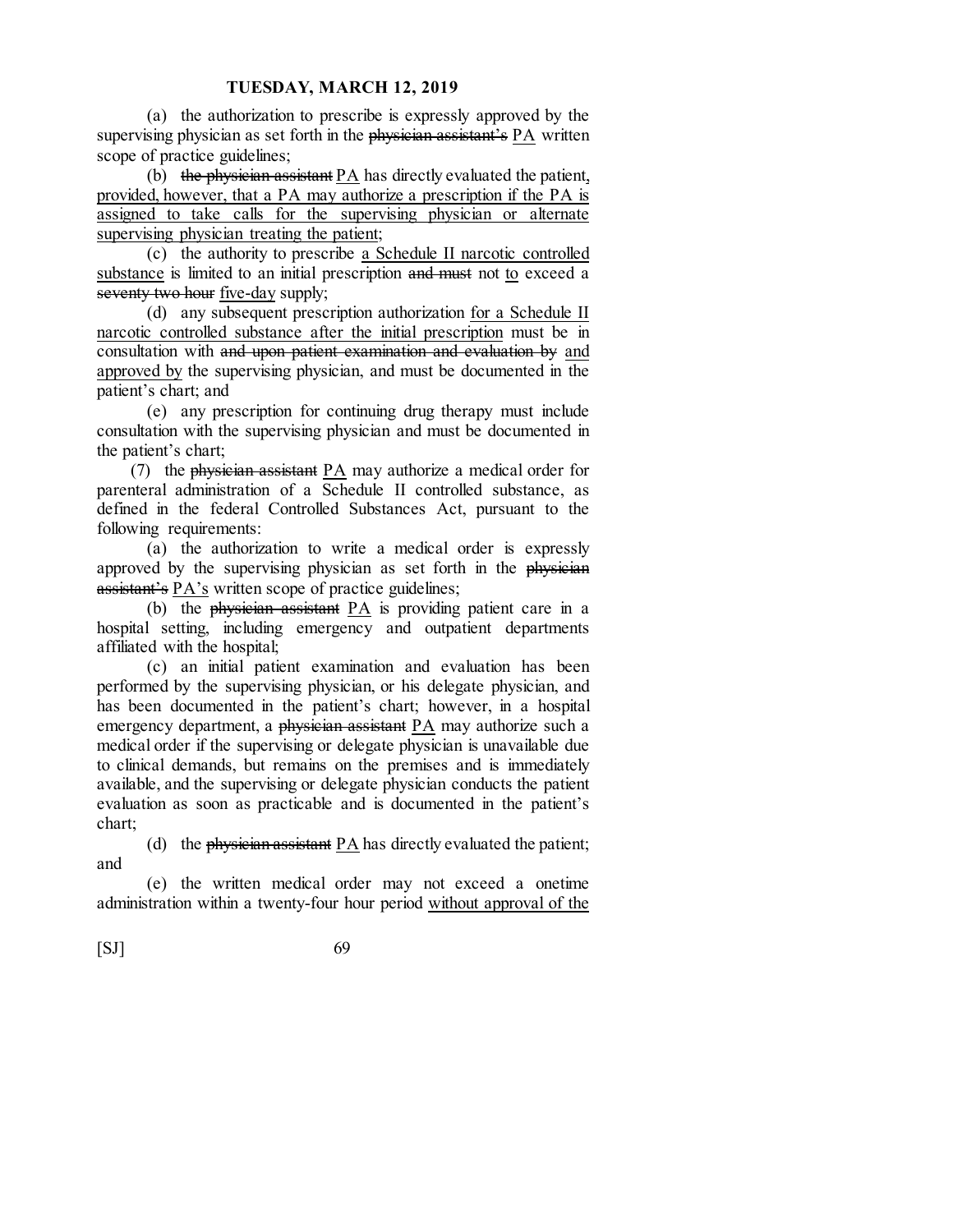(a) the authorization to prescribe is expressly approved by the supervising physician as set forth in the ~~physician assistant's~~ <u>PA</u> written scope of practice guidelines;

(b) ~~the physician assistant~~ <u>PA</u> has directly evaluated the patient, <u>provided, however, that a PA may authorize a prescription if the PA is assigned to take calls for the supervising physician or alternate supervising physician treating the patient</u>;

(c) the authority to prescribe <u>a Schedule II narcotic controlled substance</u> is limited to an initial prescription ~~and must~~ not <u>to</u> exceed a ~~seventy two hour~~ <u>five-day</u> supply;

(d) any subsequent prescription authorization <u>for a Schedule II narcotic controlled substance after the initial prescription</u> must be in consultation with ~~and upon patient examination and evaluation by~~ <u>and approved by</u> the supervising physician, and must be documented in the patient's chart; and

(e) any prescription for continuing drug therapy must include consultation with the supervising physician and must be documented in the patient's chart;

(7) the ~~physician assistant~~ <u>PA</u> may authorize a medical order for parenteral administration of a Schedule II controlled substance, as defined in the federal Controlled Substances Act, pursuant to the following requirements:

(a) the authorization to write a medical order is expressly approved by the supervising physician as set forth in the ~~physician assistant's~~ <u>PA's</u> written scope of practice guidelines;

(b) the ~~physician assistant~~ <u>PA</u> is providing patient care in a hospital setting, including emergency and outpatient departments affiliated with the hospital;

(c) an initial patient examination and evaluation has been performed by the supervising physician, or his delegate physician, and has been documented in the patient's chart; however, in a hospital emergency department, a ~~physician assistant~~ <u>PA</u> may authorize such a medical order if the supervising or delegate physician is unavailable due to clinical demands, but remains on the premises and is immediately available, and the supervising or delegate physician conducts the patient evaluation as soon as practicable and is documented in the patient's chart;

(d) the ~~physician assistant~~ <u>PA</u> has directly evaluated the patient; and

(e) the written medical order may not exceed a onetime administration within a twenty-four hour period <u>without approval of the</u>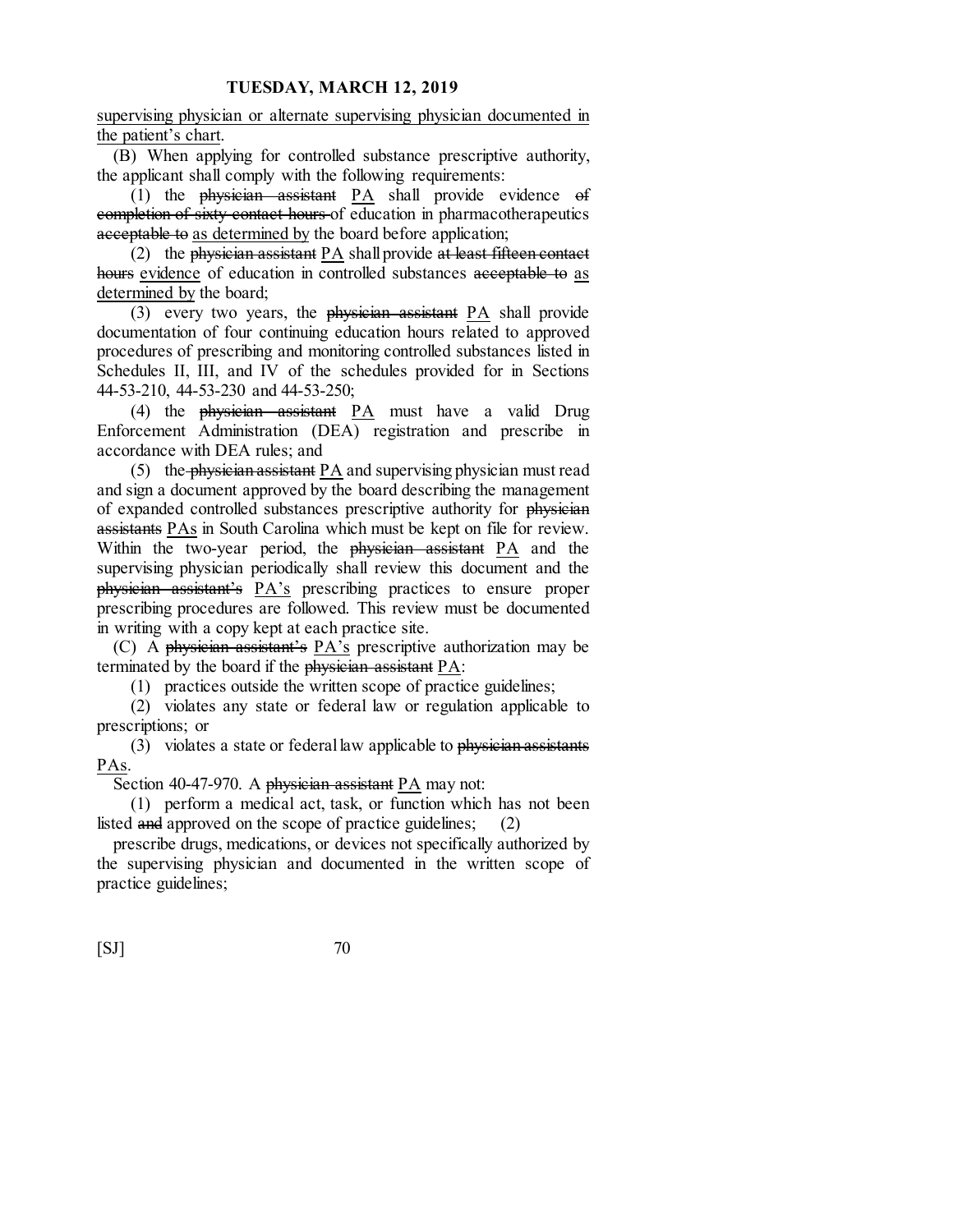<u>supervising physician or alternate supervising physician documented in the patient's chart</u>.

(B) When applying for controlled substance prescriptive authority, the applicant shall comply with the following requirements:

(1) the ~~physician assistant~~ <u>PA</u> shall provide evidence ~~of completion of sixty contact hours~~ of education in pharmacotherapeutics ~~acceptable to~~ <u>as determined by</u> the board before application;

(2) the ~~physician assistant~~ <u>PA</u> shall provide ~~at least fifteen contact hours~~ <u>evidence</u> of education in controlled substances ~~acceptable to~~ <u>as determined by</u> the board;

(3) every two years, the ~~physician assistant~~ <u>PA</u> shall provide documentation of four continuing education hours related to approved procedures of prescribing and monitoring controlled substances listed in Schedules II, III, and IV of the schedules provided for in Sections 44-53-210, 44-53-230 and 44-53-250;

(4) the ~~physician assistant~~ <u>PA</u> must have a valid Drug Enforcement Administration (DEA) registration and prescribe in accordance with DEA rules; and

(5) the ~~physician assistant~~ <u>PA</u> and supervising physician must read and sign a document approved by the board describing the management of expanded controlled substances prescriptive authority for ~~physician assistants~~ <u>PAs</u> in South Carolina which must be kept on file for review. Within the two-year period, the ~~physician assistant~~ <u>PA</u> and the supervising physician periodically shall review this document and the ~~physician assistant's~~ <u>PA's</u> prescribing practices to ensure proper prescribing procedures are followed. This review must be documented in writing with a copy kept at each practice site.

(C) A ~~physician assistant's~~ <u>PA's</u> prescriptive authorization may be terminated by the board if the ~~physician assistant~~ <u>PA</u>:

(1) practices outside the written scope of practice guidelines;

(2) violates any state or federal law or regulation applicable to prescriptions; or

(3) violates a state or federal law applicable to ~~physician assistants~~ <u>PAs</u>.

Section 40-47-970. A ~~physician assistant~~ <u>PA</u> may not:

(1) perform a medical act, task, or function which has not been listed ~~and~~ approved on the scope of practice guidelines; (2)

prescribe drugs, medications, or devices not specifically authorized by the supervising physician and documented in the written scope of practice guidelines;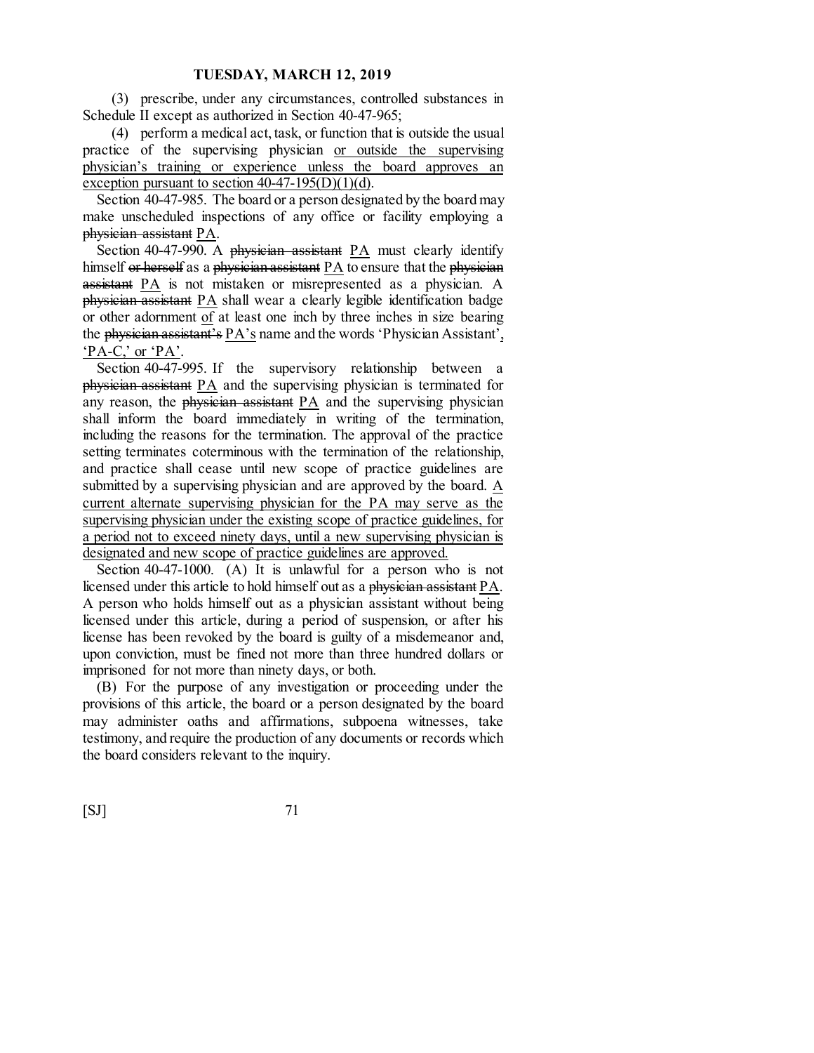(3) prescribe, under any circumstances, controlled substances in Schedule II except as authorized in Section 40-47-965;

(4) perform a medical act, task, or function that is outside the usual practice of the supervising physician <u>or outside the supervising physician's training or experience unless the board approves an exception pursuant to section 40-47-195(D)(1)(d)</u>.

Section 40-47-985. The board or a person designated by the board may make unscheduled inspections of any office or facility employing a ~~physician assistant~~ <u>PA</u>.

Section 40-47-990. A ~~physician assistant~~ <u>PA</u> must clearly identify himself ~~or herself~~ as a ~~physician assistant~~ <u>PA</u> to ensure that the ~~physician assistant~~ <u>PA</u> is not mistaken or misrepresented as a physician. A ~~physician assistant~~ <u>PA</u> shall wear a clearly legible identification badge or other adornment <u>of</u> at least one inch by three inches in size bearing the ~~physician assistant's~~ <u>PA's</u> name and the words 'Physician Assistant'<u>, 'PA-C,' or 'PA'</u>.

Section 40-47-995. If the supervisory relationship between a ~~physician assistant~~ <u>PA</u> and the supervising physician is terminated for any reason, the ~~physician assistant~~ <u>PA</u> and the supervising physician shall inform the board immediately in writing of the termination, including the reasons for the termination. The approval of the practice setting terminates coterminous with the termination of the relationship, and practice shall cease until new scope of practice guidelines are submitted by a supervising physician and are approved by the board. <u>A current alternate supervising physician for the PA may serve as the supervising physician under the existing scope of practice guidelines, for a period not to exceed ninety days, until a new supervising physician is designated and new scope of practice guidelines are approved.</u>

Section 40-47-1000. (A) It is unlawful for a person who is not licensed under this article to hold himself out as a ~~physician assistant~~ <u>PA</u>. A person who holds himself out as a physician assistant without being licensed under this article, during a period of suspension, or after his license has been revoked by the board is guilty of a misdemeanor and, upon conviction, must be fined not more than three hundred dollars or imprisoned for not more than ninety days, or both.

(B) For the purpose of any investigation or proceeding under the provisions of this article, the board or a person designated by the board may administer oaths and affirmations, subpoena witnesses, take testimony, and require the production of any documents or records which the board considers relevant to the inquiry.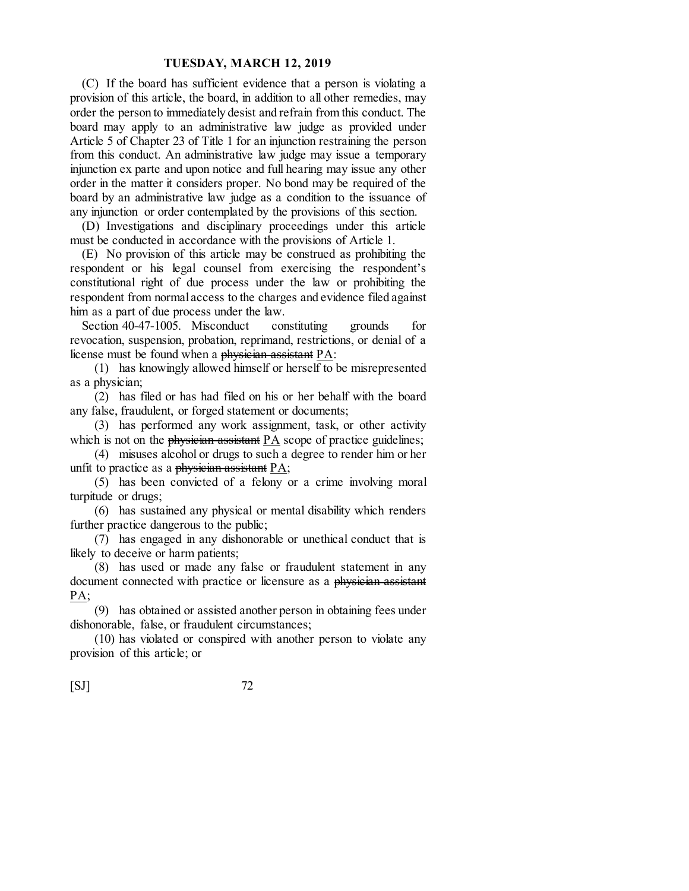(C) If the board has sufficient evidence that a person is violating a provision of this article, the board, in addition to all other remedies, may order the person to immediately desist and refrain from this conduct. The board may apply to an administrative law judge as provided under Article 5 of Chapter 23 of Title 1 for an injunction restraining the person from this conduct. An administrative law judge may issue a temporary injunction ex parte and upon notice and full hearing may issue any other order in the matter it considers proper. No bond may be required of the board by an administrative law judge as a condition to the issuance of any injunction or order contemplated by the provisions of this section.

(D) Investigations and disciplinary proceedings under this article must be conducted in accordance with the provisions of Article 1.

(E) No provision of this article may be construed as prohibiting the respondent or his legal counsel from exercising the respondent's constitutional right of due process under the law or prohibiting the respondent from normal access to the charges and evidence filed against him as a part of due process under the law.

Section 40-47-1005. Misconduct constituting grounds for revocation, suspension, probation, reprimand, restrictions, or denial of a license must be found when a ~~physician assistant~~ <u>PA</u>:

(1) has knowingly allowed himself or herself to be misrepresented as a physician;

(2) has filed or has had filed on his or her behalf with the board any false, fraudulent, or forged statement or documents;

(3) has performed any work assignment, task, or other activity which is not on the ~~physician assistant~~ <u>PA</u> scope of practice guidelines;

(4) misuses alcohol or drugs to such a degree to render him or her unfit to practice as a ~~physician assistant~~ <u>PA</u>;

(5) has been convicted of a felony or a crime involving moral turpitude or drugs;

(6) has sustained any physical or mental disability which renders further practice dangerous to the public;

(7) has engaged in any dishonorable or unethical conduct that is likely to deceive or harm patients;

(8) has used or made any false or fraudulent statement in any document connected with practice or licensure as a ~~physician assistant~~ <u>PA</u>;

(9) has obtained or assisted another person in obtaining fees under dishonorable, false, or fraudulent circumstances;

(10) has violated or conspired with another person to violate any provision of this article; or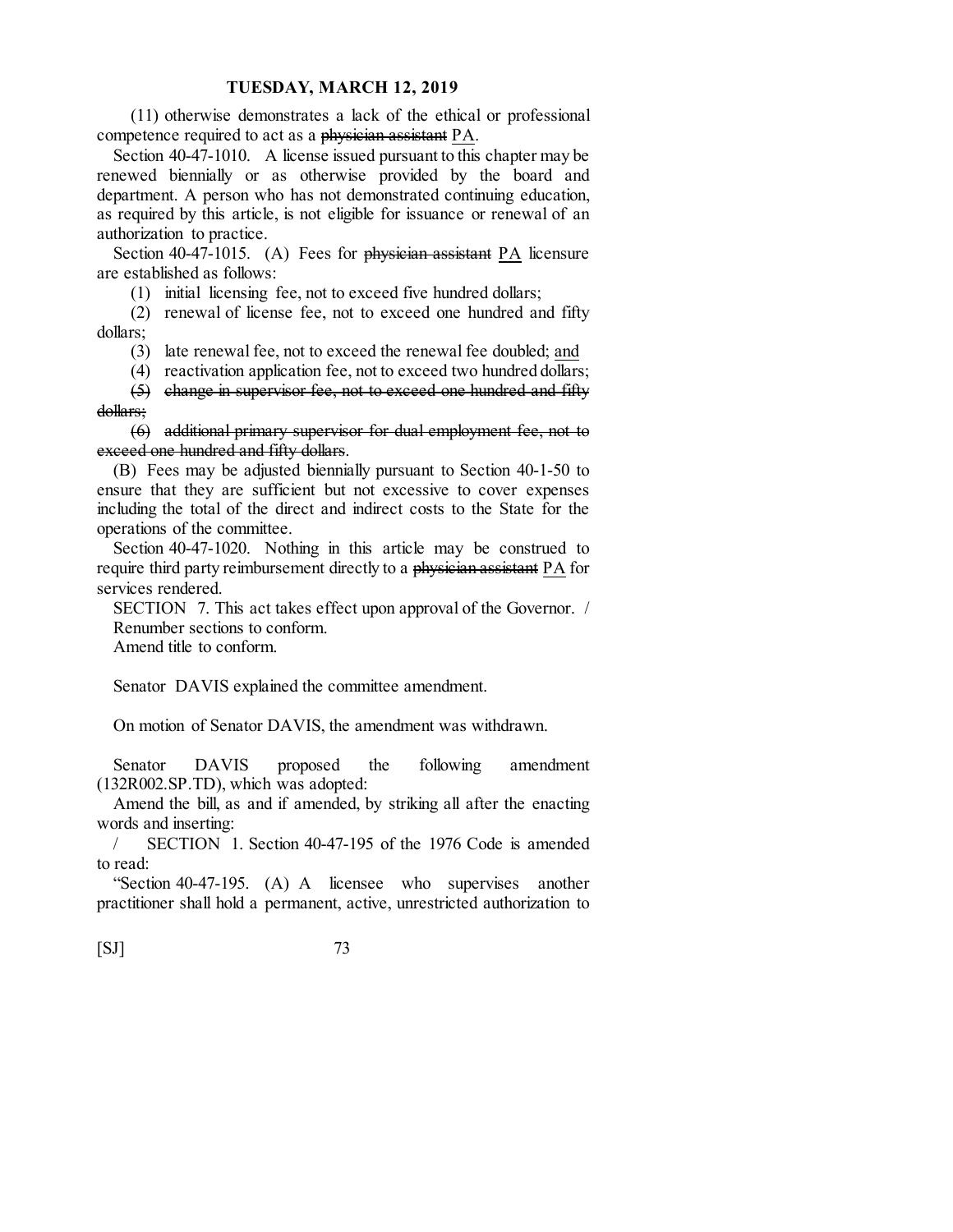(11) otherwise demonstrates a lack of the ethical or professional competence required to act as a ~~physician assistant~~ PA.

Section 40-47-1010. A license issued pursuant to this chapter may be renewed biennially or as otherwise provided by the board and department. A person who has not demonstrated continuing education, as required by this article, is not eligible for issuance or renewal of an authorization to practice.

Section 40-47-1015. (A) Fees for ~~physician assistant~~ PA licensure are established as follows:

(1) initial licensing fee, not to exceed five hundred dollars;

(2) renewal of license fee, not to exceed one hundred and fifty dollars;

(3) late renewal fee, not to exceed the renewal fee doubled; and

(4) reactivation application fee, not to exceed two hundred dollars;

~~(5) change in supervisor fee, not to exceed one hundred and fifty dollars;~~

~~(6) additional primary supervisor for dual employment fee, not to exceed one hundred and fifty dollars~~.

(B) Fees may be adjusted biennially pursuant to Section 40-1-50 to ensure that they are sufficient but not excessive to cover expenses including the total of the direct and indirect costs to the State for the operations of the committee.

Section 40-47-1020. Nothing in this article may be construed to require third party reimbursement directly to a ~~physician assistant~~ PA for services rendered.

SECTION 7. This act takes effect upon approval of the Governor. /

Renumber sections to conform.

Amend title to conform.

Senator DAVIS explained the committee amendment.

On motion of Senator DAVIS, the amendment was withdrawn.

Senator DAVIS proposed the following amendment (132R002.SP.TD), which was adopted:

Amend the bill, as and if amended, by striking all after the enacting words and inserting:

/ SECTION 1. Section 40-47-195 of the 1976 Code is amended to read:

"Section 40-47-195. (A) A licensee who supervises another practitioner shall hold a permanent, active, unrestricted authorization to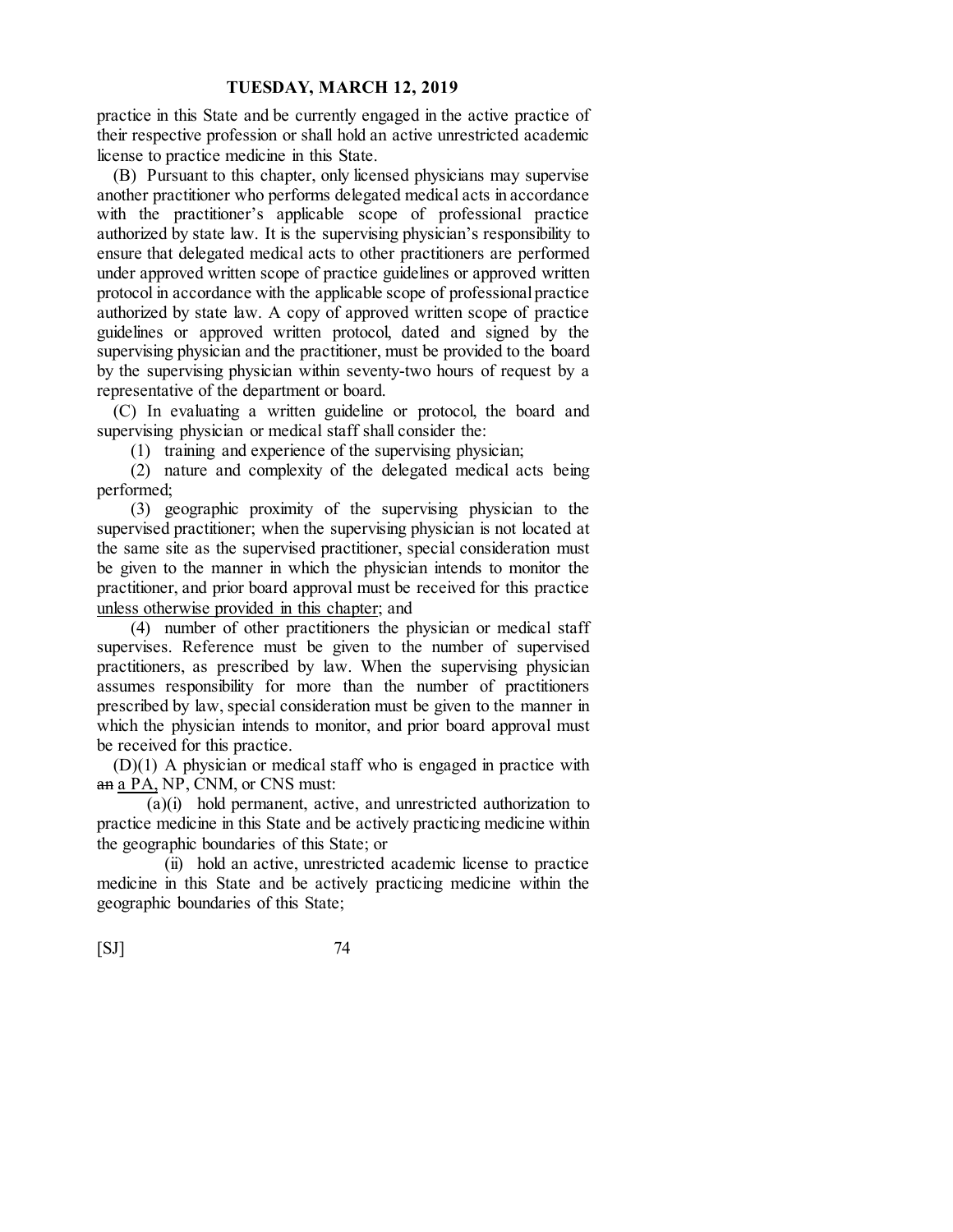practice in this State and be currently engaged in the active practice of their respective profession or shall hold an active unrestricted academic license to practice medicine in this State.

(B) Pursuant to this chapter, only licensed physicians may supervise another practitioner who performs delegated medical acts in accordance with the practitioner's applicable scope of professional practice authorized by state law. It is the supervising physician's responsibility to ensure that delegated medical acts to other practitioners are performed under approved written scope of practice guidelines or approved written protocol in accordance with the applicable scope of professional practice authorized by state law. A copy of approved written scope of practice guidelines or approved written protocol, dated and signed by the supervising physician and the practitioner, must be provided to the board by the supervising physician within seventy-two hours of request by a representative of the department or board.

(C) In evaluating a written guideline or protocol, the board and supervising physician or medical staff shall consider the:

(1) training and experience of the supervising physician;

(2) nature and complexity of the delegated medical acts being performed;

(3) geographic proximity of the supervising physician to the supervised practitioner; when the supervising physician is not located at the same site as the supervised practitioner, special consideration must be given to the manner in which the physician intends to monitor the practitioner, and prior board approval must be received for this practice <u>unless otherwise provided in this chapter</u>; and

(4) number of other practitioners the physician or medical staff supervises. Reference must be given to the number of supervised practitioners, as prescribed by law. When the supervising physician assumes responsibility for more than the number of practitioners prescribed by law, special consideration must be given to the manner in which the physician intends to monitor, and prior board approval must be received for this practice.

(D)(1) A physician or medical staff who is engaged in practice with ~~an~~ <u>a PA,</u> NP, CNM, or CNS must:

(a)(i) hold permanent, active, and unrestricted authorization to practice medicine in this State and be actively practicing medicine within the geographic boundaries of this State; or

(ii) hold an active, unrestricted academic license to practice medicine in this State and be actively practicing medicine within the geographic boundaries of this State;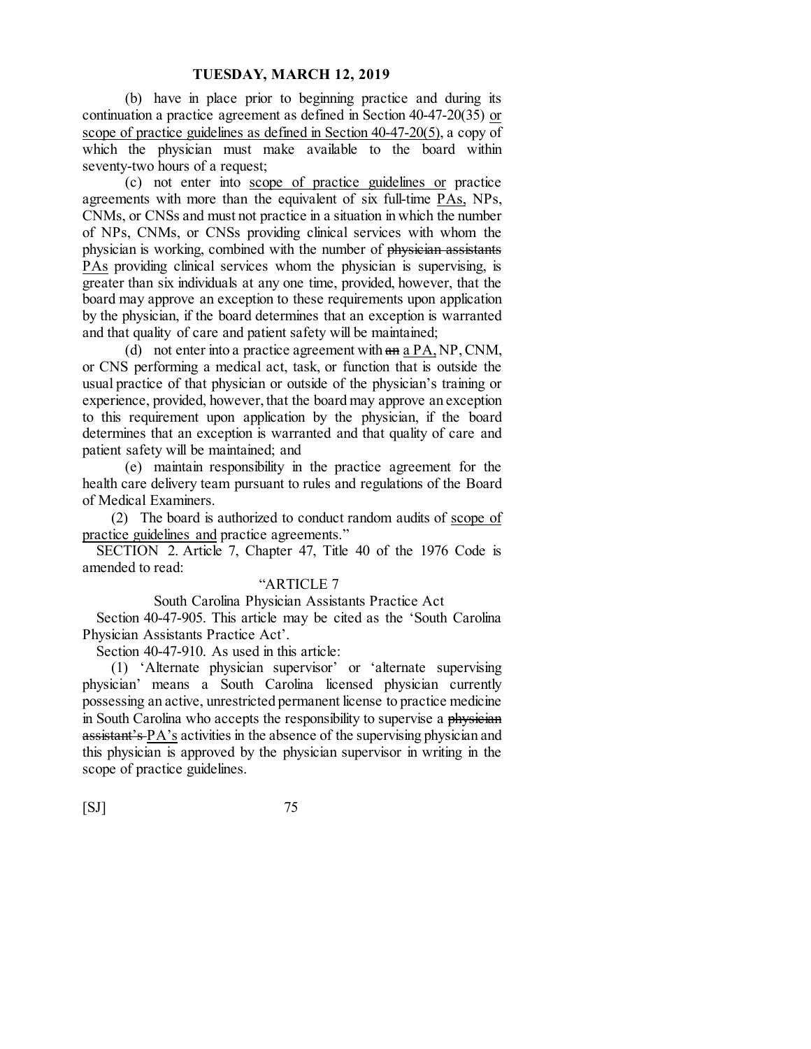(b) have in place prior to beginning practice and during its continuation a practice agreement as defined in Section 40-47-20(35) or scope of practice guidelines as defined in Section 40-47-20(5), a copy of which the physician must make available to the board within seventy-two hours of a request;

(c) not enter into scope of practice guidelines or practice agreements with more than the equivalent of six full-time PAs, NPs, CNMs, or CNSs and must not practice in a situation in which the number of NPs, CNMs, or CNSs providing clinical services with whom the physician is working, combined with the number of ~~physician assistants~~ PAs providing clinical services whom the physician is supervising, is greater than six individuals at any one time, provided, however, that the board may approve an exception to these requirements upon application by the physician, if the board determines that an exception is warranted and that quality of care and patient safety will be maintained;

(d) not enter into a practice agreement with ~~an~~ a PA, NP, CNM, or CNS performing a medical act, task, or function that is outside the usual practice of that physician or outside of the physician's training or experience, provided, however, that the board may approve an exception to this requirement upon application by the physician, if the board determines that an exception is warranted and that quality of care and patient safety will be maintained; and

(e) maintain responsibility in the practice agreement for the health care delivery team pursuant to rules and regulations of the Board of Medical Examiners.

(2) The board is authorized to conduct random audits of scope of practice guidelines and practice agreements."

SECTION 2. Article 7, Chapter 47, Title 40 of the 1976 Code is amended to read:

"ARTICLE 7

South Carolina Physician Assistants Practice Act

Section 40-47-905. This article may be cited as the 'South Carolina Physician Assistants Practice Act'.

Section 40-47-910. As used in this article:

(1) 'Alternate physician supervisor' or 'alternate supervising physician' means a South Carolina licensed physician currently possessing an active, unrestricted permanent license to practice medicine in South Carolina who accepts the responsibility to supervise a ~~physician assistant's~~ PA's activities in the absence of the supervising physician and this physician is approved by the physician supervisor in writing in the scope of practice guidelines.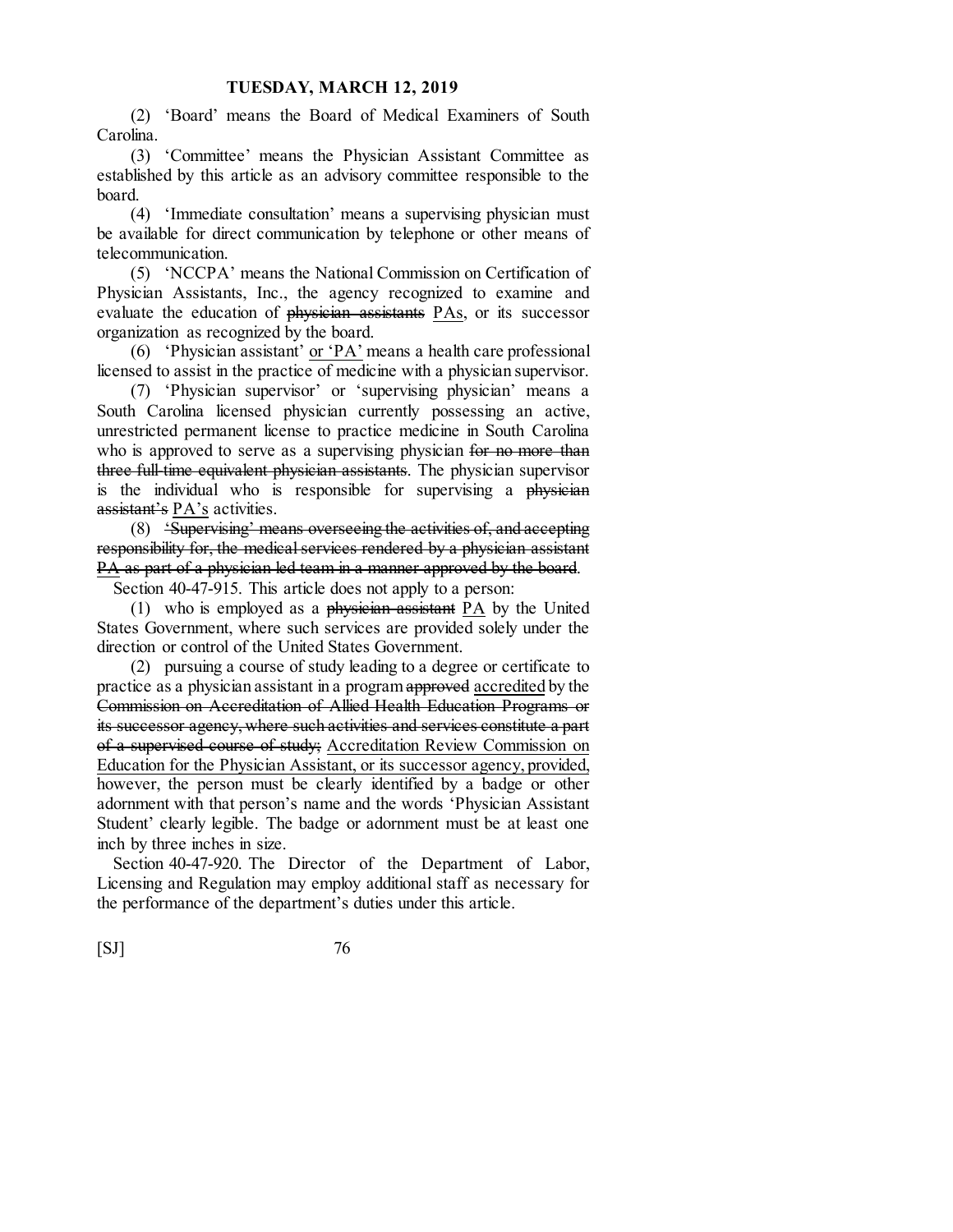(2) 'Board' means the Board of Medical Examiners of South Carolina.

(3) 'Committee' means the Physician Assistant Committee as established by this article as an advisory committee responsible to the board.

(4) 'Immediate consultation' means a supervising physician must be available for direct communication by telephone or other means of telecommunication.

(5) 'NCCPA' means the National Commission on Certification of Physician Assistants, Inc., the agency recognized to examine and evaluate the education of ~~physician assistants~~ <u>PAs</u>, or its successor organization as recognized by the board.

(6) 'Physician assistant' <u>or 'PA'</u> means a health care professional licensed to assist in the practice of medicine with a physician supervisor.

(7) 'Physician supervisor' or 'supervising physician' means a South Carolina licensed physician currently possessing an active, unrestricted permanent license to practice medicine in South Carolina who is approved to serve as a supervising physician ~~for no more than three full-time equivalent physician assistants~~. The physician supervisor is the individual who is responsible for supervising a ~~physician assistant's~~ <u>PA's</u> activities.

(8) ~~'Supervising' means overseeing the activities of, and accepting responsibility for, the medical services rendered by a physician assistant~~ <u>PA</u> ~~as part of a physician-led team in a manner approved by the board~~.

Section 40-47-915. This article does not apply to a person:

(1) who is employed as a ~~physician assistant~~ <u>PA</u> by the United States Government, where such services are provided solely under the direction or control of the United States Government.

(2) pursuing a course of study leading to a degree or certificate to practice as a physician assistant in a program ~~approved~~ <u>accredited</u> by the ~~Commission on Accreditation of Allied Health Education Programs or its successor agency, where such activities and services constitute a part of a supervised course of study;~~ <u>Accreditation Review Commission on Education for the Physician Assistant, or its successor agency, provided,</u> however, the person must be clearly identified by a badge or other adornment with that person's name and the words 'Physician Assistant Student' clearly legible. The badge or adornment must be at least one inch by three inches in size.

Section 40-47-920. The Director of the Department of Labor, Licensing and Regulation may employ additional staff as necessary for the performance of the department's duties under this article.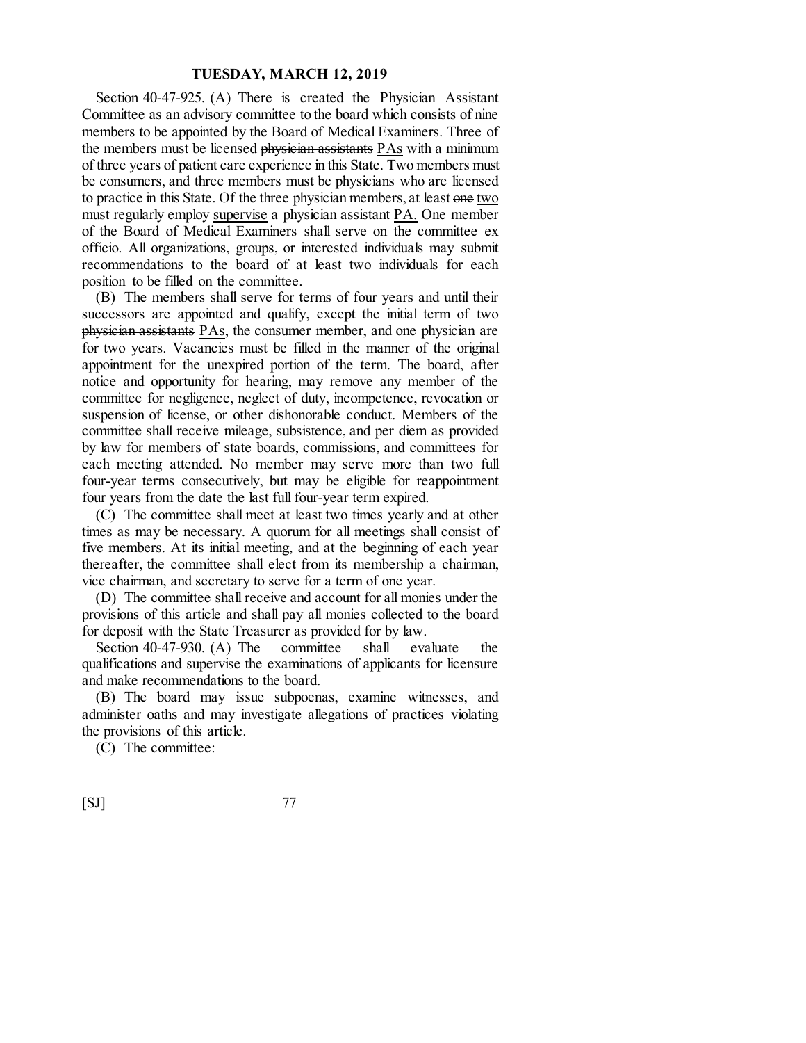Section 40-47-925. (A) There is created the Physician Assistant Committee as an advisory committee to the board which consists of nine members to be appointed by the Board of Medical Examiners. Three of the members must be licensed ~~physician assistants~~ <u>PAs</u> with a minimum of three years of patient care experience in this State. Two members must be consumers, and three members must be physicians who are licensed to practice in this State. Of the three physician members, at least ~~one~~ <u>two</u> must regularly ~~employ~~ <u>supervise</u> a ~~physician assistant~~ <u>PA.</u> One member of the Board of Medical Examiners shall serve on the committee ex officio. All organizations, groups, or interested individuals may submit recommendations to the board of at least two individuals for each position to be filled on the committee.

(B) The members shall serve for terms of four years and until their successors are appointed and qualify, except the initial term of two ~~physician assistants~~ <u>PAs</u>, the consumer member, and one physician are for two years. Vacancies must be filled in the manner of the original appointment for the unexpired portion of the term. The board, after notice and opportunity for hearing, may remove any member of the committee for negligence, neglect of duty, incompetence, revocation or suspension of license, or other dishonorable conduct. Members of the committee shall receive mileage, subsistence, and per diem as provided by law for members of state boards, commissions, and committees for each meeting attended. No member may serve more than two full four-year terms consecutively, but may be eligible for reappointment four years from the date the last full four-year term expired.

(C) The committee shall meet at least two times yearly and at other times as may be necessary. A quorum for all meetings shall consist of five members. At its initial meeting, and at the beginning of each year thereafter, the committee shall elect from its membership a chairman, vice chairman, and secretary to serve for a term of one year.

(D) The committee shall receive and account for all monies under the provisions of this article and shall pay all monies collected to the board for deposit with the State Treasurer as provided for by law.

Section 40-47-930. (A) The committee shall evaluate the qualifications ~~and supervise the examinations of applicants~~ for licensure and make recommendations to the board.

(B) The board may issue subpoenas, examine witnesses, and administer oaths and may investigate allegations of practices violating the provisions of this article.

(C) The committee: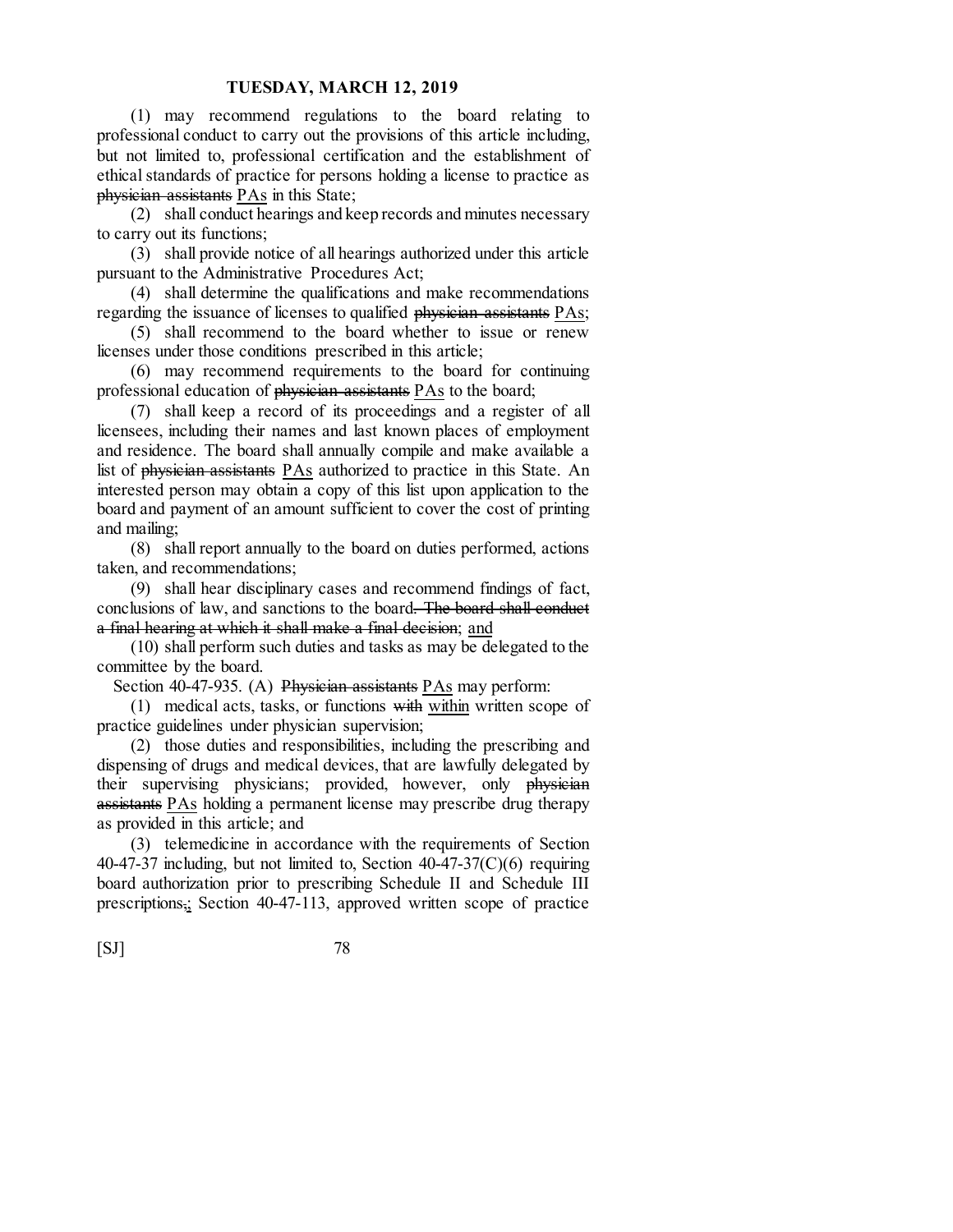(1) may recommend regulations to the board relating to professional conduct to carry out the provisions of this article including, but not limited to, professional certification and the establishment of ethical standards of practice for persons holding a license to practice as ~~physician assistants~~ <u>PAs</u> in this State;

(2) shall conduct hearings and keep records and minutes necessary to carry out its functions;

(3) shall provide notice of all hearings authorized under this article pursuant to the Administrative Procedures Act;

(4) shall determine the qualifications and make recommendations regarding the issuance of licenses to qualified ~~physician assistants~~ <u>PAs</u>;

(5) shall recommend to the board whether to issue or renew licenses under those conditions prescribed in this article;

(6) may recommend requirements to the board for continuing professional education of ~~physician assistants~~ <u>PAs</u> to the board;

(7) shall keep a record of its proceedings and a register of all licensees, including their names and last known places of employment and residence. The board shall annually compile and make available a list of ~~physician assistants~~ <u>PAs</u> authorized to practice in this State. An interested person may obtain a copy of this list upon application to the board and payment of an amount sufficient to cover the cost of printing and mailing;

(8) shall report annually to the board on duties performed, actions taken, and recommendations;

(9) shall hear disciplinary cases and recommend findings of fact, conclusions of law, and sanctions to the board~~. The board shall conduct a final hearing at which it shall make a final decision~~; <u>and</u>

(10) shall perform such duties and tasks as may be delegated to the committee by the board.

Section 40-47-935. (A) ~~Physician assistants~~ <u>PAs</u> may perform:

(1) medical acts, tasks, or functions ~~with~~ <u>within</u> written scope of practice guidelines under physician supervision;

(2) those duties and responsibilities, including the prescribing and dispensing of drugs and medical devices, that are lawfully delegated by their supervising physicians; provided, however, only ~~physician assistants~~ <u>PAs</u> holding a permanent license may prescribe drug therapy as provided in this article; and

(3) telemedicine in accordance with the requirements of Section 40-47-37 including, but not limited to, Section 40-47-37(C)(6) requiring board authorization prior to prescribing Schedule II and Schedule III prescriptions~~,~~<u>;</u> Section 40-47-113, approved written scope of practice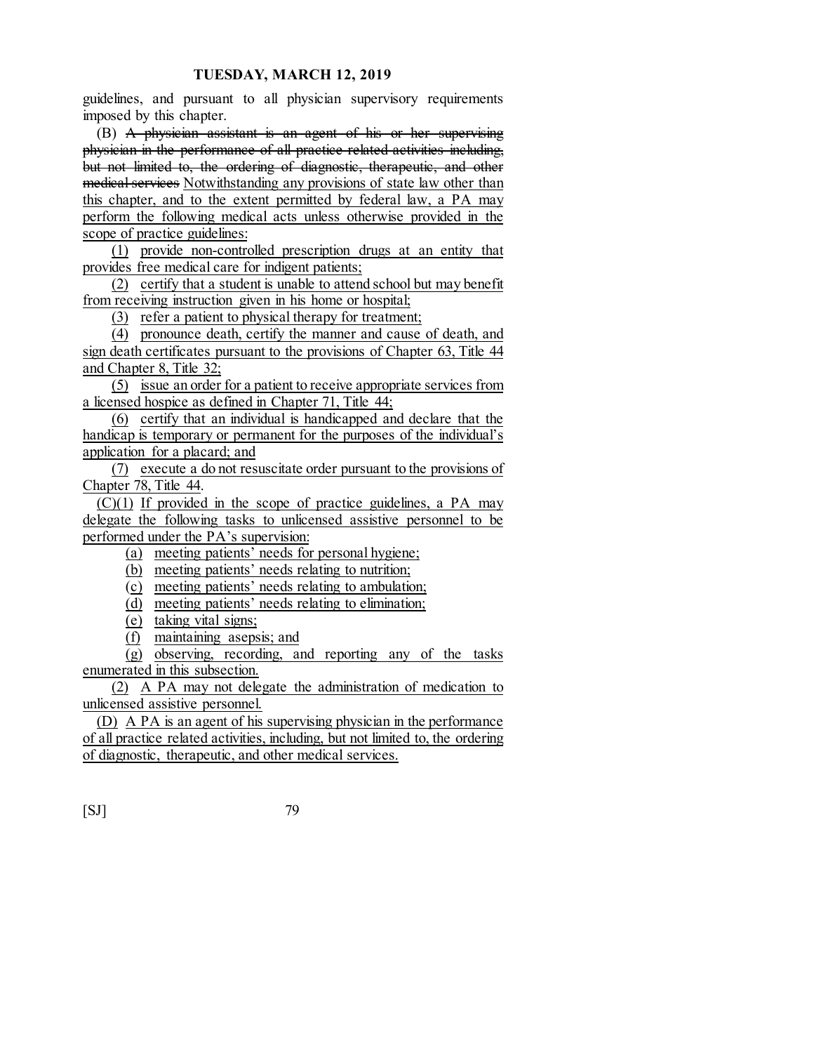guidelines, and pursuant to all physician supervisory requirements imposed by this chapter.

(B) ~~A physician assistant is an agent of his or her supervising physician in the performance of all practice related activities including, but not limited to, the ordering of diagnostic, therapeutic, and other medical services~~ Notwithstanding any provisions of state law other than this chapter, and to the extent permitted by federal law, a PA may perform the following medical acts unless otherwise provided in the scope of practice guidelines:

(1) provide non-controlled prescription drugs at an entity that provides free medical care for indigent patients;

(2) certify that a student is unable to attend school but may benefit from receiving instruction given in his home or hospital;

(3) refer a patient to physical therapy for treatment;

(4) pronounce death, certify the manner and cause of death, and sign death certificates pursuant to the provisions of Chapter 63, Title 44 and Chapter 8, Title 32;

(5) issue an order for a patient to receive appropriate services from a licensed hospice as defined in Chapter 71, Title 44;

(6) certify that an individual is handicapped and declare that the handicap is temporary or permanent for the purposes of the individual's application for a placard; and

(7) execute a do not resuscitate order pursuant to the provisions of Chapter 78, Title 44.

(C)(1) If provided in the scope of practice guidelines, a PA may delegate the following tasks to unlicensed assistive personnel to be performed under the PA's supervision:

(a) meeting patients' needs for personal hygiene;

(b) meeting patients' needs relating to nutrition;

(c) meeting patients' needs relating to ambulation;

(d) meeting patients' needs relating to elimination;

(e) taking vital signs;

(f) maintaining asepsis; and

(g) observing, recording, and reporting any of the tasks enumerated in this subsection.

(2) A PA may not delegate the administration of medication to unlicensed assistive personnel.

(D) A PA is an agent of his supervising physician in the performance of all practice related activities, including, but not limited to, the ordering of diagnostic, therapeutic, and other medical services.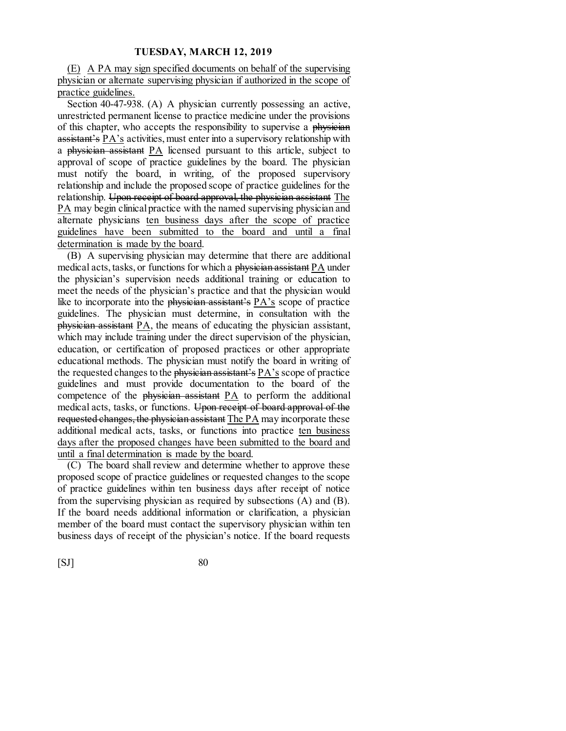(E) A PA may sign specified documents on behalf of the supervising physician or alternate supervising physician if authorized in the scope of practice guidelines.

Section 40-47-938. (A) A physician currently possessing an active, unrestricted permanent license to practice medicine under the provisions of this chapter, who accepts the responsibility to supervise a ~~physician assistant's~~ PA's activities, must enter into a supervisory relationship with a ~~physician assistant~~ PA licensed pursuant to this article, subject to approval of scope of practice guidelines by the board. The physician must notify the board, in writing, of the proposed supervisory relationship and include the proposed scope of practice guidelines for the relationship. ~~Upon receipt of board approval, the physician assistant~~ The PA may begin clinical practice with the named supervising physician and alternate physicians ten business days after the scope of practice guidelines have been submitted to the board and until a final determination is made by the board.

(B) A supervising physician may determine that there are additional medical acts, tasks, or functions for which a ~~physician assistant~~ PA under the physician's supervision needs additional training or education to meet the needs of the physician's practice and that the physician would like to incorporate into the ~~physician assistant's~~ PA's scope of practice guidelines. The physician must determine, in consultation with the ~~physician assistant~~ PA, the means of educating the physician assistant, which may include training under the direct supervision of the physician, education, or certification of proposed practices or other appropriate educational methods. The physician must notify the board in writing of the requested changes to the ~~physician assistant's~~ PA's scope of practice guidelines and must provide documentation to the board of the competence of the ~~physician assistant~~ PA to perform the additional medical acts, tasks, or functions. ~~Upon receipt of board approval of the requested changes, the physician assistant~~ The PA may incorporate these additional medical acts, tasks, or functions into practice ten business days after the proposed changes have been submitted to the board and until a final determination is made by the board.

(C) The board shall review and determine whether to approve these proposed scope of practice guidelines or requested changes to the scope of practice guidelines within ten business days after receipt of notice from the supervising physician as required by subsections (A) and (B). If the board needs additional information or clarification, a physician member of the board must contact the supervisory physician within ten business days of receipt of the physician's notice. If the board requests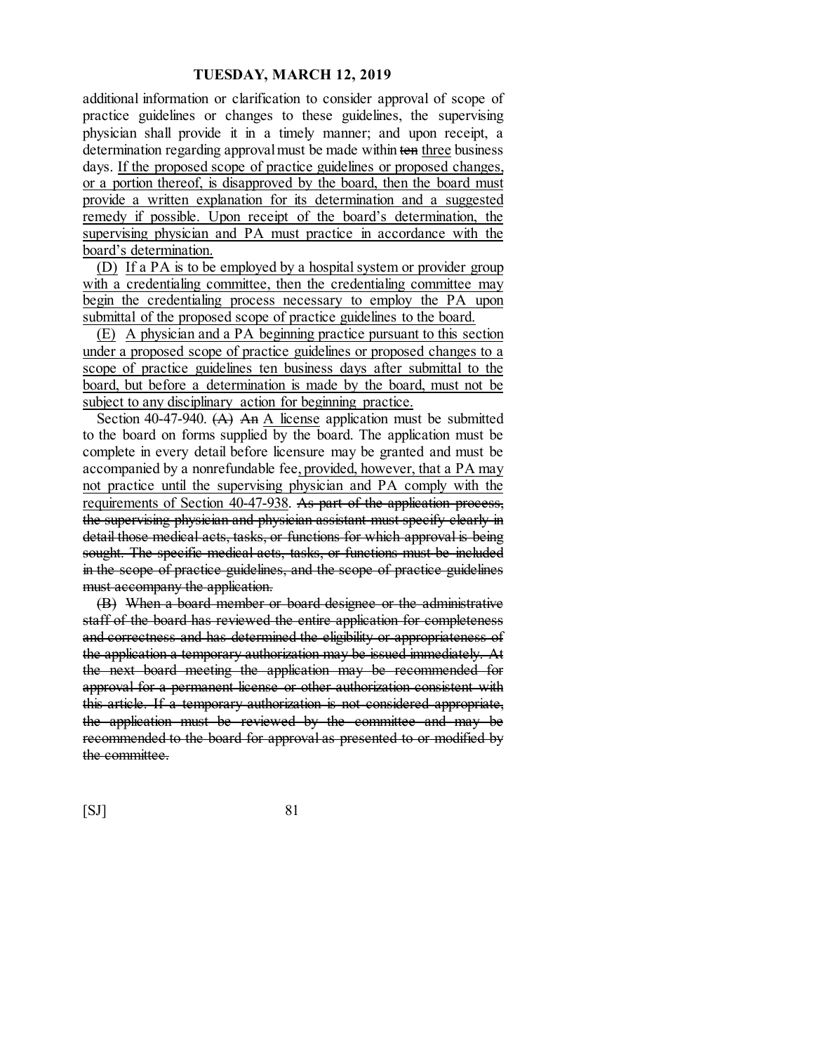additional information or clarification to consider approval of scope of practice guidelines or changes to these guidelines, the supervising physician shall provide it in a timely manner; and upon receipt, a determination regarding approval must be made within ~~ten~~ three business days. If the proposed scope of practice guidelines or proposed changes, or a portion thereof, is disapproved by the board, then the board must provide a written explanation for its determination and a suggested remedy if possible. Upon receipt of the board's determination, the supervising physician and PA must practice in accordance with the board's determination.

(D) If a PA is to be employed by a hospital system or provider group with a credentialing committee, then the credentialing committee may begin the credentialing process necessary to employ the PA upon submittal of the proposed scope of practice guidelines to the board.

(E) A physician and a PA beginning practice pursuant to this section under a proposed scope of practice guidelines or proposed changes to a scope of practice guidelines ten business days after submittal to the board, but before a determination is made by the board, must not be subject to any disciplinary action for beginning practice.

Section 40-47-940. ~~(A)~~ ~~An~~ A license application must be submitted to the board on forms supplied by the board. The application must be complete in every detail before licensure may be granted and must be accompanied by a nonrefundable fee, provided, however, that a PA may not practice until the supervising physician and PA comply with the requirements of Section 40-47-938. ~~As part of the application process, the supervising physician and physician assistant must specify clearly in detail those medical acts, tasks, or functions for which approval is being sought. The specific medical acts, tasks, or functions must be included in the scope of practice guidelines, and the scope of practice guidelines must accompany the application.~~

~~(B) When a board member or board designee or the administrative staff of the board has reviewed the entire application for completeness and correctness and has determined the eligibility or appropriateness of the application a temporary authorization may be issued immediately. At the next board meeting the application may be recommended for approval for a permanent license or other authorization consistent with this article. If a temporary authorization is not considered appropriate, the application must be reviewed by the committee and may be recommended to the board for approval as presented to or modified by the committee.~~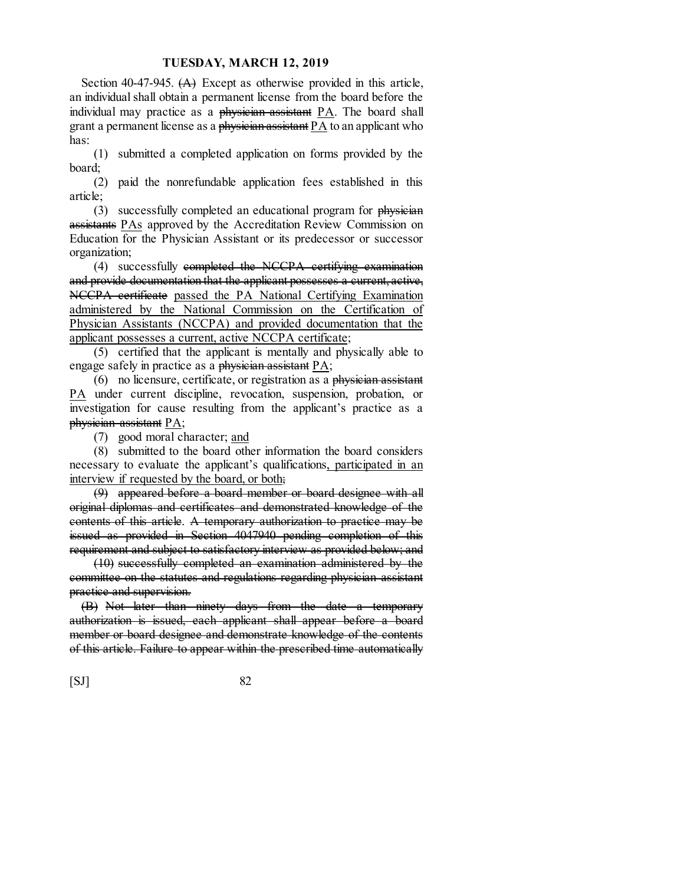Section 40-47-945. ~~(A)~~ Except as otherwise provided in this article, an individual shall obtain a permanent license from the board before the individual may practice as a ~~physician assistant~~ <u>PA</u>. The board shall grant a permanent license as a ~~physician assistant~~ <u>PA</u> to an applicant who has:

(1) submitted a completed application on forms provided by the board;

(2) paid the nonrefundable application fees established in this article;

(3) successfully completed an educational program for ~~physician assistants~~ <u>PAs</u> approved by the Accreditation Review Commission on Education for the Physician Assistant or its predecessor or successor organization;

(4) successfully ~~completed the NCCPA certifying examination and provide documentation that the applicant possesses a current, active, NCCPA certificate~~ <u>passed the PA National Certifying Examination administered by the National Commission on the Certification of Physician Assistants (NCCPA) and provided documentation that the applicant possesses a current, active NCCPA certificate</u>;

(5) certified that the applicant is mentally and physically able to engage safely in practice as a ~~physician assistant~~ <u>PA</u>;

(6) no licensure, certificate, or registration as a ~~physician assistant~~ <u>PA</u> under current discipline, revocation, suspension, probation, or investigation for cause resulting from the applicant's practice as a ~~physician assistant~~ <u>PA</u>;

(7) good moral character; <u>and</u>

(8) submitted to the board other information the board considers necessary to evaluate the applicant's qualifications<u>, participated in an interview if requested by the board, or both</u>~~;~~

~~(9) appeared before a board member or board designee with all original diplomas and certificates and demonstrated knowledge of the contents of this article. A temporary authorization to practice may be issued as provided in Section 4047940 pending completion of this requirement and subject to satisfactory interview as provided below; and~~

~~(10) successfully completed an examination administered by the committee on the statutes and regulations regarding physician assistant practice and supervision.~~

~~(B) Not later than ninety days from the date a temporary authorization is issued, each applicant shall appear before a board member or board designee and demonstrate knowledge of the contents of this article. Failure to appear within the prescribed time automatically~~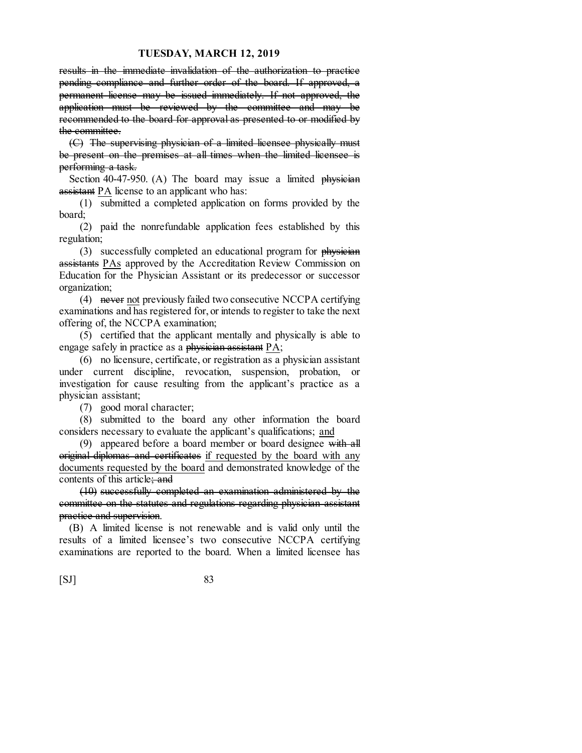~~results in the immediate invalidation of the authorization to practice pending compliance and further order of the board. If approved, a permanent license may be issued immediately. If not approved, the application must be reviewed by the committee and may be recommended to the board for approval as presented to or modified by the committee.~~

~~(C) The supervising physician of a limited licensee physically must be present on the premises at all times when the limited licensee is performing a task.~~

Section 40-47-950. (A) The board may issue a limited ~~physician assistant~~ <u>PA</u> license to an applicant who has:

(1) submitted a completed application on forms provided by the board;

(2) paid the nonrefundable application fees established by this regulation;

(3) successfully completed an educational program for ~~physician assistants~~ <u>PAs</u> approved by the Accreditation Review Commission on Education for the Physician Assistant or its predecessor or successor organization;

(4) ~~never~~ <u>not</u> previously failed two consecutive NCCPA certifying examinations and has registered for, or intends to register to take the next offering of, the NCCPA examination;

(5) certified that the applicant mentally and physically is able to engage safely in practice as a ~~physician assistant~~ <u>PA</u>;

(6) no licensure, certificate, or registration as a physician assistant under current discipline, revocation, suspension, probation, or investigation for cause resulting from the applicant's practice as a physician assistant;

(7) good moral character;

(8) submitted to the board any other information the board considers necessary to evaluate the applicant's qualifications; <u>and</u>

(9) appeared before a board member or board designee ~~with all original diplomas and certificates~~ <u>if requested by the board with any documents requested by the board</u> and demonstrated knowledge of the contents of this article~~; and~~

~~(10) successfully completed an examination administered by the committee on the statutes and regulations regarding physician assistant practice and supervision~~.

(B) A limited license is not renewable and is valid only until the results of a limited licensee's two consecutive NCCPA certifying examinations are reported to the board. When a limited licensee has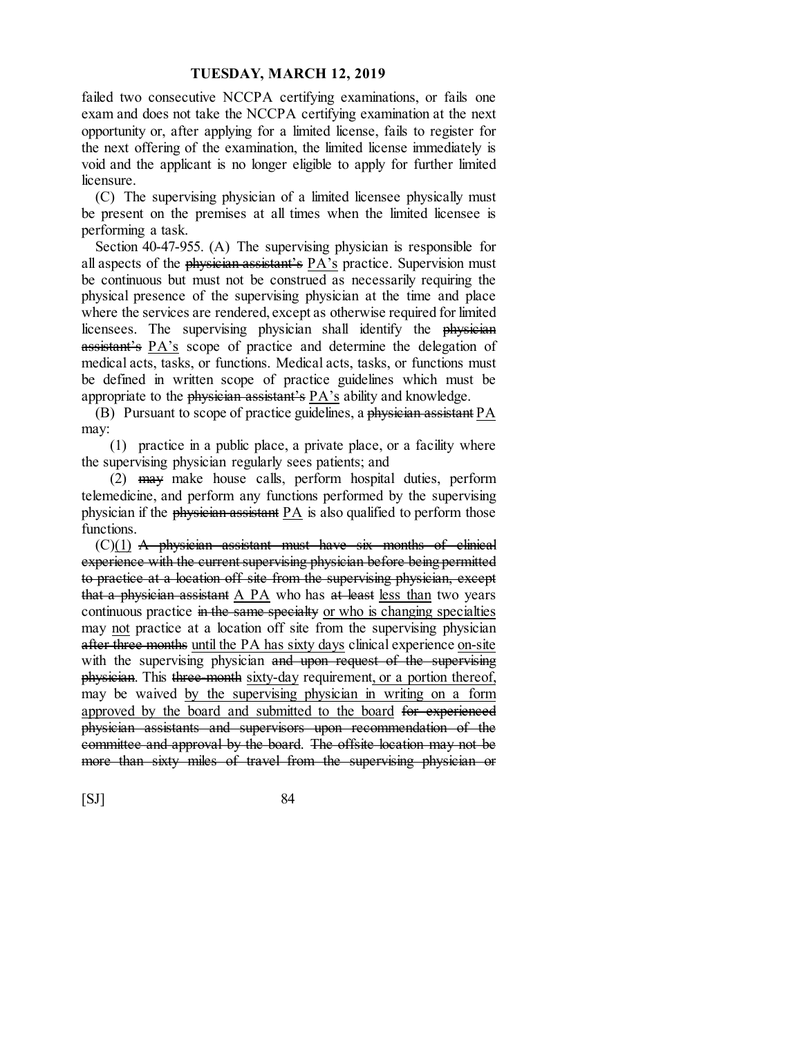failed two consecutive NCCPA certifying examinations, or fails one exam and does not take the NCCPA certifying examination at the next opportunity or, after applying for a limited license, fails to register for the next offering of the examination, the limited license immediately is void and the applicant is no longer eligible to apply for further limited licensure.

(C) The supervising physician of a limited licensee physically must be present on the premises at all times when the limited licensee is performing a task.

Section 40-47-955. (A) The supervising physician is responsible for all aspects of the ~~physician assistant's~~ <u>PA's</u> practice. Supervision must be continuous but must not be construed as necessarily requiring the physical presence of the supervising physician at the time and place where the services are rendered, except as otherwise required for limited licensees. The supervising physician shall identify the ~~physician assistant's~~ <u>PA's</u> scope of practice and determine the delegation of medical acts, tasks, or functions. Medical acts, tasks, or functions must be defined in written scope of practice guidelines which must be appropriate to the ~~physician assistant's~~ <u>PA's</u> ability and knowledge.

(B) Pursuant to scope of practice guidelines, a ~~physician assistant~~ <u>PA</u> may:

(1) practice in a public place, a private place, or a facility where the supervising physician regularly sees patients; and

(2) ~~may~~ make house calls, perform hospital duties, perform telemedicine, and perform any functions performed by the supervising physician if the ~~physician assistant~~ <u>PA</u> is also qualified to perform those functions.

(C)<u>(1)</u> ~~A physician assistant must have six months of clinical experience with the current supervising physician before being permitted to practice at a location off site from the supervising physician, except that a physician assistant~~ <u>A PA</u> who has ~~at least~~ <u>less than</u> two years continuous practice ~~in the same specialty~~ <u>or who is changing specialties</u> may <u>not</u> practice at a location off site from the supervising physician ~~after three months~~ <u>until the PA has sixty days</u> clinical experience <u>on-site</u> with the supervising physician ~~and upon request of the supervising physician~~. This ~~three-month~~ <u>sixty-day</u> requirement<u>, or a portion thereof,</u> may be waived <u>by the supervising physician in writing on a form approved by the board and submitted to the board</u> ~~for experienced physician assistants and supervisors upon recommendation of the committee and approval by the board~~. ~~The offsite location may not be more than sixty miles of travel from the supervising physician or~~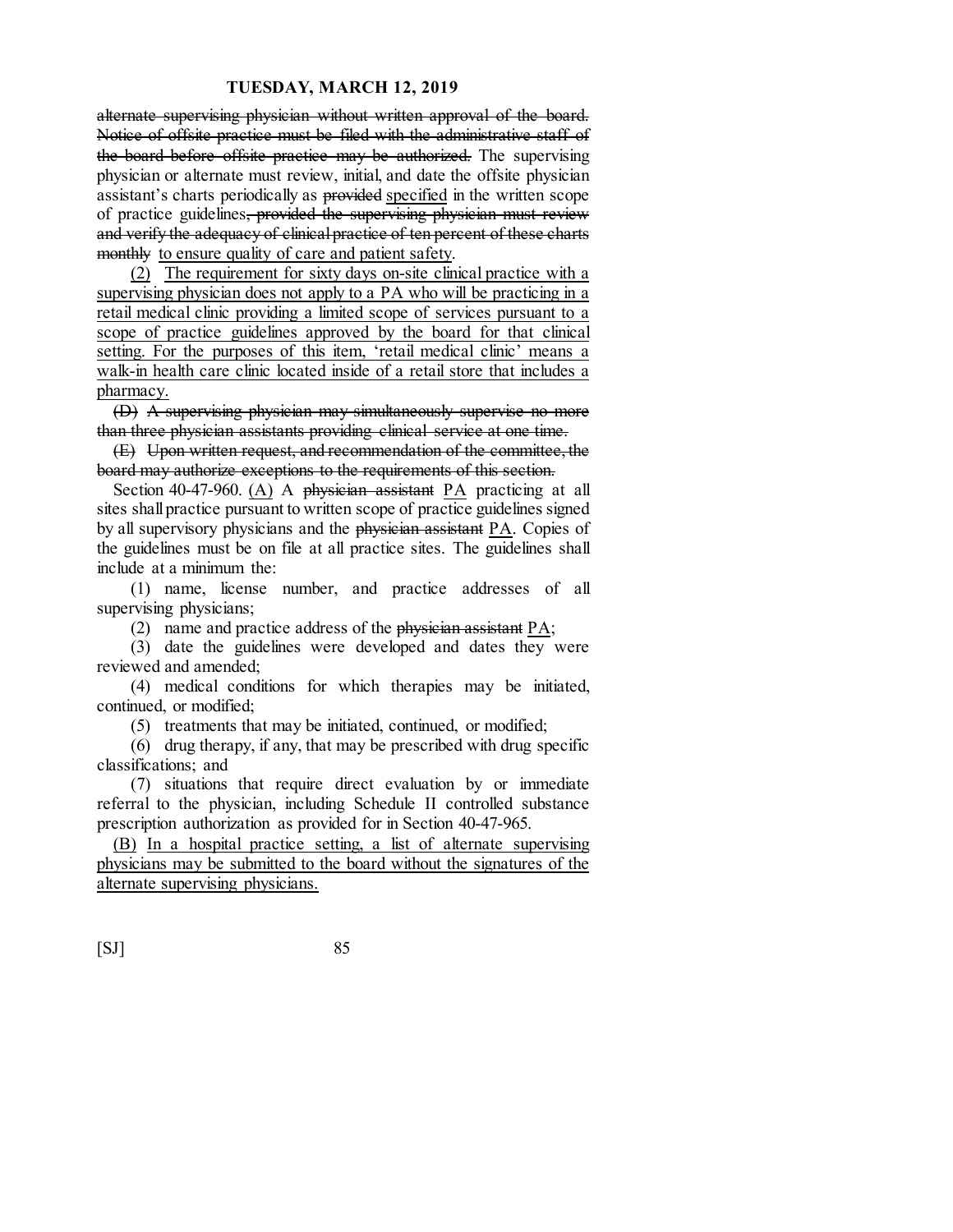~~alternate supervising physician without written approval of the board. Notice of offsite practice must be filed with the administrative staff of the board before offsite practice may be authorized.~~ The supervising physician or alternate must review, initial, and date the offsite physician assistant's charts periodically as ~~provided~~ <u>specified</u> in the written scope of practice guidelines~~, provided the supervising physician must review and verify the adequacy of clinical practice of ten percent of these charts monthly~~ <u>to ensure quality of care and patient safety</u>.

<u>(2) The requirement for sixty days on-site clinical practice with a supervising physician does not apply to a PA who will be practicing in a retail medical clinic providing a limited scope of services pursuant to a scope of practice guidelines approved by the board for that clinical setting. For the purposes of this item, 'retail medical clinic' means a walk-in health care clinic located inside of a retail store that includes a pharmacy.</u>

~~(D) A supervising physician may simultaneously supervise no more than three physician assistants providing clinical service at one time.~~

~~(E) Upon written request, and recommendation of the committee, the board may authorize exceptions to the requirements of this section.~~

Section 40-47-960. <u>(A)</u> A ~~physician assistant~~ <u>PA</u> practicing at all sites shall practice pursuant to written scope of practice guidelines signed by all supervisory physicians and the ~~physician assistant~~ <u>PA</u>. Copies of the guidelines must be on file at all practice sites. The guidelines shall include at a minimum the:

(1) name, license number, and practice addresses of all supervising physicians;

(2) name and practice address of the ~~physician assistant~~ <u>PA</u>;

(3) date the guidelines were developed and dates they were reviewed and amended;

(4) medical conditions for which therapies may be initiated, continued, or modified;

(5) treatments that may be initiated, continued, or modified;

(6) drug therapy, if any, that may be prescribed with drug specific classifications; and

(7) situations that require direct evaluation by or immediate referral to the physician, including Schedule II controlled substance prescription authorization as provided for in Section 40-47-965.

<u>(B) In a hospital practice setting, a list of alternate supervising physicians may be submitted to the board without the signatures of the alternate supervising physicians.</u>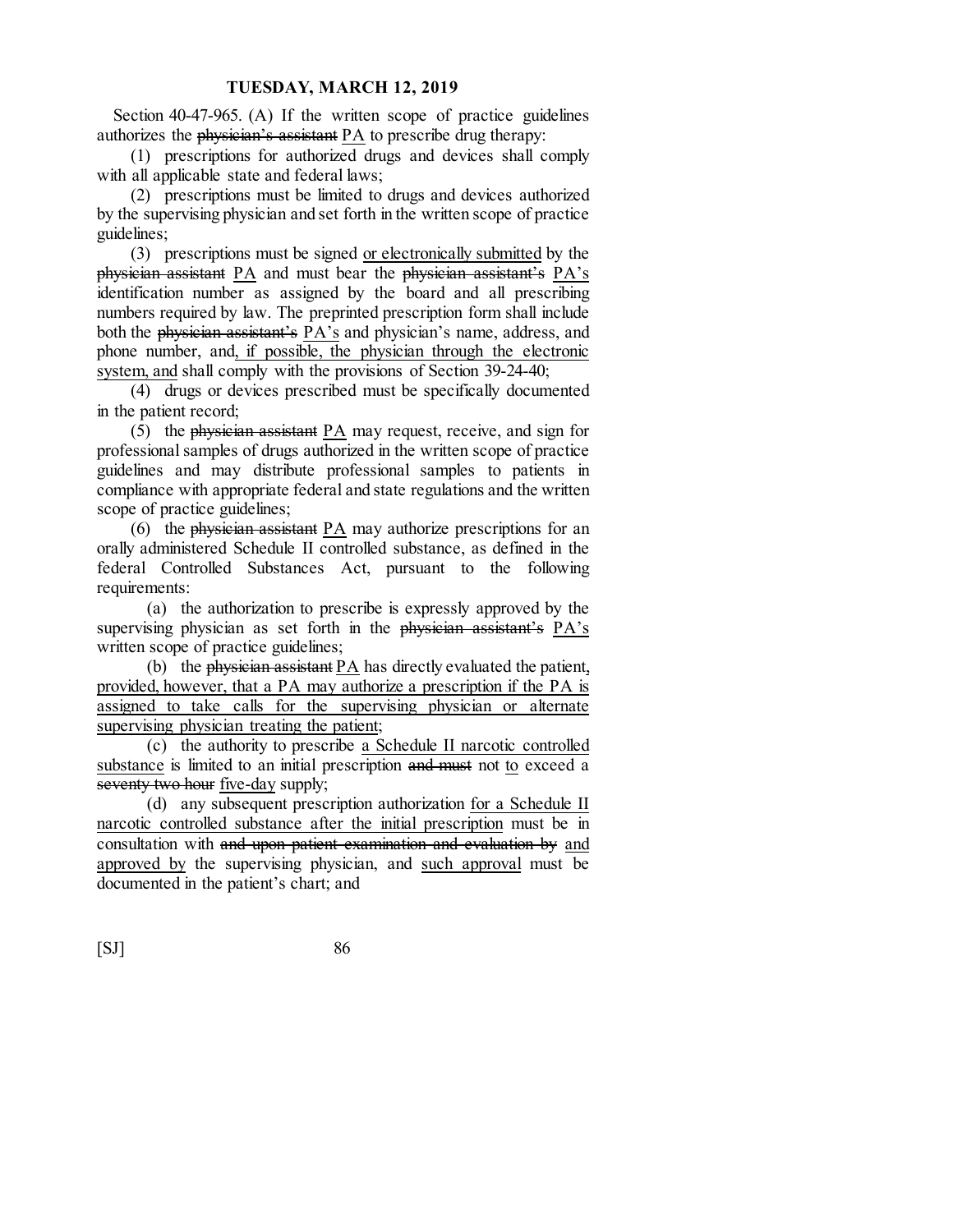Section 40-47-965. (A) If the written scope of practice guidelines authorizes the ~~physician's assistant~~ <u>PA</u> to prescribe drug therapy:

(1) prescriptions for authorized drugs and devices shall comply with all applicable state and federal laws;

(2) prescriptions must be limited to drugs and devices authorized by the supervising physician and set forth in the written scope of practice guidelines;

(3) prescriptions must be signed <u>or electronically submitted</u> by the ~~physician assistant~~ <u>PA</u> and must bear the ~~physician assistant's~~ <u>PA's</u> identification number as assigned by the board and all prescribing numbers required by law. The preprinted prescription form shall include both the ~~physician assistant's~~ <u>PA's</u> and physician's name, address, and phone number, and<u>, if possible, the physician through the electronic system, and</u> shall comply with the provisions of Section 39-24-40;

(4) drugs or devices prescribed must be specifically documented in the patient record;

(5) the ~~physician assistant~~ <u>PA</u> may request, receive, and sign for professional samples of drugs authorized in the written scope of practice guidelines and may distribute professional samples to patients in compliance with appropriate federal and state regulations and the written scope of practice guidelines;

(6) the ~~physician assistant~~ <u>PA</u> may authorize prescriptions for an orally administered Schedule II controlled substance, as defined in the federal Controlled Substances Act, pursuant to the following requirements:

(a) the authorization to prescribe is expressly approved by the supervising physician as set forth in the ~~physician assistant's~~ <u>PA's</u> written scope of practice guidelines;

(b) the ~~physician assistant~~ <u>PA</u> has directly evaluated the patient<u>, provided, however, that a PA may authorize a prescription if the PA is assigned to take calls for the supervising physician or alternate supervising physician treating the patient</u>;

(c) the authority to prescribe <u>a Schedule II narcotic controlled substance</u> is limited to an initial prescription ~~and must~~ not <u>to</u> exceed a ~~seventy two hour~~ <u>five-day</u> supply;

(d) any subsequent prescription authorization <u>for a Schedule II narcotic controlled substance after the initial prescription</u> must be in consultation with ~~and upon patient examination and evaluation by~~ <u>and approved by</u> the supervising physician, and <u>such approval</u> must be documented in the patient's chart; and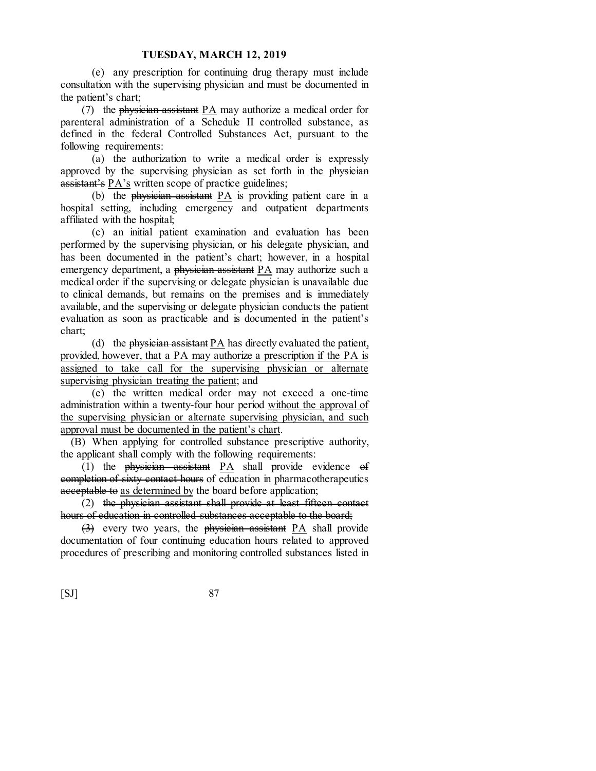(e) any prescription for continuing drug therapy must include consultation with the supervising physician and must be documented in the patient's chart;

(7) the ~~physician assistant~~ PA may authorize a medical order for parenteral administration of a Schedule II controlled substance, as defined in the federal Controlled Substances Act, pursuant to the following requirements:

(a) the authorization to write a medical order is expressly approved by the supervising physician as set forth in the ~~physician assistant's~~ PA's written scope of practice guidelines;

(b) the ~~physician assistant~~ PA is providing patient care in a hospital setting, including emergency and outpatient departments affiliated with the hospital;

(c) an initial patient examination and evaluation has been performed by the supervising physician, or his delegate physician, and has been documented in the patient's chart; however, in a hospital emergency department, a ~~physician assistant~~ PA may authorize such a medical order if the supervising or delegate physician is unavailable due to clinical demands, but remains on the premises and is immediately available, and the supervising or delegate physician conducts the patient evaluation as soon as practicable and is documented in the patient's chart;

(d) the ~~physician assistant~~ PA has directly evaluated the patient, provided, however, that a PA may authorize a prescription if the PA is assigned to take call for the supervising physician or alternate supervising physician treating the patient; and

(e) the written medical order may not exceed a one-time administration within a twenty-four hour period without the approval of the supervising physician or alternate supervising physician, and such approval must be documented in the patient's chart.

(B) When applying for controlled substance prescriptive authority, the applicant shall comply with the following requirements:

(1) the ~~physician assistant~~ PA shall provide evidence ~~of completion of sixty contact hours~~ of education in pharmacotherapeutics ~~acceptable to~~ as determined by the board before application;

(2) ~~the physician assistant shall provide at least fifteen contact hours of education in controlled substances acceptable to the board;~~

~~(3)~~ every two years, the ~~physician assistant~~ PA shall provide documentation of four continuing education hours related to approved procedures of prescribing and monitoring controlled substances listed in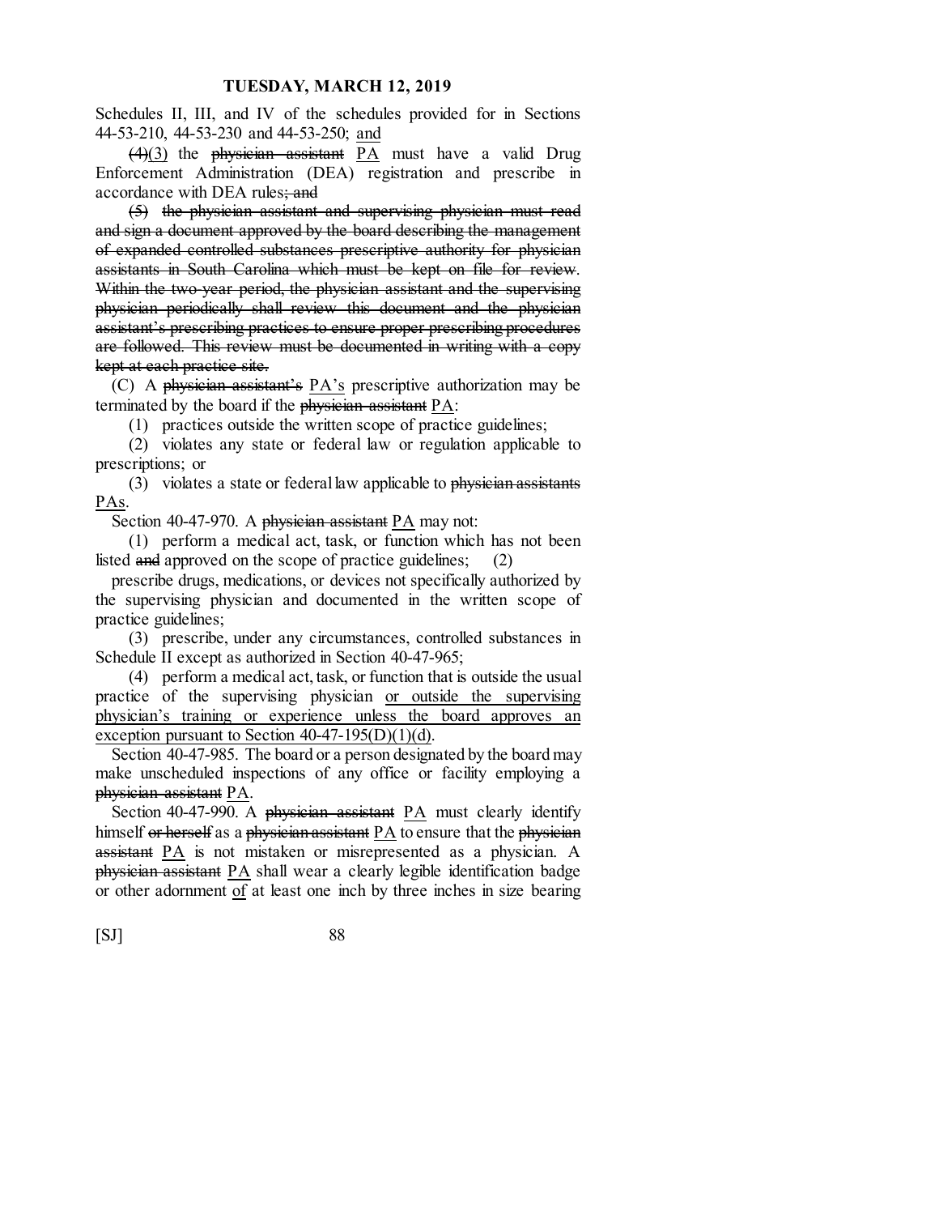Schedules II, III, and IV of the schedules provided for in Sections 44-53-210, 44-53-230 and 44-53-250; <u>and</u>

~~(4)~~<u>(3)</u> the ~~physician assistant~~ <u>PA</u> must have a valid Drug Enforcement Administration (DEA) registration and prescribe in accordance with DEA rules~~; and~~

~~(5) the physician assistant and supervising physician must read and sign a document approved by the board describing the management of expanded controlled substances prescriptive authority for physician assistants in South Carolina which must be kept on file for review. Within the two-year period, the physician assistant and the supervising physician periodically shall review this document and the physician assistant's prescribing practices to ensure proper prescribing procedures are followed. This review must be documented in writing with a copy kept at each practice site.~~

(C) A ~~physician assistant's~~ <u>PA's</u> prescriptive authorization may be terminated by the board if the ~~physician assistant~~ <u>PA</u>:

(1) practices outside the written scope of practice guidelines;

(2) violates any state or federal law or regulation applicable to prescriptions; or

(3) violates a state or federal law applicable to ~~physician assistants~~ <u>PAs</u>.

Section 40-47-970. A ~~physician assistant~~ <u>PA</u> may not:

(1) perform a medical act, task, or function which has not been listed ~~and~~ approved on the scope of practice guidelines; (2)

prescribe drugs, medications, or devices not specifically authorized by the supervising physician and documented in the written scope of practice guidelines;

(3) prescribe, under any circumstances, controlled substances in Schedule II except as authorized in Section 40-47-965;

(4) perform a medical act, task, or function that is outside the usual practice of the supervising physician <u>or outside the supervising physician's training or experience unless the board approves an exception pursuant to Section 40-47-195(D)(1)(d)</u>.

Section 40-47-985. The board or a person designated by the board may make unscheduled inspections of any office or facility employing a ~~physician assistant~~ <u>PA</u>.

Section 40-47-990. A ~~physician assistant~~ <u>PA</u> must clearly identify himself ~~or herself~~ as a ~~physician assistant~~ <u>PA</u> to ensure that the ~~physician assistant~~ <u>PA</u> is not mistaken or misrepresented as a physician. A ~~physician assistant~~ <u>PA</u> shall wear a clearly legible identification badge or other adornment <u>of</u> at least one inch by three inches in size bearing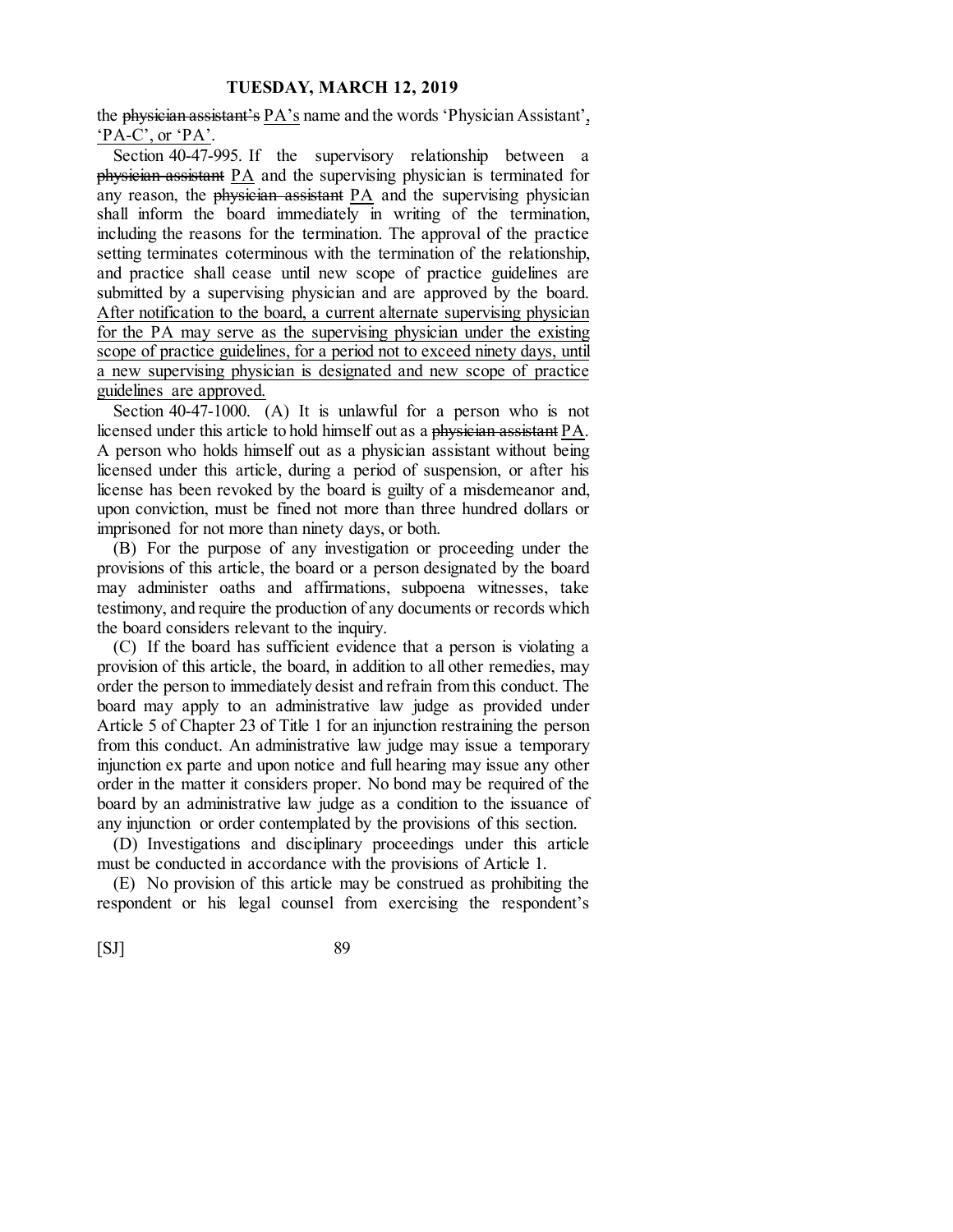the ~~physician assistant's~~ PA's name and the words 'Physician Assistant', 'PA-C', or 'PA'.

Section 40-47-995. If the supervisory relationship between a ~~physician assistant~~ PA and the supervising physician is terminated for any reason, the ~~physician assistant~~ PA and the supervising physician shall inform the board immediately in writing of the termination, including the reasons for the termination. The approval of the practice setting terminates coterminous with the termination of the relationship, and practice shall cease until new scope of practice guidelines are submitted by a supervising physician and are approved by the board. After notification to the board, a current alternate supervising physician for the PA may serve as the supervising physician under the existing scope of practice guidelines, for a period not to exceed ninety days, until a new supervising physician is designated and new scope of practice guidelines are approved.

Section 40-47-1000. (A) It is unlawful for a person who is not licensed under this article to hold himself out as a ~~physician assistant~~ PA. A person who holds himself out as a physician assistant without being licensed under this article, during a period of suspension, or after his license has been revoked by the board is guilty of a misdemeanor and, upon conviction, must be fined not more than three hundred dollars or imprisoned for not more than ninety days, or both.

(B) For the purpose of any investigation or proceeding under the provisions of this article, the board or a person designated by the board may administer oaths and affirmations, subpoena witnesses, take testimony, and require the production of any documents or records which the board considers relevant to the inquiry.

(C) If the board has sufficient evidence that a person is violating a provision of this article, the board, in addition to all other remedies, may order the person to immediately desist and refrain from this conduct. The board may apply to an administrative law judge as provided under Article 5 of Chapter 23 of Title 1 for an injunction restraining the person from this conduct. An administrative law judge may issue a temporary injunction ex parte and upon notice and full hearing may issue any other order in the matter it considers proper. No bond may be required of the board by an administrative law judge as a condition to the issuance of any injunction or order contemplated by the provisions of this section.

(D) Investigations and disciplinary proceedings under this article must be conducted in accordance with the provisions of Article 1.

(E) No provision of this article may be construed as prohibiting the respondent or his legal counsel from exercising the respondent's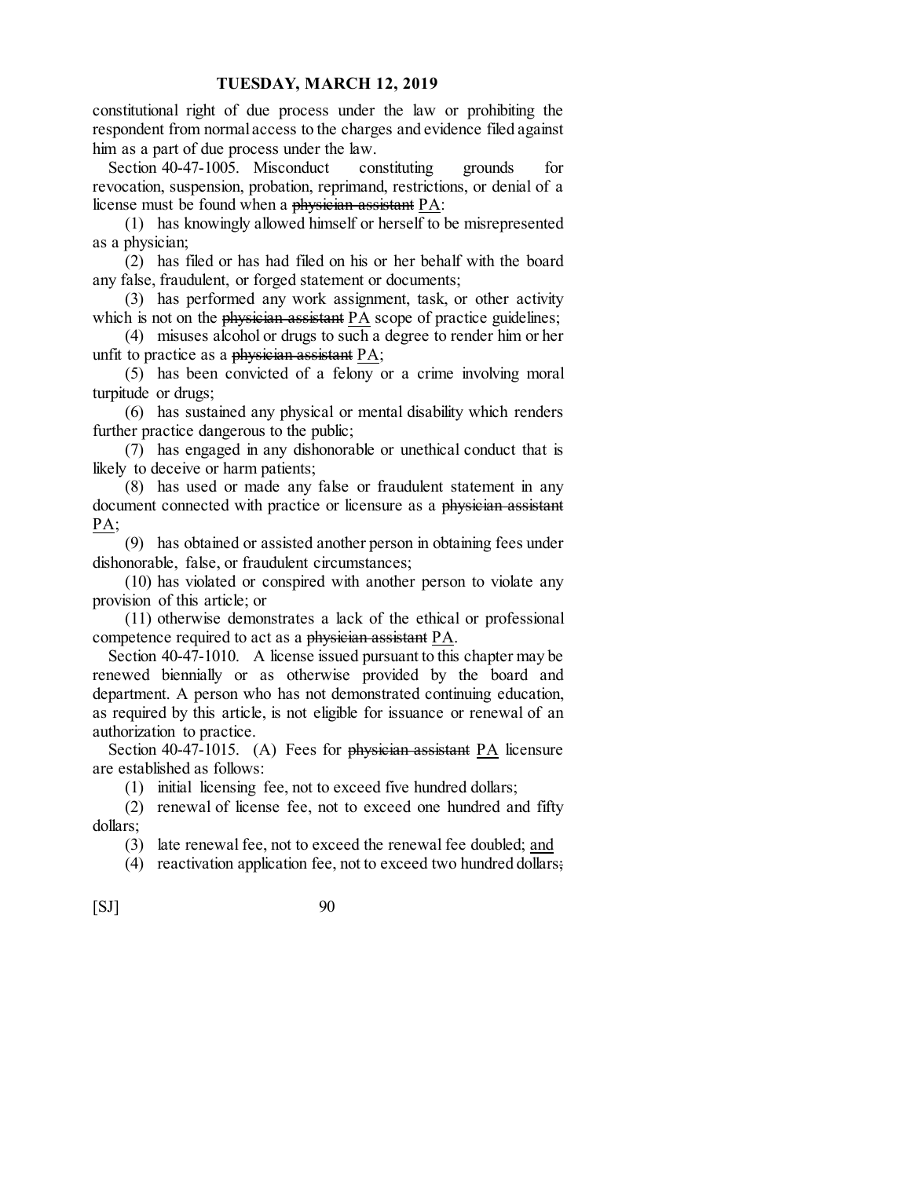constitutional right of due process under the law or prohibiting the respondent from normal access to the charges and evidence filed against him as a part of due process under the law.

Section 40-47-1005. Misconduct constituting grounds for revocation, suspension, probation, reprimand, restrictions, or denial of a license must be found when a ~~physician assistant~~ <u>PA</u>:

(1) has knowingly allowed himself or herself to be misrepresented as a physician;

(2) has filed or has had filed on his or her behalf with the board any false, fraudulent, or forged statement or documents;

(3) has performed any work assignment, task, or other activity which is not on the ~~physician assistant~~ <u>PA</u> scope of practice guidelines;

(4) misuses alcohol or drugs to such a degree to render him or her unfit to practice as a ~~physician assistant~~ <u>PA</u>;

(5) has been convicted of a felony or a crime involving moral turpitude or drugs;

(6) has sustained any physical or mental disability which renders further practice dangerous to the public;

(7) has engaged in any dishonorable or unethical conduct that is likely to deceive or harm patients;

(8) has used or made any false or fraudulent statement in any document connected with practice or licensure as a ~~physician assistant~~ <u>PA</u>;

(9) has obtained or assisted another person in obtaining fees under dishonorable, false, or fraudulent circumstances;

(10) has violated or conspired with another person to violate any provision of this article; or

(11) otherwise demonstrates a lack of the ethical or professional competence required to act as a ~~physician assistant~~ <u>PA</u>.

Section 40-47-1010. A license issued pursuant to this chapter may be renewed biennially or as otherwise provided by the board and department. A person who has not demonstrated continuing education, as required by this article, is not eligible for issuance or renewal of an authorization to practice.

Section 40-47-1015. (A) Fees for ~~physician assistant~~ <u>PA</u> licensure are established as follows:

(1) initial licensing fee, not to exceed five hundred dollars;

(2) renewal of license fee, not to exceed one hundred and fifty dollars;

(3) late renewal fee, not to exceed the renewal fee doubled; <u>and</u>

(4) reactivation application fee, not to exceed two hundred dollars~~;~~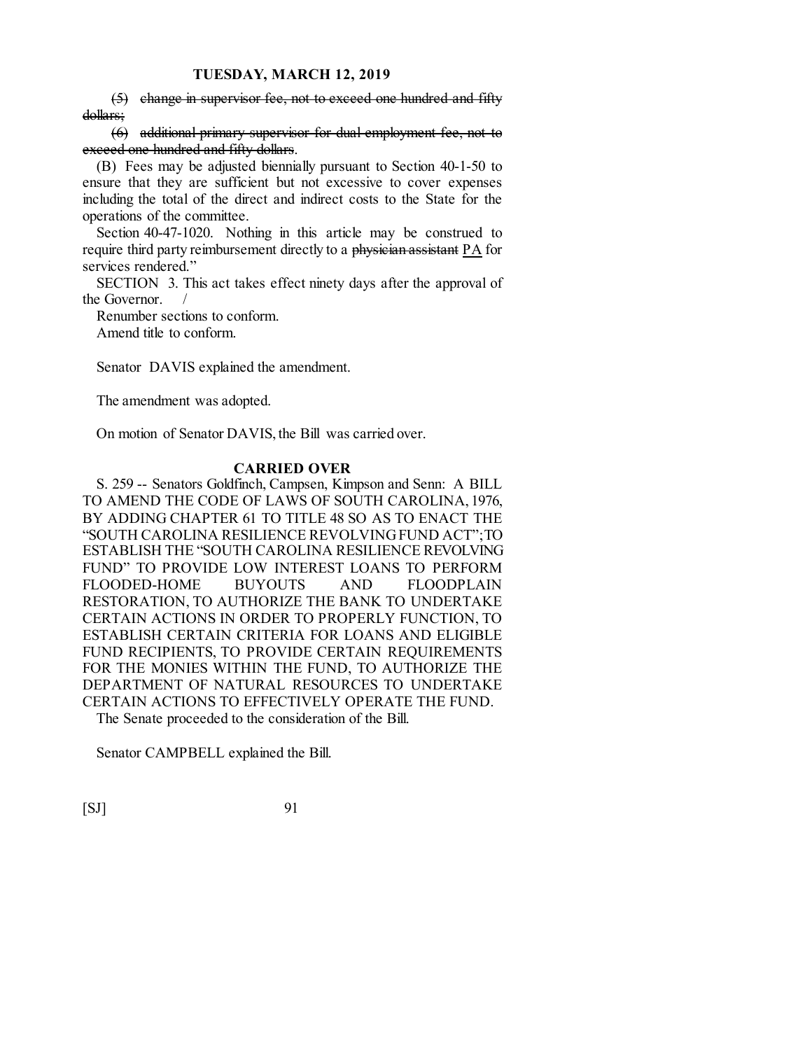~~(5) change in supervisor fee, not to exceed one hundred and fifty dollars;~~

~~(6) additional primary supervisor for dual employment fee, not to exceed one hundred and fifty dollars~~.

(B) Fees may be adjusted biennially pursuant to Section 40-1-50 to ensure that they are sufficient but not excessive to cover expenses including the total of the direct and indirect costs to the State for the operations of the committee.

Section 40-47-1020. Nothing in this article may be construed to require third party reimbursement directly to a ~~physician assistant~~ <u>PA</u> for services rendered."

SECTION 3. This act takes effect ninety days after the approval of the Governor. /

Renumber sections to conform.

Amend title to conform.

Senator DAVIS explained the amendment.

The amendment was adopted.

On motion of Senator DAVIS, the Bill was carried over.

## CARRIED OVER

S. 259 -- Senators Goldfinch, Campsen, Kimpson and Senn: A BILL TO AMEND THE CODE OF LAWS OF SOUTH CAROLINA, 1976, BY ADDING CHAPTER 61 TO TITLE 48 SO AS TO ENACT THE "SOUTH CAROLINA RESILIENCE REVOLVING FUND ACT"; TO ESTABLISH THE "SOUTH CAROLINA RESILIENCE REVOLVING FUND" TO PROVIDE LOW INTEREST LOANS TO PERFORM FLOODED-HOME BUYOUTS AND FLOODPLAIN RESTORATION, TO AUTHORIZE THE BANK TO UNDERTAKE CERTAIN ACTIONS IN ORDER TO PROPERLY FUNCTION, TO ESTABLISH CERTAIN CRITERIA FOR LOANS AND ELIGIBLE FUND RECIPIENTS, TO PROVIDE CERTAIN REQUIREMENTS FOR THE MONIES WITHIN THE FUND, TO AUTHORIZE THE DEPARTMENT OF NATURAL RESOURCES TO UNDERTAKE CERTAIN ACTIONS TO EFFECTIVELY OPERATE THE FUND.

The Senate proceeded to the consideration of the Bill.

Senator CAMPBELL explained the Bill.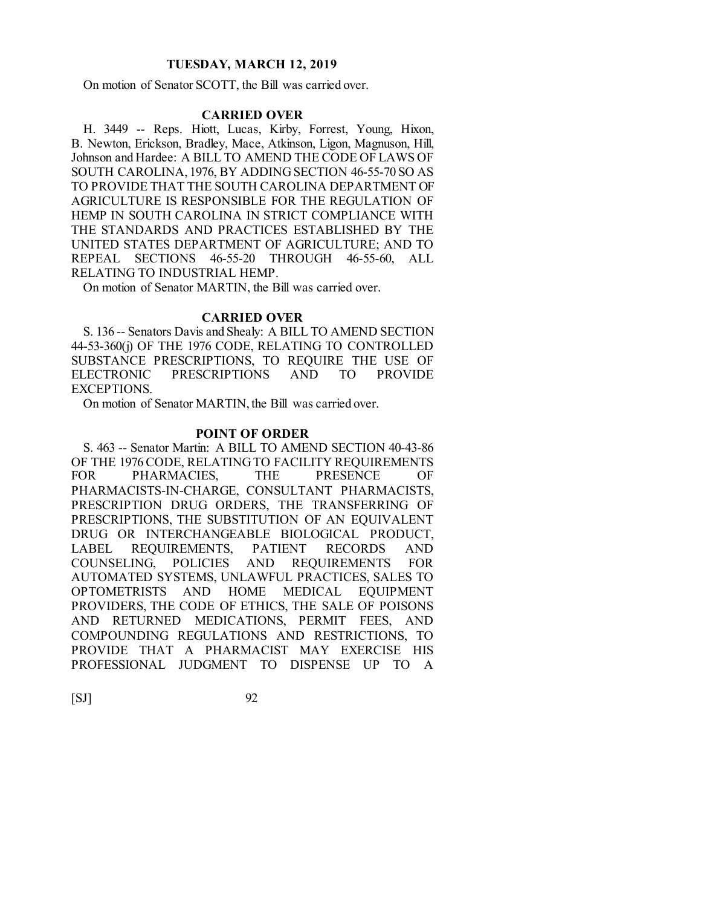On motion of Senator SCOTT, the Bill was carried over.

## CARRIED OVER

H. 3449 -- Reps. Hiott, Lucas, Kirby, Forrest, Young, Hixon, B. Newton, Erickson, Bradley, Mace, Atkinson, Ligon, Magnuson, Hill, Johnson and Hardee: A BILL TO AMEND THE CODE OF LAWS OF SOUTH CAROLINA, 1976, BY ADDING SECTION 46-55-70 SO AS TO PROVIDE THAT THE SOUTH CAROLINA DEPARTMENT OF AGRICULTURE IS RESPONSIBLE FOR THE REGULATION OF HEMP IN SOUTH CAROLINA IN STRICT COMPLIANCE WITH THE STANDARDS AND PRACTICES ESTABLISHED BY THE UNITED STATES DEPARTMENT OF AGRICULTURE; AND TO REPEAL SECTIONS 46-55-20 THROUGH 46-55-60, ALL RELATING TO INDUSTRIAL HEMP.

On motion of Senator MARTIN, the Bill was carried over.

## CARRIED OVER

S. 136 -- Senators Davis and Shealy: A BILL TO AMEND SECTION 44-53-360(j) OF THE 1976 CODE, RELATING TO CONTROLLED SUBSTANCE PRESCRIPTIONS, TO REQUIRE THE USE OF ELECTRONIC PRESCRIPTIONS AND TO PROVIDE EXCEPTIONS.

On motion of Senator MARTIN, the Bill was carried over.

## POINT OF ORDER

S. 463 -- Senator Martin: A BILL TO AMEND SECTION 40-43-86 OF THE 1976 CODE, RELATING TO FACILITY REQUIREMENTS FOR PHARMACIES, THE PRESENCE OF PHARMACISTS-IN-CHARGE, CONSULTANT PHARMACISTS, PRESCRIPTION DRUG ORDERS, THE TRANSFERRING OF PRESCRIPTIONS, THE SUBSTITUTION OF AN EQUIVALENT DRUG OR INTERCHANGEABLE BIOLOGICAL PRODUCT, LABEL REQUIREMENTS, PATIENT RECORDS AND COUNSELING, POLICIES AND REQUIREMENTS FOR AUTOMATED SYSTEMS, UNLAWFUL PRACTICES, SALES TO OPTOMETRISTS AND HOME MEDICAL EQUIPMENT PROVIDERS, THE CODE OF ETHICS, THE SALE OF POISONS AND RETURNED MEDICATIONS, PERMIT FEES, AND COMPOUNDING REGULATIONS AND RESTRICTIONS, TO PROVIDE THAT A PHARMACIST MAY EXERCISE HIS PROFESSIONAL JUDGMENT TO DISPENSE UP TO A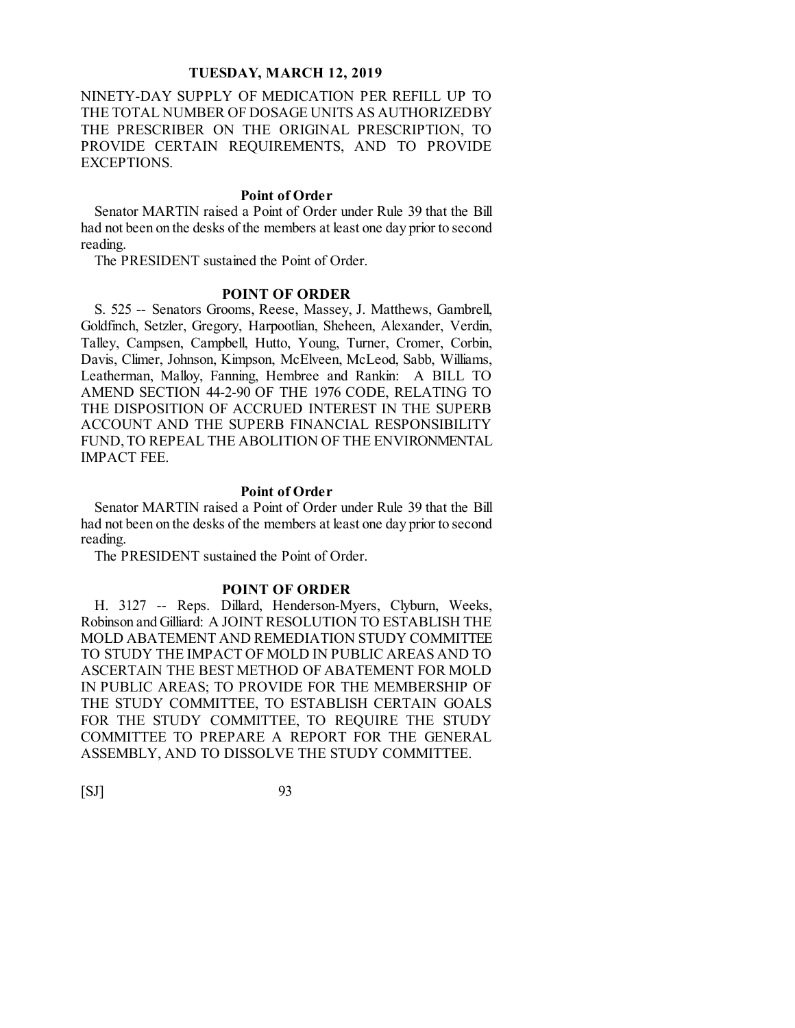NINETY-DAY SUPPLY OF MEDICATION PER REFILL UP TO THE TOTAL NUMBER OF DOSAGE UNITS AS AUTHORIZED BY THE PRESCRIBER ON THE ORIGINAL PRESCRIPTION, TO PROVIDE CERTAIN REQUIREMENTS, AND TO PROVIDE EXCEPTIONS.

### Point of Order

Senator MARTIN raised a Point of Order under Rule 39 that the Bill had not been on the desks of the members at least one day prior to second reading.

The PRESIDENT sustained the Point of Order.

## POINT OF ORDER

S. 525 -- Senators Grooms, Reese, Massey, J. Matthews, Gambrell, Goldfinch, Setzler, Gregory, Harpootlian, Sheheen, Alexander, Verdin, Talley, Campsen, Campbell, Hutto, Young, Turner, Cromer, Corbin, Davis, Climer, Johnson, Kimpson, McElveen, McLeod, Sabb, Williams, Leatherman, Malloy, Fanning, Hembree and Rankin: A BILL TO AMEND SECTION 44-2-90 OF THE 1976 CODE, RELATING TO THE DISPOSITION OF ACCRUED INTEREST IN THE SUPERB ACCOUNT AND THE SUPERB FINANCIAL RESPONSIBILITY FUND, TO REPEAL THE ABOLITION OF THE ENVIRONMENTAL IMPACT FEE.

### Point of Order

Senator MARTIN raised a Point of Order under Rule 39 that the Bill had not been on the desks of the members at least one day prior to second reading.

The PRESIDENT sustained the Point of Order.

## POINT OF ORDER

H. 3127 -- Reps. Dillard, Henderson-Myers, Clyburn, Weeks, Robinson and Gilliard: A JOINT RESOLUTION TO ESTABLISH THE MOLD ABATEMENT AND REMEDIATION STUDY COMMITTEE TO STUDY THE IMPACT OF MOLD IN PUBLIC AREAS AND TO ASCERTAIN THE BEST METHOD OF ABATEMENT FOR MOLD IN PUBLIC AREAS; TO PROVIDE FOR THE MEMBERSHIP OF THE STUDY COMMITTEE, TO ESTABLISH CERTAIN GOALS FOR THE STUDY COMMITTEE, TO REQUIRE THE STUDY COMMITTEE TO PREPARE A REPORT FOR THE GENERAL ASSEMBLY, AND TO DISSOLVE THE STUDY COMMITTEE.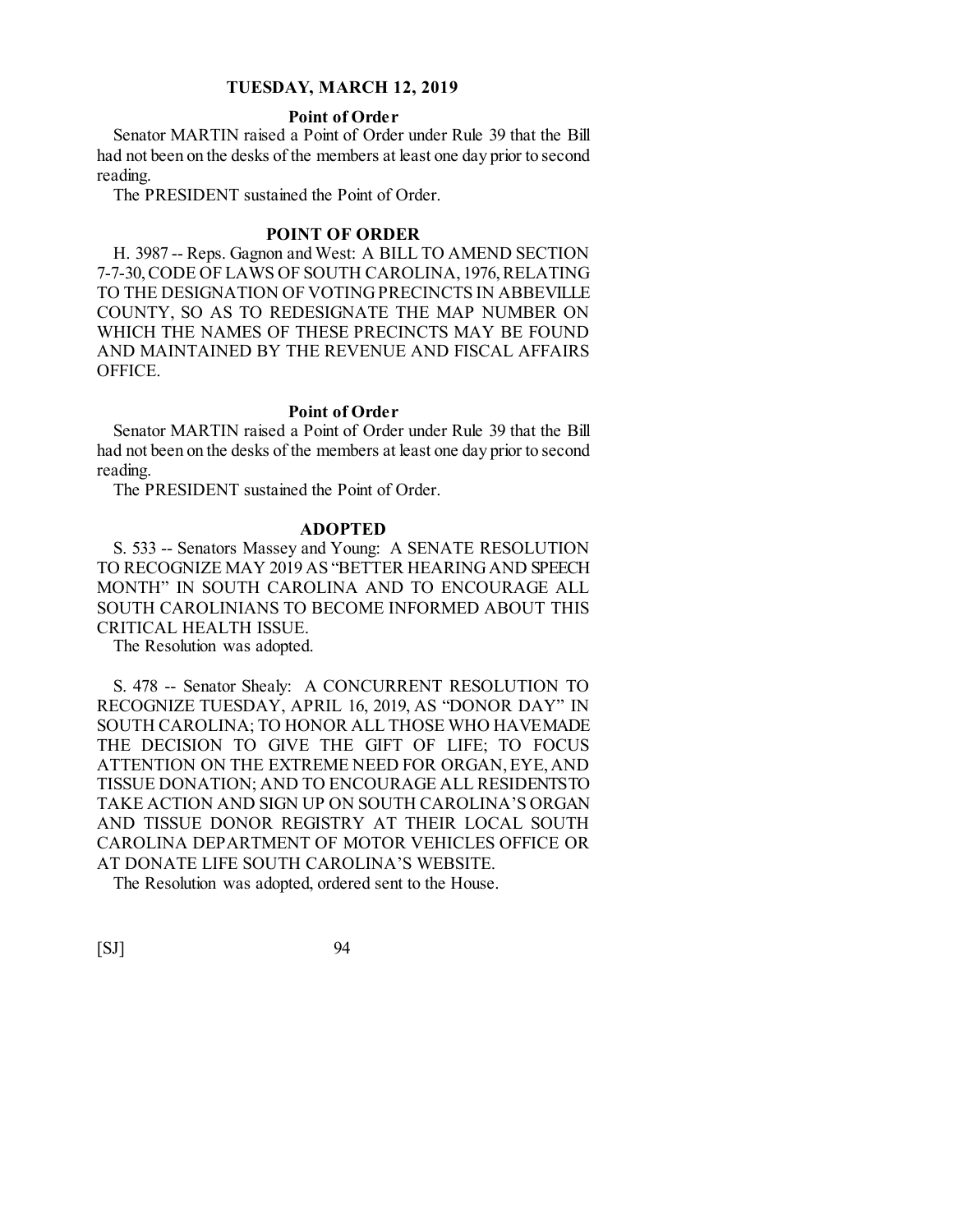**Point of Order**

Senator MARTIN raised a Point of Order under Rule 39 that the Bill had not been on the desks of the members at least one day prior to second reading.

The PRESIDENT sustained the Point of Order.

## POINT OF ORDER

H. 3987 -- Reps. Gagnon and West: A BILL TO AMEND SECTION 7-7-30, CODE OF LAWS OF SOUTH CAROLINA, 1976, RELATING TO THE DESIGNATION OF VOTING PRECINCTS IN ABBEVILLE COUNTY, SO AS TO REDESIGNATE THE MAP NUMBER ON WHICH THE NAMES OF THESE PRECINCTS MAY BE FOUND AND MAINTAINED BY THE REVENUE AND FISCAL AFFAIRS OFFICE.

**Point of Order**

Senator MARTIN raised a Point of Order under Rule 39 that the Bill had not been on the desks of the members at least one day prior to second reading.

The PRESIDENT sustained the Point of Order.

## ADOPTED

S. 533 -- Senators Massey and Young: A SENATE RESOLUTION TO RECOGNIZE MAY 2019 AS "BETTER HEARING AND SPEECH MONTH" IN SOUTH CAROLINA AND TO ENCOURAGE ALL SOUTH CAROLINIANS TO BECOME INFORMED ABOUT THIS CRITICAL HEALTH ISSUE.

The Resolution was adopted.

S. 478 -- Senator Shealy: A CONCURRENT RESOLUTION TO RECOGNIZE TUESDAY, APRIL 16, 2019, AS "DONOR DAY" IN SOUTH CAROLINA; TO HONOR ALL THOSE WHO HAVE MADE THE DECISION TO GIVE THE GIFT OF LIFE; TO FOCUS ATTENTION ON THE EXTREME NEED FOR ORGAN, EYE, AND TISSUE DONATION; AND TO ENCOURAGE ALL RESIDENTS TO TAKE ACTION AND SIGN UP ON SOUTH CAROLINA'S ORGAN AND TISSUE DONOR REGISTRY AT THEIR LOCAL SOUTH CAROLINA DEPARTMENT OF MOTOR VEHICLES OFFICE OR AT DONATE LIFE SOUTH CAROLINA'S WEBSITE.

The Resolution was adopted, ordered sent to the House.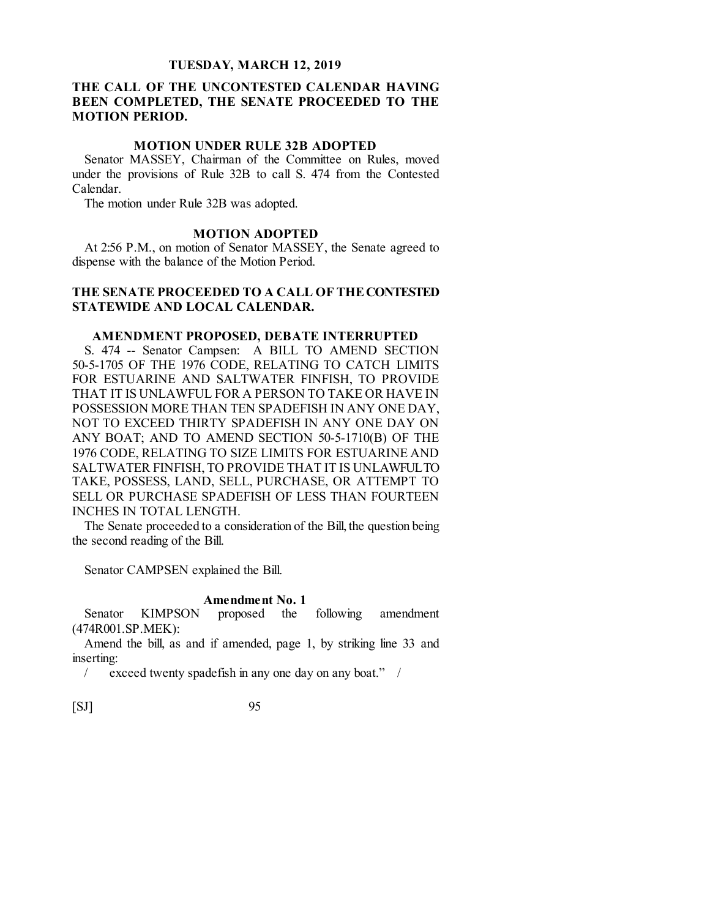**THE CALL OF THE UNCONTESTED CALENDAR HAVING BEEN COMPLETED, THE SENATE PROCEEDED TO THE MOTION PERIOD.**

**MOTION UNDER RULE 32B ADOPTED**

Senator MASSEY, Chairman of the Committee on Rules, moved under the provisions of Rule 32B to call S. 474 from the Contested Calendar.

The motion under Rule 32B was adopted.

**MOTION ADOPTED**

At 2:56 P.M., on motion of Senator MASSEY, the Senate agreed to dispense with the balance of the Motion Period.

**THE SENATE PROCEEDED TO A CALL OF THE CONTESTED STATEWIDE AND LOCAL CALENDAR.**

**AMENDMENT PROPOSED, DEBATE INTERRUPTED**

S. 474 -- Senator Campsen: A BILL TO AMEND SECTION 50-5-1705 OF THE 1976 CODE, RELATING TO CATCH LIMITS FOR ESTUARINE AND SALTWATER FINFISH, TO PROVIDE THAT IT IS UNLAWFUL FOR A PERSON TO TAKE OR HAVE IN POSSESSION MORE THAN TEN SPADEFISH IN ANY ONE DAY, NOT TO EXCEED THIRTY SPADEFISH IN ANY ONE DAY ON ANY BOAT; AND TO AMEND SECTION 50-5-1710(B) OF THE 1976 CODE, RELATING TO SIZE LIMITS FOR ESTUARINE AND SALTWATER FINFISH, TO PROVIDE THAT IT IS UNLAWFUL TO TAKE, POSSESS, LAND, SELL, PURCHASE, OR ATTEMPT TO SELL OR PURCHASE SPADEFISH OF LESS THAN FOURTEEN INCHES IN TOTAL LENGTH.

The Senate proceeded to a consideration of the Bill, the question being the second reading of the Bill.

Senator CAMPSEN explained the Bill.

**Amendment No. 1**

Senator KIMPSON proposed the following amendment (474R001.SP.MEK):

Amend the bill, as and if amended, page 1, by striking line 33 and inserting:

/ exceed twenty spadefish in any one day on any boat." /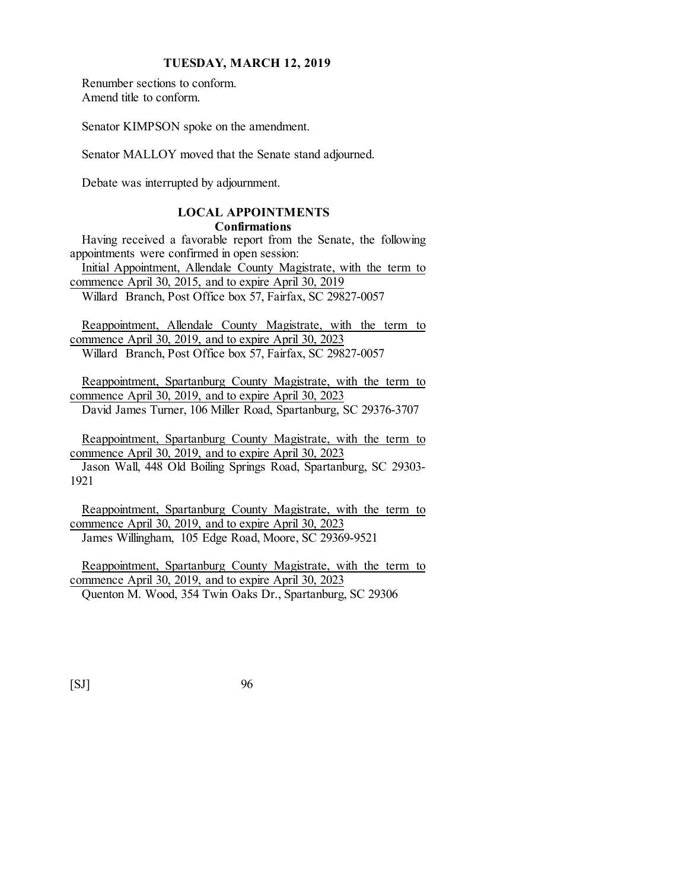Renumber sections to conform.
Amend title to conform.

Senator KIMPSON spoke on the amendment.

Senator MALLOY moved that the Senate stand adjourned.

Debate was interrupted by adjournment.

## LOCAL APPOINTMENTS

### Confirmations

Having received a favorable report from the Senate, the following appointments were confirmed in open session:

Initial Appointment, Allendale County Magistrate, with the term to commence April 30, 2015, and to expire April 30, 2019

Willard Branch, Post Office box 57, Fairfax, SC 29827-0057

Reappointment, Allendale County Magistrate, with the term to commence April 30, 2019, and to expire April 30, 2023

Willard Branch, Post Office box 57, Fairfax, SC 29827-0057

Reappointment, Spartanburg County Magistrate, with the term to commence April 30, 2019, and to expire April 30, 2023

David James Turner, 106 Miller Road, Spartanburg, SC 29376-3707

Reappointment, Spartanburg County Magistrate, with the term to commence April 30, 2019, and to expire April 30, 2023

Jason Wall, 448 Old Boiling Springs Road, Spartanburg, SC 29303-1921

Reappointment, Spartanburg County Magistrate, with the term to commence April 30, 2019, and to expire April 30, 2023

James Willingham, 105 Edge Road, Moore, SC 29369-9521

Reappointment, Spartanburg County Magistrate, with the term to commence April 30, 2019, and to expire April 30, 2023

Quenton M. Wood, 354 Twin Oaks Dr., Spartanburg, SC 29306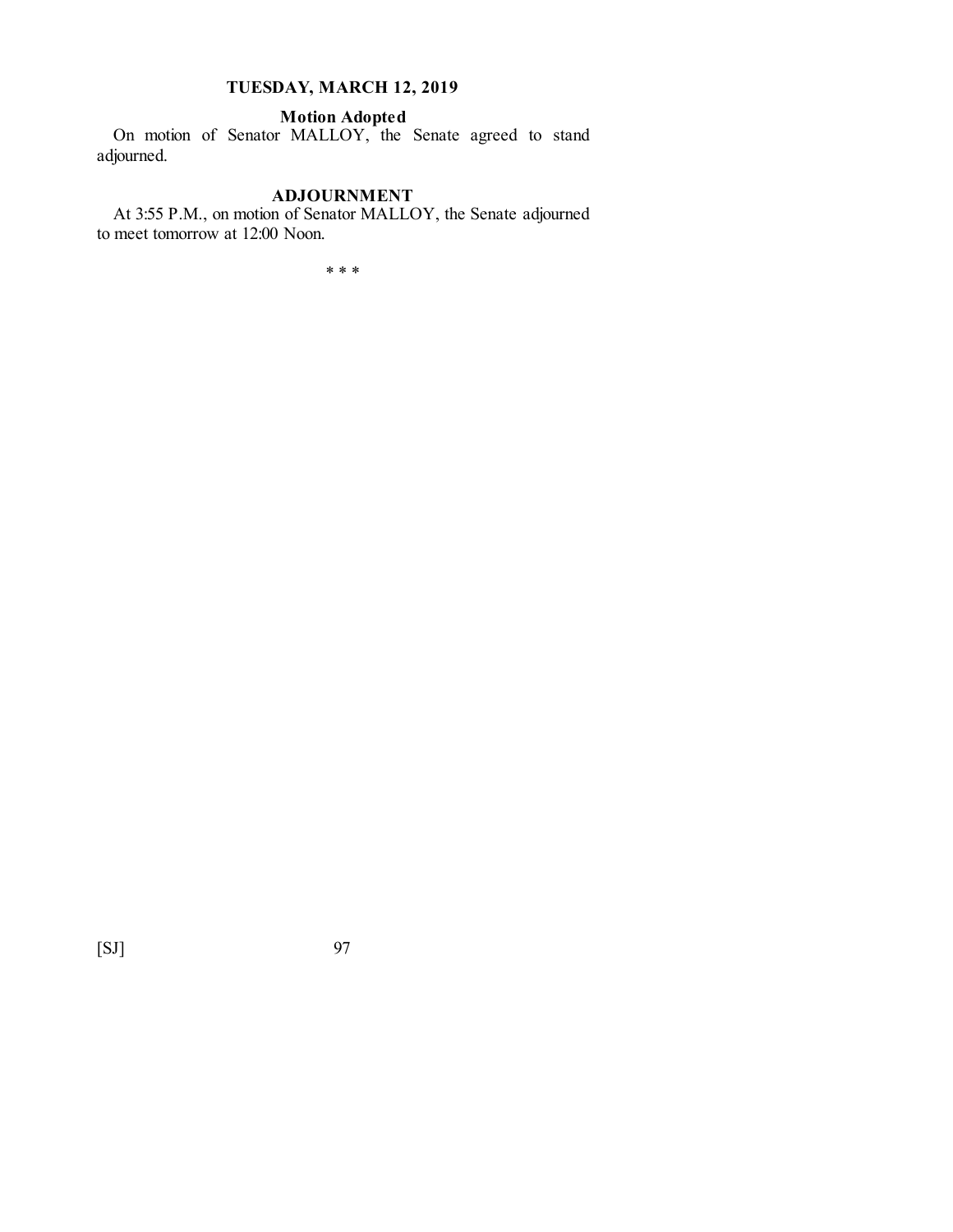## TUESDAY, MARCH 12, 2019

### Motion Adopted

On motion of Senator MALLOY, the Senate agreed to stand adjourned.

### ADJOURNMENT

At 3:55 P.M., on motion of Senator MALLOY, the Senate adjourned to meet tomorrow at 12:00 Noon.

* * *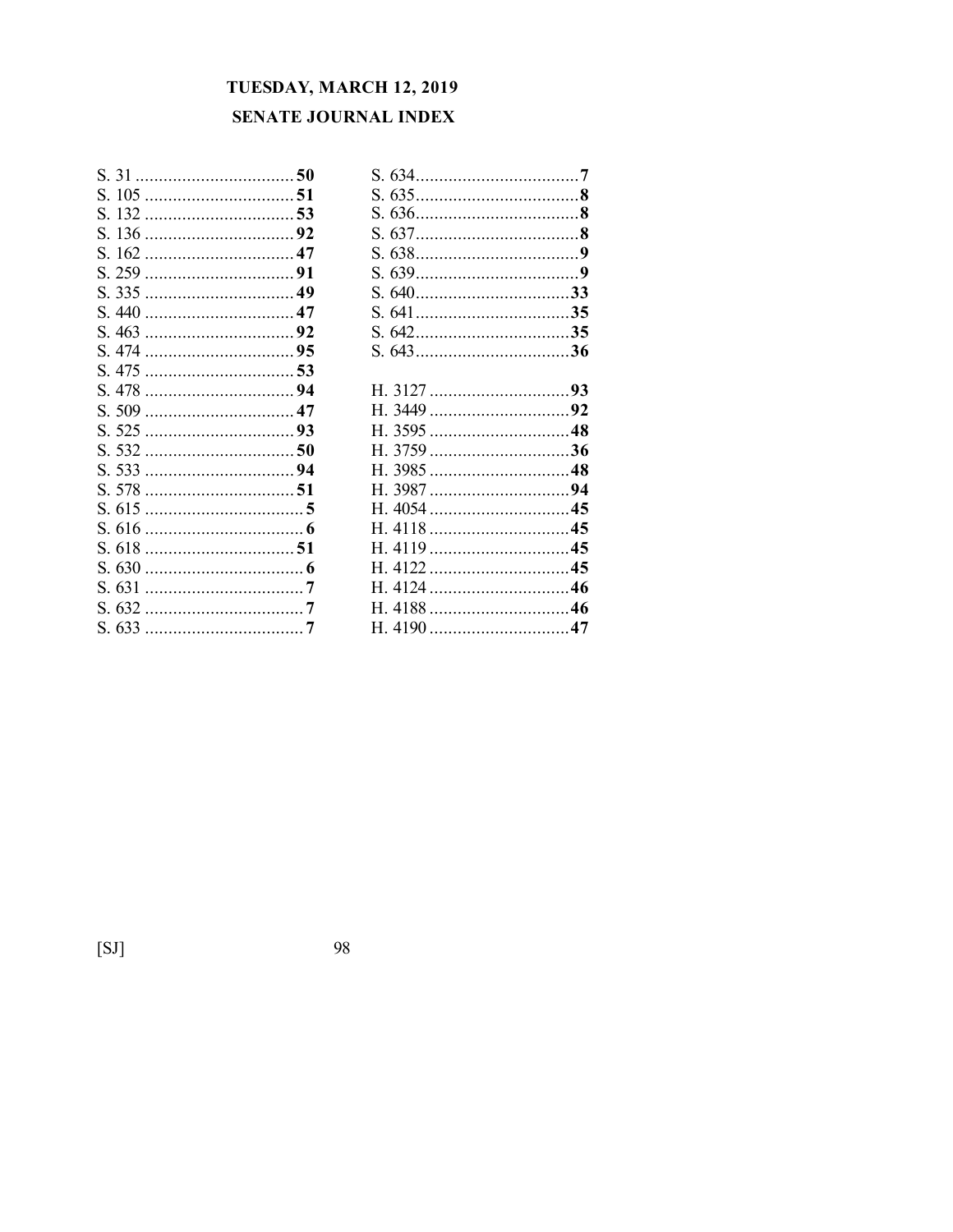## TUESDAY, MARCH 12, 2019

## SENATE JOURNAL INDEX

S. 31 .................................. **50**
S. 105 ................................ **51**
S. 132 ................................ **53**
S. 136 ................................ **92**
S. 162 ................................ **47**
S. 259 ................................ **91**
S. 335 ................................ **49**
S. 440 ................................ **47**
S. 463 ................................ **92**
S. 474 ................................ **95**
S. 475 ................................ **53**
S. 478 ................................ **94**
S. 509 ................................ **47**
S. 525 ................................ **93**
S. 532 ................................ **50**
S. 533 ................................ **94**
S. 578 ................................ **51**
S. 615 .................................. **5**
S. 616 .................................. **6**
S. 618 ................................ **51**
S. 630 .................................. **6**
S. 631 .................................. **7**
S. 632 .................................. **7**
S. 633 .................................. **7**
S. 634.................................. **7**
S. 635.................................. **8**
S. 636.................................. **8**
S. 637.................................. **8**
S. 638.................................. **9**
S. 639.................................. **9**
S. 640................................ **33**
S. 641................................ **35**
S. 642................................ **35**
S. 643................................ **36**

H. 3127 .............................. **93**
H. 3449 .............................. **92**
H. 3595 .............................. **48**
H. 3759 .............................. **36**
H. 3985 .............................. **48**
H. 3987 .............................. **94**
H. 4054 .............................. **45**
H. 4118 .............................. **45**
H. 4119 .............................. **45**
H. 4122 .............................. **45**
H. 4124 .............................. **46**
H. 4188 .............................. **46**
H. 4190 .............................. **47**